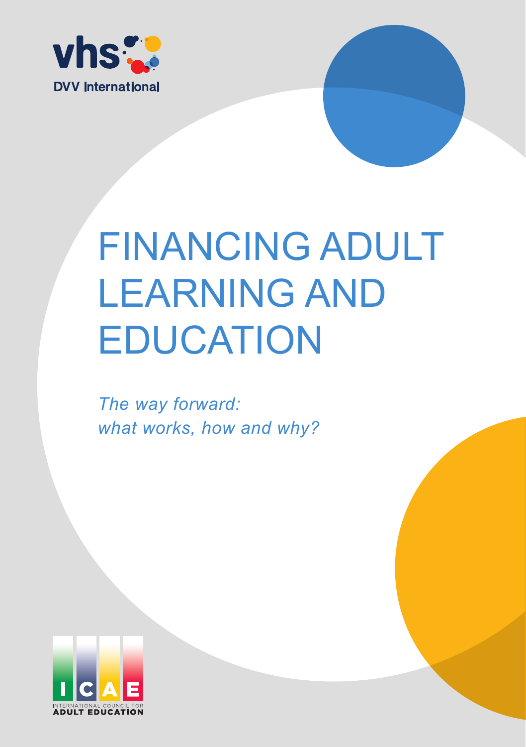vhs

DVV International

# FINANCING ADULT LEARNING AND EDUCATION

*The way forward: what works, how and why?*

ICAE

INTERNATIONAL COUNCIL FOR ADULT EDUCATION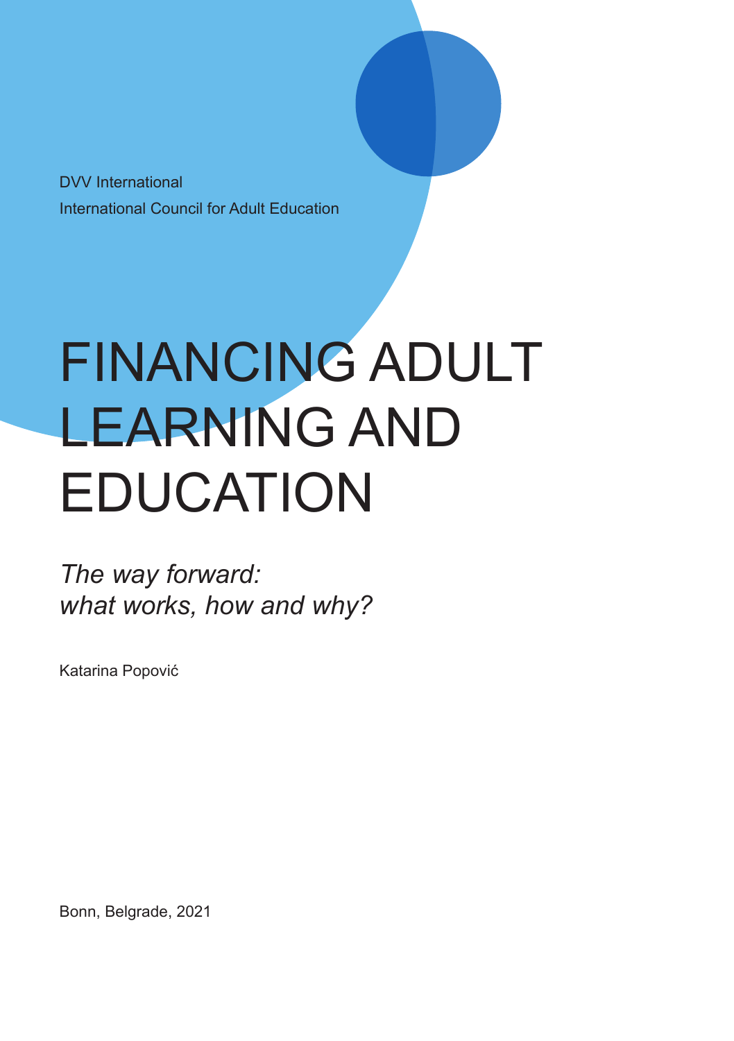DVV International

International Council for Adult Education

# FINANCING ADULT LEARNING AND EDUCATION

*The way forward:*
*what works, how and why?*

Katarina Popović

Bonn, Belgrade, 2021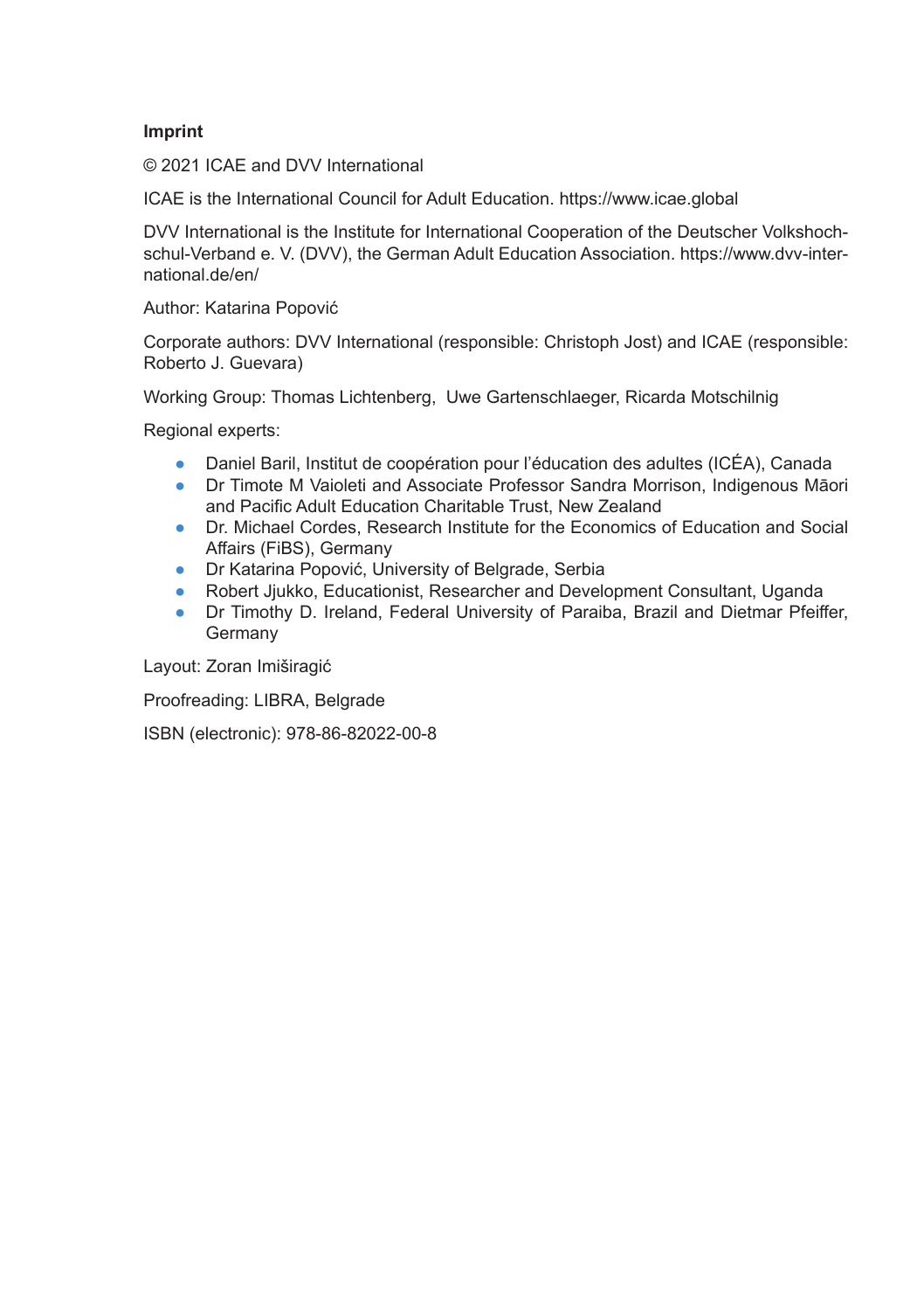**Imprint**

© 2021 ICAE and DVV International

ICAE is the International Council for Adult Education. https://www.icae.global

DVV International is the Institute for International Cooperation of the Deutscher Volkshochschul-Verband e. V. (DVV), the German Adult Education Association. https://www.dvv-international.de/en/

Author: Katarina Popović

Corporate authors: DVV International (responsible: Christoph Jost) and ICAE (responsible: Roberto J. Guevara)

Working Group: Thomas Lichtenberg, Uwe Gartenschlaeger, Ricarda Motschilnig

Regional experts:

- Daniel Baril, Institut de coopération pour l'éducation des adultes (ICÉA), Canada
- Dr Timote M Vaioleti and Associate Professor Sandra Morrison, Indigenous Māori and Pacific Adult Education Charitable Trust, New Zealand
- Dr. Michael Cordes, Research Institute for the Economics of Education and Social Affairs (FiBS), Germany
- Dr Katarina Popović, University of Belgrade, Serbia
- Robert Jjukko, Educationist, Researcher and Development Consultant, Uganda
- Dr Timothy D. Ireland, Federal University of Paraiba, Brazil and Dietmar Pfeiffer, Germany

Layout: Zoran Imiširagić

Proofreading: LIBRA, Belgrade

ISBN (electronic): 978-86-82022-00-8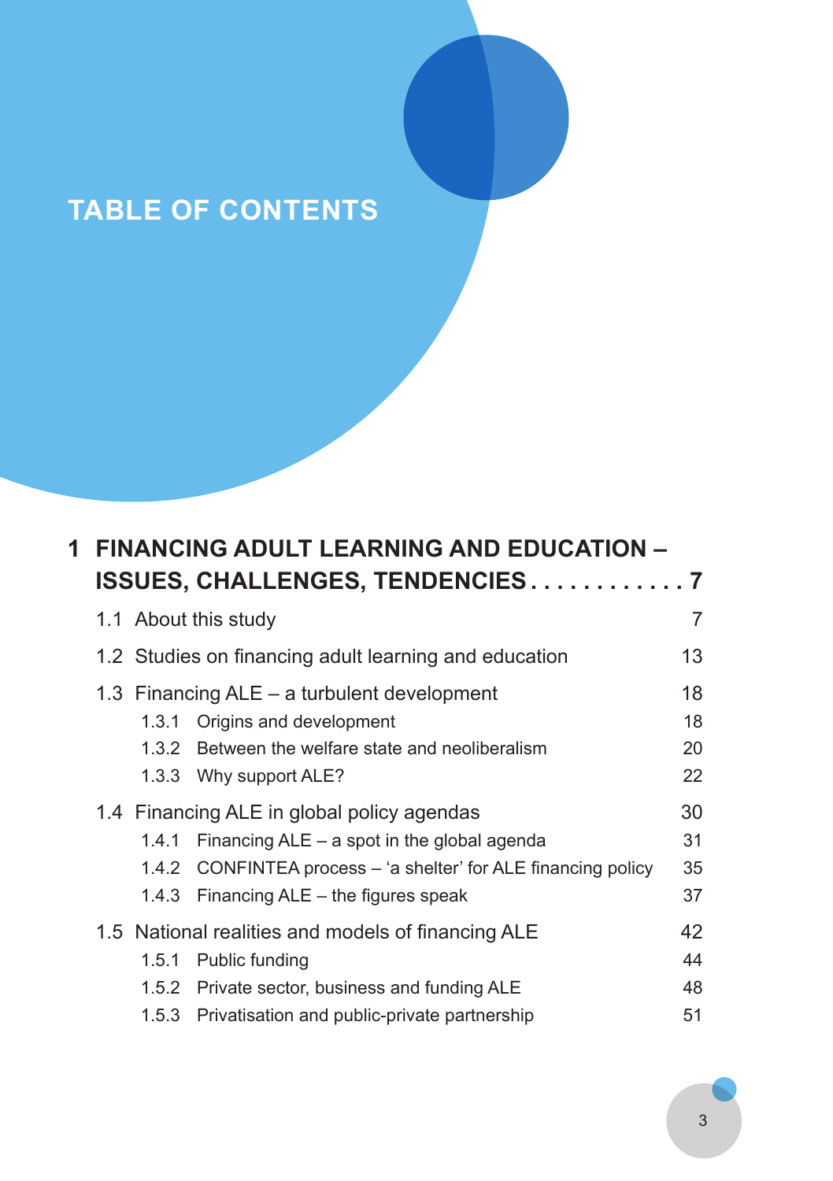# TABLE OF CONTENTS

**1 FINANCING ADULT LEARNING AND EDUCATION – ISSUES, CHALLENGES, TENDENCIES . . . . . . . . . . . . 7**

1.1 About this study 7

1.2 Studies on financing adult learning and education 13

1.3 Financing ALE – a turbulent development 18

- 1.3.1 Origins and development 18
- 1.3.2 Between the welfare state and neoliberalism 20
- 1.3.3 Why support ALE? 22

1.4 Financing ALE in global policy agendas 30

- 1.4.1 Financing ALE – a spot in the global agenda 31
- 1.4.2 CONFINTEA process – 'a shelter' for ALE financing policy 35
- 1.4.3 Financing ALE – the figures speak 37

1.5 National realities and models of financing ALE 42

- 1.5.1 Public funding 44
- 1.5.2 Private sector, business and funding ALE 48
- 1.5.3 Privatisation and public-private partnership 51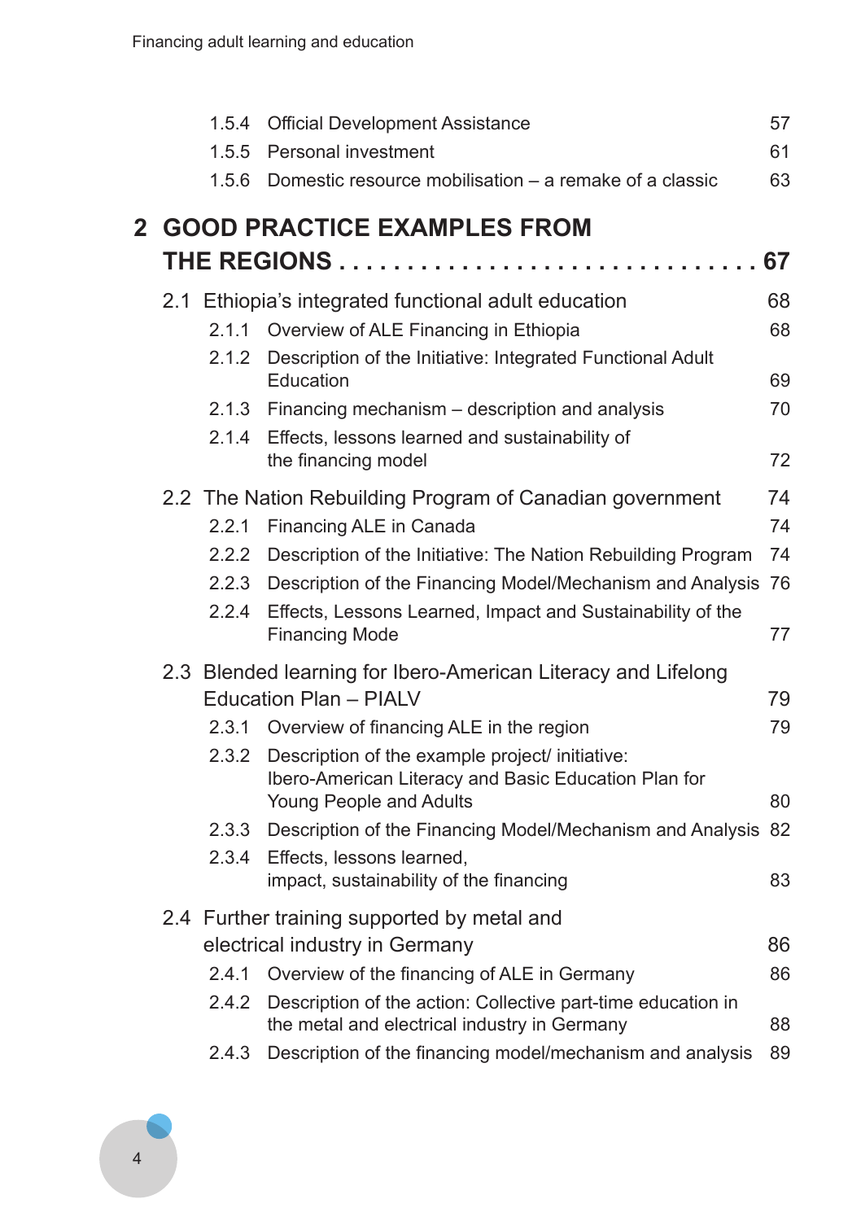1.5.4 Official Development Assistance 57
1.5.5 Personal investment 61
1.5.6 Domestic resource mobilisation – a remake of a classic 63

## 2 GOOD PRACTICE EXAMPLES FROM THE REGIONS . . . . . . . . . . . . . . . . . . . . . . . . . . . . . . 67

2.1 Ethiopia's integrated functional adult education 68

2.1.1 Overview of ALE Financing in Ethiopia 68
2.1.2 Description of the Initiative: Integrated Functional Adult Education 69
2.1.3 Financing mechanism – description and analysis 70
2.1.4 Effects, lessons learned and sustainability of the financing model 72

2.2 The Nation Rebuilding Program of Canadian government 74

2.2.1 Financing ALE in Canada 74
2.2.2 Description of the Initiative: The Nation Rebuilding Program 74
2.2.3 Description of the Financing Model/Mechanism and Analysis 76
2.2.4 Effects, Lessons Learned, Impact and Sustainability of the Financing Mode 77

2.3 Blended learning for Ibero-American Literacy and Lifelong Education Plan – PIALV 79

2.3.1 Overview of financing ALE in the region 79
2.3.2 Description of the example project/ initiative: Ibero-American Literacy and Basic Education Plan for Young People and Adults 80
2.3.3 Description of the Financing Model/Mechanism and Analysis 82
2.3.4 Effects, lessons learned, impact, sustainability of the financing 83

2.4 Further training supported by metal and electrical industry in Germany 86

2.4.1 Overview of the financing of ALE in Germany 86
2.4.2 Description of the action: Collective part-time education in the metal and electrical industry in Germany 88
2.4.3 Description of the financing model/mechanism and analysis 89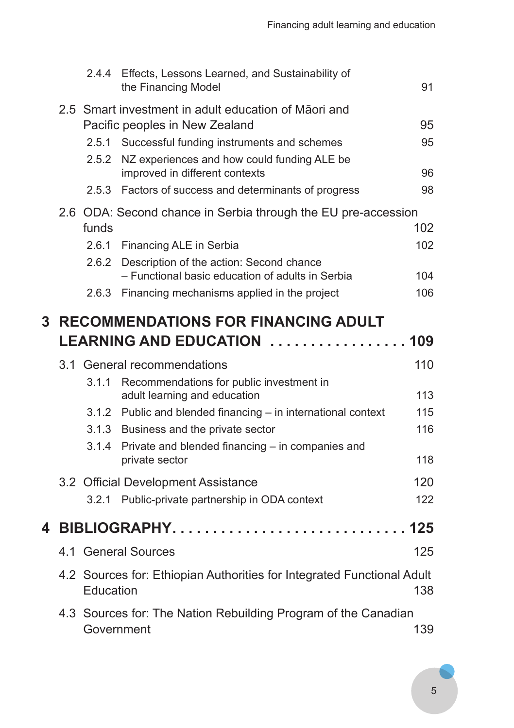2.4.4 Effects, Lessons Learned, and Sustainability of the Financing Model 91

2.5 Smart investment in adult education of Māori and Pacific peoples in New Zealand 95

2.5.1 Successful funding instruments and schemes 95

2.5.2 NZ experiences and how could funding ALE be improved in different contexts 96

2.5.3 Factors of success and determinants of progress 98

2.6 ODA: Second chance in Serbia through the EU pre-accession funds 102

2.6.1 Financing ALE in Serbia 102

2.6.2 Description of the action: Second chance – Functional basic education of adults in Serbia 104

2.6.3 Financing mechanisms applied in the project 106

**3 RECOMMENDATIONS FOR FINANCING ADULT LEARNING AND EDUCATION . . . . . . . . . . . . . . . . . 109**

3.1 General recommendations 110

3.1.1 Recommendations for public investment in adult learning and education 113

3.1.2 Public and blended financing – in international context 115

3.1.3 Business and the private sector 116

3.1.4 Private and blended financing – in companies and private sector 118

3.2 Official Development Assistance 120

3.2.1 Public-private partnership in ODA context 122

**4 BIBLIOGRAPHY. . . . . . . . . . . . . . . . . . . . . . . . . . . . . 125**

4.1 General Sources 125

4.2 Sources for: Ethiopian Authorities for Integrated Functional Adult Education 138

4.3 Sources for: The Nation Rebuilding Program of the Canadian Government 139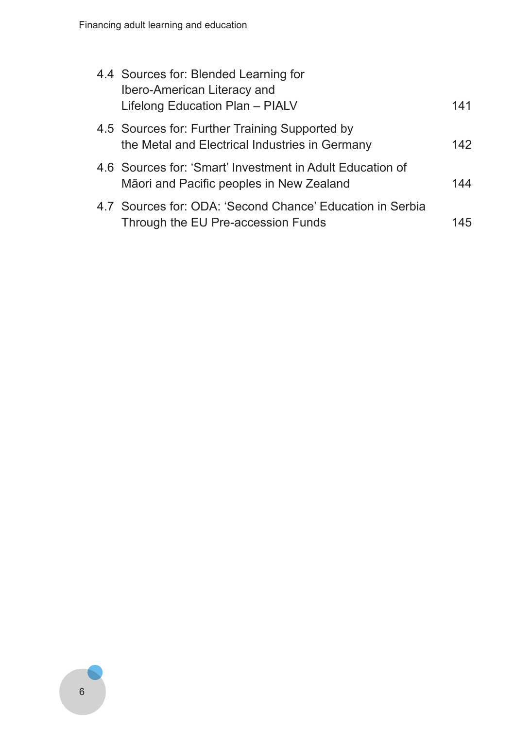4.4 Sources for: Blended Learning for Ibero-American Literacy and Lifelong Education Plan – PIALV 141

4.5 Sources for: Further Training Supported by the Metal and Electrical Industries in Germany 142

4.6 Sources for: 'Smart' Investment in Adult Education of Māori and Pacific peoples in New Zealand 144

4.7 Sources for: ODA: 'Second Chance' Education in Serbia Through the EU Pre-accession Funds 145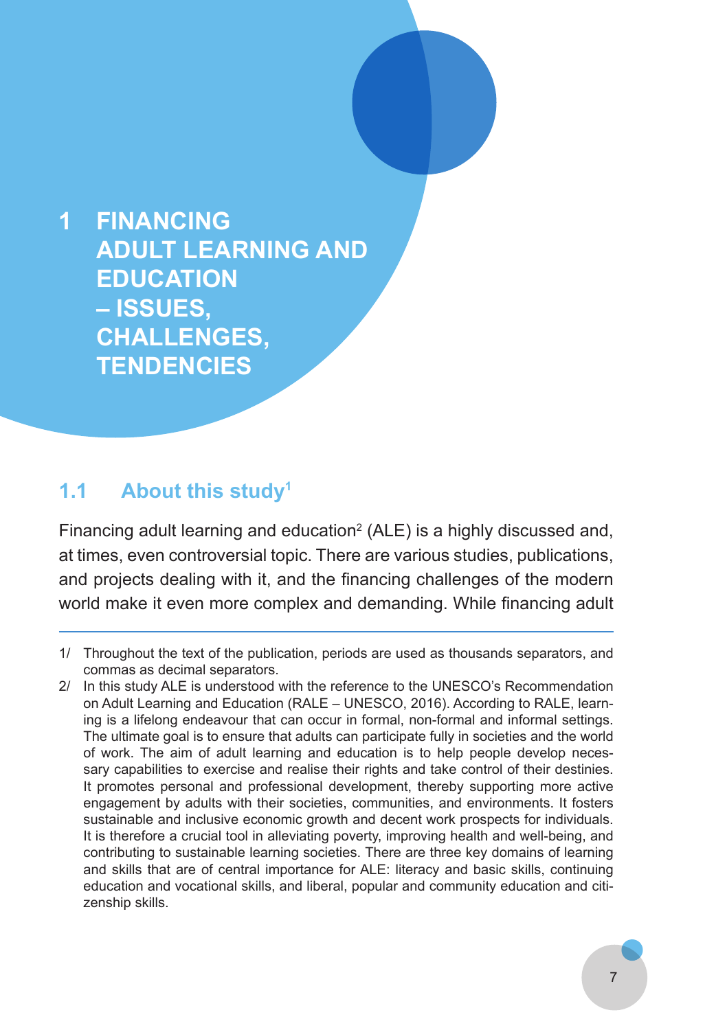# 1 FINANCING ADULT LEARNING AND EDUCATION – ISSUES, CHALLENGES, TENDENCIES

## 1.1 About this study[1]

Financing adult learning and education[2] (ALE) is a highly discussed and, at times, even controversial topic. There are various studies, publications, and projects dealing with it, and the financing challenges of the modern world make it even more complex and demanding. While financing adult

---

1/ Throughout the text of the publication, periods are used as thousands separators, and commas as decimal separators.

2/ In this study ALE is understood with the reference to the UNESCO's Recommendation on Adult Learning and Education (RALE – UNESCO, 2016). According to RALE, learning is a lifelong endeavour that can occur in formal, non-formal and informal settings. The ultimate goal is to ensure that adults can participate fully in societies and the world of work. The aim of adult learning and education is to help people develop necessary capabilities to exercise and realise their rights and take control of their destinies. It promotes personal and professional development, thereby supporting more active engagement by adults with their societies, communities, and environments. It fosters sustainable and inclusive economic growth and decent work prospects for individuals. It is therefore a crucial tool in alleviating poverty, improving health and well-being, and contributing to sustainable learning societies. There are three key domains of learning and skills that are of central importance for ALE: literacy and basic skills, continuing education and vocational skills, and liberal, popular and community education and citizenship skills.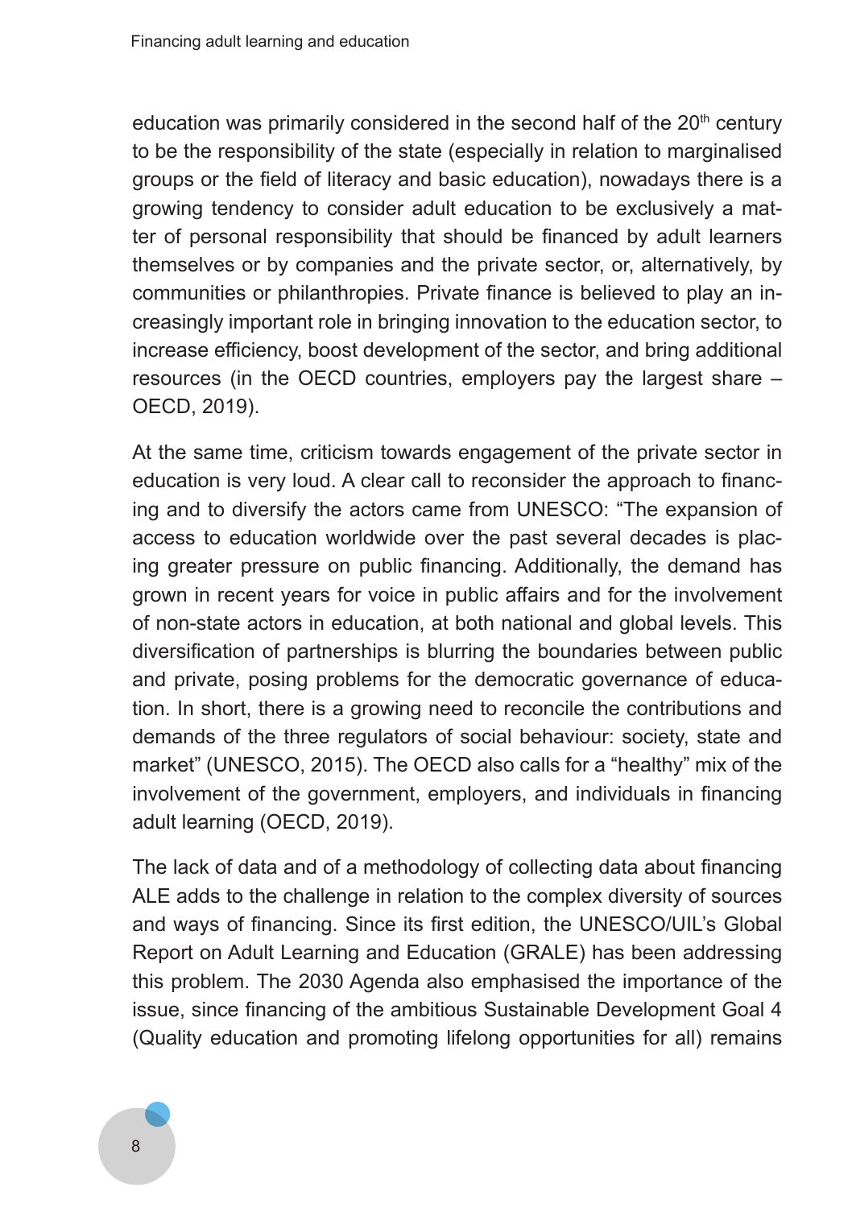education was primarily considered in the second half of the 20th century to be the responsibility of the state (especially in relation to marginalised groups or the field of literacy and basic education), nowadays there is a growing tendency to consider adult education to be exclusively a matter of personal responsibility that should be financed by adult learners themselves or by companies and the private sector, or, alternatively, by communities or philanthropies. Private finance is believed to play an increasingly important role in bringing innovation to the education sector, to increase efficiency, boost development of the sector, and bring additional resources (in the OECD countries, employers pay the largest share – OECD, 2019).

At the same time, criticism towards engagement of the private sector in education is very loud. A clear call to reconsider the approach to financing and to diversify the actors came from UNESCO: "The expansion of access to education worldwide over the past several decades is placing greater pressure on public financing. Additionally, the demand has grown in recent years for voice in public affairs and for the involvement of non-state actors in education, at both national and global levels. This diversification of partnerships is blurring the boundaries between public and private, posing problems for the democratic governance of education. In short, there is a growing need to reconcile the contributions and demands of the three regulators of social behaviour: society, state and market" (UNESCO, 2015). The OECD also calls for a "healthy" mix of the involvement of the government, employers, and individuals in financing adult learning (OECD, 2019).

The lack of data and of a methodology of collecting data about financing ALE adds to the challenge in relation to the complex diversity of sources and ways of financing. Since its first edition, the UNESCO/UIL's Global Report on Adult Learning and Education (GRALE) has been addressing this problem. The 2030 Agenda also emphasised the importance of the issue, since financing of the ambitious Sustainable Development Goal 4 (Quality education and promoting lifelong opportunities for all) remains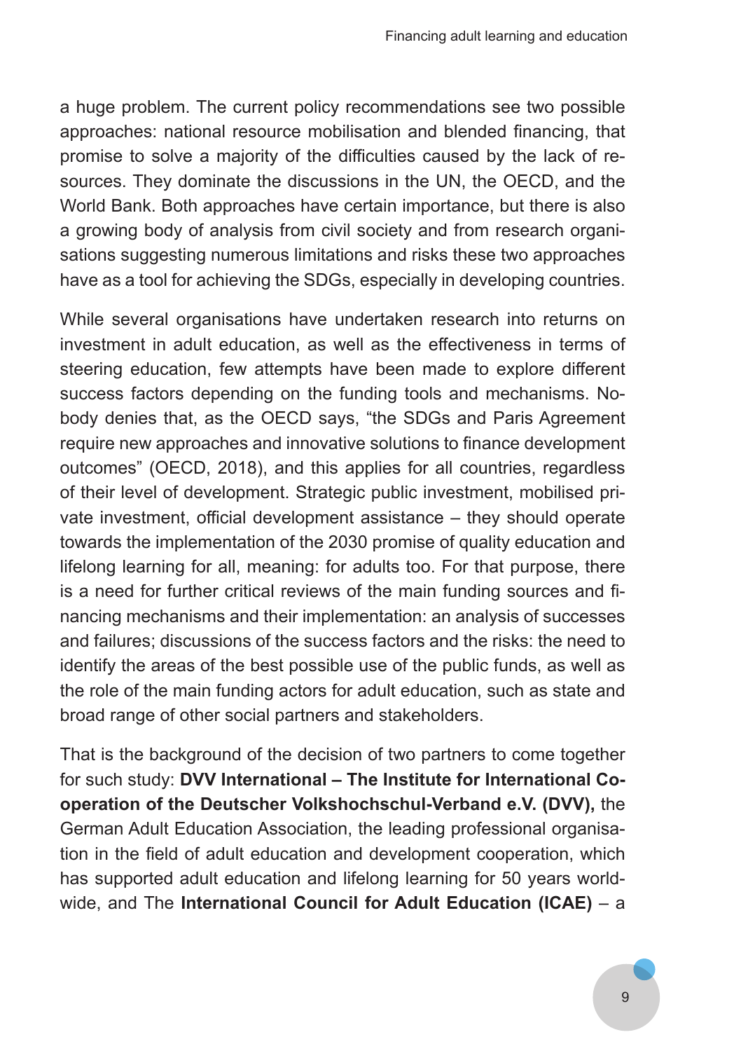a huge problem. The current policy recommendations see two possible approaches: national resource mobilisation and blended financing, that promise to solve a majority of the difficulties caused by the lack of resources. They dominate the discussions in the UN, the OECD, and the World Bank. Both approaches have certain importance, but there is also a growing body of analysis from civil society and from research organisations suggesting numerous limitations and risks these two approaches have as a tool for achieving the SDGs, especially in developing countries.

While several organisations have undertaken research into returns on investment in adult education, as well as the effectiveness in terms of steering education, few attempts have been made to explore different success factors depending on the funding tools and mechanisms. Nobody denies that, as the OECD says, "the SDGs and Paris Agreement require new approaches and innovative solutions to finance development outcomes" (OECD, 2018), and this applies for all countries, regardless of their level of development. Strategic public investment, mobilised private investment, official development assistance – they should operate towards the implementation of the 2030 promise of quality education and lifelong learning for all, meaning: for adults too. For that purpose, there is a need for further critical reviews of the main funding sources and financing mechanisms and their implementation: an analysis of successes and failures; discussions of the success factors and the risks: the need to identify the areas of the best possible use of the public funds, as well as the role of the main funding actors for adult education, such as state and broad range of other social partners and stakeholders.

That is the background of the decision of two partners to come together for such study: **DVV International – The Institute for International Cooperation of the Deutscher Volkshochschul-Verband e.V. (DVV),** the German Adult Education Association, the leading professional organisation in the field of adult education and development cooperation, which has supported adult education and lifelong learning for 50 years worldwide, and The **International Council for Adult Education (ICAE)** – a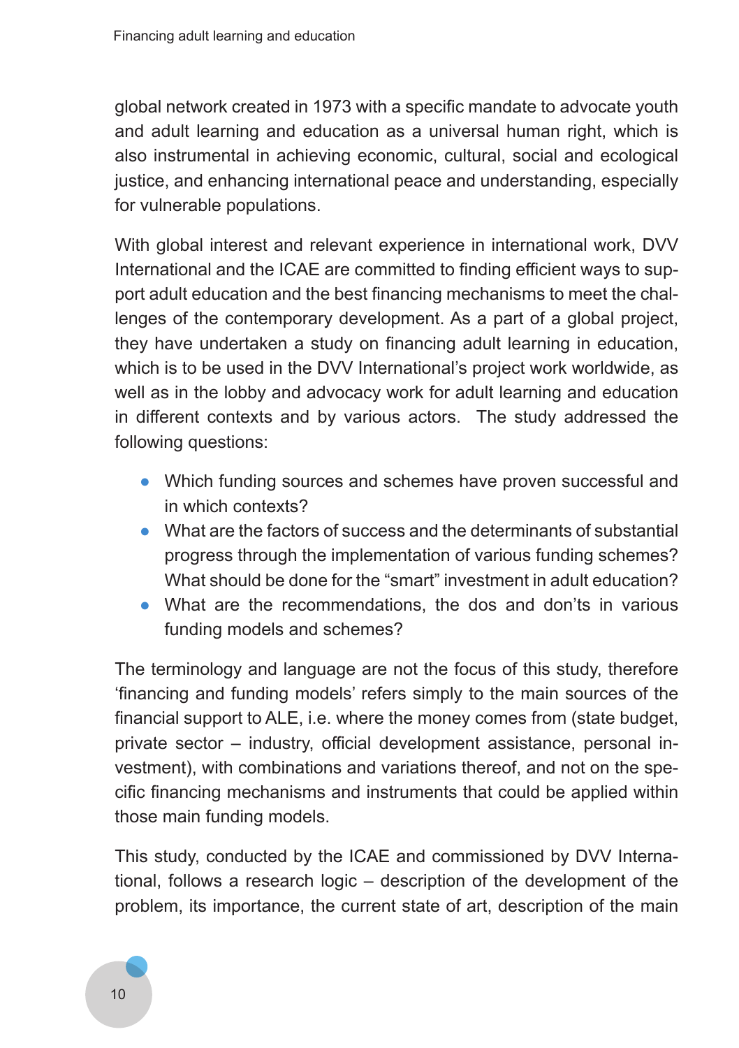global network created in 1973 with a specific mandate to advocate youth and adult learning and education as a universal human right, which is also instrumental in achieving economic, cultural, social and ecological justice, and enhancing international peace and understanding, especially for vulnerable populations.

With global interest and relevant experience in international work, DVV International and the ICAE are committed to finding efficient ways to support adult education and the best financing mechanisms to meet the challenges of the contemporary development. As a part of a global project, they have undertaken a study on financing adult learning in education, which is to be used in the DVV International's project work worldwide, as well as in the lobby and advocacy work for adult learning and education in different contexts and by various actors. The study addressed the following questions:

- Which funding sources and schemes have proven successful and in which contexts?
- What are the factors of success and the determinants of substantial progress through the implementation of various funding schemes? What should be done for the "smart" investment in adult education?
- What are the recommendations, the dos and don'ts in various funding models and schemes?

The terminology and language are not the focus of this study, therefore 'financing and funding models' refers simply to the main sources of the financial support to ALE, i.e. where the money comes from (state budget, private sector – industry, official development assistance, personal investment), with combinations and variations thereof, and not on the specific financing mechanisms and instruments that could be applied within those main funding models.

This study, conducted by the ICAE and commissioned by DVV International, follows a research logic – description of the development of the problem, its importance, the current state of art, description of the main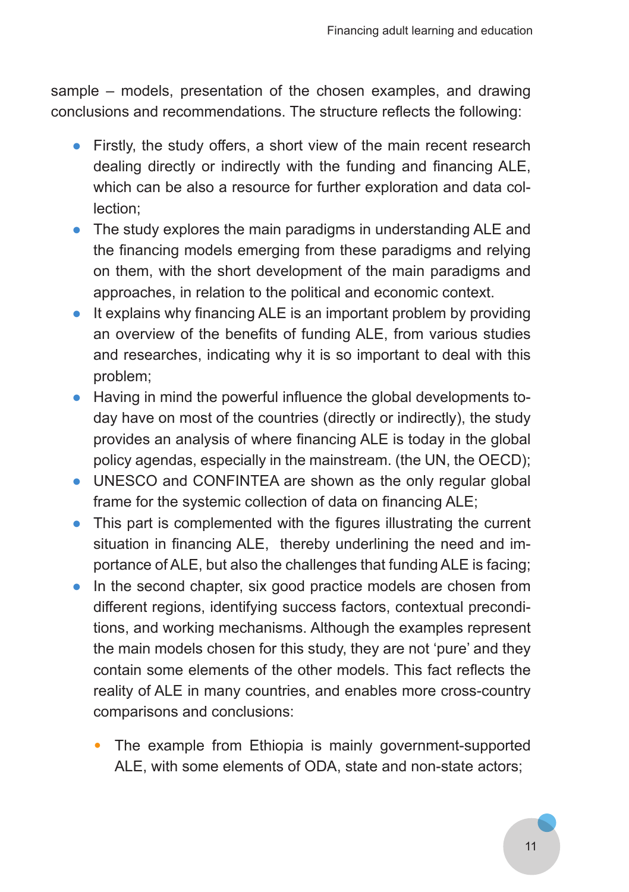sample – models, presentation of the chosen examples, and drawing conclusions and recommendations. The structure reflects the following:

- Firstly, the study offers, a short view of the main recent research dealing directly or indirectly with the funding and financing ALE, which can be also a resource for further exploration and data collection;
- The study explores the main paradigms in understanding ALE and the financing models emerging from these paradigms and relying on them, with the short development of the main paradigms and approaches, in relation to the political and economic context.
- It explains why financing ALE is an important problem by providing an overview of the benefits of funding ALE, from various studies and researches, indicating why it is so important to deal with this problem;
- Having in mind the powerful influence the global developments today have on most of the countries (directly or indirectly), the study provides an analysis of where financing ALE is today in the global policy agendas, especially in the mainstream. (the UN, the OECD);
- UNESCO and CONFINTEA are shown as the only regular global frame for the systemic collection of data on financing ALE;
- This part is complemented with the figures illustrating the current situation in financing ALE, thereby underlining the need and importance of ALE, but also the challenges that funding ALE is facing;
- In the second chapter, six good practice models are chosen from different regions, identifying success factors, contextual preconditions, and working mechanisms. Although the examples represent the main models chosen for this study, they are not 'pure' and they contain some elements of the other models. This fact reflects the reality of ALE in many countries, and enables more cross-country comparisons and conclusions:
    - The example from Ethiopia is mainly government-supported ALE, with some elements of ODA, state and non-state actors;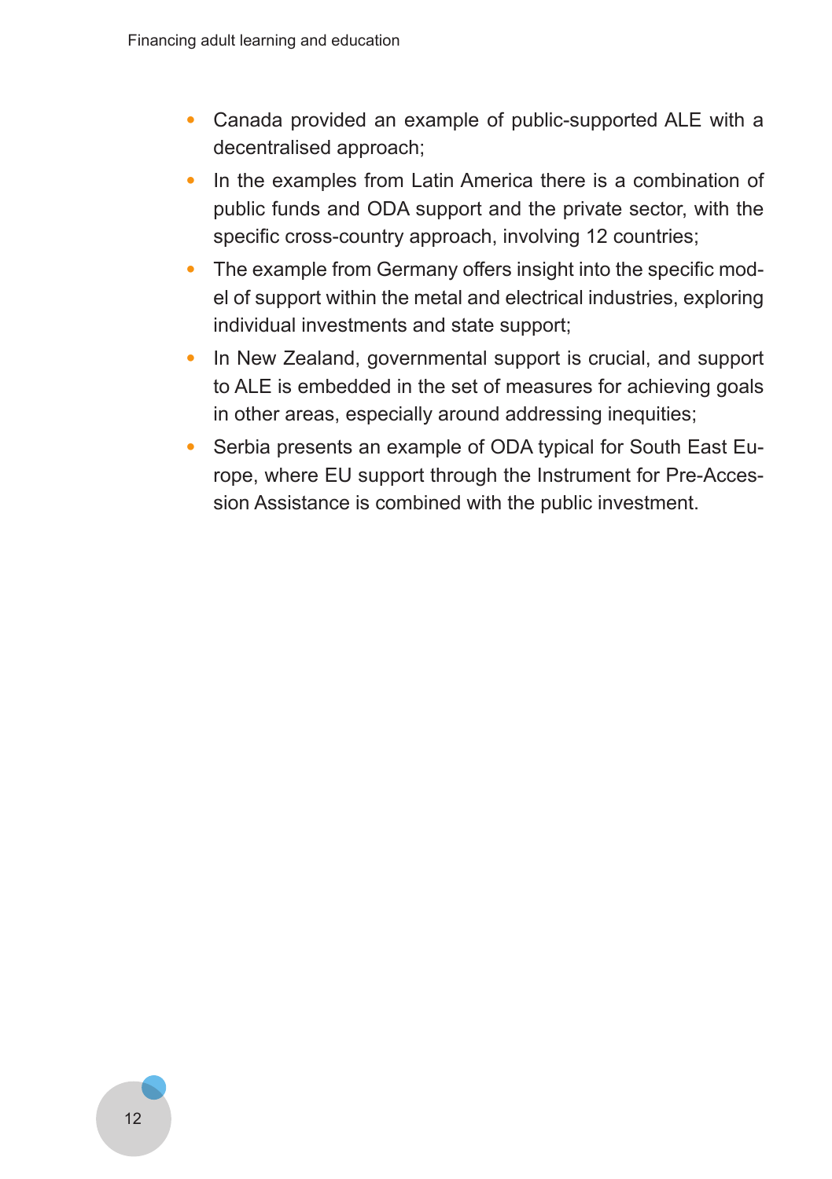- Canada provided an example of public-supported ALE with a decentralised approach;
- In the examples from Latin America there is a combination of public funds and ODA support and the private sector, with the specific cross-country approach, involving 12 countries;
- The example from Germany offers insight into the specific model of support within the metal and electrical industries, exploring individual investments and state support;
- In New Zealand, governmental support is crucial, and support to ALE is embedded in the set of measures for achieving goals in other areas, especially around addressing inequities;
- Serbia presents an example of ODA typical for South East Europe, where EU support through the Instrument for Pre-Accession Assistance is combined with the public investment.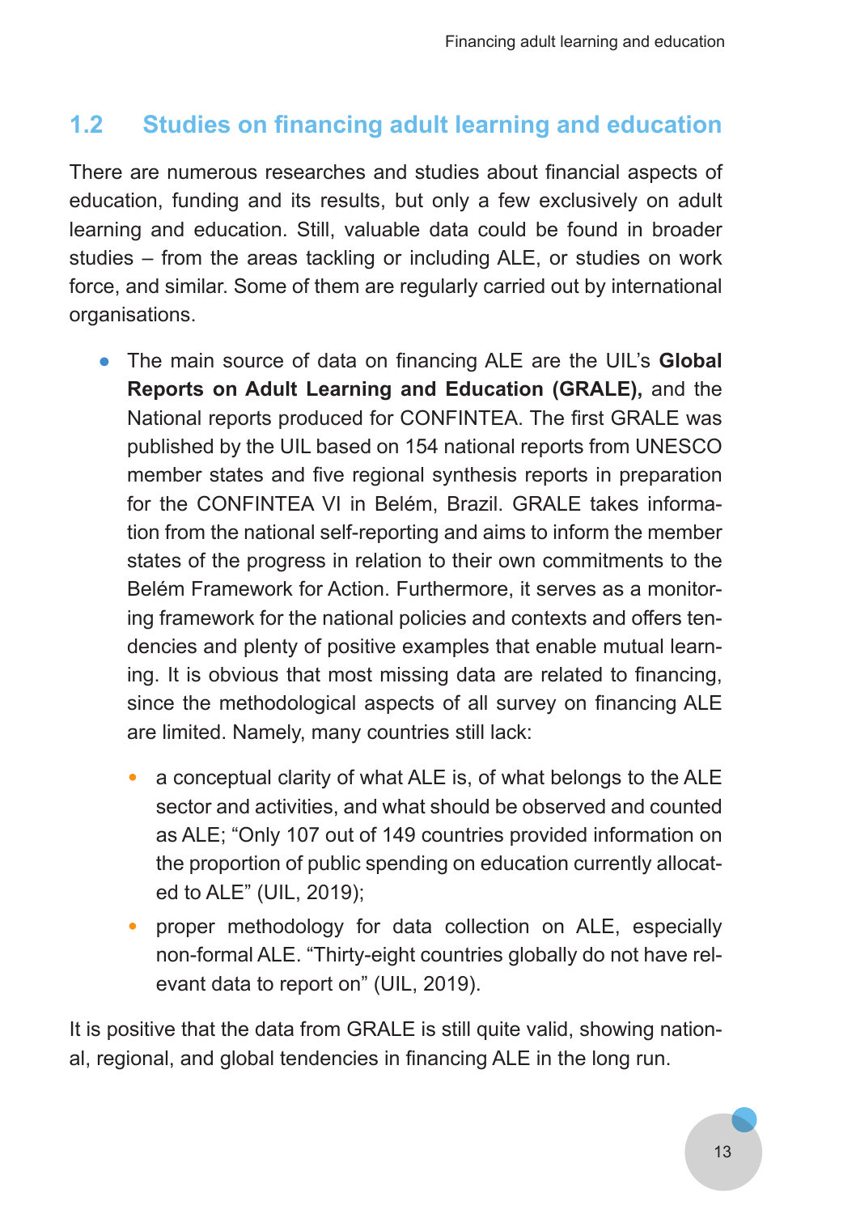## 1.2 Studies on financing adult learning and education

There are numerous researches and studies about financial aspects of education, funding and its results, but only a few exclusively on adult learning and education. Still, valuable data could be found in broader studies – from the areas tackling or including ALE, or studies on work force, and similar. Some of them are regularly carried out by international organisations.

- The main source of data on financing ALE are the UIL's **Global Reports on Adult Learning and Education (GRALE),** and the National reports produced for CONFINTEA. The first GRALE was published by the UIL based on 154 national reports from UNESCO member states and five regional synthesis reports in preparation for the CONFINTEA VI in Belém, Brazil. GRALE takes information from the national self-reporting and aims to inform the member states of the progress in relation to their own commitments to the Belém Framework for Action. Furthermore, it serves as a monitoring framework for the national policies and contexts and offers tendencies and plenty of positive examples that enable mutual learning. It is obvious that most missing data are related to financing, since the methodological aspects of all survey on financing ALE are limited. Namely, many countries still lack:
    - a conceptual clarity of what ALE is, of what belongs to the ALE sector and activities, and what should be observed and counted as ALE; "Only 107 out of 149 countries provided information on the proportion of public spending on education currently allocated to ALE" (UIL, 2019);
    - proper methodology for data collection on ALE, especially non-formal ALE. "Thirty-eight countries globally do not have relevant data to report on" (UIL, 2019).

It is positive that the data from GRALE is still quite valid, showing national, regional, and global tendencies in financing ALE in the long run.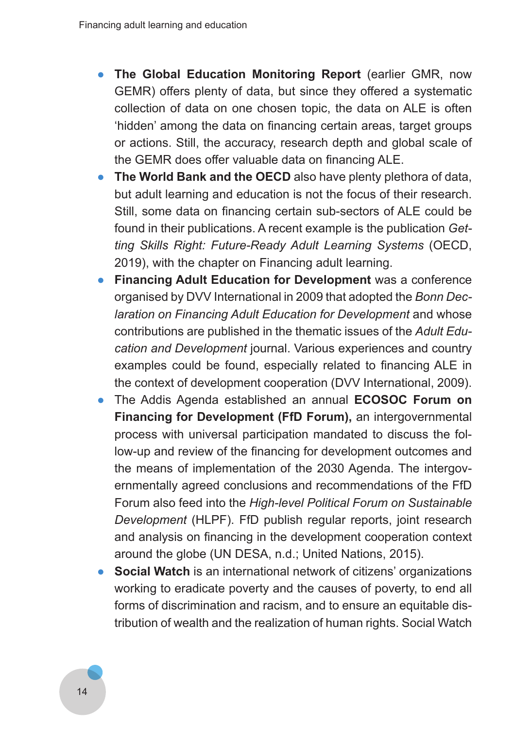- **The Global Education Monitoring Report** (earlier GMR, now GEMR) offers plenty of data, but since they offered a systematic collection of data on one chosen topic, the data on ALE is often 'hidden' among the data on financing certain areas, target groups or actions. Still, the accuracy, research depth and global scale of the GEMR does offer valuable data on financing ALE.
- **The World Bank and the OECD** also have plenty plethora of data, but adult learning and education is not the focus of their research. Still, some data on financing certain sub-sectors of ALE could be found in their publications. A recent example is the publication *Getting Skills Right: Future-Ready Adult Learning Systems* (OECD, 2019), with the chapter on Financing adult learning.
- **Financing Adult Education for Development** was a conference organised by DVV International in 2009 that adopted the *Bonn Declaration on Financing Adult Education for Development* and whose contributions are published in the thematic issues of the *Adult Education and Development* journal. Various experiences and country examples could be found, especially related to financing ALE in the context of development cooperation (DVV International, 2009).
- The Addis Agenda established an annual **ECOSOC Forum on Financing for Development (FfD Forum),** an intergovernmental process with universal participation mandated to discuss the follow-up and review of the financing for development outcomes and the means of implementation of the 2030 Agenda. The intergovernmentally agreed conclusions and recommendations of the FfD Forum also feed into the *High-level Political Forum on Sustainable Development* (HLPF). FfD publish regular reports, joint research and analysis on financing in the development cooperation context around the globe (UN DESA, n.d.; United Nations, 2015).
- **Social Watch** is an international network of citizens' organizations working to eradicate poverty and the causes of poverty, to end all forms of discrimination and racism, and to ensure an equitable distribution of wealth and the realization of human rights. Social Watch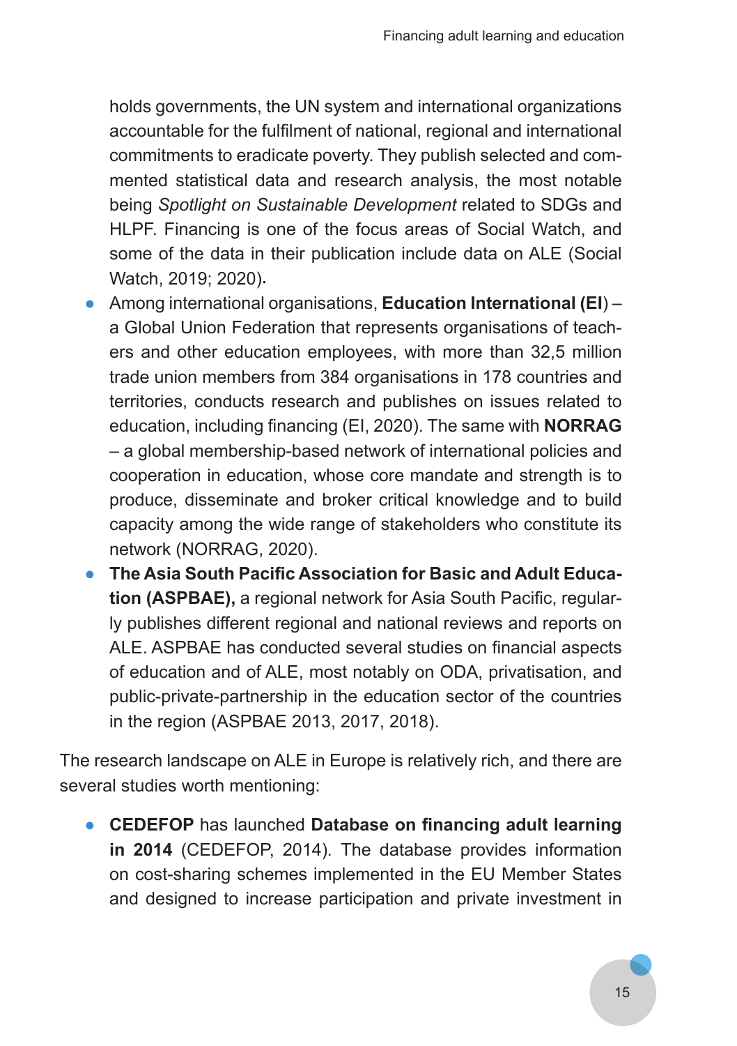holds governments, the UN system and international organizations accountable for the fulfilment of national, regional and international commitments to eradicate poverty. They publish selected and commented statistical data and research analysis, the most notable being *Spotlight on Sustainable Development* related to SDGs and HLPF. Financing is one of the focus areas of Social Watch, and some of the data in their publication include data on ALE (Social Watch, 2019; 2020).

- Among international organisations, **Education International (EI**) – a Global Union Federation that represents organisations of teachers and other education employees, with more than 32,5 million trade union members from 384 organisations in 178 countries and territories, conducts research and publishes on issues related to education, including financing (EI, 2020). The same with **NORRAG** – a global membership-based network of international policies and cooperation in education, whose core mandate and strength is to produce, disseminate and broker critical knowledge and to build capacity among the wide range of stakeholders who constitute its network (NORRAG, 2020).
- **The Asia South Pacific Association for Basic and Adult Education (ASPBAE),** a regional network for Asia South Pacific, regularly publishes different regional and national reviews and reports on ALE. ASPBAE has conducted several studies on financial aspects of education and of ALE, most notably on ODA, privatisation, and public-private-partnership in the education sector of the countries in the region (ASPBAE 2013, 2017, 2018).

The research landscape on ALE in Europe is relatively rich, and there are several studies worth mentioning:

- **CEDEFOP** has launched **Database on financing adult learning in 2014** (CEDEFOP, 2014). The database provides information on cost-sharing schemes implemented in the EU Member States and designed to increase participation and private investment in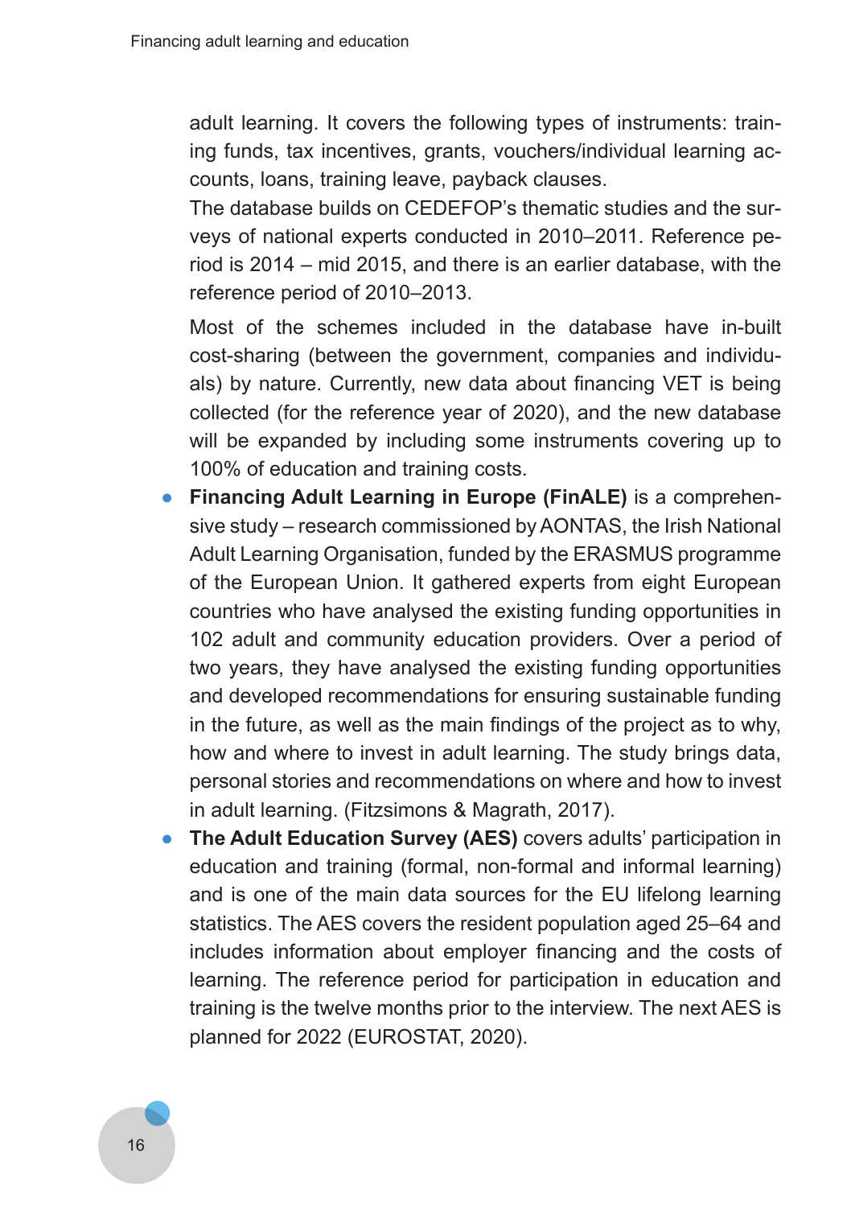adult learning. It covers the following types of instruments: training funds, tax incentives, grants, vouchers/individual learning accounts, loans, training leave, payback clauses.

The database builds on CEDEFOP's thematic studies and the surveys of national experts conducted in 2010–2011. Reference period is 2014 – mid 2015, and there is an earlier database, with the reference period of 2010–2013.

Most of the schemes included in the database have in-built cost-sharing (between the government, companies and individuals) by nature. Currently, new data about financing VET is being collected (for the reference year of 2020), and the new database will be expanded by including some instruments covering up to 100% of education and training costs.

- **Financing Adult Learning in Europe (FinALE)** is a comprehensive study – research commissioned by AONTAS, the Irish National Adult Learning Organisation, funded by the ERASMUS programme of the European Union. It gathered experts from eight European countries who have analysed the existing funding opportunities in 102 adult and community education providers. Over a period of two years, they have analysed the existing funding opportunities and developed recommendations for ensuring sustainable funding in the future, as well as the main findings of the project as to why, how and where to invest in adult learning. The study brings data, personal stories and recommendations on where and how to invest in adult learning. (Fitzsimons & Magrath, 2017).
- **The Adult Education Survey (AES)** covers adults' participation in education and training (formal, non-formal and informal learning) and is one of the main data sources for the EU lifelong learning statistics. The AES covers the resident population aged 25–64 and includes information about employer financing and the costs of learning. The reference period for participation in education and training is the twelve months prior to the interview. The next AES is planned for 2022 (EUROSTAT, 2020).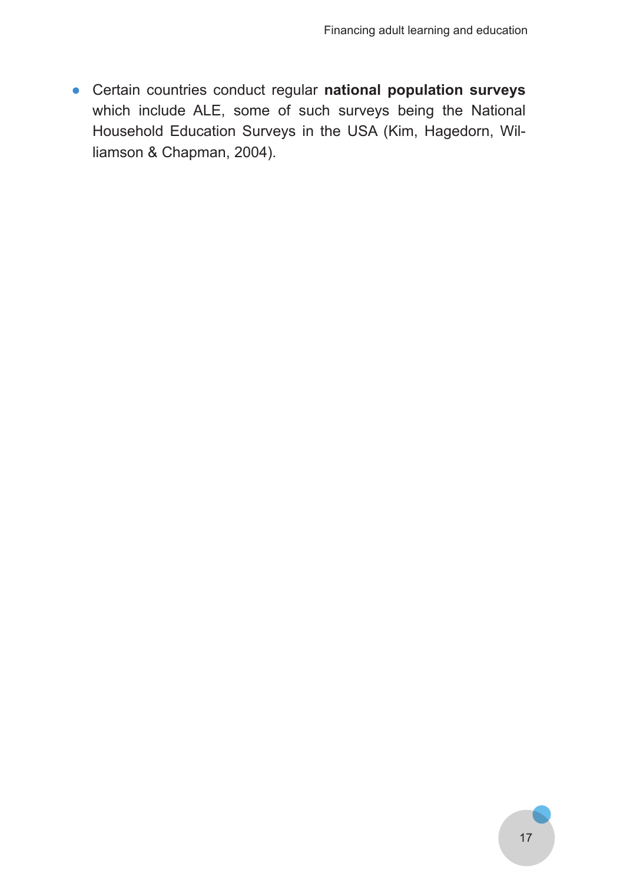- Certain countries conduct regular **national population surveys** which include ALE, some of such surveys being the National Household Education Surveys in the USA (Kim, Hagedorn, Williamson & Chapman, 2004).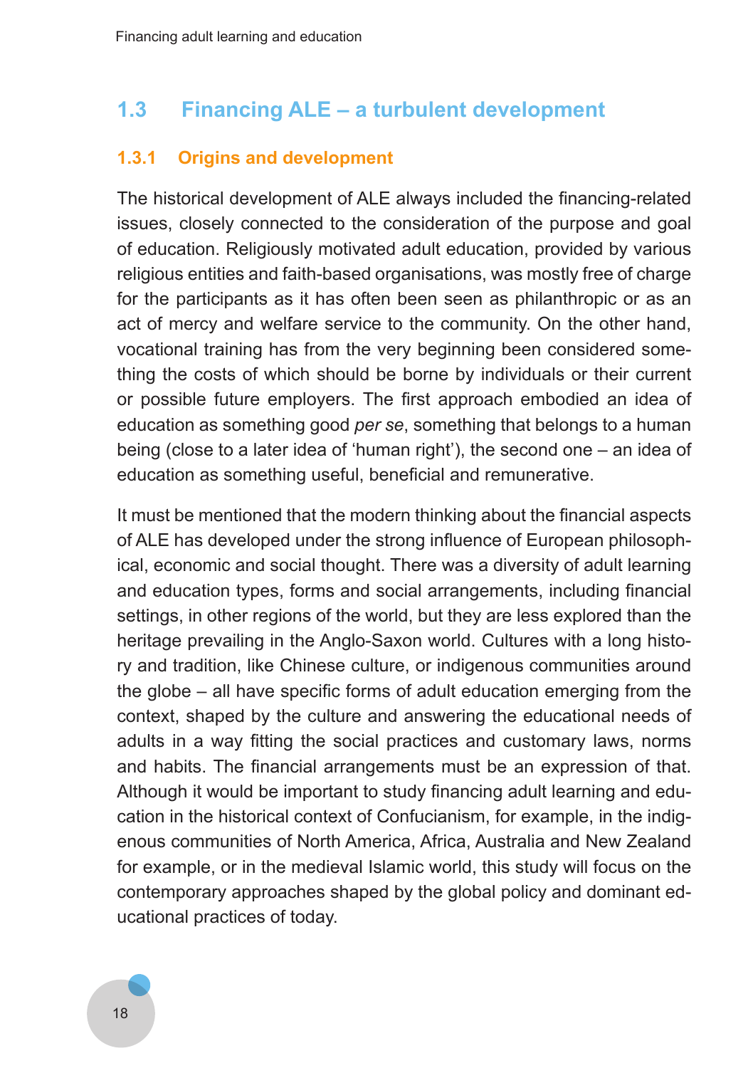## 1.3 Financing ALE – a turbulent development

### 1.3.1 Origins and development

The historical development of ALE always included the financing-related issues, closely connected to the consideration of the purpose and goal of education. Religiously motivated adult education, provided by various religious entities and faith-based organisations, was mostly free of charge for the participants as it has often been seen as philanthropic or as an act of mercy and welfare service to the community. On the other hand, vocational training has from the very beginning been considered something the costs of which should be borne by individuals or their current or possible future employers. The first approach embodied an idea of education as something good *per se*, something that belongs to a human being (close to a later idea of 'human right'), the second one – an idea of education as something useful, beneficial and remunerative.

It must be mentioned that the modern thinking about the financial aspects of ALE has developed under the strong influence of European philosophical, economic and social thought. There was a diversity of adult learning and education types, forms and social arrangements, including financial settings, in other regions of the world, but they are less explored than the heritage prevailing in the Anglo-Saxon world. Cultures with a long history and tradition, like Chinese culture, or indigenous communities around the globe – all have specific forms of adult education emerging from the context, shaped by the culture and answering the educational needs of adults in a way fitting the social practices and customary laws, norms and habits. The financial arrangements must be an expression of that. Although it would be important to study financing adult learning and education in the historical context of Confucianism, for example, in the indigenous communities of North America, Africa, Australia and New Zealand for example, or in the medieval Islamic world, this study will focus on the contemporary approaches shaped by the global policy and dominant educational practices of today.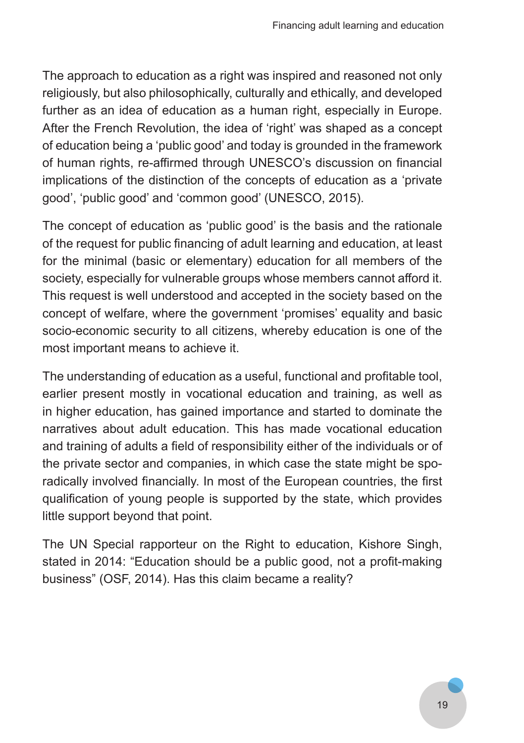The approach to education as a right was inspired and reasoned not only religiously, but also philosophically, culturally and ethically, and developed further as an idea of education as a human right, especially in Europe. After the French Revolution, the idea of 'right' was shaped as a concept of education being a 'public good' and today is grounded in the framework of human rights, re-affirmed through UNESCO's discussion on financial implications of the distinction of the concepts of education as a 'private good', 'public good' and 'common good' (UNESCO, 2015).

The concept of education as 'public good' is the basis and the rationale of the request for public financing of adult learning and education, at least for the minimal (basic or elementary) education for all members of the society, especially for vulnerable groups whose members cannot afford it. This request is well understood and accepted in the society based on the concept of welfare, where the government 'promises' equality and basic socio-economic security to all citizens, whereby education is one of the most important means to achieve it.

The understanding of education as a useful, functional and profitable tool, earlier present mostly in vocational education and training, as well as in higher education, has gained importance and started to dominate the narratives about adult education. This has made vocational education and training of adults a field of responsibility either of the individuals or of the private sector and companies, in which case the state might be sporadically involved financially. In most of the European countries, the first qualification of young people is supported by the state, which provides little support beyond that point.

The UN Special rapporteur on the Right to education, Kishore Singh, stated in 2014: "Education should be a public good, not a profit-making business" (OSF, 2014). Has this claim became a reality?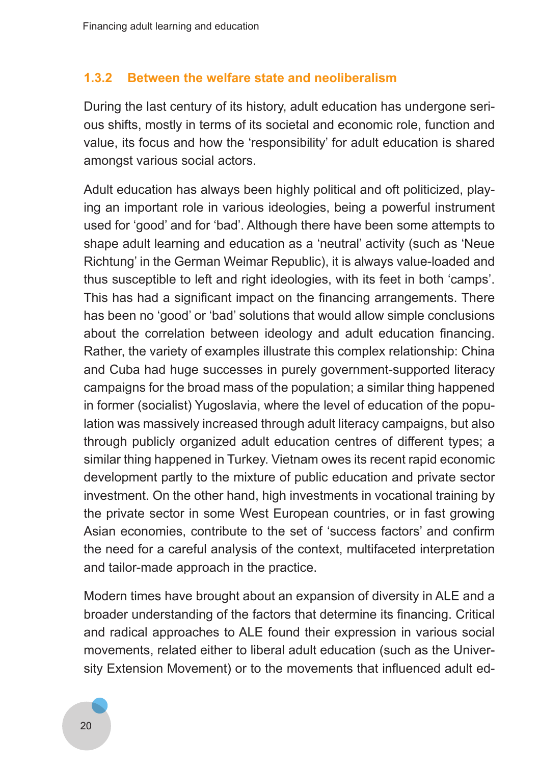### 1.3.2 Between the welfare state and neoliberalism

During the last century of its history, adult education has undergone serious shifts, mostly in terms of its societal and economic role, function and value, its focus and how the 'responsibility' for adult education is shared amongst various social actors.

Adult education has always been highly political and oft politicized, playing an important role in various ideologies, being a powerful instrument used for 'good' and for 'bad'. Although there have been some attempts to shape adult learning and education as a 'neutral' activity (such as 'Neue Richtung' in the German Weimar Republic), it is always value-loaded and thus susceptible to left and right ideologies, with its feet in both 'camps'. This has had a significant impact on the financing arrangements. There has been no 'good' or 'bad' solutions that would allow simple conclusions about the correlation between ideology and adult education financing. Rather, the variety of examples illustrate this complex relationship: China and Cuba had huge successes in purely government-supported literacy campaigns for the broad mass of the population; a similar thing happened in former (socialist) Yugoslavia, where the level of education of the population was massively increased through adult literacy campaigns, but also through publicly organized adult education centres of different types; a similar thing happened in Turkey. Vietnam owes its recent rapid economic development partly to the mixture of public education and private sector investment. On the other hand, high investments in vocational training by the private sector in some West European countries, or in fast growing Asian economies, contribute to the set of 'success factors' and confirm the need for a careful analysis of the context, multifaceted interpretation and tailor-made approach in the practice.

Modern times have brought about an expansion of diversity in ALE and a broader understanding of the factors that determine its financing. Critical and radical approaches to ALE found their expression in various social movements, related either to liberal adult education (such as the University Extension Movement) or to the movements that influenced adult ed-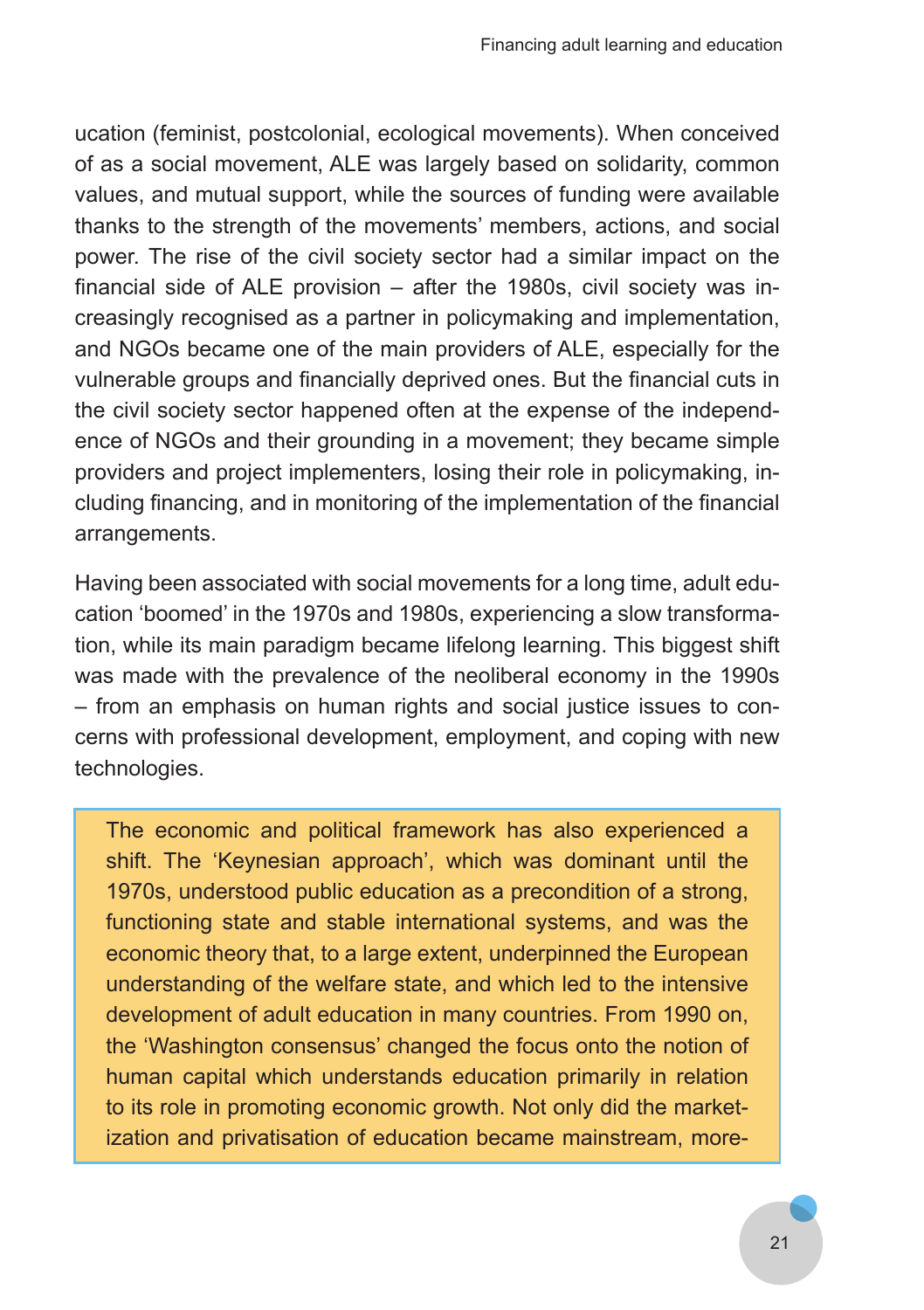ucation (feminist, postcolonial, ecological movements). When conceived of as a social movement, ALE was largely based on solidarity, common values, and mutual support, while the sources of funding were available thanks to the strength of the movements' members, actions, and social power. The rise of the civil society sector had a similar impact on the financial side of ALE provision – after the 1980s, civil society was increasingly recognised as a partner in policymaking and implementation, and NGOs became one of the main providers of ALE, especially for the vulnerable groups and financially deprived ones. But the financial cuts in the civil society sector happened often at the expense of the independence of NGOs and their grounding in a movement; they became simple providers and project implementers, losing their role in policymaking, including financing, and in monitoring of the implementation of the financial arrangements.

Having been associated with social movements for a long time, adult education 'boomed' in the 1970s and 1980s, experiencing a slow transformation, while its main paradigm became lifelong learning. This biggest shift was made with the prevalence of the neoliberal economy in the 1990s – from an emphasis on human rights and social justice issues to concerns with professional development, employment, and coping with new technologies.

> The economic and political framework has also experienced a shift. The 'Keynesian approach', which was dominant until the 1970s, understood public education as a precondition of a strong, functioning state and stable international systems, and was the economic theory that, to a large extent, underpinned the European understanding of the welfare state, and which led to the intensive development of adult education in many countries. From 1990 on, the 'Washington consensus' changed the focus onto the notion of human capital which understands education primarily in relation to its role in promoting economic growth. Not only did the marketization and privatisation of education became mainstream, more-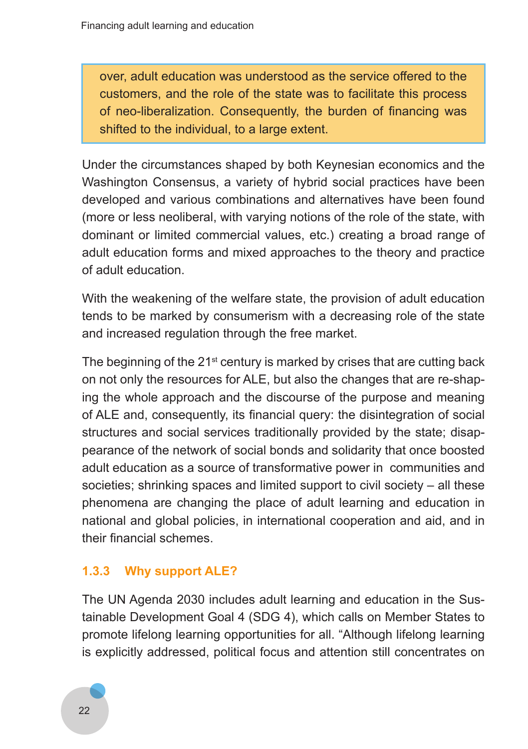over, adult education was understood as the service offered to the customers, and the role of the state was to facilitate this process of neo-liberalization. Consequently, the burden of financing was shifted to the individual, to a large extent.

Under the circumstances shaped by both Keynesian economics and the Washington Consensus, a variety of hybrid social practices have been developed and various combinations and alternatives have been found (more or less neoliberal, with varying notions of the role of the state, with dominant or limited commercial values, etc.) creating a broad range of adult education forms and mixed approaches to the theory and practice of adult education.

With the weakening of the welfare state, the provision of adult education tends to be marked by consumerism with a decreasing role of the state and increased regulation through the free market.

The beginning of the 21st century is marked by crises that are cutting back on not only the resources for ALE, but also the changes that are re-shaping the whole approach and the discourse of the purpose and meaning of ALE and, consequently, its financial query: the disintegration of social structures and social services traditionally provided by the state; disappearance of the network of social bonds and solidarity that once boosted adult education as a source of transformative power in communities and societies; shrinking spaces and limited support to civil society – all these phenomena are changing the place of adult learning and education in national and global policies, in international cooperation and aid, and in their financial schemes.

### 1.3.3 Why support ALE?

The UN Agenda 2030 includes adult learning and education in the Sustainable Development Goal 4 (SDG 4), which calls on Member States to promote lifelong learning opportunities for all. “Although lifelong learning is explicitly addressed, political focus and attention still concentrates on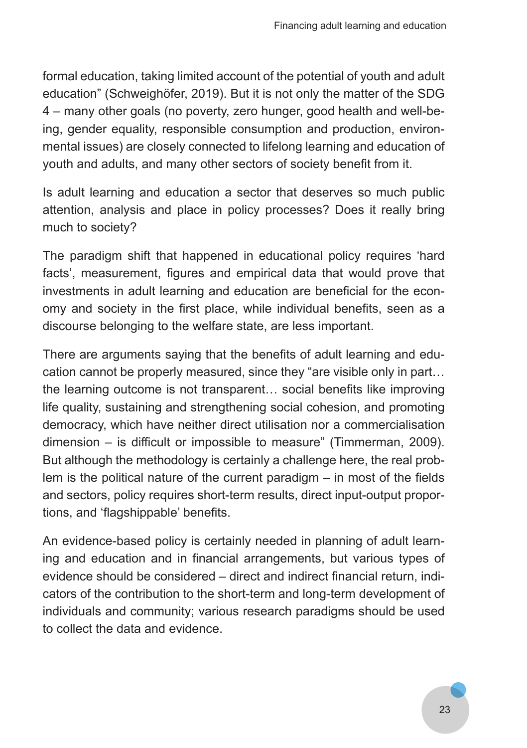formal education, taking limited account of the potential of youth and adult education" (Schweighöfer, 2019). But it is not only the matter of the SDG 4 – many other goals (no poverty, zero hunger, good health and well-being, gender equality, responsible consumption and production, environmental issues) are closely connected to lifelong learning and education of youth and adults, and many other sectors of society benefit from it.

Is adult learning and education a sector that deserves so much public attention, analysis and place in policy processes? Does it really bring much to society?

The paradigm shift that happened in educational policy requires 'hard facts', measurement, figures and empirical data that would prove that investments in adult learning and education are beneficial for the economy and society in the first place, while individual benefits, seen as a discourse belonging to the welfare state, are less important.

There are arguments saying that the benefits of adult learning and education cannot be properly measured, since they "are visible only in part… the learning outcome is not transparent… social benefits like improving life quality, sustaining and strengthening social cohesion, and promoting democracy, which have neither direct utilisation nor a commercialisation dimension – is difficult or impossible to measure" (Timmerman, 2009). But although the methodology is certainly a challenge here, the real problem is the political nature of the current paradigm – in most of the fields and sectors, policy requires short-term results, direct input-output proportions, and 'flagshippable' benefits.

An evidence-based policy is certainly needed in planning of adult learning and education and in financial arrangements, but various types of evidence should be considered – direct and indirect financial return, indicators of the contribution to the short-term and long-term development of individuals and community; various research paradigms should be used to collect the data and evidence.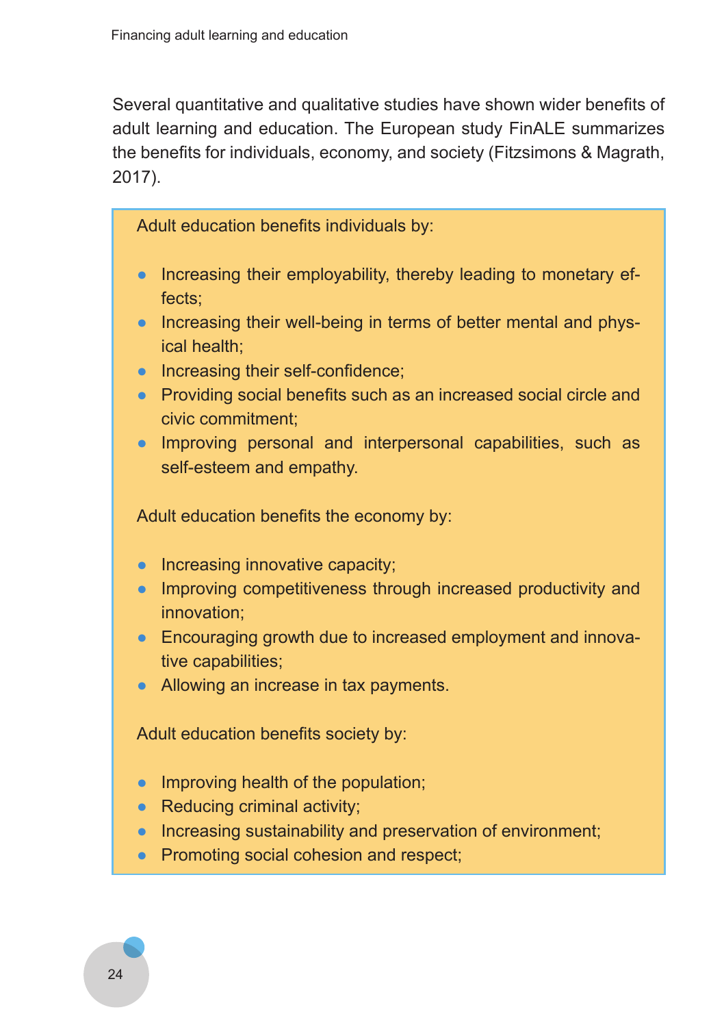Several quantitative and qualitative studies have shown wider benefits of adult learning and education. The European study FinALE summarizes the benefits for individuals, economy, and society (Fitzsimons & Magrath, 2017).

> Adult education benefits individuals by:
>
> - Increasing their employability, thereby leading to monetary effects;
> - Increasing their well-being in terms of better mental and physical health;
> - Increasing their self-confidence;
> - Providing social benefits such as an increased social circle and civic commitment;
> - Improving personal and interpersonal capabilities, such as self-esteem and empathy.
>
> Adult education benefits the economy by:
>
> - Increasing innovative capacity;
> - Improving competitiveness through increased productivity and innovation;
> - Encouraging growth due to increased employment and innovative capabilities;
> - Allowing an increase in tax payments.
>
> Adult education benefits society by:
>
> - Improving health of the population;
> - Reducing criminal activity;
> - Increasing sustainability and preservation of environment;
> - Promoting social cohesion and respect;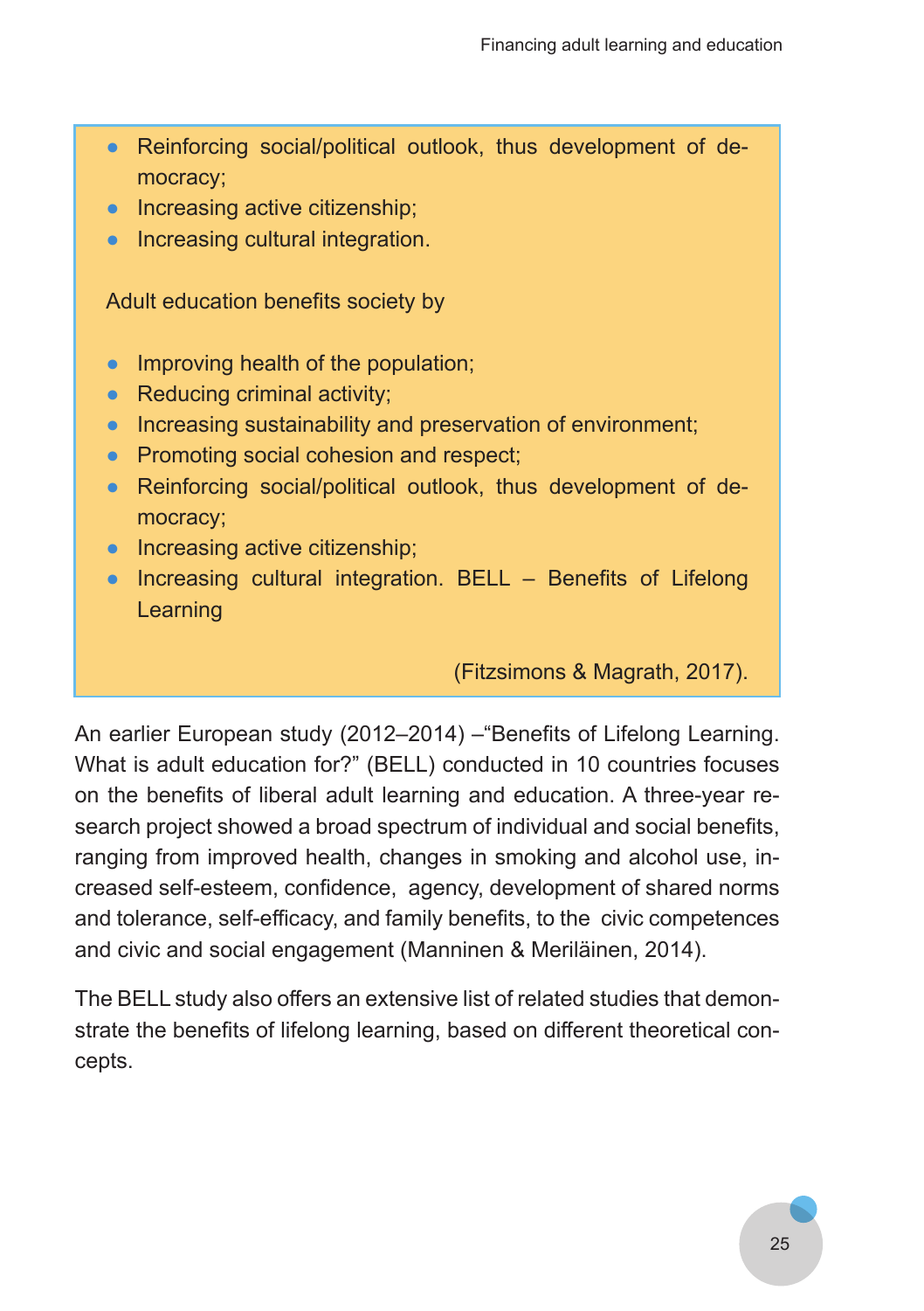- Reinforcing social/political outlook, thus development of democracy;
- Increasing active citizenship;
- Increasing cultural integration.

Adult education benefits society by

- Improving health of the population;
- Reducing criminal activity;
- Increasing sustainability and preservation of environment;
- Promoting social cohesion and respect;
- Reinforcing social/political outlook, thus development of democracy;
- Increasing active citizenship;
- Increasing cultural integration. BELL – Benefits of Lifelong Learning

(Fitzsimons & Magrath, 2017).

An earlier European study (2012–2014) –"Benefits of Lifelong Learning. What is adult education for?" (BELL) conducted in 10 countries focuses on the benefits of liberal adult learning and education. A three-year research project showed a broad spectrum of individual and social benefits, ranging from improved health, changes in smoking and alcohol use, increased self-esteem, confidence, agency, development of shared norms and tolerance, self-efficacy, and family benefits, to the civic competences and civic and social engagement (Manninen & Meriläinen, 2014).

The BELL study also offers an extensive list of related studies that demonstrate the benefits of lifelong learning, based on different theoretical concepts.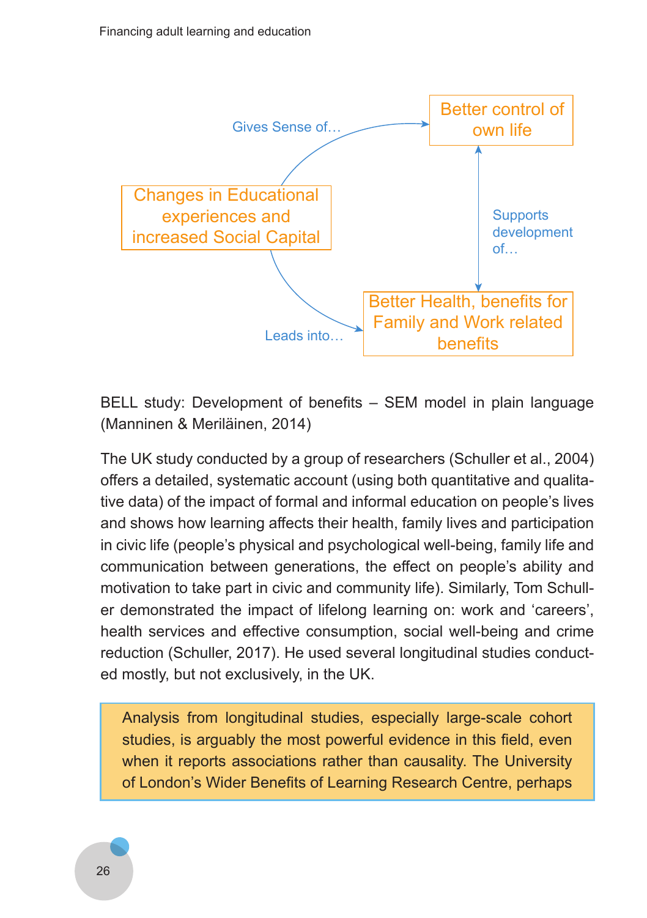Gives Sense of…

Better control of own life

Changes in Educational experiences and increased Social Capital

Supports development of…

Leads into…

Better Health, benefits for Family and Work related benefits

BELL study: Development of benefits – SEM model in plain language (Manninen & Meriläinen, 2014)

The UK study conducted by a group of researchers (Schuller et al., 2004) offers a detailed, systematic account (using both quantitative and qualitative data) of the impact of formal and informal education on people's lives and shows how learning affects their health, family lives and participation in civic life (people's physical and psychological well-being, family life and communication between generations, the effect on people's ability and motivation to take part in civic and community life). Similarly, Tom Schuller demonstrated the impact of lifelong learning on: work and 'careers', health services and effective consumption, social well-being and crime reduction (Schuller, 2017). He used several longitudinal studies conducted mostly, but not exclusively, in the UK.

> Analysis from longitudinal studies, especially large-scale cohort studies, is arguably the most powerful evidence in this field, even when it reports associations rather than causality. The University of London's Wider Benefits of Learning Research Centre, perhaps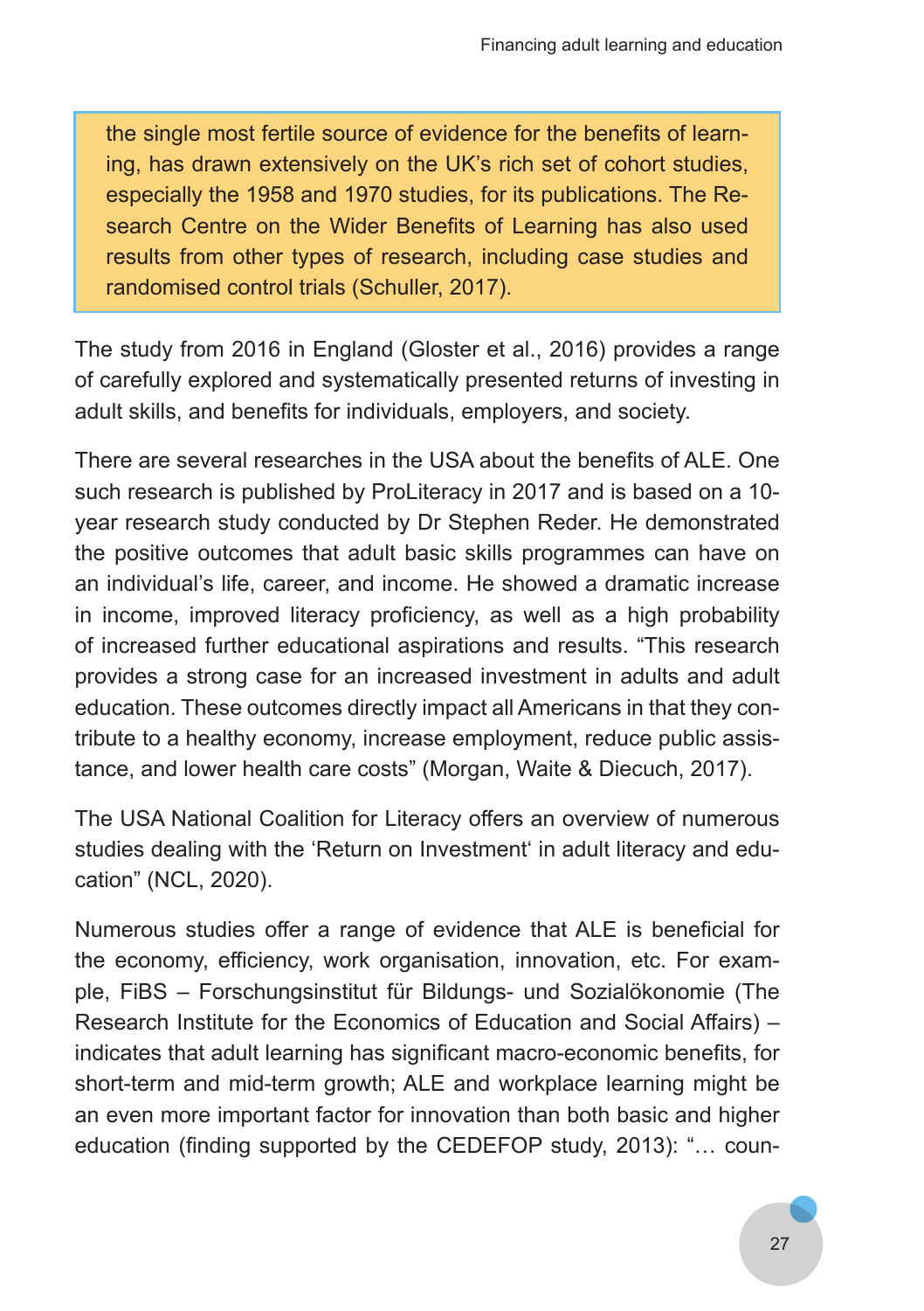> the single most fertile source of evidence for the benefits of learning, has drawn extensively on the UK's rich set of cohort studies, especially the 1958 and 1970 studies, for its publications. The Research Centre on the Wider Benefits of Learning has also used results from other types of research, including case studies and randomised control trials (Schuller, 2017).

The study from 2016 in England (Gloster et al., 2016) provides a range of carefully explored and systematically presented returns of investing in adult skills, and benefits for individuals, employers, and society.

There are several researches in the USA about the benefits of ALE. One such research is published by ProLiteracy in 2017 and is based on a 10-year research study conducted by Dr Stephen Reder. He demonstrated the positive outcomes that adult basic skills programmes can have on an individual's life, career, and income. He showed a dramatic increase in income, improved literacy proficiency, as well as a high probability of increased further educational aspirations and results. "This research provides a strong case for an increased investment in adults and adult education. These outcomes directly impact all Americans in that they contribute to a healthy economy, increase employment, reduce public assistance, and lower health care costs" (Morgan, Waite & Diecuch, 2017).

The USA National Coalition for Literacy offers an overview of numerous studies dealing with the 'Return on Investment' in adult literacy and education" (NCL, 2020).

Numerous studies offer a range of evidence that ALE is beneficial for the economy, efficiency, work organisation, innovation, etc. For example, FiBS – Forschungsinstitut für Bildungs- und Sozialökonomie (The Research Institute for the Economics of Education and Social Affairs) – indicates that adult learning has significant macro-economic benefits, for short-term and mid-term growth; ALE and workplace learning might be an even more important factor for innovation than both basic and higher education (finding supported by the CEDEFOP study, 2013): "… coun-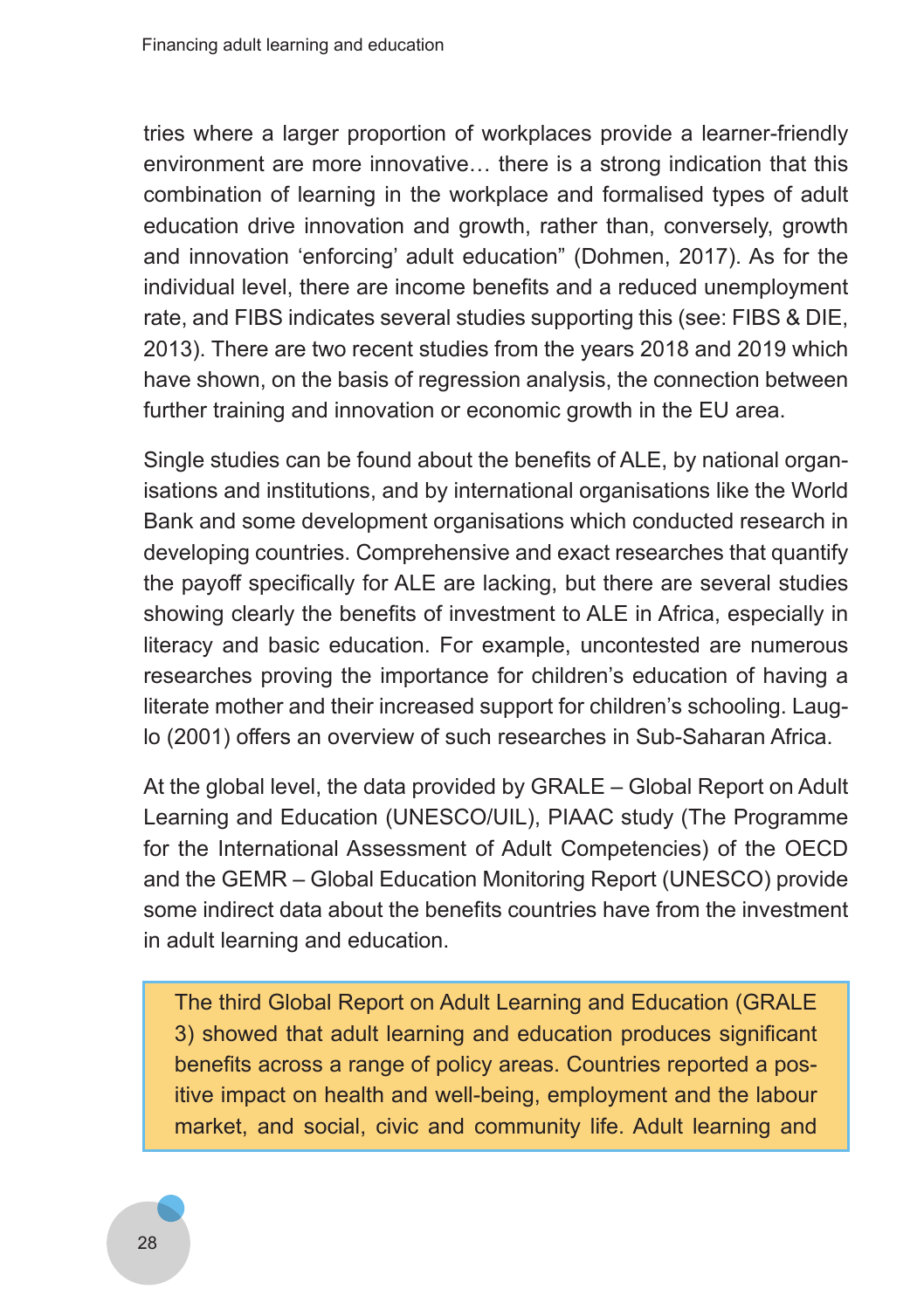tries where a larger proportion of workplaces provide a learner-friendly environment are more innovative… there is a strong indication that this combination of learning in the workplace and formalised types of adult education drive innovation and growth, rather than, conversely, growth and innovation 'enforcing' adult education" (Dohmen, 2017). As for the individual level, there are income benefits and a reduced unemployment rate, and FIBS indicates several studies supporting this (see: FIBS & DIE, 2013). There are two recent studies from the years 2018 and 2019 which have shown, on the basis of regression analysis, the connection between further training and innovation or economic growth in the EU area.

Single studies can be found about the benefits of ALE, by national organisations and institutions, and by international organisations like the World Bank and some development organisations which conducted research in developing countries. Comprehensive and exact researches that quantify the payoff specifically for ALE are lacking, but there are several studies showing clearly the benefits of investment to ALE in Africa, especially in literacy and basic education. For example, uncontested are numerous researches proving the importance for children's education of having a literate mother and their increased support for children's schooling. Lauglo (2001) offers an overview of such researches in Sub-Saharan Africa.

At the global level, the data provided by GRALE – Global Report on Adult Learning and Education (UNESCO/UIL), PIAAC study (The Programme for the International Assessment of Adult Competencies) of the OECD and the GEMR – Global Education Monitoring Report (UNESCO) provide some indirect data about the benefits countries have from the investment in adult learning and education.

> The third Global Report on Adult Learning and Education (GRALE 3) showed that adult learning and education produces significant benefits across a range of policy areas. Countries reported a positive impact on health and well-being, employment and the labour market, and social, civic and community life. Adult learning and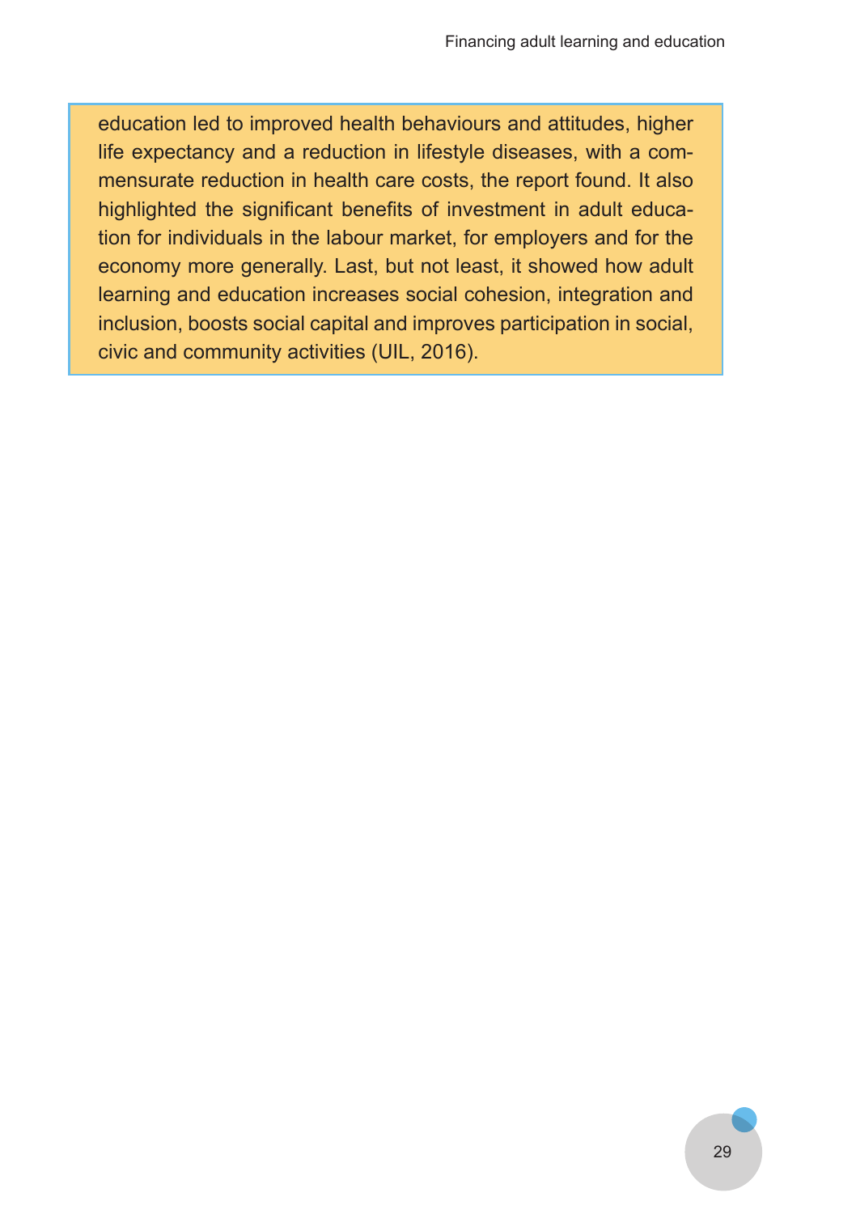education led to improved health behaviours and attitudes, higher life expectancy and a reduction in lifestyle diseases, with a commensurate reduction in health care costs, the report found. It also highlighted the significant benefits of investment in adult education for individuals in the labour market, for employers and for the economy more generally. Last, but not least, it showed how adult learning and education increases social cohesion, integration and inclusion, boosts social capital and improves participation in social, civic and community activities (UIL, 2016).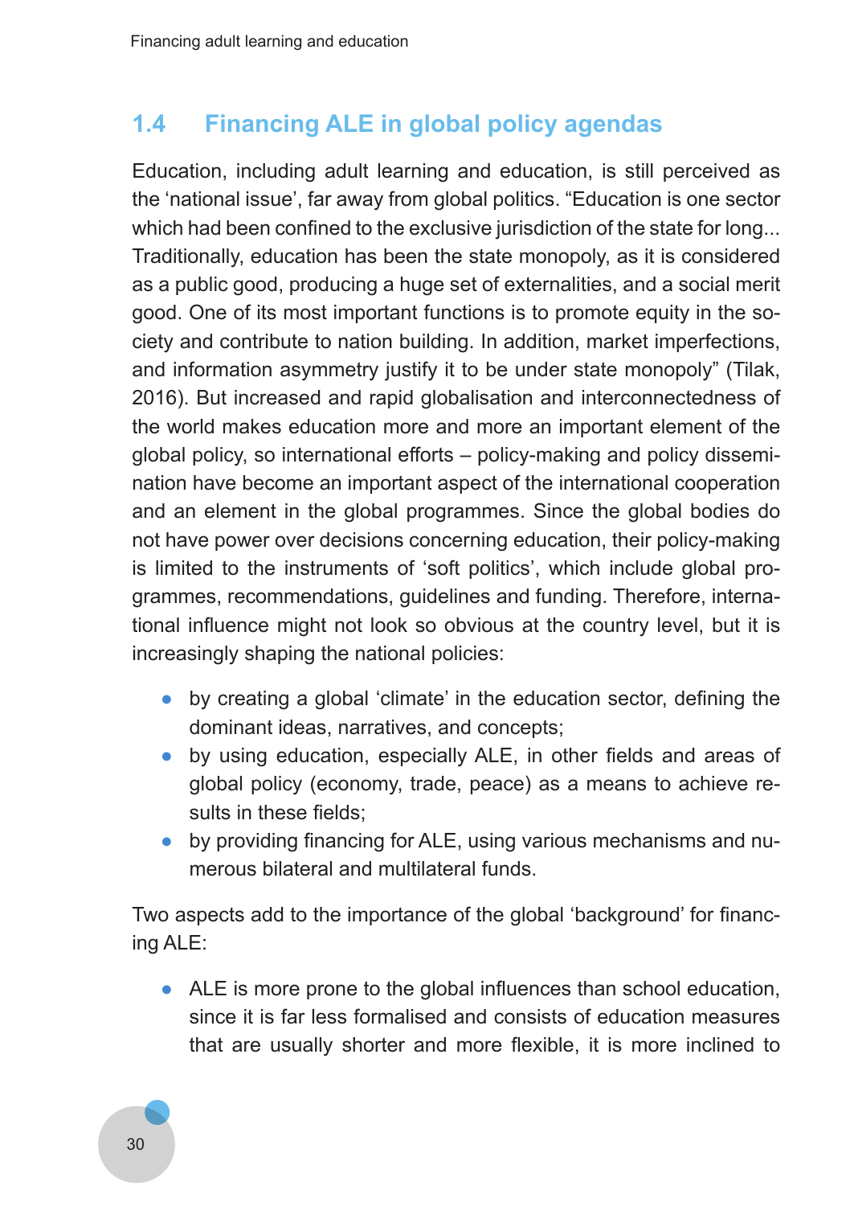## 1.4 Financing ALE in global policy agendas

Education, including adult learning and education, is still perceived as the 'national issue', far away from global politics. "Education is one sector which had been confined to the exclusive jurisdiction of the state for long... Traditionally, education has been the state monopoly, as it is considered as a public good, producing a huge set of externalities, and a social merit good. One of its most important functions is to promote equity in the society and contribute to nation building. In addition, market imperfections, and information asymmetry justify it to be under state monopoly" (Tilak, 2016). But increased and rapid globalisation and interconnectedness of the world makes education more and more an important element of the global policy, so international efforts – policy-making and policy dissemination have become an important aspect of the international cooperation and an element in the global programmes. Since the global bodies do not have power over decisions concerning education, their policy-making is limited to the instruments of 'soft politics', which include global programmes, recommendations, guidelines and funding. Therefore, international influence might not look so obvious at the country level, but it is increasingly shaping the national policies:

- by creating a global 'climate' in the education sector, defining the dominant ideas, narratives, and concepts;
- by using education, especially ALE, in other fields and areas of global policy (economy, trade, peace) as a means to achieve results in these fields;
- by providing financing for ALE, using various mechanisms and numerous bilateral and multilateral funds.

Two aspects add to the importance of the global 'background' for financing ALE:

- ALE is more prone to the global influences than school education, since it is far less formalised and consists of education measures that are usually shorter and more flexible, it is more inclined to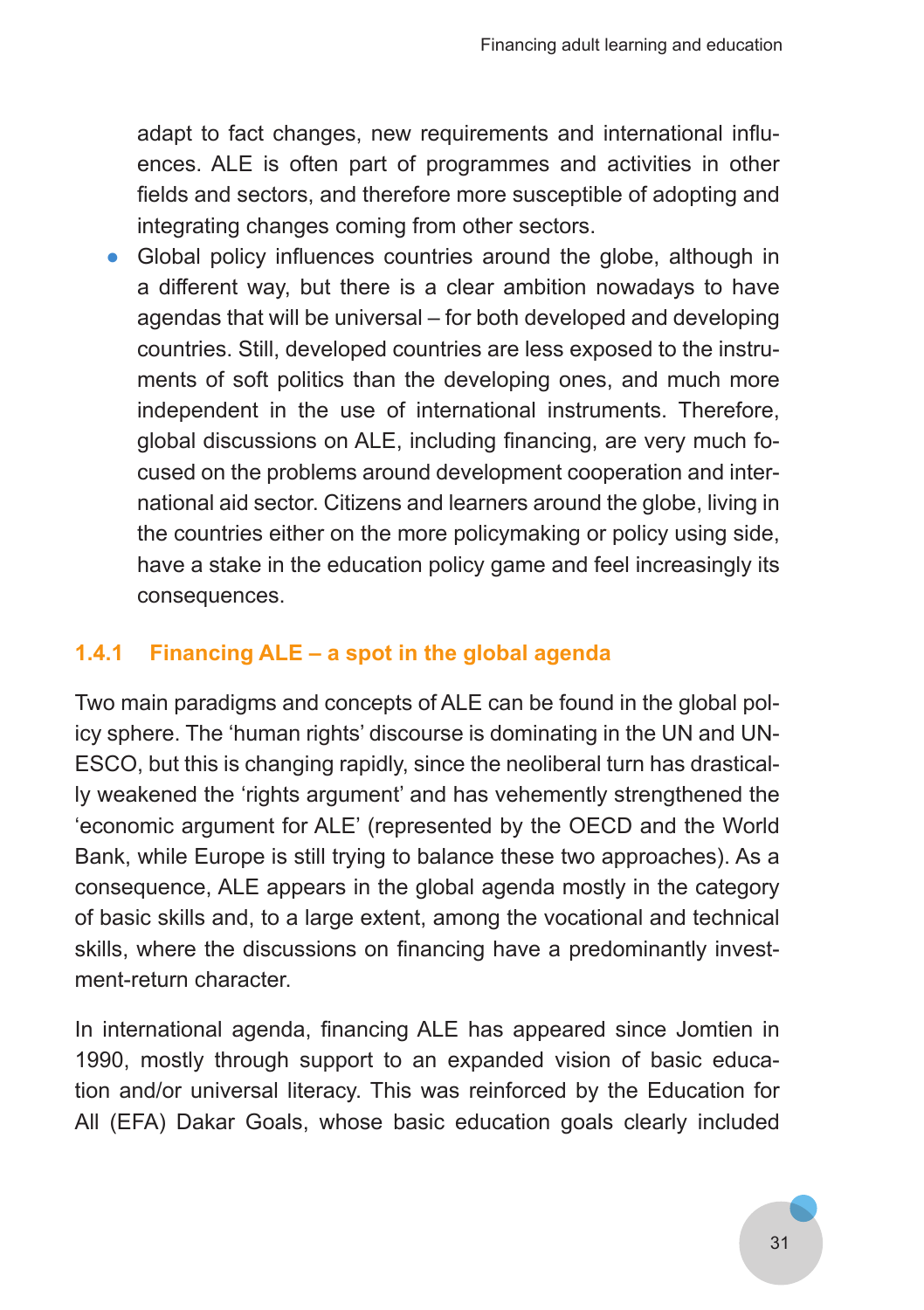adapt to fact changes, new requirements and international influences. ALE is often part of programmes and activities in other fields and sectors, and therefore more susceptible of adopting and integrating changes coming from other sectors.

- Global policy influences countries around the globe, although in a different way, but there is a clear ambition nowadays to have agendas that will be universal – for both developed and developing countries. Still, developed countries are less exposed to the instruments of soft politics than the developing ones, and much more independent in the use of international instruments. Therefore, global discussions on ALE, including financing, are very much focused on the problems around development cooperation and international aid sector. Citizens and learners around the globe, living in the countries either on the more policymaking or policy using side, have a stake in the education policy game and feel increasingly its consequences.

### 1.4.1 Financing ALE – a spot in the global agenda

Two main paradigms and concepts of ALE can be found in the global policy sphere. The 'human rights' discourse is dominating in the UN and UNESCO, but this is changing rapidly, since the neoliberal turn has drastically weakened the 'rights argument' and has vehemently strengthened the 'economic argument for ALE' (represented by the OECD and the World Bank, while Europe is still trying to balance these two approaches). As a consequence, ALE appears in the global agenda mostly in the category of basic skills and, to a large extent, among the vocational and technical skills, where the discussions on financing have a predominantly investment-return character.

In international agenda, financing ALE has appeared since Jomtien in 1990, mostly through support to an expanded vision of basic education and/or universal literacy. This was reinforced by the Education for All (EFA) Dakar Goals, whose basic education goals clearly included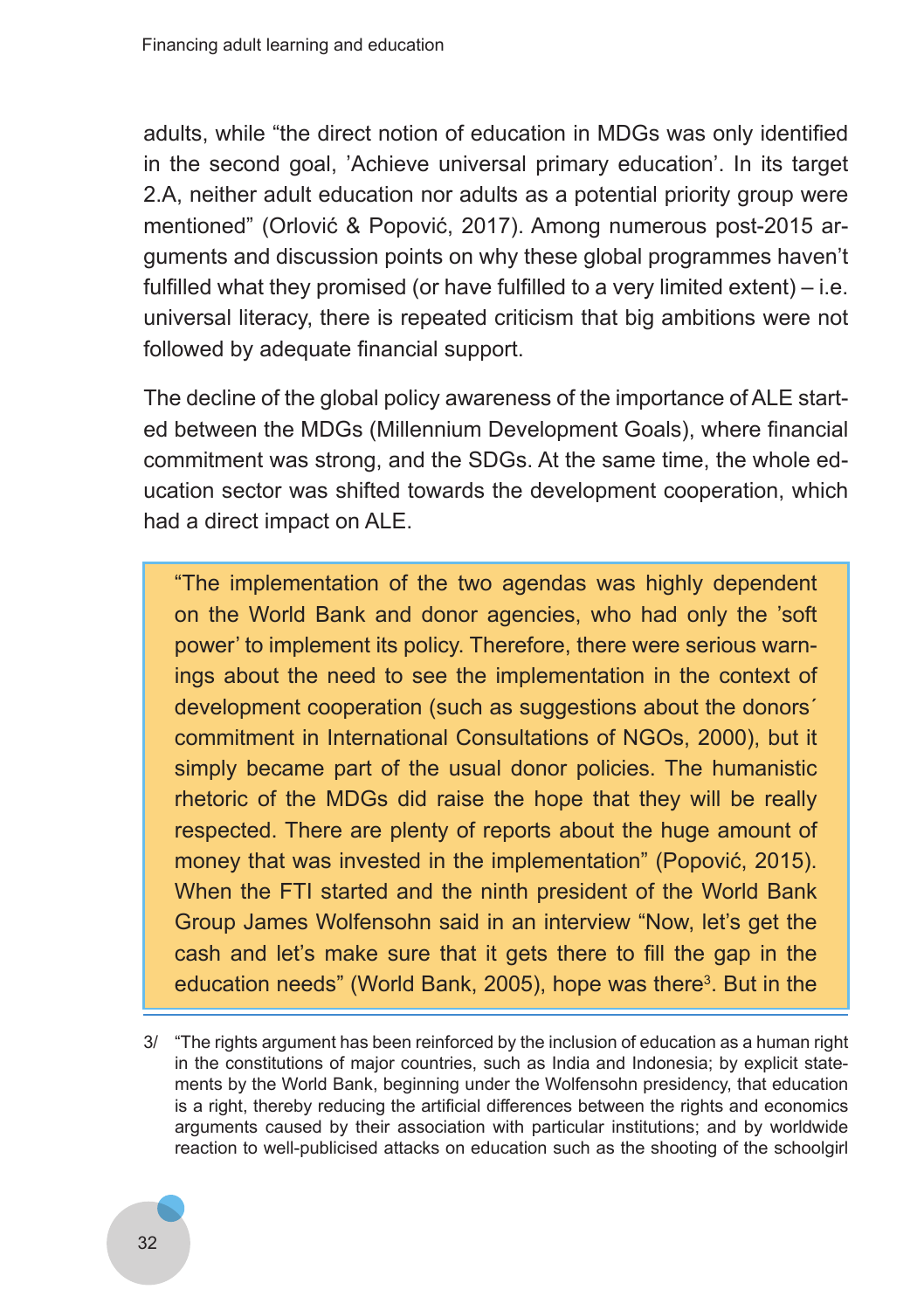adults, while "the direct notion of education in MDGs was only identified in the second goal, 'Achieve universal primary education'. In its target 2.A, neither adult education nor adults as a potential priority group were mentioned" (Orlović & Popović, 2017). Among numerous post-2015 arguments and discussion points on why these global programmes haven't fulfilled what they promised (or have fulfilled to a very limited extent) – i.e. universal literacy, there is repeated criticism that big ambitions were not followed by adequate financial support.

The decline of the global policy awareness of the importance of ALE started between the MDGs (Millennium Development Goals), where financial commitment was strong, and the SDGs. At the same time, the whole education sector was shifted towards the development cooperation, which had a direct impact on ALE.

> "The implementation of the two agendas was highly dependent on the World Bank and donor agencies, who had only the 'soft power' to implement its policy. Therefore, there were serious warnings about the need to see the implementation in the context of development cooperation (such as suggestions about the donors´ commitment in International Consultations of NGOs, 2000), but it simply became part of the usual donor policies. The humanistic rhetoric of the MDGs did raise the hope that they will be really respected. There are plenty of reports about the huge amount of money that was invested in the implementation" (Popović, 2015). When the FTI started and the ninth president of the World Bank Group James Wolfensohn said in an interview "Now, let's get the cash and let's make sure that it gets there to fill the gap in the education needs" (World Bank, 2005), hope was there[3]. But in the

3/ "The rights argument has been reinforced by the inclusion of education as a human right in the constitutions of major countries, such as India and Indonesia; by explicit statements by the World Bank, beginning under the Wolfensohn presidency, that education is a right, thereby reducing the artificial differences between the rights and economics arguments caused by their association with particular institutions; and by worldwide reaction to well-publicised attacks on education such as the shooting of the schoolgirl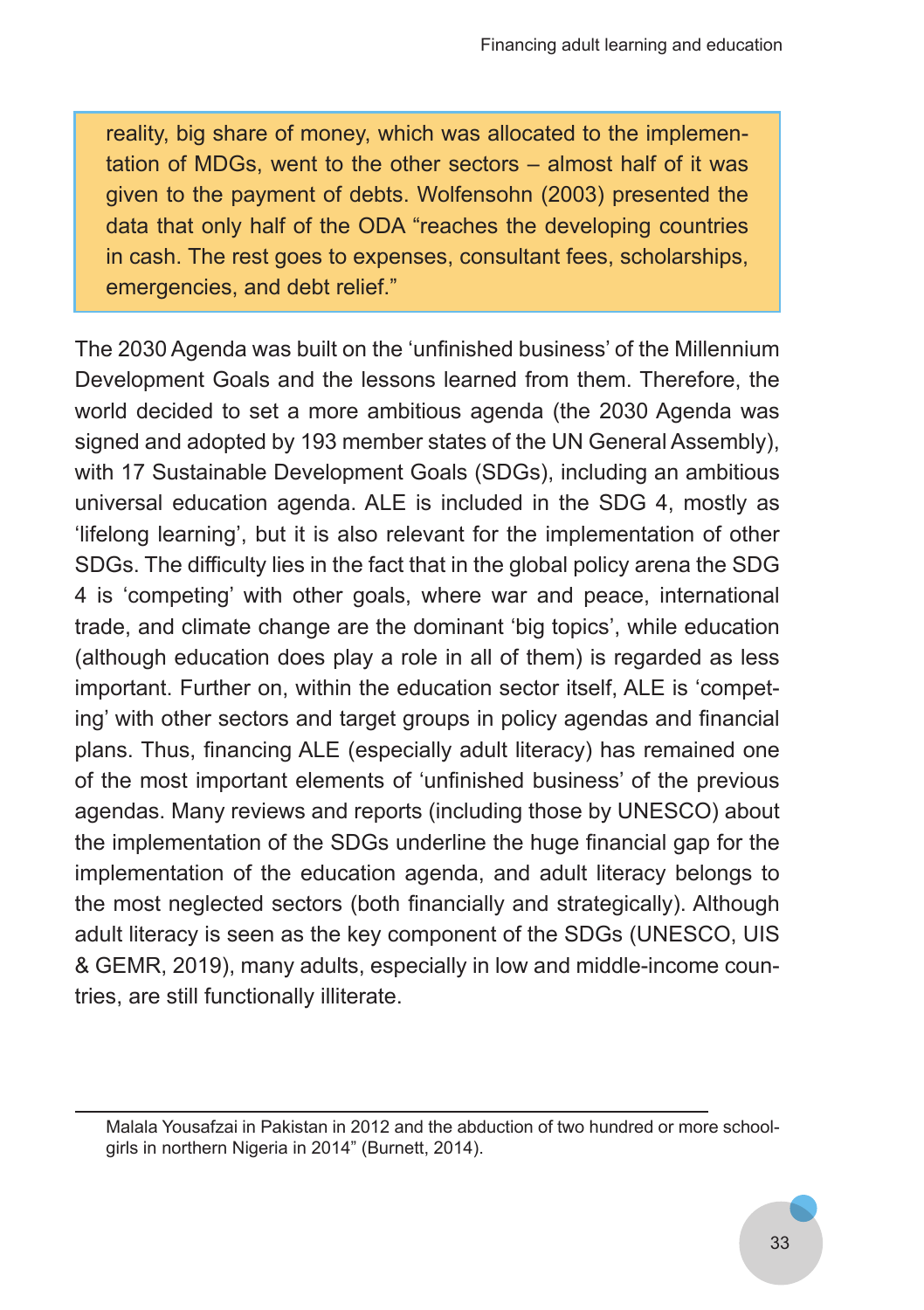> reality, big share of money, which was allocated to the implementation of MDGs, went to the other sectors – almost half of it was given to the payment of debts. Wolfensohn (2003) presented the data that only half of the ODA "reaches the developing countries in cash. The rest goes to expenses, consultant fees, scholarships, emergencies, and debt relief."

The 2030 Agenda was built on the 'unfinished business' of the Millennium Development Goals and the lessons learned from them. Therefore, the world decided to set a more ambitious agenda (the 2030 Agenda was signed and adopted by 193 member states of the UN General Assembly), with 17 Sustainable Development Goals (SDGs), including an ambitious universal education agenda. ALE is included in the SDG 4, mostly as 'lifelong learning', but it is also relevant for the implementation of other SDGs. The difficulty lies in the fact that in the global policy arena the SDG 4 is 'competing' with other goals, where war and peace, international trade, and climate change are the dominant 'big topics', while education (although education does play a role in all of them) is regarded as less important. Further on, within the education sector itself, ALE is 'competing' with other sectors and target groups in policy agendas and financial plans. Thus, financing ALE (especially adult literacy) has remained one of the most important elements of 'unfinished business' of the previous agendas. Many reviews and reports (including those by UNESCO) about the implementation of the SDGs underline the huge financial gap for the implementation of the education agenda, and adult literacy belongs to the most neglected sectors (both financially and strategically). Although adult literacy is seen as the key component of the SDGs (UNESCO, UIS & GEMR, 2019), many adults, especially in low and middle-income countries, are still functionally illiterate.

---

Malala Yousafzai in Pakistan in 2012 and the abduction of two hundred or more schoolgirls in northern Nigeria in 2014" (Burnett, 2014).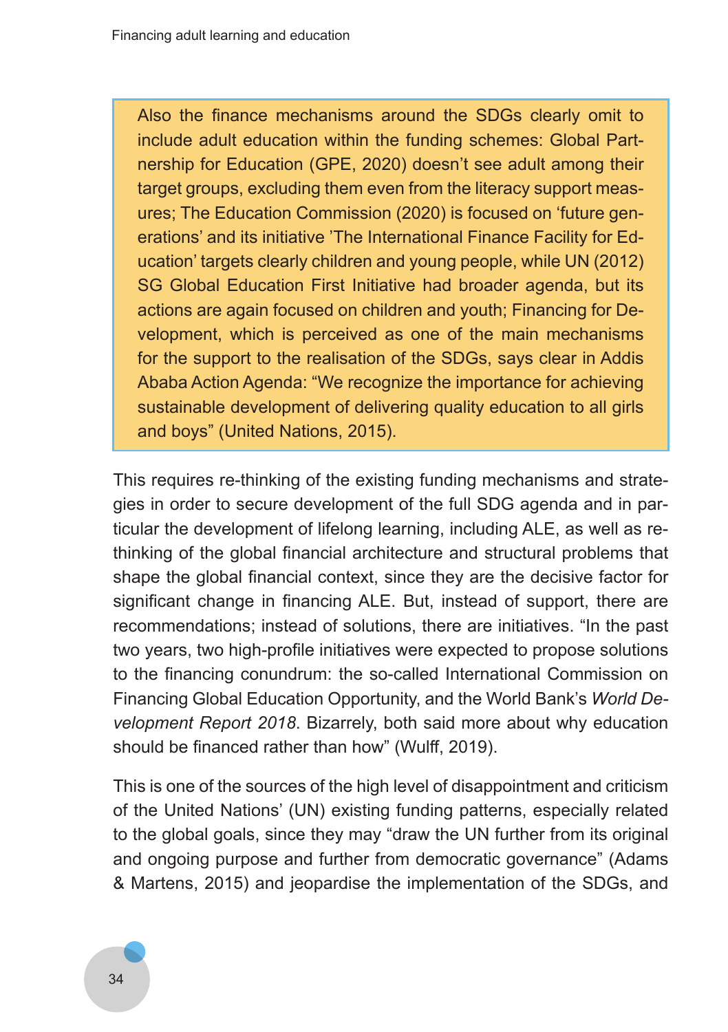> Also the finance mechanisms around the SDGs clearly omit to include adult education within the funding schemes: Global Partnership for Education (GPE, 2020) doesn't see adult among their target groups, excluding them even from the literacy support measures; The Education Commission (2020) is focused on 'future generations' and its initiative 'The International Finance Facility for Education' targets clearly children and young people, while UN (2012) SG Global Education First Initiative had broader agenda, but its actions are again focused on children and youth; Financing for Development, which is perceived as one of the main mechanisms for the support to the realisation of the SDGs, says clear in Addis Ababa Action Agenda: "We recognize the importance for achieving sustainable development of delivering quality education to all girls and boys" (United Nations, 2015).

This requires re-thinking of the existing funding mechanisms and strategies in order to secure development of the full SDG agenda and in particular the development of lifelong learning, including ALE, as well as rethinking of the global financial architecture and structural problems that shape the global financial context, since they are the decisive factor for significant change in financing ALE. But, instead of support, there are recommendations; instead of solutions, there are initiatives. "In the past two years, two high-profile initiatives were expected to propose solutions to the financing conundrum: the so-called International Commission on Financing Global Education Opportunity, and the World Bank's *World Development Report 2018*. Bizarrely, both said more about why education should be financed rather than how" (Wulff, 2019).

This is one of the sources of the high level of disappointment and criticism of the United Nations' (UN) existing funding patterns, especially related to the global goals, since they may "draw the UN further from its original and ongoing purpose and further from democratic governance" (Adams & Martens, 2015) and jeopardise the implementation of the SDGs, and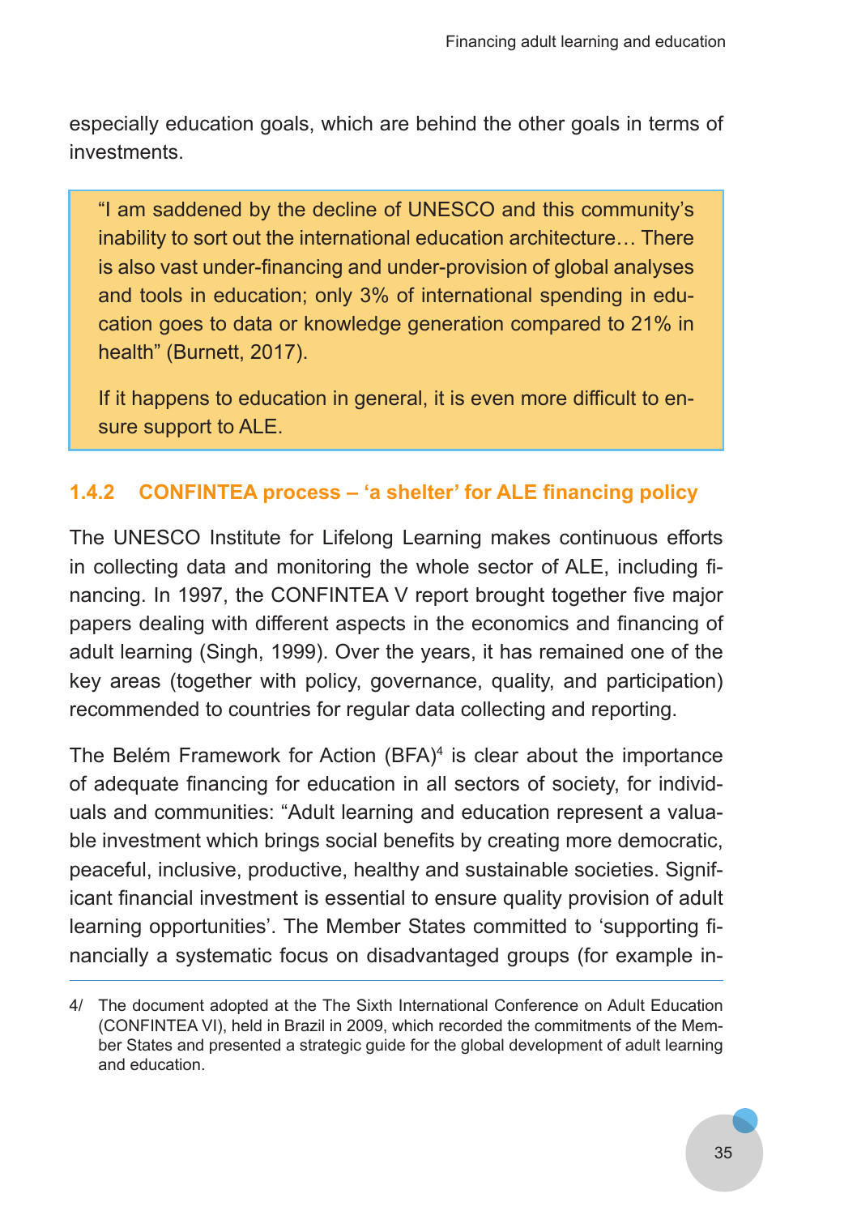especially education goals, which are behind the other goals in terms of investments.

> "I am saddened by the decline of UNESCO and this community's inability to sort out the international education architecture… There is also vast under-financing and under-provision of global analyses and tools in education; only 3% of international spending in education goes to data or knowledge generation compared to 21% in health" (Burnett, 2017).
>
> If it happens to education in general, it is even more difficult to ensure support to ALE.

### 1.4.2 CONFINTEA process – 'a shelter' for ALE financing policy

The UNESCO Institute for Lifelong Learning makes continuous efforts in collecting data and monitoring the whole sector of ALE, including financing. In 1997, the CONFINTEA V report brought together five major papers dealing with different aspects in the economics and financing of adult learning (Singh, 1999). Over the years, it has remained one of the key areas (together with policy, governance, quality, and participation) recommended to countries for regular data collecting and reporting.

The Belém Framework for Action (BFA)[4] is clear about the importance of adequate financing for education in all sectors of society, for individuals and communities: "Adult learning and education represent a valuable investment which brings social benefits by creating more democratic, peaceful, inclusive, productive, healthy and sustainable societies. Significant financial investment is essential to ensure quality provision of adult learning opportunities'. The Member States committed to 'supporting financially a systematic focus on disadvantaged groups (for example in-

---

4/ The document adopted at the The Sixth International Conference on Adult Education (CONFINTEA VI), held in Brazil in 2009, which recorded the commitments of the Member States and presented a strategic guide for the global development of adult learning and education.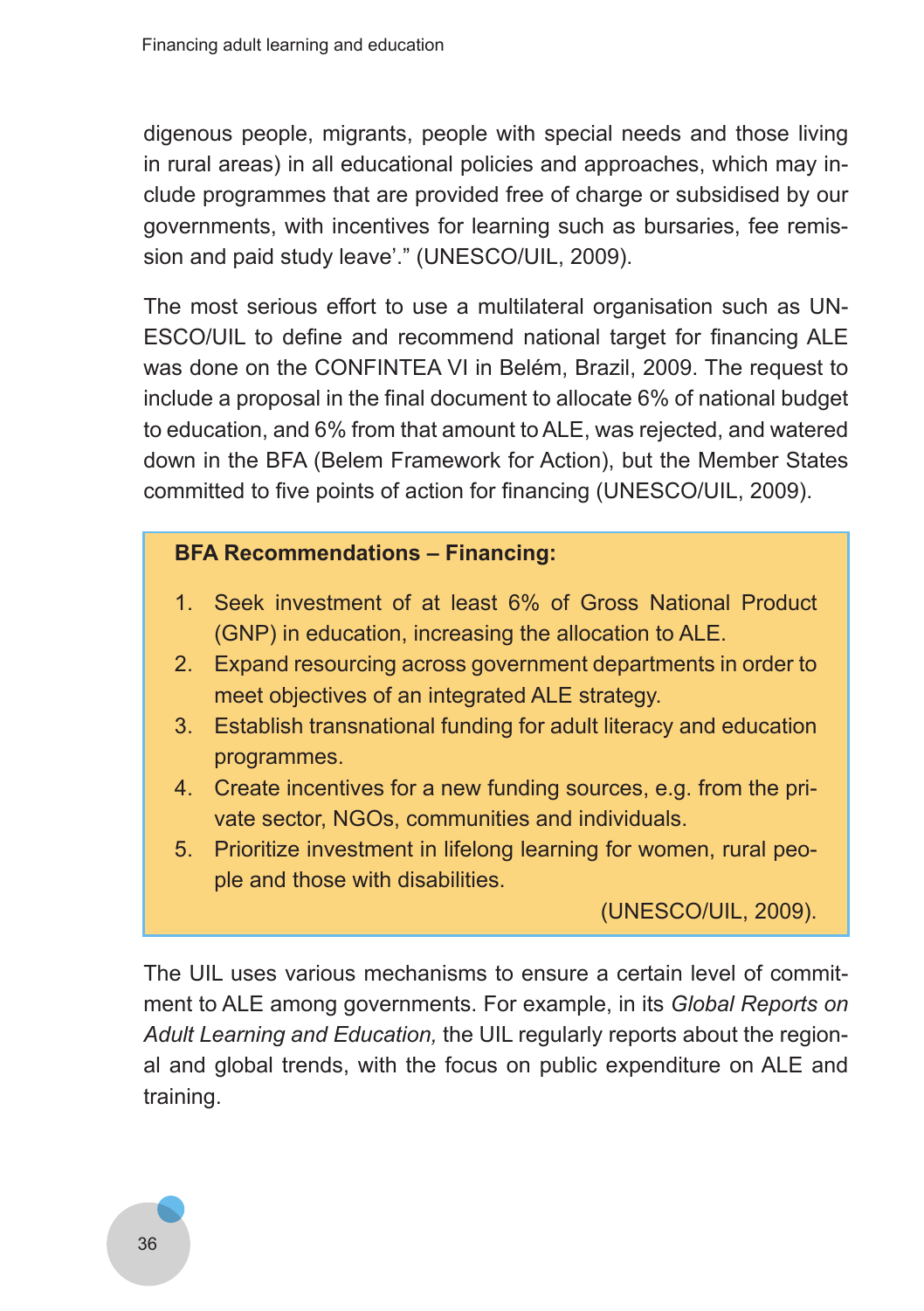digenous people, migrants, people with special needs and those living in rural areas) in all educational policies and approaches, which may include programmes that are provided free of charge or subsidised by our governments, with incentives for learning such as bursaries, fee remission and paid study leave'." (UNESCO/UIL, 2009).

The most serious effort to use a multilateral organisation such as UNESCO/UIL to define and recommend national target for financing ALE was done on the CONFINTEA VI in Belém, Brazil, 2009. The request to include a proposal in the final document to allocate 6% of national budget to education, and 6% from that amount to ALE, was rejected, and watered down in the BFA (Belem Framework for Action), but the Member States committed to five points of action for financing (UNESCO/UIL, 2009).

**BFA Recommendations – Financing:**

1. Seek investment of at least 6% of Gross National Product (GNP) in education, increasing the allocation to ALE.
2. Expand resourcing across government departments in order to meet objectives of an integrated ALE strategy.
3. Establish transnational funding for adult literacy and education programmes.
4. Create incentives for a new funding sources, e.g. from the private sector, NGOs, communities and individuals.
5. Prioritize investment in lifelong learning for women, rural people and those with disabilities.

(UNESCO/UIL, 2009).

The UIL uses various mechanisms to ensure a certain level of commitment to ALE among governments. For example, in its *Global Reports on Adult Learning and Education,* the UIL regularly reports about the regional and global trends, with the focus on public expenditure on ALE and training.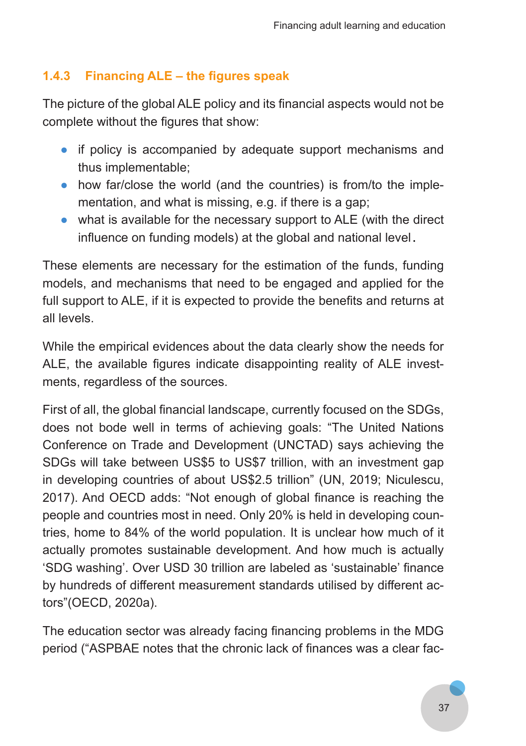### 1.4.3 Financing ALE – the figures speak

The picture of the global ALE policy and its financial aspects would not be complete without the figures that show:

- if policy is accompanied by adequate support mechanisms and thus implementable;
- how far/close the world (and the countries) is from/to the implementation, and what is missing, e.g. if there is a gap;
- what is available for the necessary support to ALE (with the direct influence on funding models) at the global and national level.

These elements are necessary for the estimation of the funds, funding models, and mechanisms that need to be engaged and applied for the full support to ALE, if it is expected to provide the benefits and returns at all levels.

While the empirical evidences about the data clearly show the needs for ALE, the available figures indicate disappointing reality of ALE investments, regardless of the sources.

First of all, the global financial landscape, currently focused on the SDGs, does not bode well in terms of achieving goals: "The United Nations Conference on Trade and Development (UNCTAD) says achieving the SDGs will take between US$5 to US$7 trillion, with an investment gap in developing countries of about US$2.5 trillion" (UN, 2019; Niculescu, 2017). And OECD adds: "Not enough of global finance is reaching the people and countries most in need. Only 20% is held in developing countries, home to 84% of the world population. It is unclear how much of it actually promotes sustainable development. And how much is actually 'SDG washing'. Over USD 30 trillion are labeled as 'sustainable' finance by hundreds of different measurement standards utilised by different actors"(OECD, 2020a).

The education sector was already facing financing problems in the MDG period ("ASPBAE notes that the chronic lack of finances was a clear fac-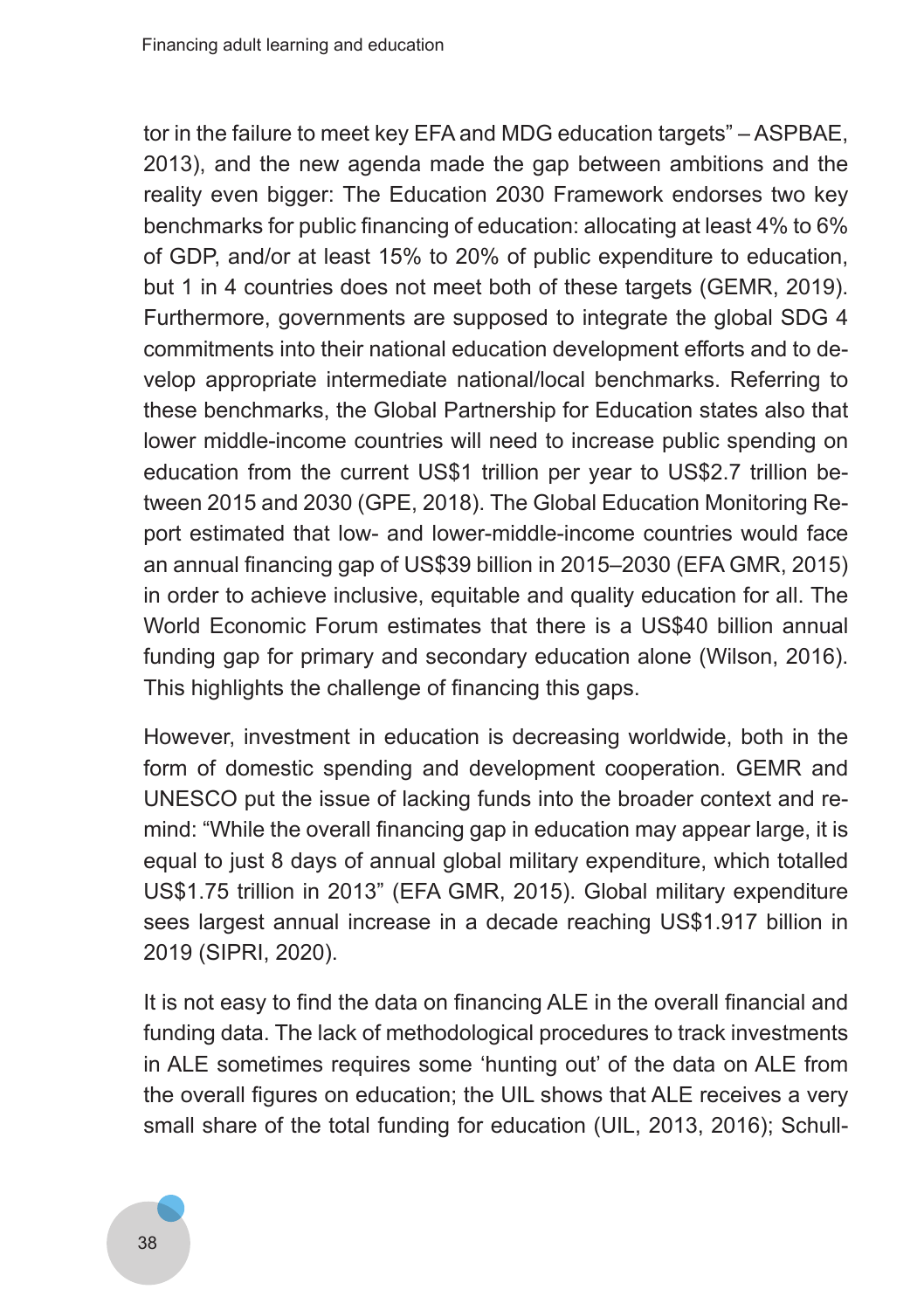tor in the failure to meet key EFA and MDG education targets" – ASPBAE, 2013), and the new agenda made the gap between ambitions and the reality even bigger: The Education 2030 Framework endorses two key benchmarks for public financing of education: allocating at least 4% to 6% of GDP, and/or at least 15% to 20% of public expenditure to education, but 1 in 4 countries does not meet both of these targets (GEMR, 2019). Furthermore, governments are supposed to integrate the global SDG 4 commitments into their national education development efforts and to develop appropriate intermediate national/local benchmarks. Referring to these benchmarks, the Global Partnership for Education states also that lower middle-income countries will need to increase public spending on education from the current US$1 trillion per year to US$2.7 trillion between 2015 and 2030 (GPE, 2018). The Global Education Monitoring Report estimated that low- and lower-middle-income countries would face an annual financing gap of US$39 billion in 2015–2030 (EFA GMR, 2015) in order to achieve inclusive, equitable and quality education for all. The World Economic Forum estimates that there is a US$40 billion annual funding gap for primary and secondary education alone (Wilson, 2016). This highlights the challenge of financing this gaps.

However, investment in education is decreasing worldwide, both in the form of domestic spending and development cooperation. GEMR and UNESCO put the issue of lacking funds into the broader context and remind: "While the overall financing gap in education may appear large, it is equal to just 8 days of annual global military expenditure, which totalled US$1.75 trillion in 2013" (EFA GMR, 2015). Global military expenditure sees largest annual increase in a decade reaching US$1.917 billion in 2019 (SIPRI, 2020).

It is not easy to find the data on financing ALE in the overall financial and funding data. The lack of methodological procedures to track investments in ALE sometimes requires some 'hunting out' of the data on ALE from the overall figures on education; the UIL shows that ALE receives a very small share of the total funding for education (UIL, 2013, 2016); Schull-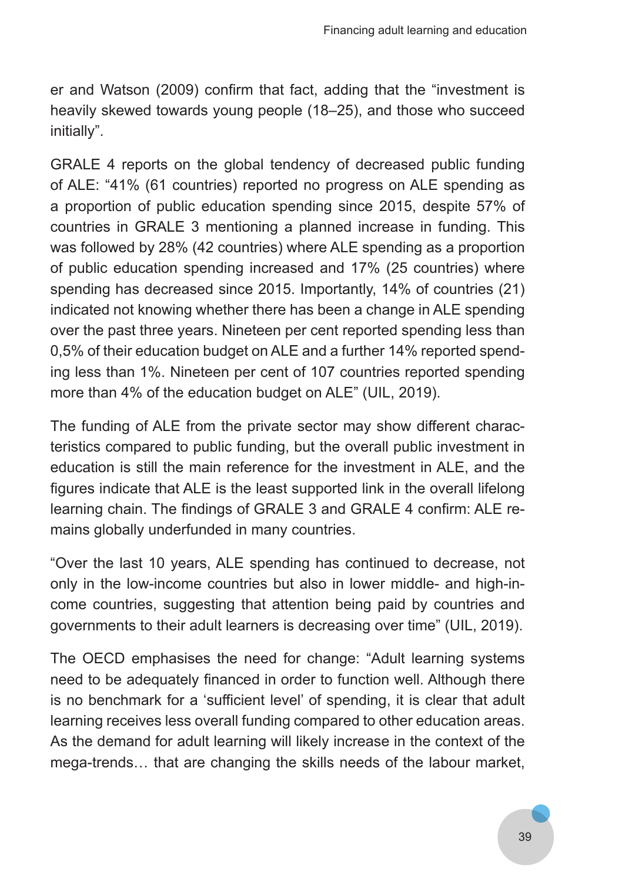er and Watson (2009) confirm that fact, adding that the "investment is heavily skewed towards young people (18–25), and those who succeed initially".

GRALE 4 reports on the global tendency of decreased public funding of ALE: "41% (61 countries) reported no progress on ALE spending as a proportion of public education spending since 2015, despite 57% of countries in GRALE 3 mentioning a planned increase in funding. This was followed by 28% (42 countries) where ALE spending as a proportion of public education spending increased and 17% (25 countries) where spending has decreased since 2015. Importantly, 14% of countries (21) indicated not knowing whether there has been a change in ALE spending over the past three years. Nineteen per cent reported spending less than 0,5% of their education budget on ALE and a further 14% reported spending less than 1%. Nineteen per cent of 107 countries reported spending more than 4% of the education budget on ALE" (UIL, 2019).

The funding of ALE from the private sector may show different characteristics compared to public funding, but the overall public investment in education is still the main reference for the investment in ALE, and the figures indicate that ALE is the least supported link in the overall lifelong learning chain. The findings of GRALE 3 and GRALE 4 confirm: ALE remains globally underfunded in many countries.

"Over the last 10 years, ALE spending has continued to decrease, not only in the low-income countries but also in lower middle- and high-income countries, suggesting that attention being paid by countries and governments to their adult learners is decreasing over time" (UIL, 2019).

The OECD emphasises the need for change: "Adult learning systems need to be adequately financed in order to function well. Although there is no benchmark for a 'sufficient level' of spending, it is clear that adult learning receives less overall funding compared to other education areas. As the demand for adult learning will likely increase in the context of the mega-trends… that are changing the skills needs of the labour market,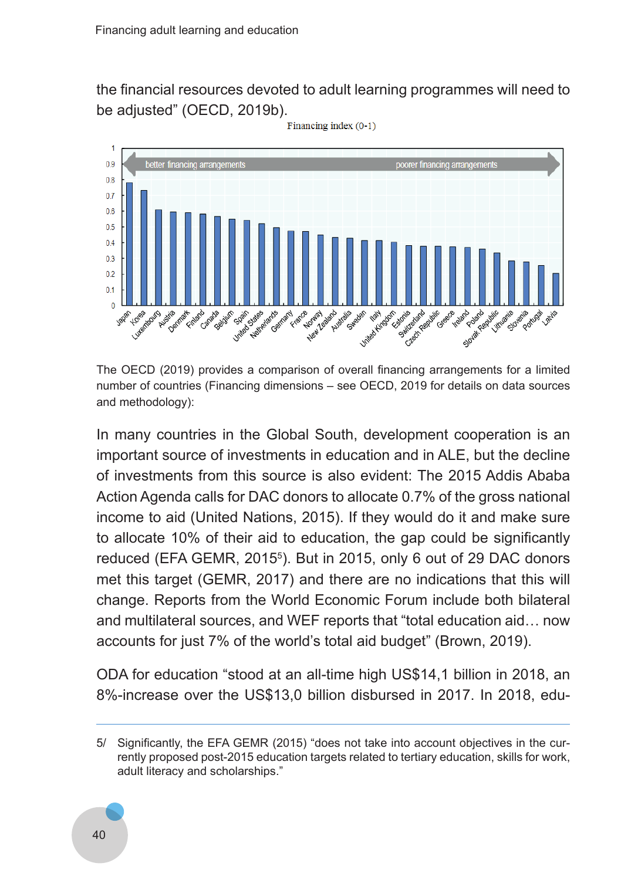the financial resources devoted to adult learning programmes will need to be adjusted" (OECD, 2019b).

Financing index (0-1)

better financing arrangements — poorer financing arrangements

Japan, Korea, Luxembourg, Austria, Denmark, Finland, Canada, Belgium, Spain, United States, Netherlands, Germany, France, Norway, New Zealand, Australia, Sweden, Italy, United Kingdom, Estonia, Switzerland, Czech Republic, Greece, Ireland, Poland, Slovak Republic, Lithuania, Slovenia, Portugal, Latvia

The OECD (2019) provides a comparison of overall financing arrangements for a limited number of countries (Financing dimensions – see OECD, 2019 for details on data sources and methodology):

In many countries in the Global South, development cooperation is an important source of investments in education and in ALE, but the decline of investments from this source is also evident: The 2015 Addis Ababa Action Agenda calls for DAC donors to allocate 0.7% of the gross national income to aid (United Nations, 2015). If they would do it and make sure to allocate 10% of their aid to education, the gap could be significantly reduced (EFA GEMR, 2015[5]). But in 2015, only 6 out of 29 DAC donors met this target (GEMR, 2017) and there are no indications that this will change. Reports from the World Economic Forum include both bilateral and multilateral sources, and WEF reports that "total education aid… now accounts for just 7% of the world's total aid budget" (Brown, 2019).

ODA for education "stood at an all-time high US$14,1 billion in 2018, an 8%-increase over the US$13,0 billion disbursed in 2017. In 2018, edu-

5/ Significantly, the EFA GEMR (2015) "does not take into account objectives in the currently proposed post-2015 education targets related to tertiary education, skills for work, adult literacy and scholarships."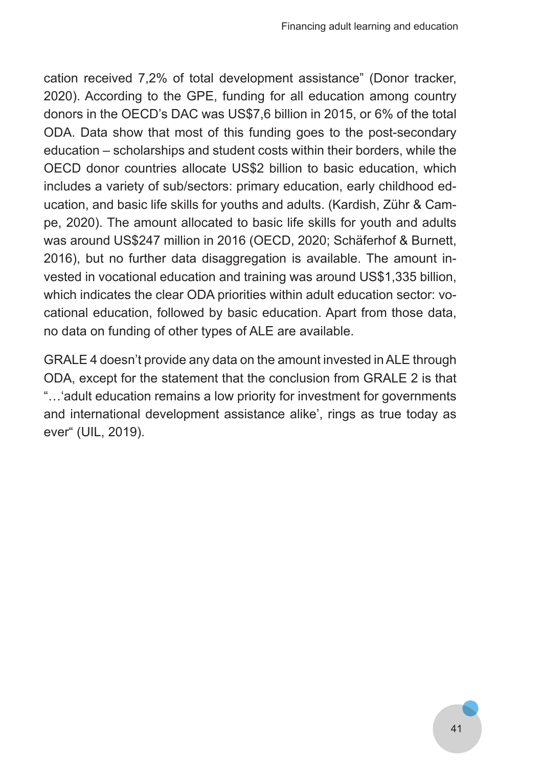cation received 7,2% of total development assistance" (Donor tracker, 2020). According to the GPE, funding for all education among country donors in the OECD's DAC was US$7,6 billion in 2015, or 6% of the total ODA. Data show that most of this funding goes to the post-secondary education – scholarships and student costs within their borders, while the OECD donor countries allocate US$2 billion to basic education, which includes a variety of sub/sectors: primary education, early childhood education, and basic life skills for youths and adults. (Kardish, Zühr & Campe, 2020). The amount allocated to basic life skills for youth and adults was around US$247 million in 2016 (OECD, 2020; Schäferhof & Burnett, 2016), but no further data disaggregation is available. The amount invested in vocational education and training was around US$1,335 billion, which indicates the clear ODA priorities within adult education sector: vocational education, followed by basic education. Apart from those data, no data on funding of other types of ALE are available.

GRALE 4 doesn't provide any data on the amount invested in ALE through ODA, except for the statement that the conclusion from GRALE 2 is that "…'adult education remains a low priority for investment for governments and international development assistance alike', rings as true today as ever" (UIL, 2019).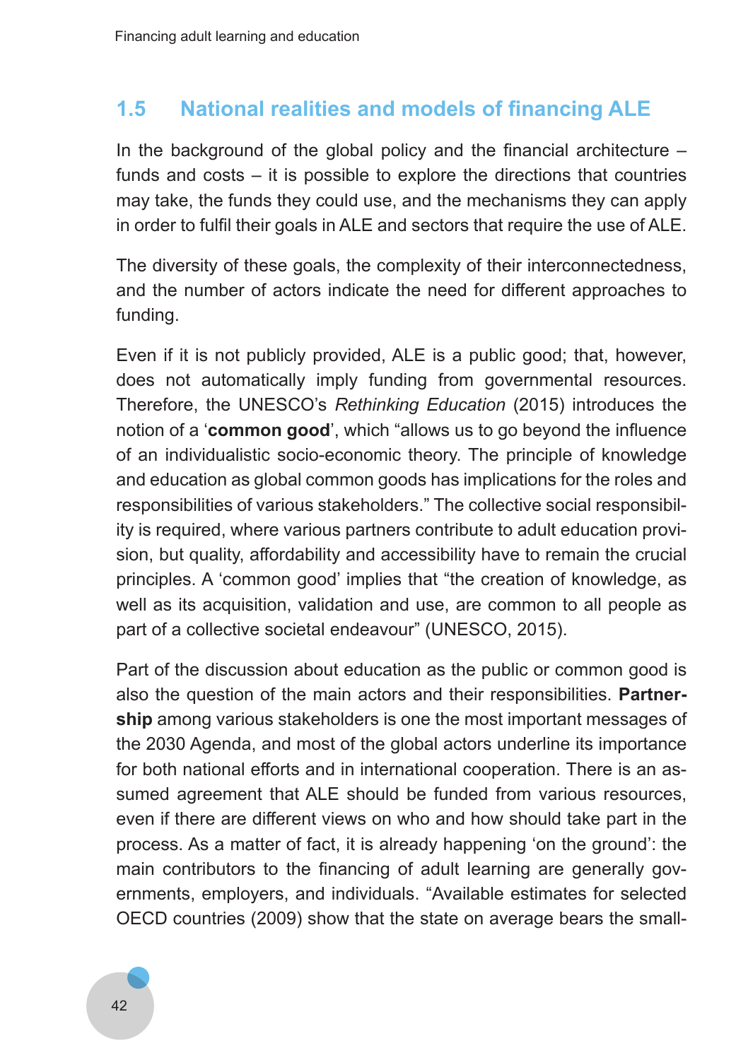## 1.5 National realities and models of financing ALE

In the background of the global policy and the financial architecture – funds and costs – it is possible to explore the directions that countries may take, the funds they could use, and the mechanisms they can apply in order to fulfil their goals in ALE and sectors that require the use of ALE.

The diversity of these goals, the complexity of their interconnectedness, and the number of actors indicate the need for different approaches to funding.

Even if it is not publicly provided, ALE is a public good; that, however, does not automatically imply funding from governmental resources. Therefore, the UNESCO's *Rethinking Education* (2015) introduces the notion of a '**common good**', which "allows us to go beyond the influence of an individualistic socio-economic theory. The principle of knowledge and education as global common goods has implications for the roles and responsibilities of various stakeholders." The collective social responsibility is required, where various partners contribute to adult education provision, but quality, affordability and accessibility have to remain the crucial principles. A 'common good' implies that "the creation of knowledge, as well as its acquisition, validation and use, are common to all people as part of a collective societal endeavour" (UNESCO, 2015).

Part of the discussion about education as the public or common good is also the question of the main actors and their responsibilities. **Partnership** among various stakeholders is one the most important messages of the 2030 Agenda, and most of the global actors underline its importance for both national efforts and in international cooperation. There is an assumed agreement that ALE should be funded from various resources, even if there are different views on who and how should take part in the process. As a matter of fact, it is already happening 'on the ground': the main contributors to the financing of adult learning are generally governments, employers, and individuals. "Available estimates for selected OECD countries (2009) show that the state on average bears the small-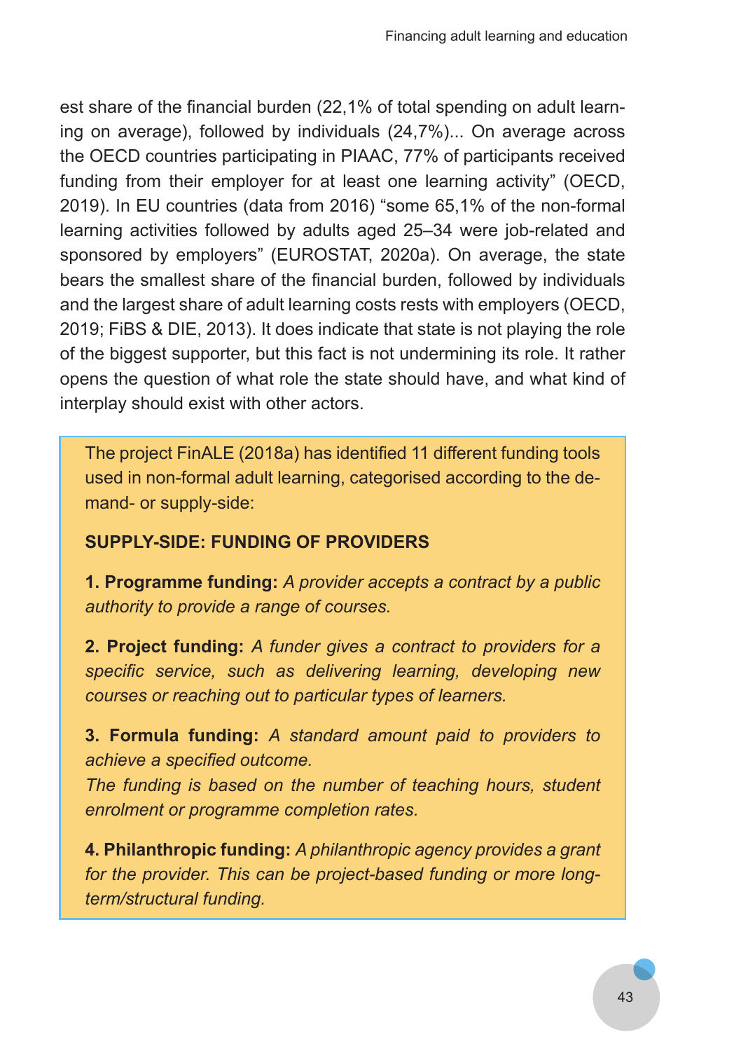est share of the financial burden (22,1% of total spending on adult learning on average), followed by individuals (24,7%)... On average across the OECD countries participating in PIAAC, 77% of participants received funding from their employer for at least one learning activity" (OECD, 2019). In EU countries (data from 2016) "some 65,1% of the non-formal learning activities followed by adults aged 25–34 were job-related and sponsored by employers" (EUROSTAT, 2020a). On average, the state bears the smallest share of the financial burden, followed by individuals and the largest share of adult learning costs rests with employers (OECD, 2019; FiBS & DIE, 2013). It does indicate that state is not playing the role of the biggest supporter, but this fact is not undermining its role. It rather opens the question of what role the state should have, and what kind of interplay should exist with other actors.

The project FinALE (2018a) has identified 11 different funding tools used in non-formal adult learning, categorised according to the demand- or supply-side:

**SUPPLY-SIDE: FUNDING OF PROVIDERS**

**1. Programme funding:** *A provider accepts a contract by a public authority to provide a range of courses.*

**2. Project funding:** *A funder gives a contract to providers for a specific service, such as delivering learning, developing new courses or reaching out to particular types of learners.*

**3. Formula funding:** *A standard amount paid to providers to achieve a specified outcome.*
*The funding is based on the number of teaching hours, student enrolment or programme completion rates.*

**4. Philanthropic funding:** *A philanthropic agency provides a grant for the provider. This can be project-based funding or more long-term/structural funding.*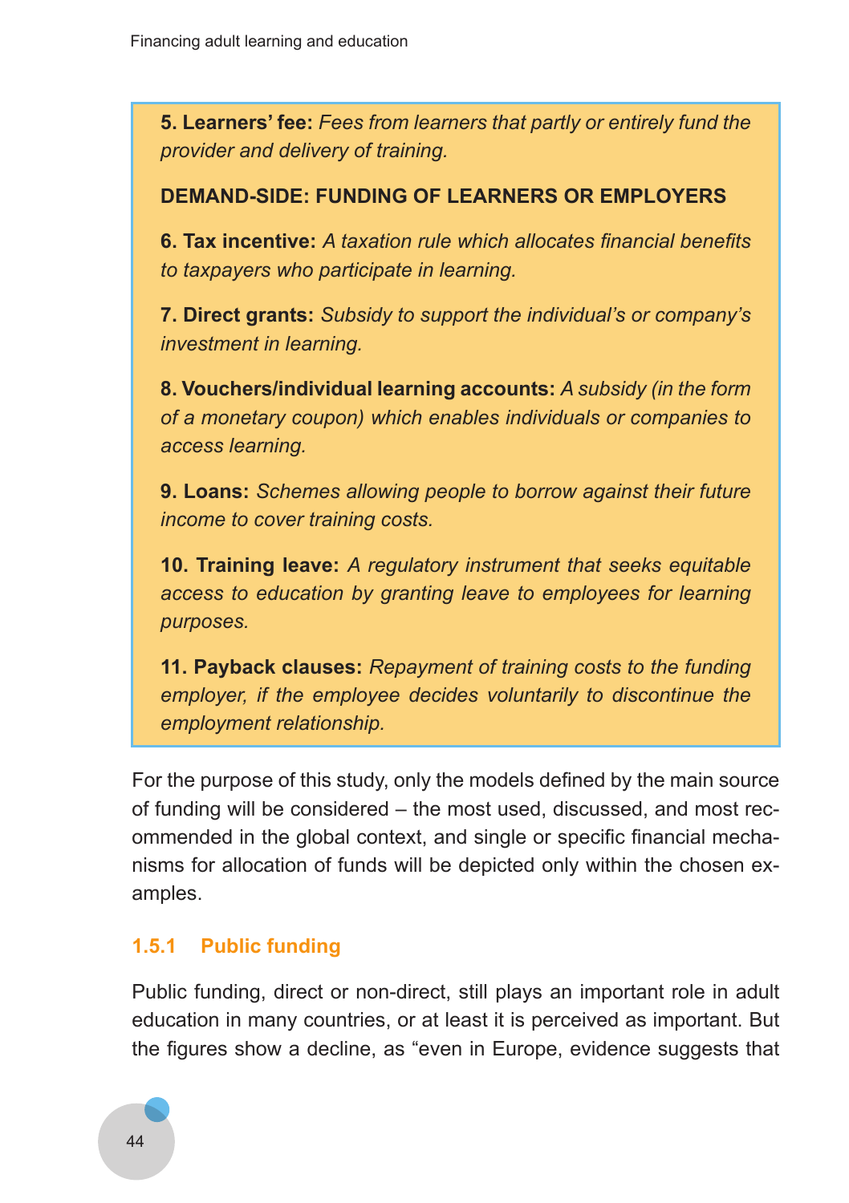**5. Learners' fee:** *Fees from learners that partly or entirely fund the provider and delivery of training.*

**DEMAND-SIDE: FUNDING OF LEARNERS OR EMPLOYERS**

**6. Tax incentive:** *A taxation rule which allocates financial benefits to taxpayers who participate in learning.*

**7. Direct grants:** *Subsidy to support the individual's or company's investment in learning.*

**8. Vouchers/individual learning accounts:** *A subsidy (in the form of a monetary coupon) which enables individuals or companies to access learning.*

**9. Loans:** *Schemes allowing people to borrow against their future income to cover training costs.*

**10. Training leave:** *A regulatory instrument that seeks equitable access to education by granting leave to employees for learning purposes.*

**11. Payback clauses:** *Repayment of training costs to the funding employer, if the employee decides voluntarily to discontinue the employment relationship.*

For the purpose of this study, only the models defined by the main source of funding will be considered – the most used, discussed, and most recommended in the global context, and single or specific financial mechanisms for allocation of funds will be depicted only within the chosen examples.

### 1.5.1 Public funding

Public funding, direct or non-direct, still plays an important role in adult education in many countries, or at least it is perceived as important. But the figures show a decline, as "even in Europe, evidence suggests that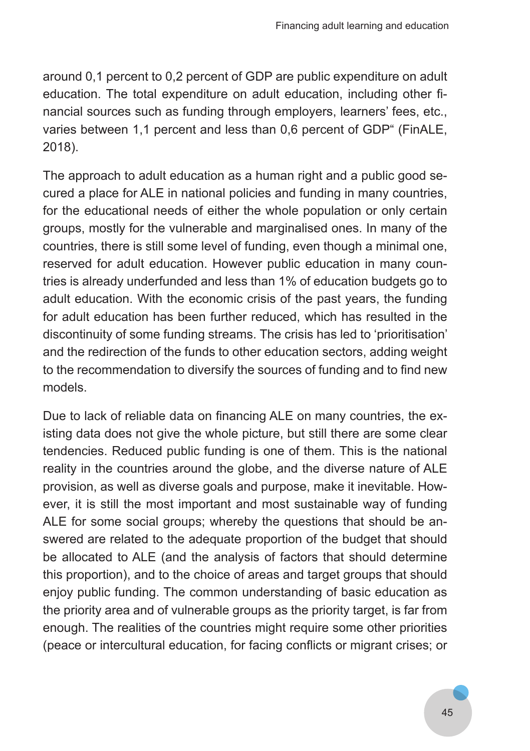around 0,1 percent to 0,2 percent of GDP are public expenditure on adult education. The total expenditure on adult education, including other financial sources such as funding through employers, learners' fees, etc., varies between 1,1 percent and less than 0,6 percent of GDP" (FinALE, 2018).

The approach to adult education as a human right and a public good secured a place for ALE in national policies and funding in many countries, for the educational needs of either the whole population or only certain groups, mostly for the vulnerable and marginalised ones. In many of the countries, there is still some level of funding, even though a minimal one, reserved for adult education. However public education in many countries is already underfunded and less than 1% of education budgets go to adult education. With the economic crisis of the past years, the funding for adult education has been further reduced, which has resulted in the discontinuity of some funding streams. The crisis has led to 'prioritisation' and the redirection of the funds to other education sectors, adding weight to the recommendation to diversify the sources of funding and to find new models.

Due to lack of reliable data on financing ALE on many countries, the existing data does not give the whole picture, but still there are some clear tendencies. Reduced public funding is one of them. This is the national reality in the countries around the globe, and the diverse nature of ALE provision, as well as diverse goals and purpose, make it inevitable. However, it is still the most important and most sustainable way of funding ALE for some social groups; whereby the questions that should be answered are related to the adequate proportion of the budget that should be allocated to ALE (and the analysis of factors that should determine this proportion), and to the choice of areas and target groups that should enjoy public funding. The common understanding of basic education as the priority area and of vulnerable groups as the priority target, is far from enough. The realities of the countries might require some other priorities (peace or intercultural education, for facing conflicts or migrant crises; or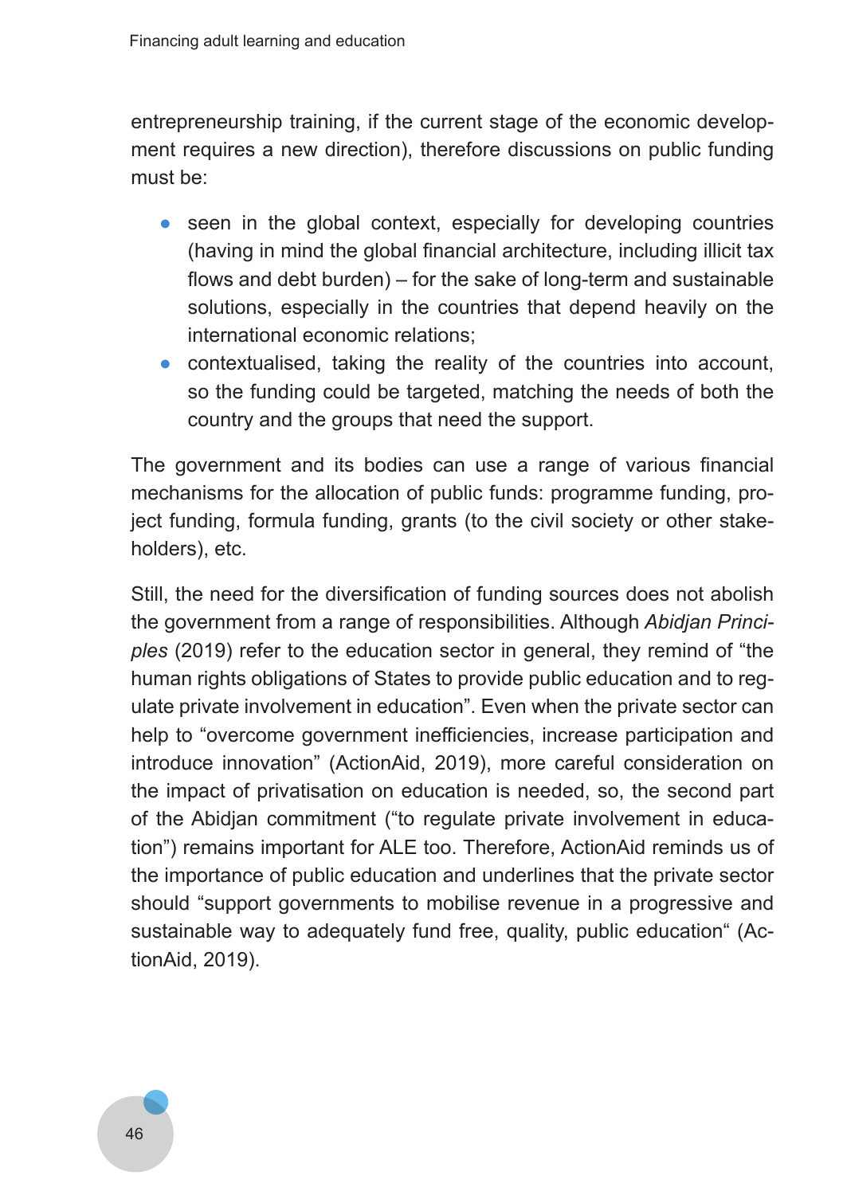entrepreneurship training, if the current stage of the economic development requires a new direction), therefore discussions on public funding must be:

- seen in the global context, especially for developing countries (having in mind the global financial architecture, including illicit tax flows and debt burden) – for the sake of long-term and sustainable solutions, especially in the countries that depend heavily on the international economic relations;
- contextualised, taking the reality of the countries into account, so the funding could be targeted, matching the needs of both the country and the groups that need the support.

The government and its bodies can use a range of various financial mechanisms for the allocation of public funds: programme funding, project funding, formula funding, grants (to the civil society or other stakeholders), etc.

Still, the need for the diversification of funding sources does not abolish the government from a range of responsibilities. Although *Abidjan Principles* (2019) refer to the education sector in general, they remind of "the human rights obligations of States to provide public education and to regulate private involvement in education". Even when the private sector can help to "overcome government inefficiencies, increase participation and introduce innovation" (ActionAid, 2019), more careful consideration on the impact of privatisation on education is needed, so, the second part of the Abidjan commitment ("to regulate private involvement in education") remains important for ALE too. Therefore, ActionAid reminds us of the importance of public education and underlines that the private sector should "support governments to mobilise revenue in a progressive and sustainable way to adequately fund free, quality, public education" (ActionAid, 2019).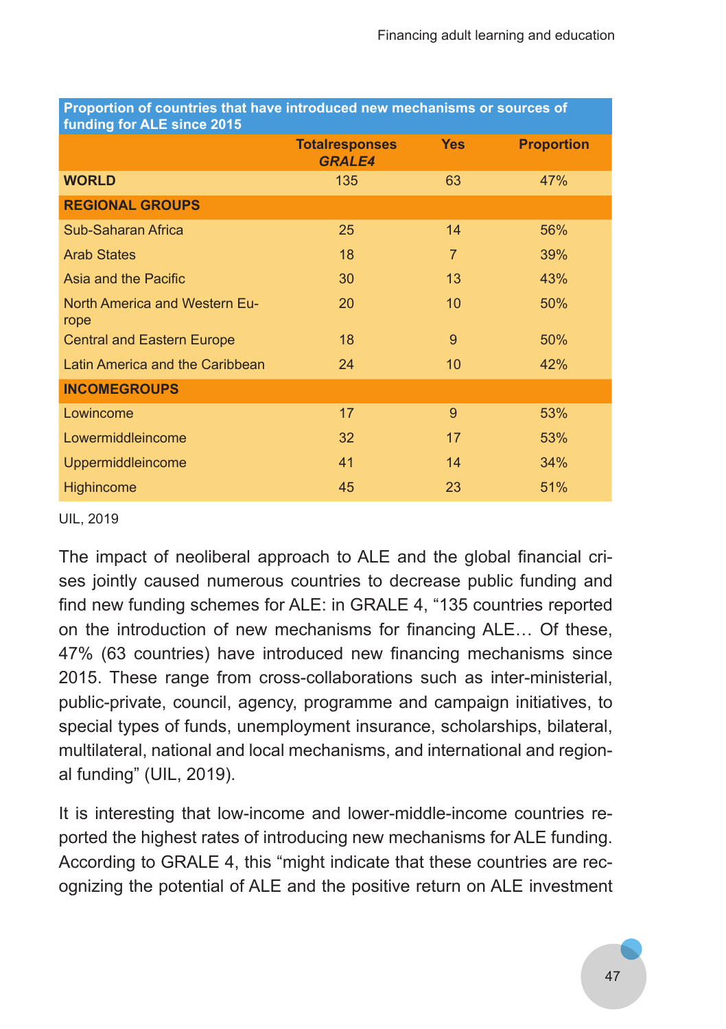| Proportion of countries that have introduced new mechanisms or sources of funding for ALE since 2015 | | | |
|---|---|---|---|
| | Totalresponses *GRALE4* | Yes | Proportion |
| **WORLD** | 135 | 63 | 47% |
| **REGIONAL GROUPS** | | | |
| Sub-Saharan Africa | 25 | 14 | 56% |
| Arab States | 18 | 7 | 39% |
| Asia and the Pacific | 30 | 13 | 43% |
| North America and Western Europe | 20 | 10 | 50% |
| Central and Eastern Europe | 18 | 9 | 50% |
| Latin America and the Caribbean | 24 | 10 | 42% |
| **INCOMEGROUPS** | | | |
| Lowincome | 17 | 9 | 53% |
| Lowermiddleincome | 32 | 17 | 53% |
| Uppermiddleincome | 41 | 14 | 34% |
| Highincome | 45 | 23 | 51% |

UIL, 2019

The impact of neoliberal approach to ALE and the global financial crises jointly caused numerous countries to decrease public funding and find new funding schemes for ALE: in GRALE 4, "135 countries reported on the introduction of new mechanisms for financing ALE… Of these, 47% (63 countries) have introduced new financing mechanisms since 2015. These range from cross-collaborations such as inter-ministerial, public-private, council, agency, programme and campaign initiatives, to special types of funds, unemployment insurance, scholarships, bilateral, multilateral, national and local mechanisms, and international and regional funding" (UIL, 2019).

It is interesting that low-income and lower-middle-income countries reported the highest rates of introducing new mechanisms for ALE funding. According to GRALE 4, this "might indicate that these countries are recognizing the potential of ALE and the positive return on ALE investment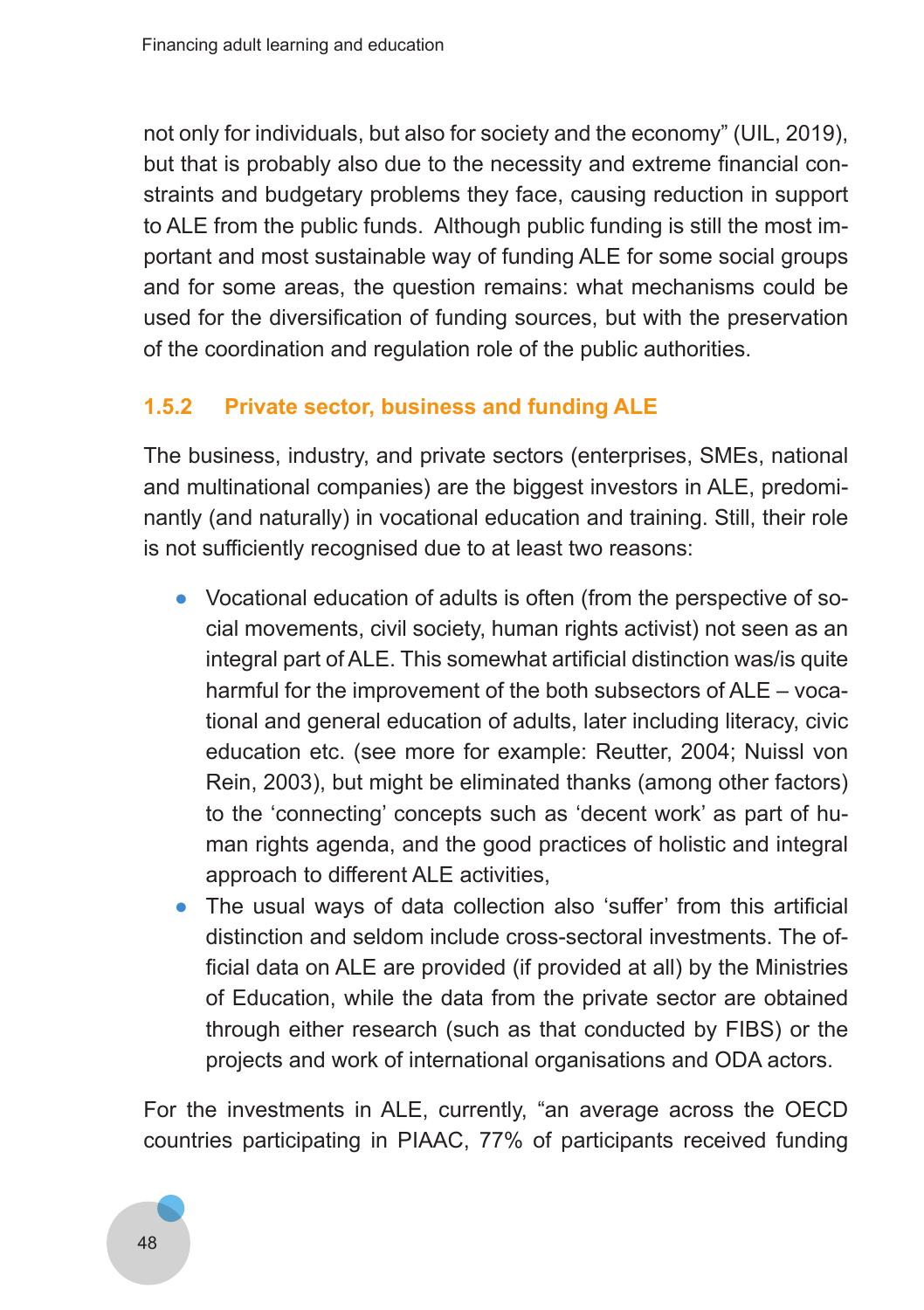not only for individuals, but also for society and the economy" (UIL, 2019), but that is probably also due to the necessity and extreme financial constraints and budgetary problems they face, causing reduction in support to ALE from the public funds.  Although public funding is still the most important and most sustainable way of funding ALE for some social groups and for some areas, the question remains: what mechanisms could be used for the diversification of funding sources, but with the preservation of the coordination and regulation role of the public authorities.

### 1.5.2 Private sector, business and funding ALE

The business, industry, and private sectors (enterprises, SMEs, national and multinational companies) are the biggest investors in ALE, predominantly (and naturally) in vocational education and training. Still, their role is not sufficiently recognised due to at least two reasons:

- Vocational education of adults is often (from the perspective of social movements, civil society, human rights activist) not seen as an integral part of ALE. This somewhat artificial distinction was/is quite harmful for the improvement of the both subsectors of ALE – vocational and general education of adults, later including literacy, civic education etc. (see more for example: Reutter, 2004; Nuissl von Rein, 2003), but might be eliminated thanks (among other factors) to the 'connecting' concepts such as 'decent work' as part of human rights agenda, and the good practices of holistic and integral approach to different ALE activities,
- The usual ways of data collection also 'suffer' from this artificial distinction and seldom include cross-sectoral investments. The official data on ALE are provided (if provided at all) by the Ministries of Education, while the data from the private sector are obtained through either research (such as that conducted by FIBS) or the projects and work of international organisations and ODA actors.

For the investments in ALE, currently, "an average across the OECD countries participating in PIAAC, 77% of participants received funding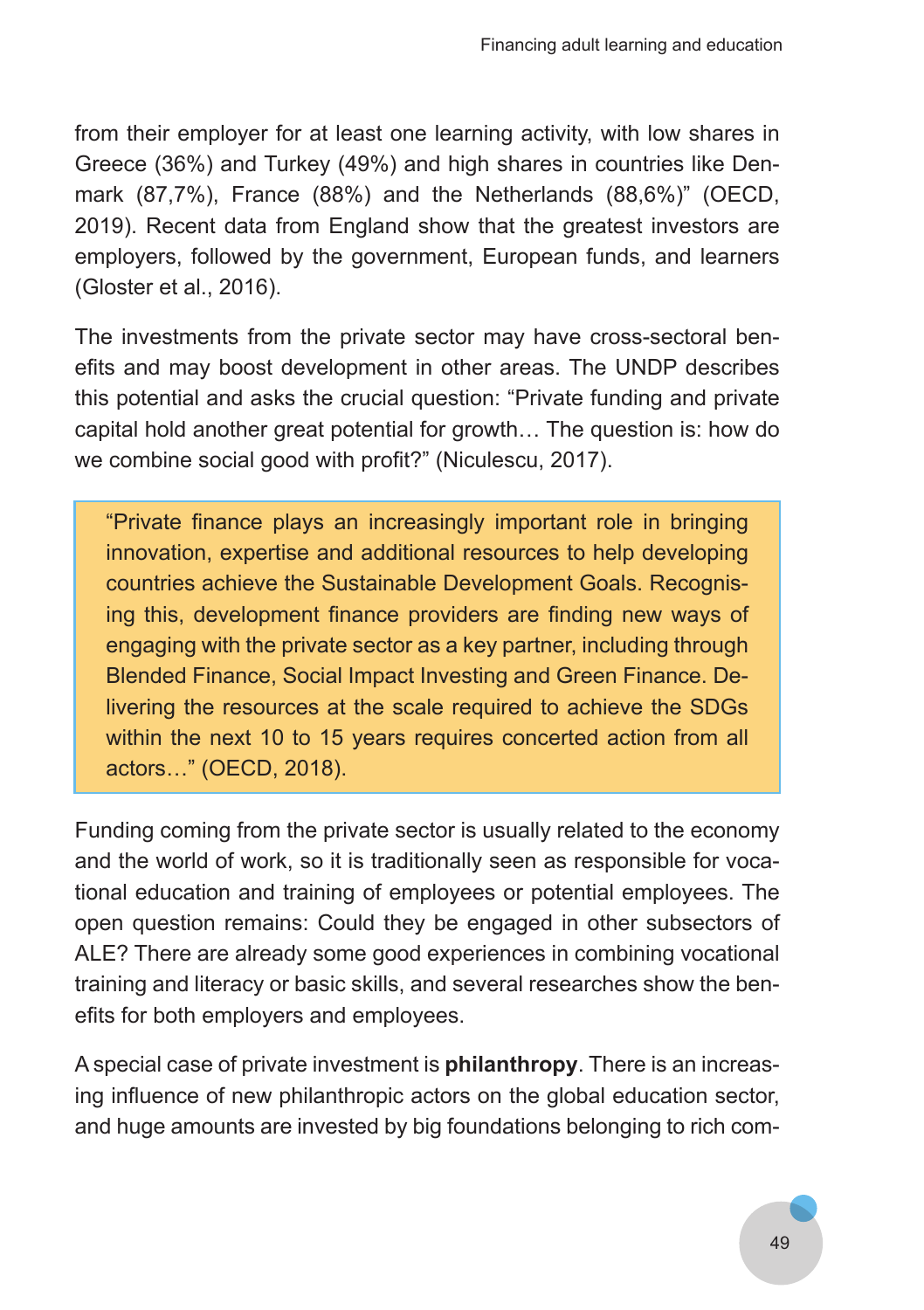from their employer for at least one learning activity, with low shares in Greece (36%) and Turkey (49%) and high shares in countries like Denmark (87,7%), France (88%) and the Netherlands (88,6%)" (OECD, 2019). Recent data from England show that the greatest investors are employers, followed by the government, European funds, and learners (Gloster et al., 2016).

The investments from the private sector may have cross-sectoral benefits and may boost development in other areas. The UNDP describes this potential and asks the crucial question: "Private funding and private capital hold another great potential for growth… The question is: how do we combine social good with profit?" (Niculescu, 2017).

> "Private finance plays an increasingly important role in bringing innovation, expertise and additional resources to help developing countries achieve the Sustainable Development Goals. Recognising this, development finance providers are finding new ways of engaging with the private sector as a key partner, including through Blended Finance, Social Impact Investing and Green Finance. Delivering the resources at the scale required to achieve the SDGs within the next 10 to 15 years requires concerted action from all actors…" (OECD, 2018).

Funding coming from the private sector is usually related to the economy and the world of work, so it is traditionally seen as responsible for vocational education and training of employees or potential employees. The open question remains: Could they be engaged in other subsectors of ALE? There are already some good experiences in combining vocational training and literacy or basic skills, and several researches show the benefits for both employers and employees.

A special case of private investment is **philanthropy**. There is an increasing influence of new philanthropic actors on the global education sector, and huge amounts are invested by big foundations belonging to rich com-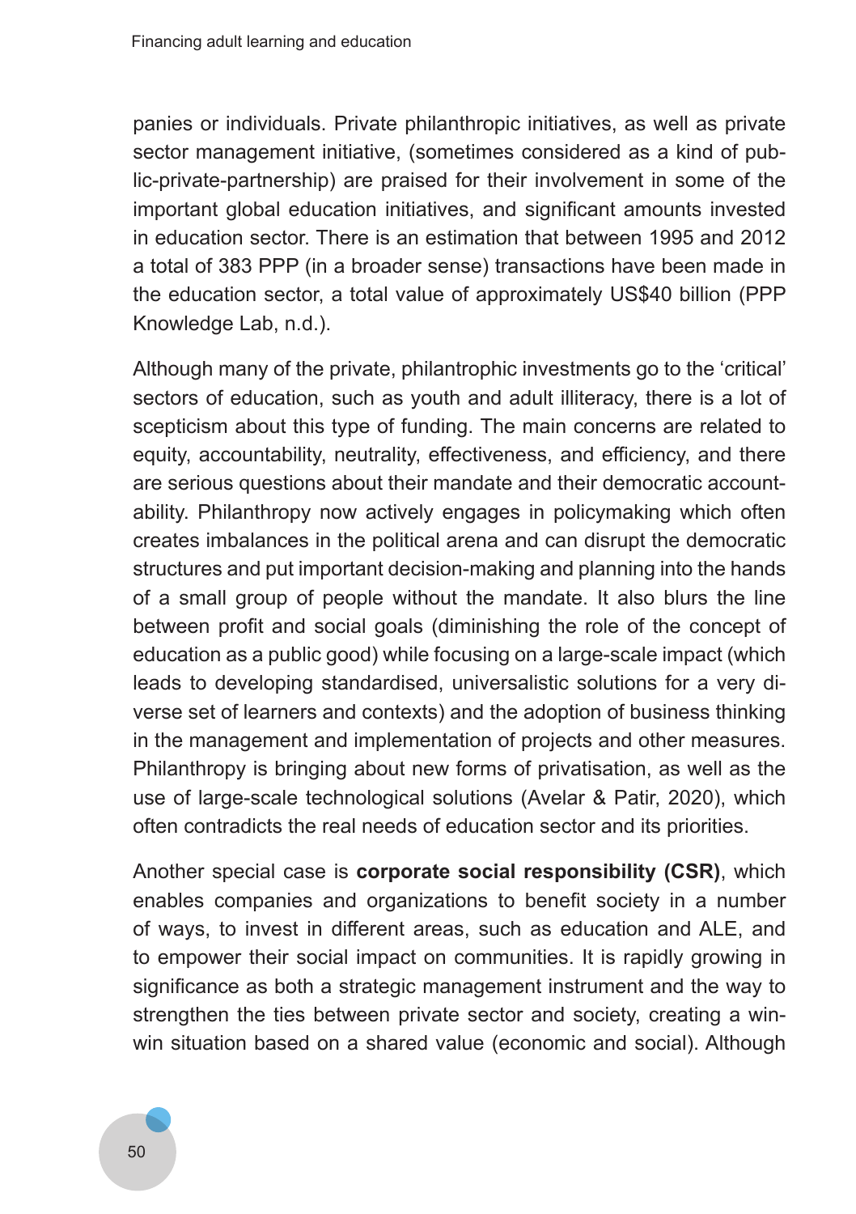panies or individuals. Private philanthropic initiatives, as well as private sector management initiative, (sometimes considered as a kind of public-private-partnership) are praised for their involvement in some of the important global education initiatives, and significant amounts invested in education sector. There is an estimation that between 1995 and 2012 a total of 383 PPP (in a broader sense) transactions have been made in the education sector, a total value of approximately US$40 billion (PPP Knowledge Lab, n.d.).

Although many of the private, philantrophic investments go to the 'critical' sectors of education, such as youth and adult illiteracy, there is a lot of scepticism about this type of funding. The main concerns are related to equity, accountability, neutrality, effectiveness, and efficiency, and there are serious questions about their mandate and their democratic accountability. Philanthropy now actively engages in policymaking which often creates imbalances in the political arena and can disrupt the democratic structures and put important decision-making and planning into the hands of a small group of people without the mandate. It also blurs the line between profit and social goals (diminishing the role of the concept of education as a public good) while focusing on a large-scale impact (which leads to developing standardised, universalistic solutions for a very diverse set of learners and contexts) and the adoption of business thinking in the management and implementation of projects and other measures. Philanthropy is bringing about new forms of privatisation, as well as the use of large-scale technological solutions (Avelar & Patir, 2020), which often contradicts the real needs of education sector and its priorities.

Another special case is **corporate social responsibility (CSR)**, which enables companies and organizations to benefit society in a number of ways, to invest in different areas, such as education and ALE, and to empower their social impact on communities. It is rapidly growing in significance as both a strategic management instrument and the way to strengthen the ties between private sector and society, creating a win-win situation based on a shared value (economic and social). Although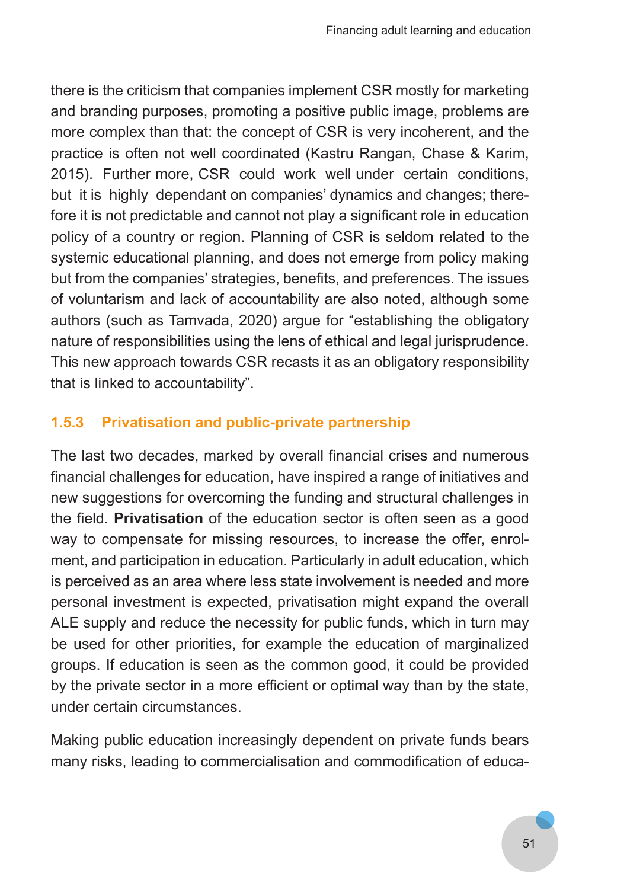there is the criticism that companies implement CSR mostly for marketing and branding purposes, promoting a positive public image, problems are more complex than that: the concept of CSR is very incoherent, and the practice is often not well coordinated (Kastru Rangan, Chase & Karim, 2015). Further more, CSR could work well under certain conditions, but it is highly dependant on companies' dynamics and changes; therefore it is not predictable and cannot not play a significant role in education policy of a country or region. Planning of CSR is seldom related to the systemic educational planning, and does not emerge from policy making but from the companies' strategies, benefits, and preferences. The issues of voluntarism and lack of accountability are also noted, although some authors (such as Tamvada, 2020) argue for "establishing the obligatory nature of responsibilities using the lens of ethical and legal jurisprudence. This new approach towards CSR recasts it as an obligatory responsibility that is linked to accountability".

### 1.5.3 Privatisation and public-private partnership

The last two decades, marked by overall financial crises and numerous financial challenges for education, have inspired a range of initiatives and new suggestions for overcoming the funding and structural challenges in the field. **Privatisation** of the education sector is often seen as a good way to compensate for missing resources, to increase the offer, enrolment, and participation in education. Particularly in adult education, which is perceived as an area where less state involvement is needed and more personal investment is expected, privatisation might expand the overall ALE supply and reduce the necessity for public funds, which in turn may be used for other priorities, for example the education of marginalized groups. If education is seen as the common good, it could be provided by the private sector in a more efficient or optimal way than by the state, under certain circumstances.

Making public education increasingly dependent on private funds bears many risks, leading to commercialisation and commodification of educa-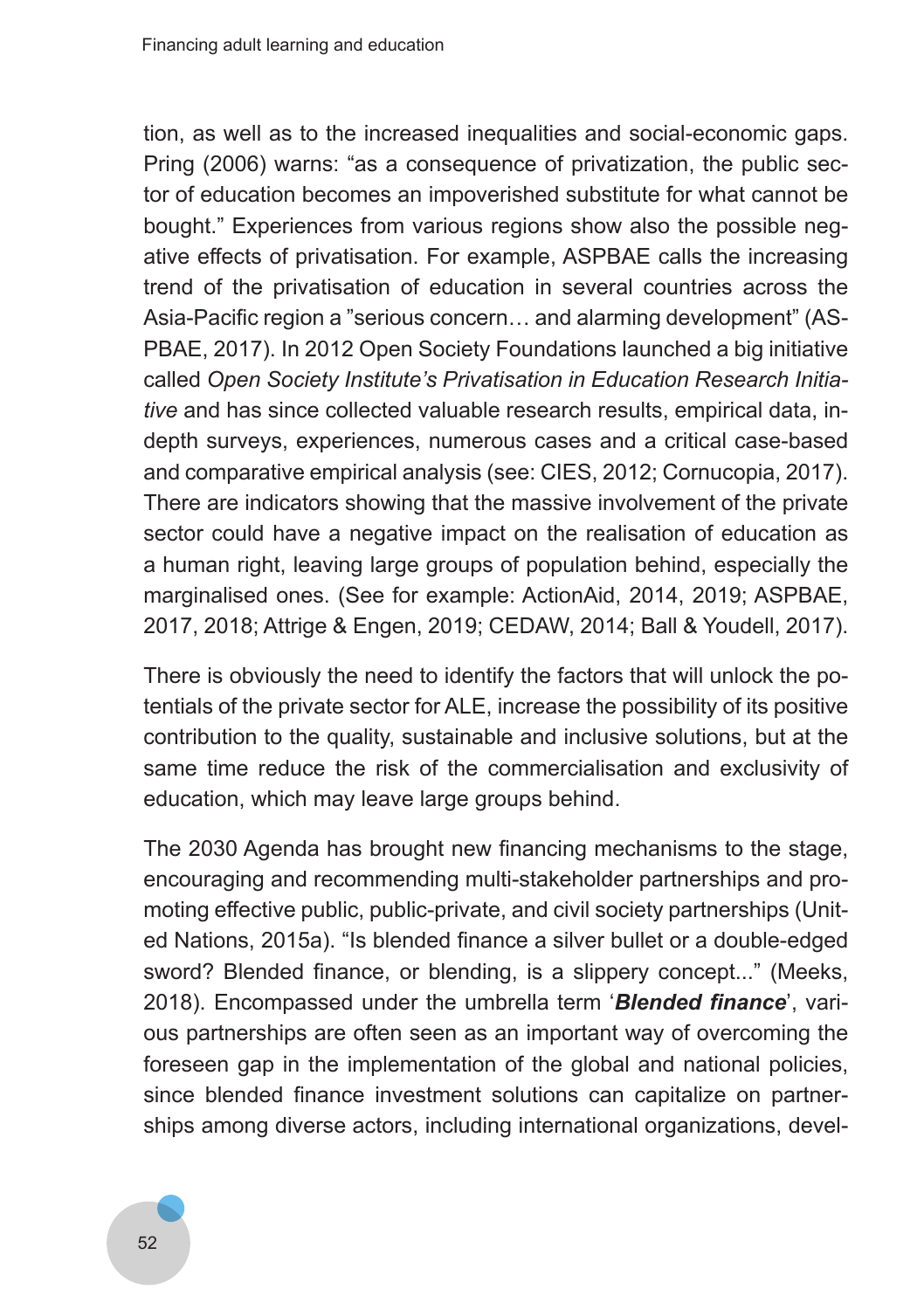tion, as well as to the increased inequalities and social-economic gaps. Pring (2006) warns: "as a consequence of privatization, the public sector of education becomes an impoverished substitute for what cannot be bought." Experiences from various regions show also the possible negative effects of privatisation. For example, ASPBAE calls the increasing trend of the privatisation of education in several countries across the Asia-Pacific region a "serious concern… and alarming development" (ASPBAE, 2017). In 2012 Open Society Foundations launched a big initiative called *Open Society Institute's Privatisation in Education Research Initiative* and has since collected valuable research results, empirical data, in-depth surveys, experiences, numerous cases and a critical case-based and comparative empirical analysis (see: CIES, 2012; Cornucopia, 2017). There are indicators showing that the massive involvement of the private sector could have a negative impact on the realisation of education as a human right, leaving large groups of population behind, especially the marginalised ones. (See for example: ActionAid, 2014, 2019; ASPBAE, 2017, 2018; Attrige & Engen, 2019; CEDAW, 2014; Ball & Youdell, 2017).

There is obviously the need to identify the factors that will unlock the potentials of the private sector for ALE, increase the possibility of its positive contribution to the quality, sustainable and inclusive solutions, but at the same time reduce the risk of the commercialisation and exclusivity of education, which may leave large groups behind.

The 2030 Agenda has brought new financing mechanisms to the stage, encouraging and recommending multi-stakeholder partnerships and promoting effective public, public-private, and civil society partnerships (United Nations, 2015a). "Is blended finance a silver bullet or a double-edged sword? Blended finance, or blending, is a slippery concept..." (Meeks, 2018). Encompassed under the umbrella term '***Blended finance***', various partnerships are often seen as an important way of overcoming the foreseen gap in the implementation of the global and national policies, since blended finance investment solutions can capitalize on partnerships among diverse actors, including international organizations, devel-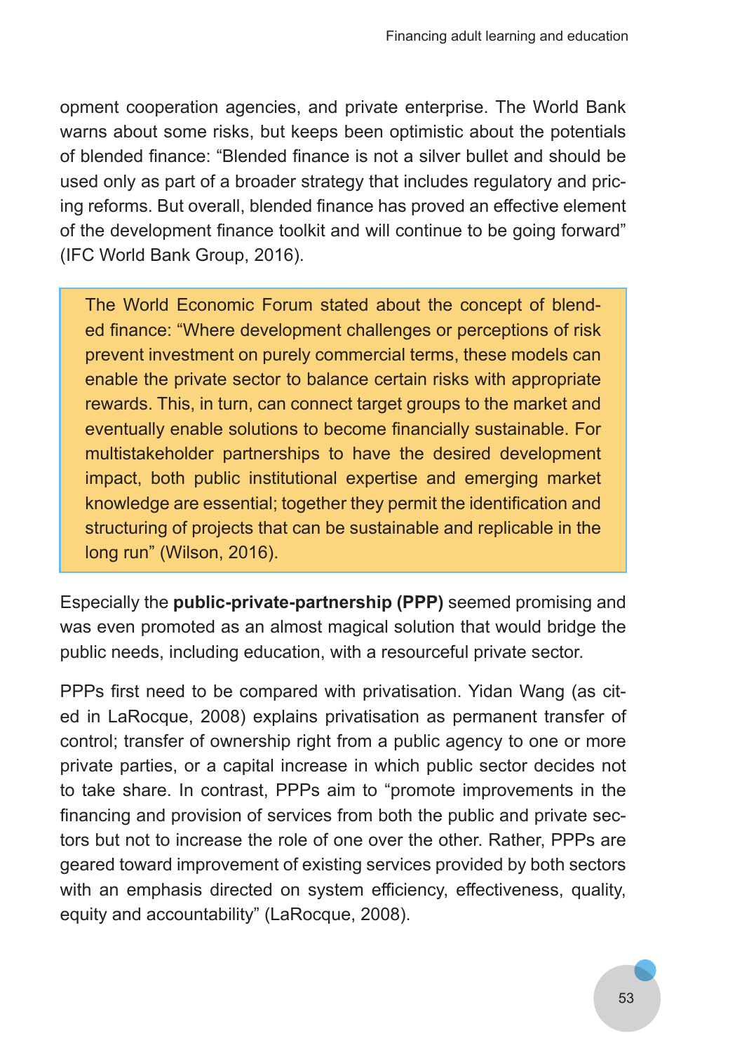opment cooperation agencies, and private enterprise. The World Bank warns about some risks, but keeps been optimistic about the potentials of blended finance: "Blended finance is not a silver bullet and should be used only as part of a broader strategy that includes regulatory and pricing reforms. But overall, blended finance has proved an effective element of the development finance toolkit and will continue to be going forward" (IFC World Bank Group, 2016).

> The World Economic Forum stated about the concept of blended finance: "Where development challenges or perceptions of risk prevent investment on purely commercial terms, these models can enable the private sector to balance certain risks with appropriate rewards. This, in turn, can connect target groups to the market and eventually enable solutions to become financially sustainable. For multistakeholder partnerships to have the desired development impact, both public institutional expertise and emerging market knowledge are essential; together they permit the identification and structuring of projects that can be sustainable and replicable in the long run" (Wilson, 2016).

Especially the **public-private-partnership (PPP)** seemed promising and was even promoted as an almost magical solution that would bridge the public needs, including education, with a resourceful private sector.

PPPs first need to be compared with privatisation. Yidan Wang (as cited in LaRocque, 2008) explains privatisation as permanent transfer of control; transfer of ownership right from a public agency to one or more private parties, or a capital increase in which public sector decides not to take share. In contrast, PPPs aim to "promote improvements in the financing and provision of services from both the public and private sectors but not to increase the role of one over the other. Rather, PPPs are geared toward improvement of existing services provided by both sectors with an emphasis directed on system efficiency, effectiveness, quality, equity and accountability" (LaRocque, 2008).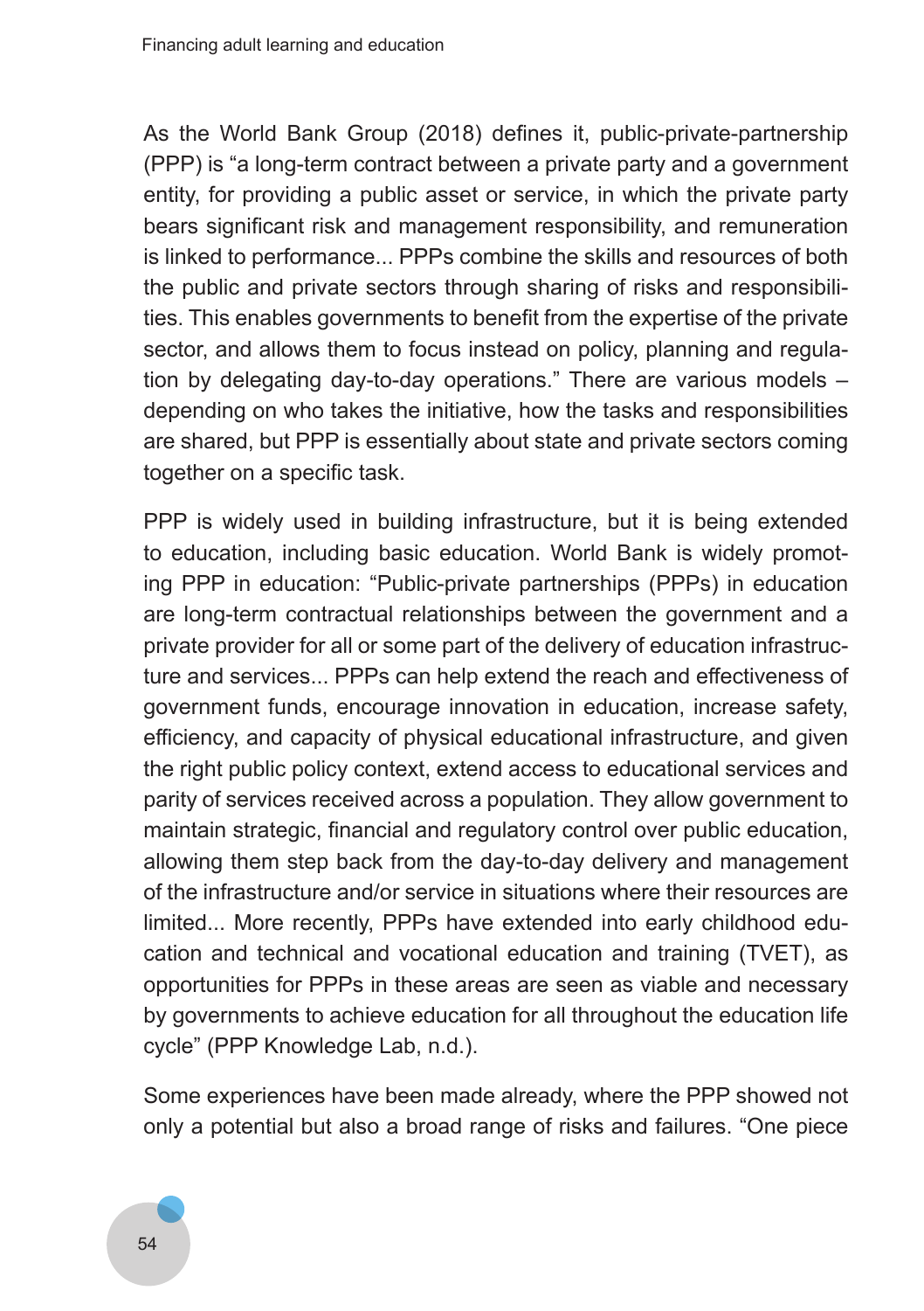As the World Bank Group (2018) defines it, public-private-partnership (PPP) is "a long-term contract between a private party and a government entity, for providing a public asset or service, in which the private party bears significant risk and management responsibility, and remuneration is linked to performance... PPPs combine the skills and resources of both the public and private sectors through sharing of risks and responsibilities. This enables governments to benefit from the expertise of the private sector, and allows them to focus instead on policy, planning and regulation by delegating day-to-day operations." There are various models – depending on who takes the initiative, how the tasks and responsibilities are shared, but PPP is essentially about state and private sectors coming together on a specific task.

PPP is widely used in building infrastructure, but it is being extended to education, including basic education. World Bank is widely promoting PPP in education: "Public-private partnerships (PPPs) in education are long-term contractual relationships between the government and a private provider for all or some part of the delivery of education infrastructure and services... PPPs can help extend the reach and effectiveness of government funds, encourage innovation in education, increase safety, efficiency, and capacity of physical educational infrastructure, and given the right public policy context, extend access to educational services and parity of services received across a population. They allow government to maintain strategic, financial and regulatory control over public education, allowing them step back from the day-to-day delivery and management of the infrastructure and/or service in situations where their resources are limited... More recently, PPPs have extended into early childhood education and technical and vocational education and training (TVET), as opportunities for PPPs in these areas are seen as viable and necessary by governments to achieve education for all throughout the education life cycle" (PPP Knowledge Lab, n.d.).

Some experiences have been made already, where the PPP showed not only a potential but also a broad range of risks and failures. "One piece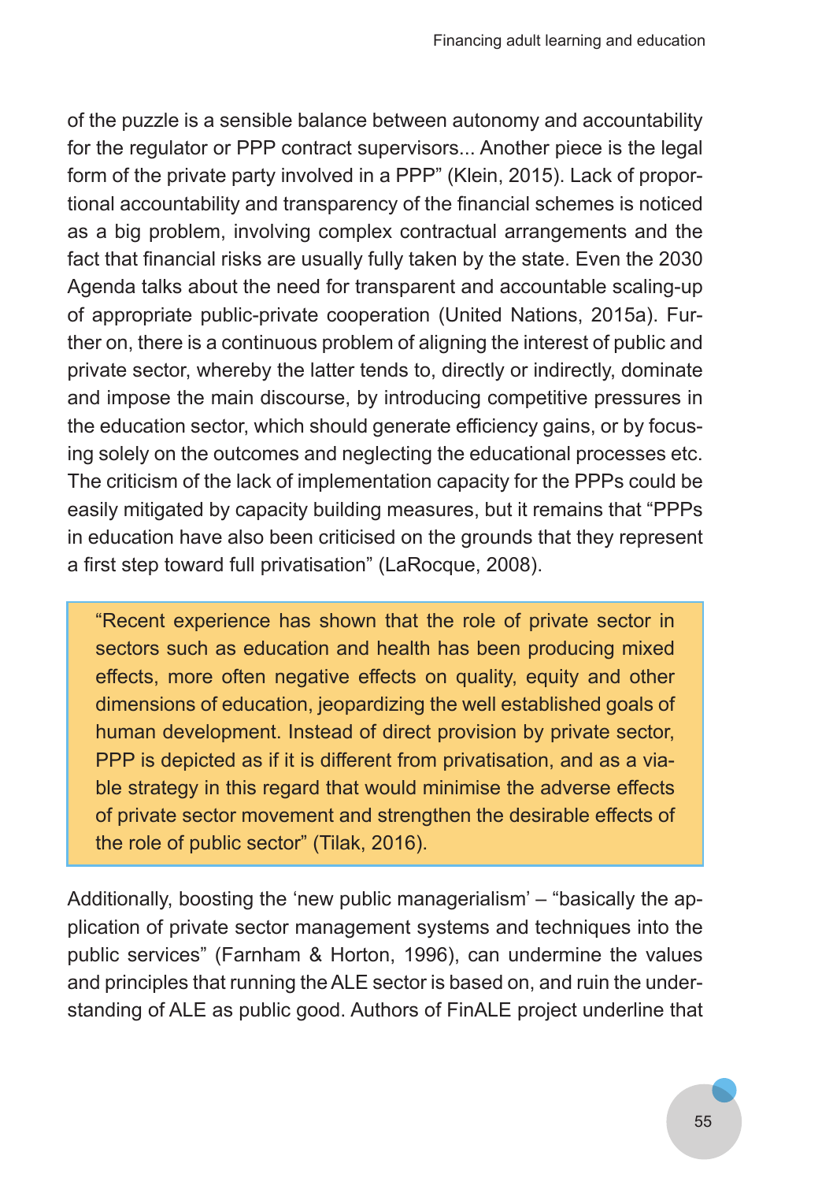of the puzzle is a sensible balance between autonomy and accountability for the regulator or PPP contract supervisors... Another piece is the legal form of the private party involved in a PPP" (Klein, 2015). Lack of proportional accountability and transparency of the financial schemes is noticed as a big problem, involving complex contractual arrangements and the fact that financial risks are usually fully taken by the state. Even the 2030 Agenda talks about the need for transparent and accountable scaling-up of appropriate public-private cooperation (United Nations, 2015a). Further on, there is a continuous problem of aligning the interest of public and private sector, whereby the latter tends to, directly or indirectly, dominate and impose the main discourse, by introducing competitive pressures in the education sector, which should generate efficiency gains, or by focusing solely on the outcomes and neglecting the educational processes etc. The criticism of the lack of implementation capacity for the PPPs could be easily mitigated by capacity building measures, but it remains that "PPPs in education have also been criticised on the grounds that they represent a first step toward full privatisation" (LaRocque, 2008).

> "Recent experience has shown that the role of private sector in sectors such as education and health has been producing mixed effects, more often negative effects on quality, equity and other dimensions of education, jeopardizing the well established goals of human development. Instead of direct provision by private sector, PPP is depicted as if it is different from privatisation, and as a viable strategy in this regard that would minimise the adverse effects of private sector movement and strengthen the desirable effects of the role of public sector" (Tilak, 2016).

Additionally, boosting the 'new public managerialism' – "basically the application of private sector management systems and techniques into the public services" (Farnham & Horton, 1996), can undermine the values and principles that running the ALE sector is based on, and ruin the understanding of ALE as public good. Authors of FinALE project underline that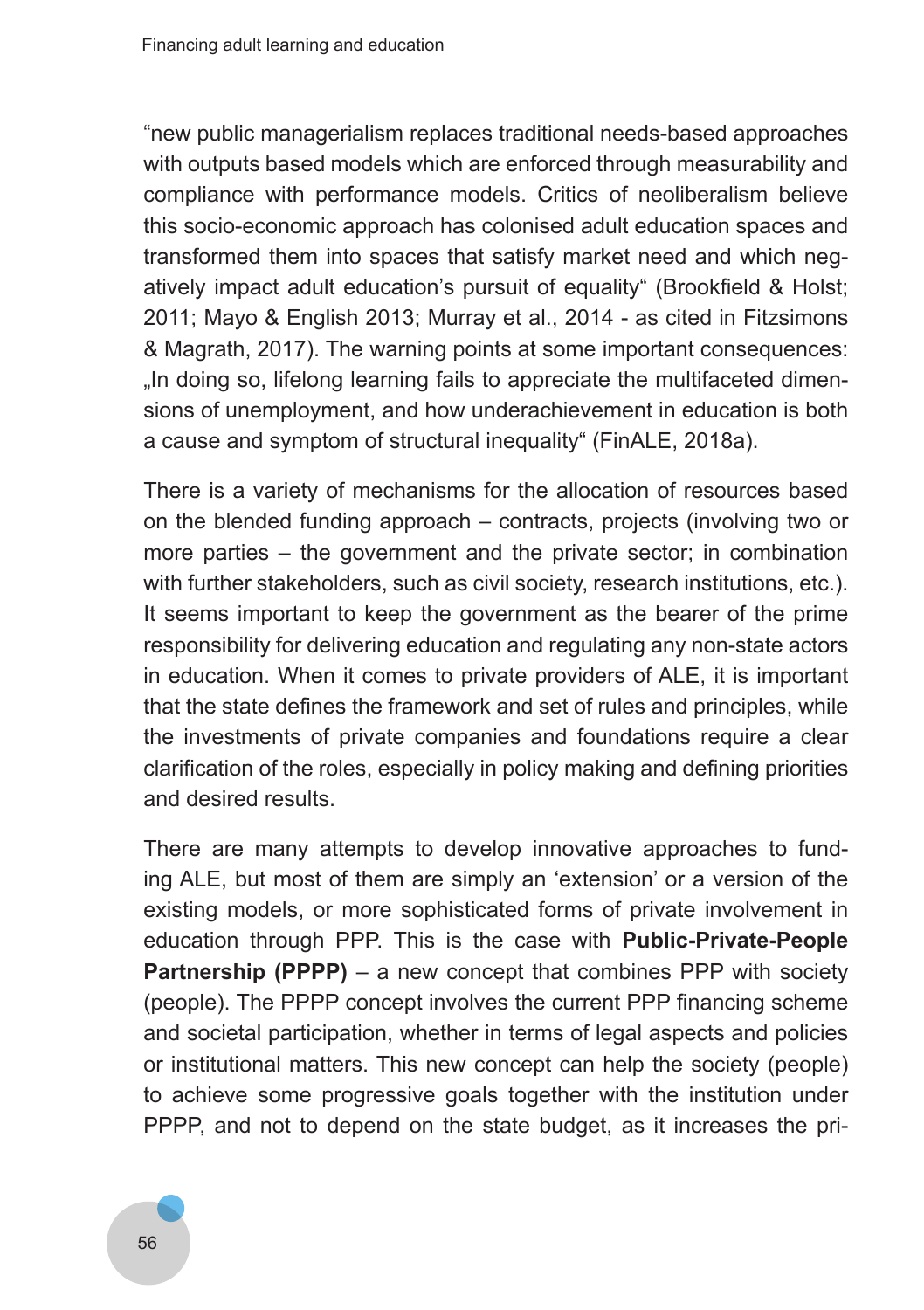“new public managerialism replaces traditional needs-based approaches with outputs based models which are enforced through measurability and compliance with performance models. Critics of neoliberalism believe this socio-economic approach has colonised adult education spaces and transformed them into spaces that satisfy market need and which negatively impact adult education’s pursuit of equality“ (Brookfield & Holst; 2011; Mayo & English 2013; Murray et al., 2014 - as cited in Fitzsimons & Magrath, 2017). The warning points at some important consequences: „In doing so, lifelong learning fails to appreciate the multifaceted dimensions of unemployment, and how underachievement in education is both a cause and symptom of structural inequality“ (FinALE, 2018a).

There is a variety of mechanisms for the allocation of resources based on the blended funding approach – contracts, projects (involving two or more parties – the government and the private sector; in combination with further stakeholders, such as civil society, research institutions, etc.). It seems important to keep the government as the bearer of the prime responsibility for delivering education and regulating any non-state actors in education. When it comes to private providers of ALE, it is important that the state defines the framework and set of rules and principles, while the investments of private companies and foundations require a clear clarification of the roles, especially in policy making and defining priorities and desired results.

There are many attempts to develop innovative approaches to funding ALE, but most of them are simply an ‘extension’ or a version of the existing models, or more sophisticated forms of private involvement in education through PPP. This is the case with **Public-Private-People Partnership (PPPP)** – a new concept that combines PPP with society (people). The PPPP concept involves the current PPP financing scheme and societal participation, whether in terms of legal aspects and policies or institutional matters. This new concept can help the society (people) to achieve some progressive goals together with the institution under PPPP, and not to depend on the state budget, as it increases the pri-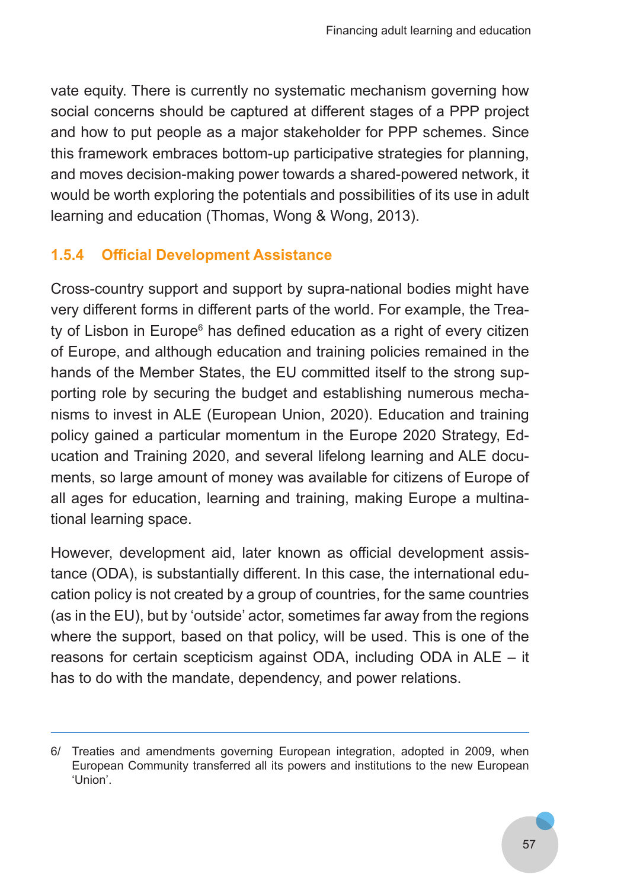vate equity. There is currently no systematic mechanism governing how social concerns should be captured at different stages of a PPP project and how to put people as a major stakeholder for PPP schemes. Since this framework embraces bottom-up participative strategies for planning, and moves decision-making power towards a shared-powered network, it would be worth exploring the potentials and possibilities of its use in adult learning and education (Thomas, Wong & Wong, 2013).

### 1.5.4 Official Development Assistance

Cross-country support and support by supra-national bodies might have very different forms in different parts of the world. For example, the Treaty of Lisbon in Europe[6] has defined education as a right of every citizen of Europe, and although education and training policies remained in the hands of the Member States, the EU committed itself to the strong supporting role by securing the budget and establishing numerous mechanisms to invest in ALE (European Union, 2020). Education and training policy gained a particular momentum in the Europe 2020 Strategy, Education and Training 2020, and several lifelong learning and ALE documents, so large amount of money was available for citizens of Europe of all ages for education, learning and training, making Europe a multinational learning space.

However, development aid, later known as official development assistance (ODA), is substantially different. In this case, the international education policy is not created by a group of countries, for the same countries (as in the EU), but by 'outside' actor, sometimes far away from the regions where the support, based on that policy, will be used. This is one of the reasons for certain scepticism against ODA, including ODA in ALE – it has to do with the mandate, dependency, and power relations.

---

6/ Treaties and amendments governing European integration, adopted in 2009, when European Community transferred all its powers and institutions to the new European 'Union'.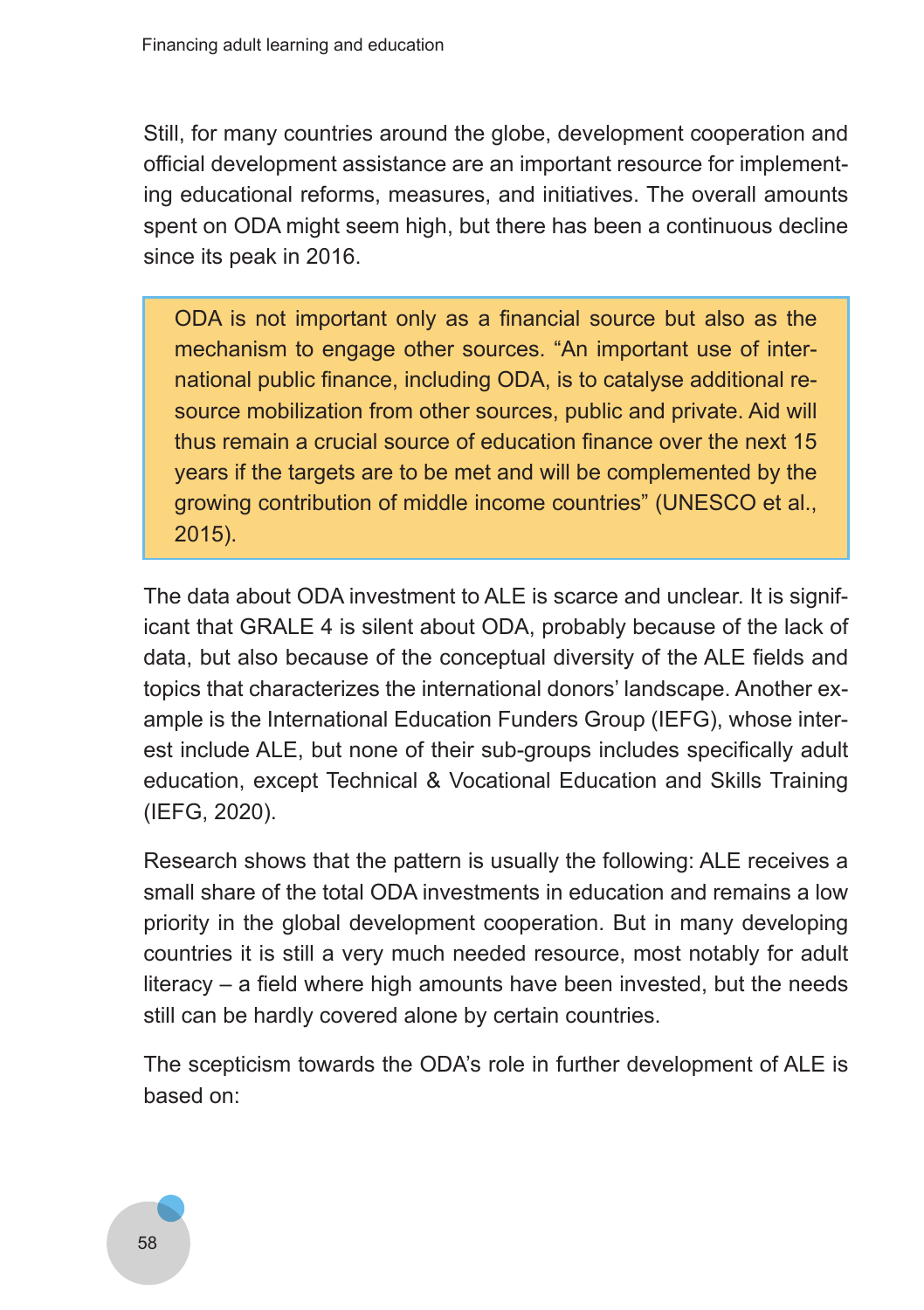Still, for many countries around the globe, development cooperation and official development assistance are an important resource for implementing educational reforms, measures, and initiatives. The overall amounts spent on ODA might seem high, but there has been a continuous decline since its peak in 2016.

> ODA is not important only as a financial source but also as the mechanism to engage other sources. "An important use of international public finance, including ODA, is to catalyse additional resource mobilization from other sources, public and private. Aid will thus remain a crucial source of education finance over the next 15 years if the targets are to be met and will be complemented by the growing contribution of middle income countries" (UNESCO et al., 2015).

The data about ODA investment to ALE is scarce and unclear. It is significant that GRALE 4 is silent about ODA, probably because of the lack of data, but also because of the conceptual diversity of the ALE fields and topics that characterizes the international donors' landscape. Another example is the International Education Funders Group (IEFG), whose interest include ALE, but none of their sub-groups includes specifically adult education, except Technical & Vocational Education and Skills Training (IEFG, 2020).

Research shows that the pattern is usually the following: ALE receives a small share of the total ODA investments in education and remains a low priority in the global development cooperation. But in many developing countries it is still a very much needed resource, most notably for adult literacy – a field where high amounts have been invested, but the needs still can be hardly covered alone by certain countries.

The scepticism towards the ODA's role in further development of ALE is based on: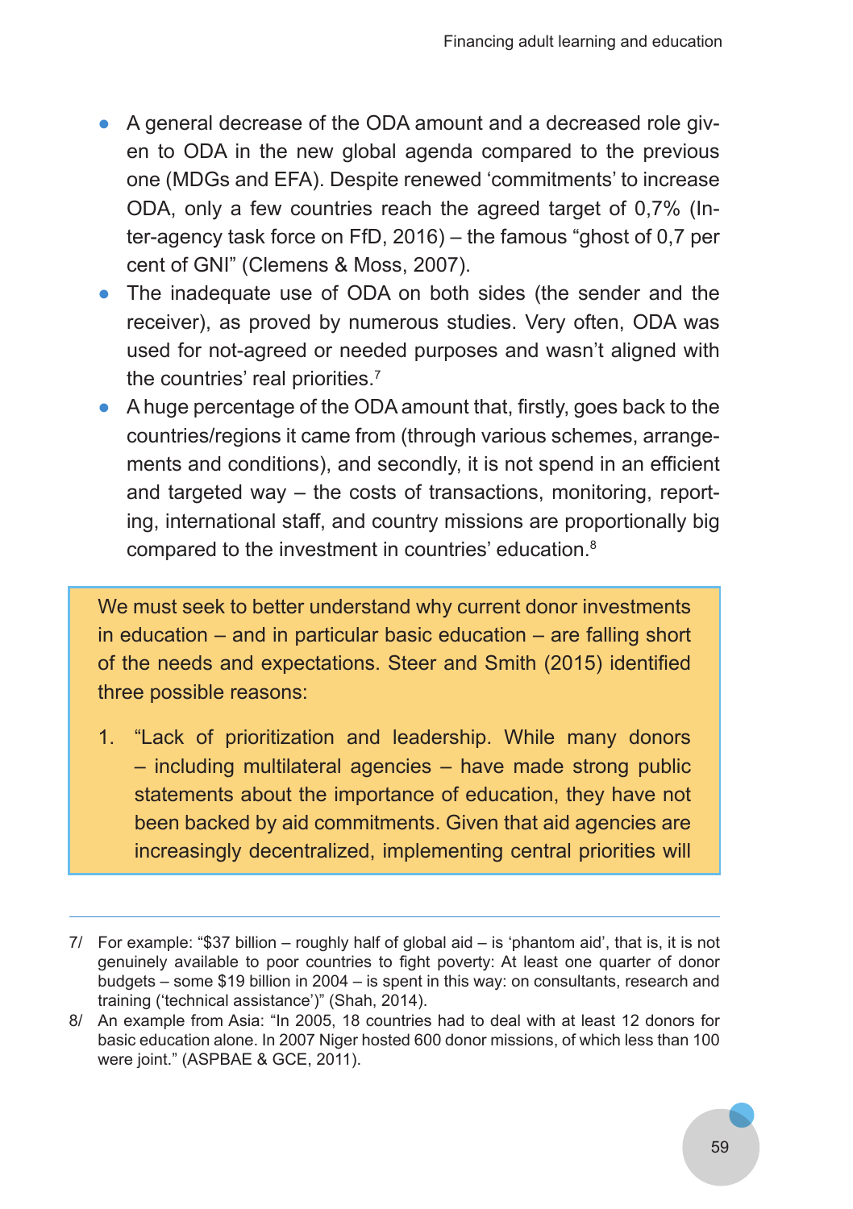- A general decrease of the ODA amount and a decreased role given to ODA in the new global agenda compared to the previous one (MDGs and EFA). Despite renewed 'commitments' to increase ODA, only a few countries reach the agreed target of 0,7% (Inter-agency task force on FfD, 2016) – the famous "ghost of 0,7 per cent of GNI" (Clemens & Moss, 2007).
- The inadequate use of ODA on both sides (the sender and the receiver), as proved by numerous studies. Very often, ODA was used for not-agreed or needed purposes and wasn't aligned with the countries' real priorities.[7]
- A huge percentage of the ODA amount that, firstly, goes back to the countries/regions it came from (through various schemes, arrangements and conditions), and secondly, it is not spend in an efficient and targeted way – the costs of transactions, monitoring, reporting, international staff, and country missions are proportionally big compared to the investment in countries' education.[8]

> We must seek to better understand why current donor investments in education – and in particular basic education – are falling short of the needs and expectations. Steer and Smith (2015) identified three possible reasons:
>
> 1. "Lack of prioritization and leadership. While many donors – including multilateral agencies – have made strong public statements about the importance of education, they have not been backed by aid commitments. Given that aid agencies are increasingly decentralized, implementing central priorities will

---

7/ For example: "$37 billion – roughly half of global aid – is 'phantom aid', that is, it is not genuinely available to poor countries to fight poverty: At least one quarter of donor budgets – some $19 billion in 2004 – is spent in this way: on consultants, research and training ('technical assistance')" (Shah, 2014).

8/ An example from Asia: "In 2005, 18 countries had to deal with at least 12 donors for basic education alone. In 2007 Niger hosted 600 donor missions, of which less than 100 were joint." (ASPBAE & GCE, 2011).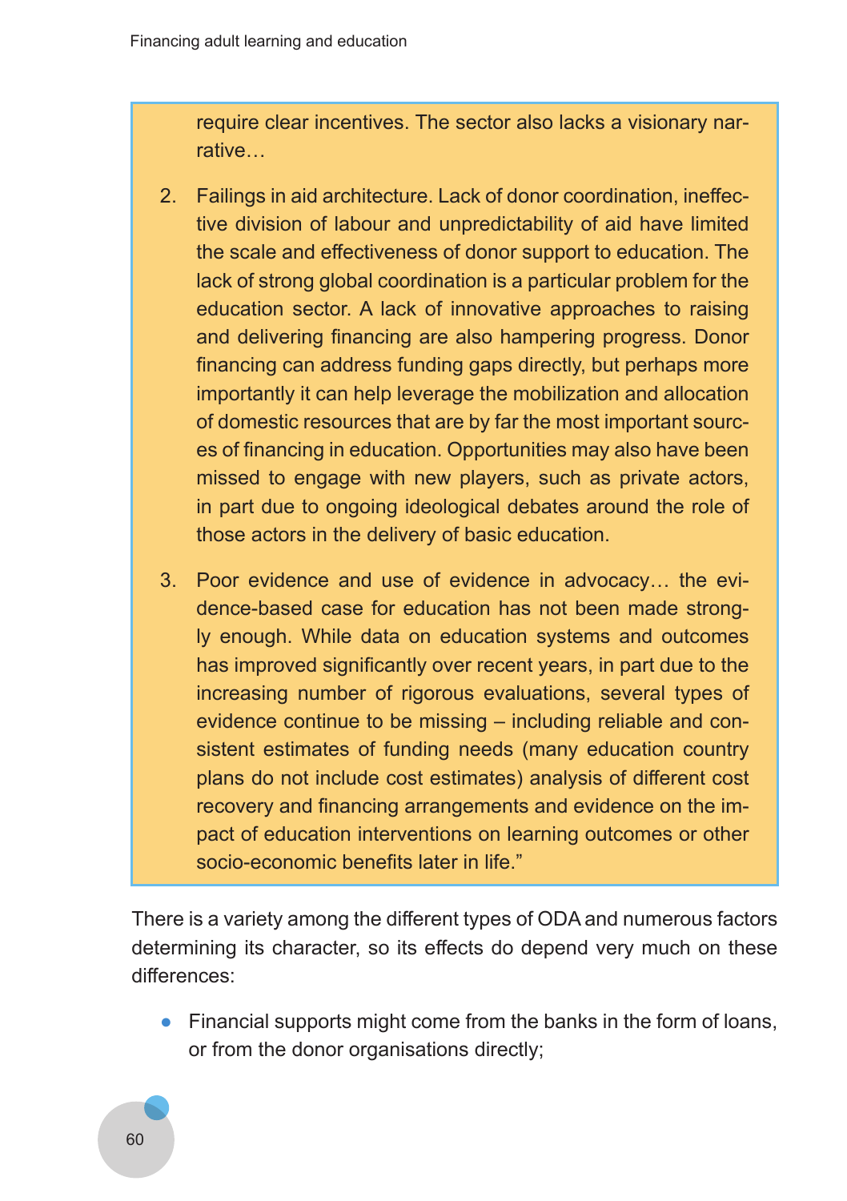require clear incentives. The sector also lacks a visionary narrative…

2. Failings in aid architecture. Lack of donor coordination, ineffective division of labour and unpredictability of aid have limited the scale and effectiveness of donor support to education. The lack of strong global coordination is a particular problem for the education sector. A lack of innovative approaches to raising and delivering financing are also hampering progress. Donor financing can address funding gaps directly, but perhaps more importantly it can help leverage the mobilization and allocation of domestic resources that are by far the most important sources of financing in education. Opportunities may also have been missed to engage with new players, such as private actors, in part due to ongoing ideological debates around the role of those actors in the delivery of basic education.

3. Poor evidence and use of evidence in advocacy… the evidence-based case for education has not been made strongly enough. While data on education systems and outcomes has improved significantly over recent years, in part due to the increasing number of rigorous evaluations, several types of evidence continue to be missing – including reliable and consistent estimates of funding needs (many education country plans do not include cost estimates) analysis of different cost recovery and financing arrangements and evidence on the impact of education interventions on learning outcomes or other socio-economic benefits later in life."

There is a variety among the different types of ODA and numerous factors determining its character, so its effects do depend very much on these differences:

- Financial supports might come from the banks in the form of loans, or from the donor organisations directly;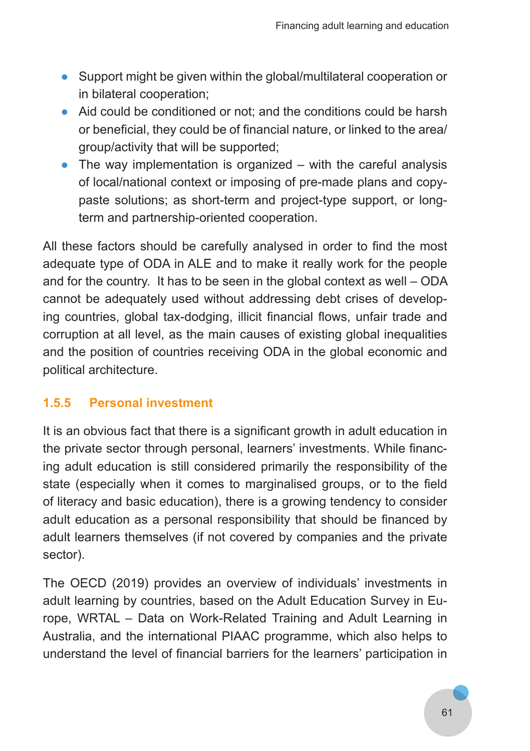- Support might be given within the global/multilateral cooperation or in bilateral cooperation;
- Aid could be conditioned or not; and the conditions could be harsh or beneficial, they could be of financial nature, or linked to the area/group/activity that will be supported;
- The way implementation is organized – with the careful analysis of local/national context or imposing of pre-made plans and copy-paste solutions; as short-term and project-type support, or long-term and partnership-oriented cooperation.

All these factors should be carefully analysed in order to find the most adequate type of ODA in ALE and to make it really work for the people and for the country. It has to be seen in the global context as well – ODA cannot be adequately used without addressing debt crises of developing countries, global tax-dodging, illicit financial flows, unfair trade and corruption at all level, as the main causes of existing global inequalities and the position of countries receiving ODA in the global economic and political architecture.

### 1.5.5 Personal investment

It is an obvious fact that there is a significant growth in adult education in the private sector through personal, learners' investments. While financing adult education is still considered primarily the responsibility of the state (especially when it comes to marginalised groups, or to the field of literacy and basic education), there is a growing tendency to consider adult education as a personal responsibility that should be financed by adult learners themselves (if not covered by companies and the private sector).

The OECD (2019) provides an overview of individuals' investments in adult learning by countries, based on the Adult Education Survey in Europe, WRTAL – Data on Work-Related Training and Adult Learning in Australia, and the international PIAAC programme, which also helps to understand the level of financial barriers for the learners' participation in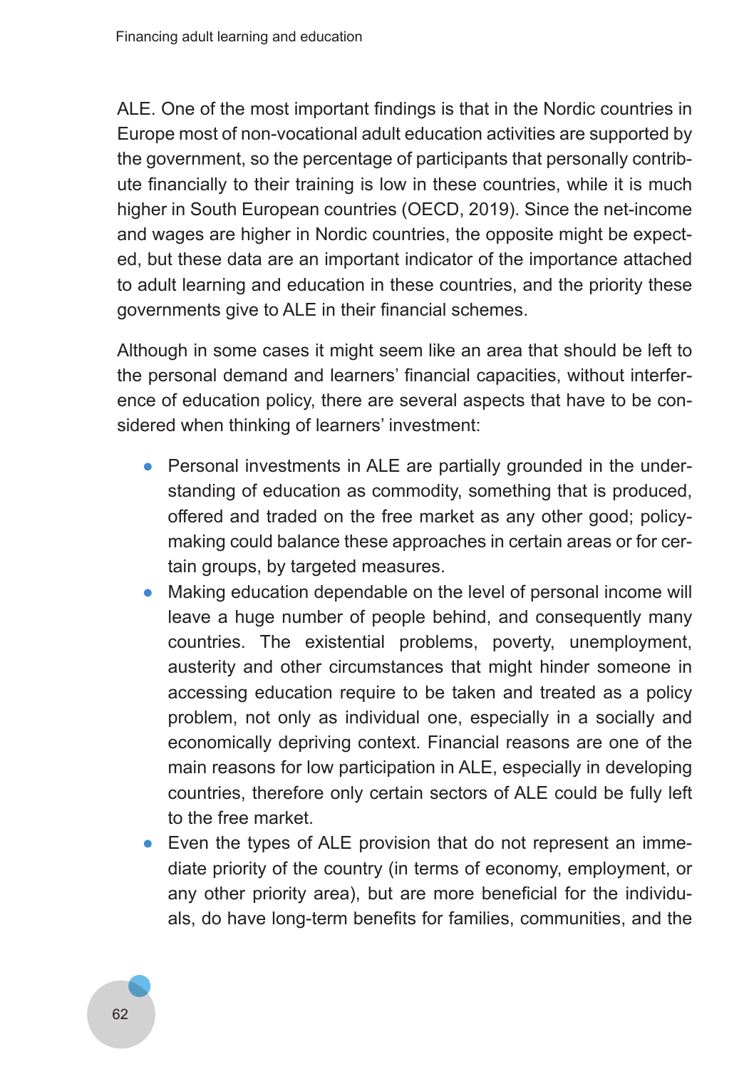ALE. One of the most important findings is that in the Nordic countries in Europe most of non-vocational adult education activities are supported by the government, so the percentage of participants that personally contribute financially to their training is low in these countries, while it is much higher in South European countries (OECD, 2019). Since the net-income and wages are higher in Nordic countries, the opposite might be expected, but these data are an important indicator of the importance attached to adult learning and education in these countries, and the priority these governments give to ALE in their financial schemes.

Although in some cases it might seem like an area that should be left to the personal demand and learners' financial capacities, without interference of education policy, there are several aspects that have to be considered when thinking of learners' investment:

- Personal investments in ALE are partially grounded in the understanding of education as commodity, something that is produced, offered and traded on the free market as any other good; policy-making could balance these approaches in certain areas or for certain groups, by targeted measures.
- Making education dependable on the level of personal income will leave a huge number of people behind, and consequently many countries. The existential problems, poverty, unemployment, austerity and other circumstances that might hinder someone in accessing education require to be taken and treated as a policy problem, not only as individual one, especially in a socially and economically depriving context. Financial reasons are one of the main reasons for low participation in ALE, especially in developing countries, therefore only certain sectors of ALE could be fully left to the free market.
- Even the types of ALE provision that do not represent an immediate priority of the country (in terms of economy, employment, or any other priority area), but are more beneficial for the individuals, do have long-term benefits for families, communities, and the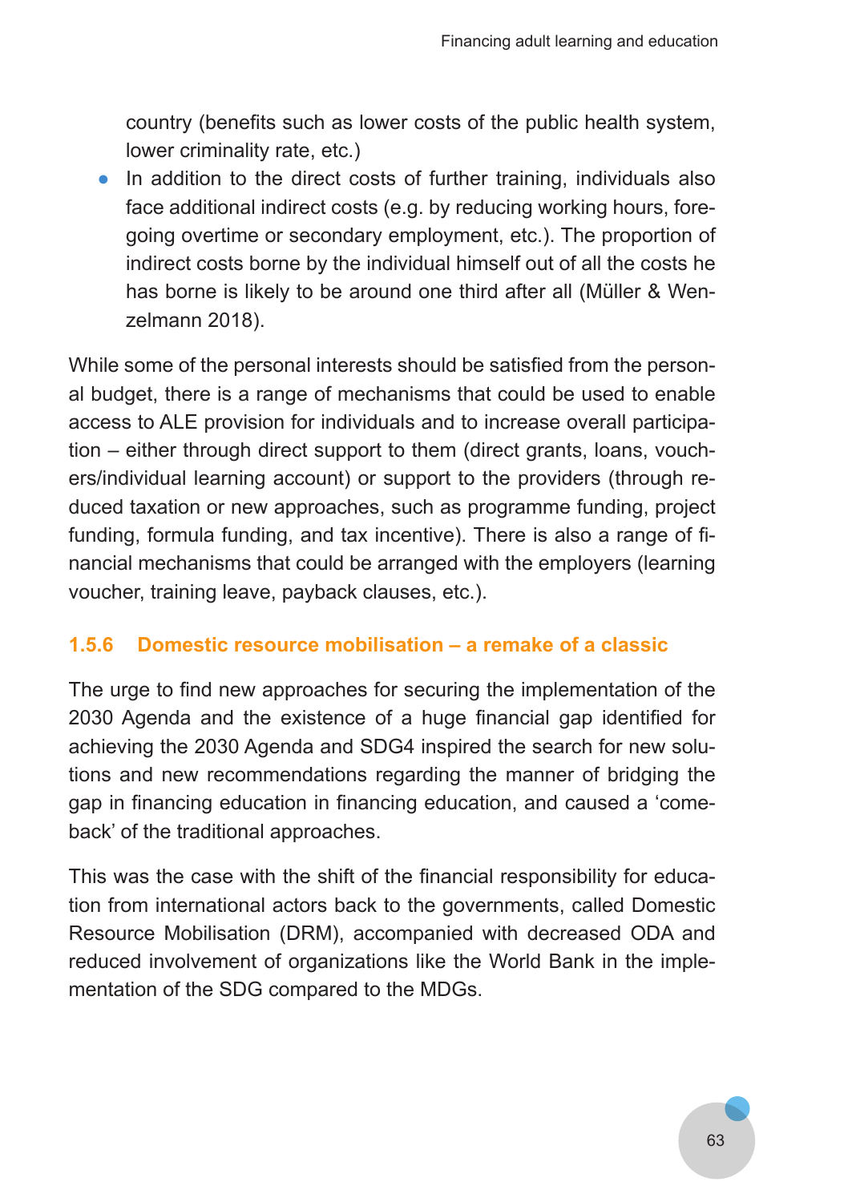country (benefits such as lower costs of the public health system, lower criminality rate, etc.)

- In addition to the direct costs of further training, individuals also face additional indirect costs (e.g. by reducing working hours, foregoing overtime or secondary employment, etc.). The proportion of indirect costs borne by the individual himself out of all the costs he has borne is likely to be around one third after all (Müller & Wenzelmann 2018).

While some of the personal interests should be satisfied from the personal budget, there is a range of mechanisms that could be used to enable access to ALE provision for individuals and to increase overall participation – either through direct support to them (direct grants, loans, vouchers/individual learning account) or support to the providers (through reduced taxation or new approaches, such as programme funding, project funding, formula funding, and tax incentive). There is also a range of financial mechanisms that could be arranged with the employers (learning voucher, training leave, payback clauses, etc.).

### 1.5.6 Domestic resource mobilisation – a remake of a classic

The urge to find new approaches for securing the implementation of the 2030 Agenda and the existence of a huge financial gap identified for achieving the 2030 Agenda and SDG4 inspired the search for new solutions and new recommendations regarding the manner of bridging the gap in financing education in financing education, and caused a 'comeback' of the traditional approaches.

This was the case with the shift of the financial responsibility for education from international actors back to the governments, called Domestic Resource Mobilisation (DRM), accompanied with decreased ODA and reduced involvement of organizations like the World Bank in the implementation of the SDG compared to the MDGs.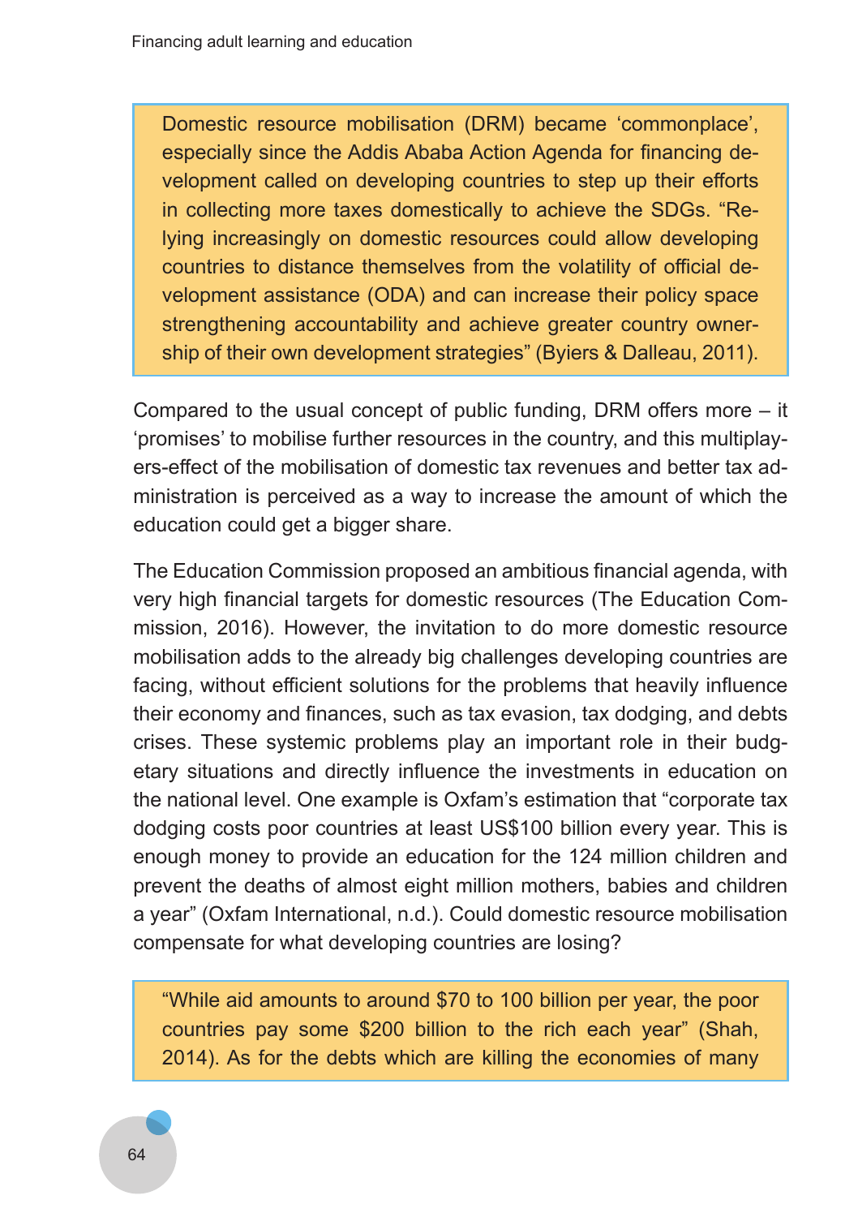> Domestic resource mobilisation (DRM) became 'commonplace', especially since the Addis Ababa Action Agenda for financing development called on developing countries to step up their efforts in collecting more taxes domestically to achieve the SDGs. "Relying increasingly on domestic resources could allow developing countries to distance themselves from the volatility of official development assistance (ODA) and can increase their policy space strengthening accountability and achieve greater country ownership of their own development strategies" (Byiers & Dalleau, 2011).

Compared to the usual concept of public funding, DRM offers more – it 'promises' to mobilise further resources in the country, and this multiplayers-effect of the mobilisation of domestic tax revenues and better tax administration is perceived as a way to increase the amount of which the education could get a bigger share.

The Education Commission proposed an ambitious financial agenda, with very high financial targets for domestic resources (The Education Commission, 2016). However, the invitation to do more domestic resource mobilisation adds to the already big challenges developing countries are facing, without efficient solutions for the problems that heavily influence their economy and finances, such as tax evasion, tax dodging, and debts crises. These systemic problems play an important role in their budgetary situations and directly influence the investments in education on the national level. One example is Oxfam's estimation that "corporate tax dodging costs poor countries at least US$100 billion every year. This is enough money to provide an education for the 124 million children and prevent the deaths of almost eight million mothers, babies and children a year" (Oxfam International, n.d.). Could domestic resource mobilisation compensate for what developing countries are losing?

> "While aid amounts to around $70 to 100 billion per year, the poor countries pay some $200 billion to the rich each year" (Shah, 2014). As for the debts which are killing the economies of many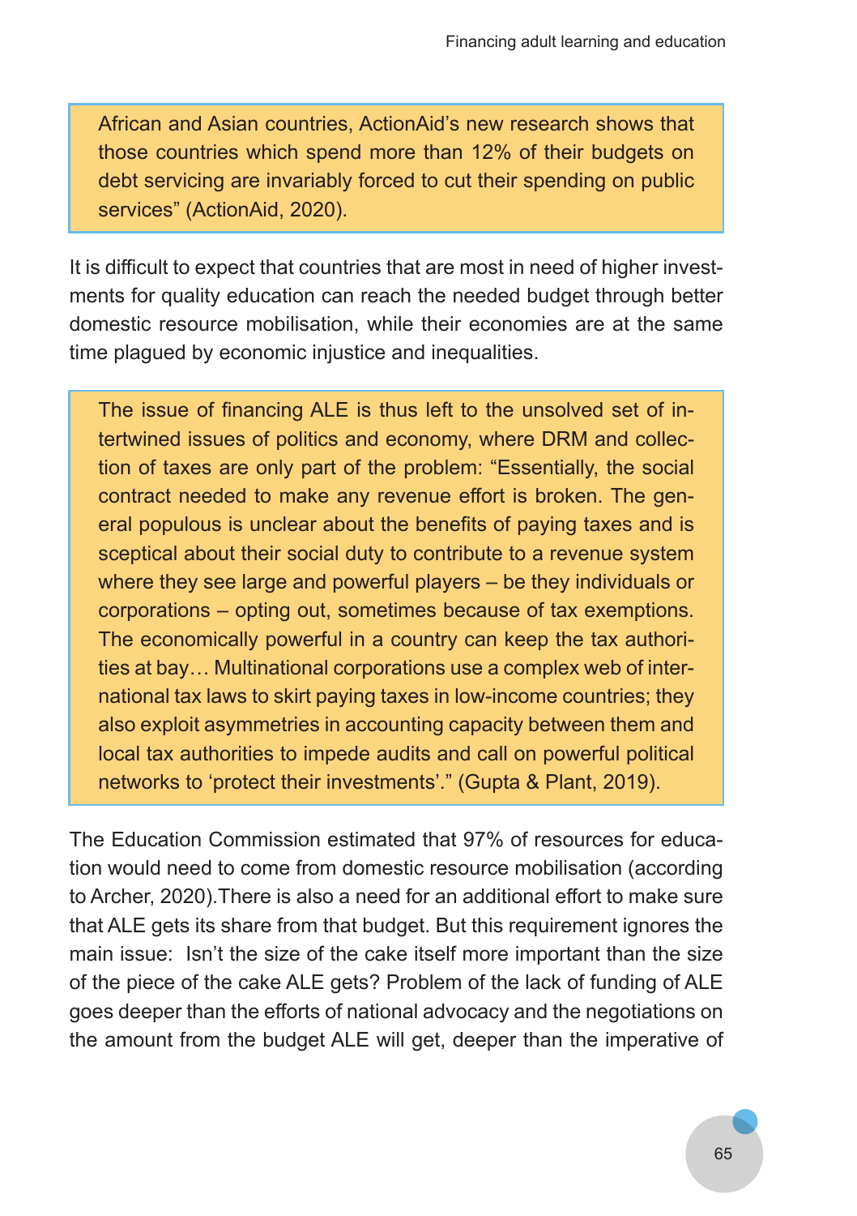> African and Asian countries, ActionAid's new research shows that those countries which spend more than 12% of their budgets on debt servicing are invariably forced to cut their spending on public services" (ActionAid, 2020).

It is difficult to expect that countries that are most in need of higher investments for quality education can reach the needed budget through better domestic resource mobilisation, while their economies are at the same time plagued by economic injustice and inequalities.

> The issue of financing ALE is thus left to the unsolved set of intertwined issues of politics and economy, where DRM and collection of taxes are only part of the problem: "Essentially, the social contract needed to make any revenue effort is broken. The general populous is unclear about the benefits of paying taxes and is sceptical about their social duty to contribute to a revenue system where they see large and powerful players – be they individuals or corporations – opting out, sometimes because of tax exemptions. The economically powerful in a country can keep the tax authorities at bay… Multinational corporations use a complex web of international tax laws to skirt paying taxes in low-income countries; they also exploit asymmetries in accounting capacity between them and local tax authorities to impede audits and call on powerful political networks to 'protect their investments'." (Gupta & Plant, 2019).

The Education Commission estimated that 97% of resources for education would need to come from domestic resource mobilisation (according to Archer, 2020).There is also a need for an additional effort to make sure that ALE gets its share from that budget. But this requirement ignores the main issue: Isn't the size of the cake itself more important than the size of the piece of the cake ALE gets? Problem of the lack of funding of ALE goes deeper than the efforts of national advocacy and the negotiations on the amount from the budget ALE will get, deeper than the imperative of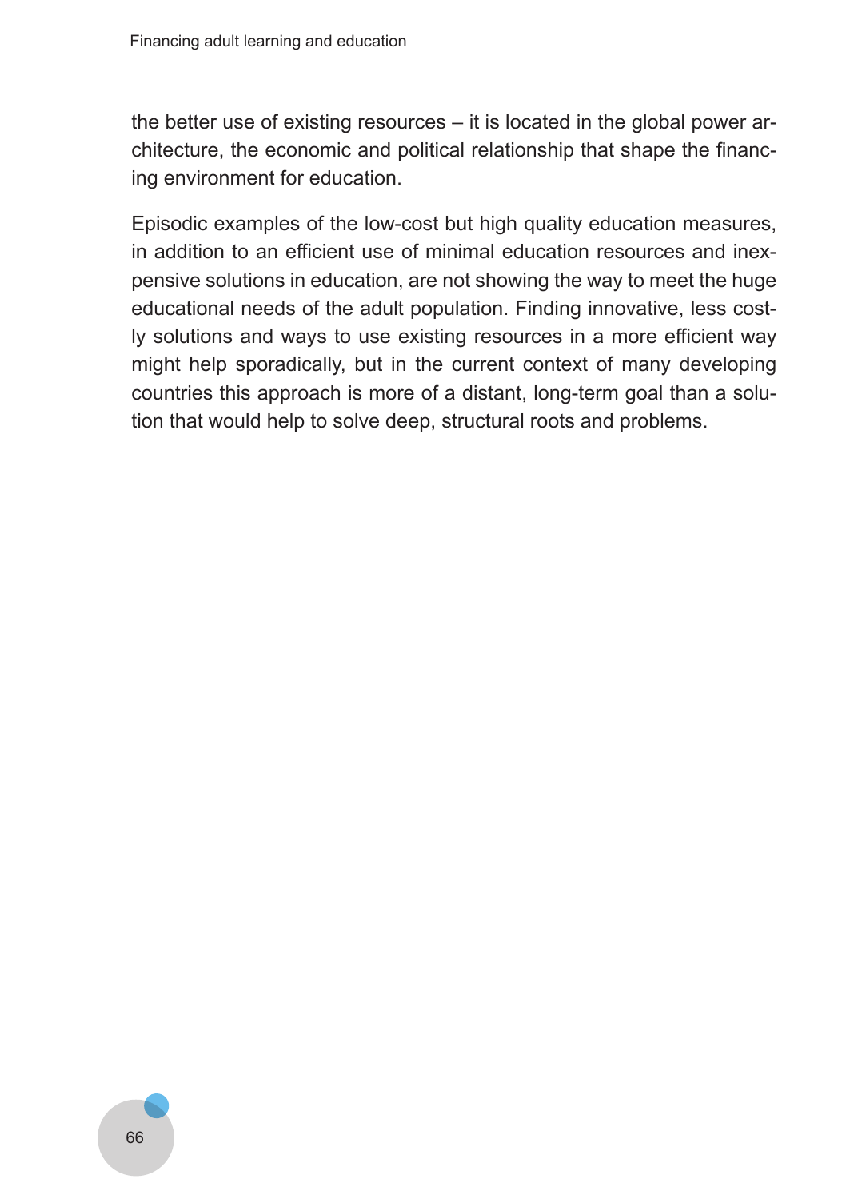the better use of existing resources – it is located in the global power architecture, the economic and political relationship that shape the financing environment for education.

Episodic examples of the low-cost but high quality education measures, in addition to an efficient use of minimal education resources and inexpensive solutions in education, are not showing the way to meet the huge educational needs of the adult population. Finding innovative, less costly solutions and ways to use existing resources in a more efficient way might help sporadically, but in the current context of many developing countries this approach is more of a distant, long-term goal than a solution that would help to solve deep, structural roots and problems.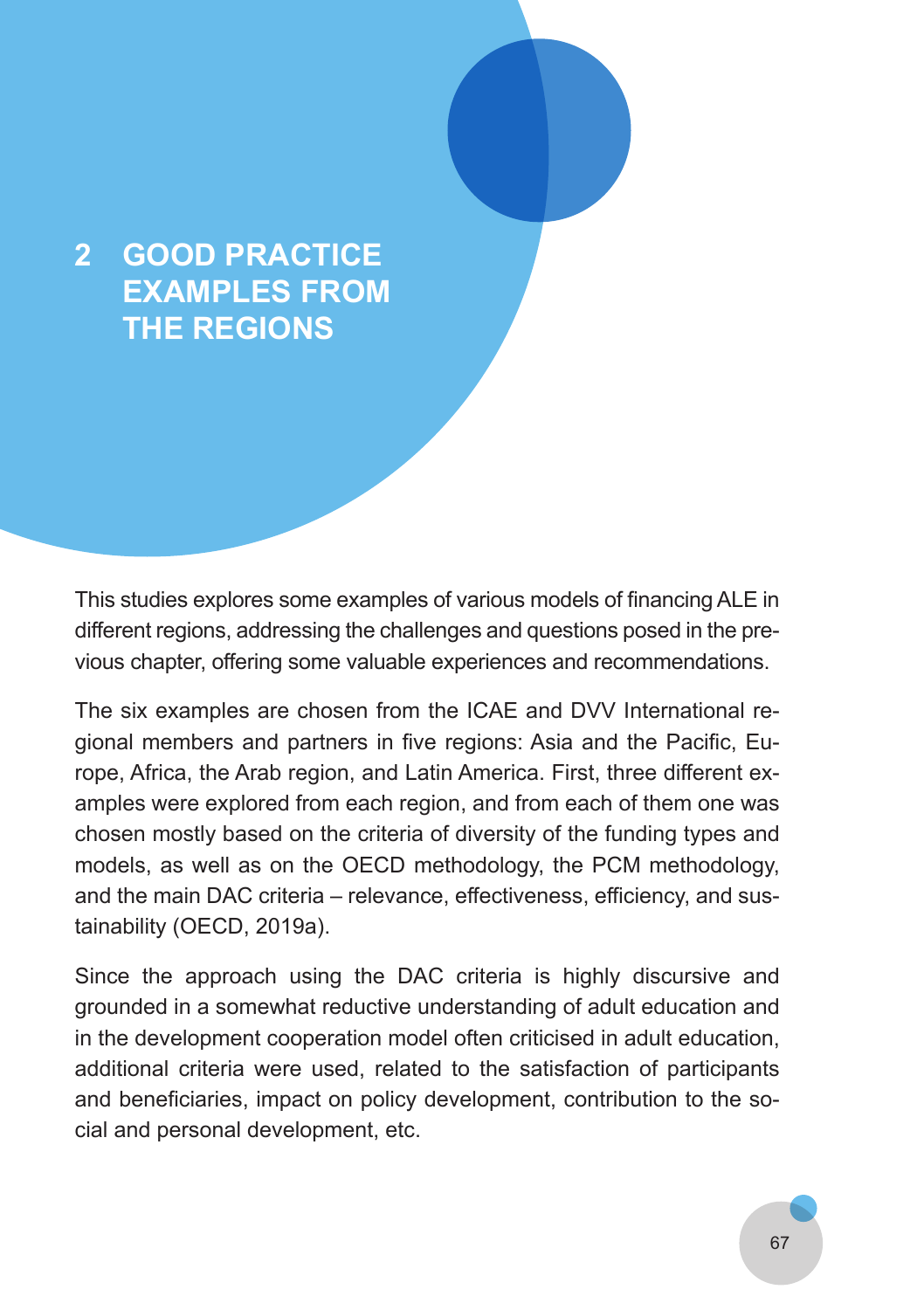# 2 GOOD PRACTICE EXAMPLES FROM THE REGIONS

This studies explores some examples of various models of financing ALE in different regions, addressing the challenges and questions posed in the previous chapter, offering some valuable experiences and recommendations.

The six examples are chosen from the ICAE and DVV International regional members and partners in five regions: Asia and the Pacific, Europe, Africa, the Arab region, and Latin America. First, three different examples were explored from each region, and from each of them one was chosen mostly based on the criteria of diversity of the funding types and models, as well as on the OECD methodology, the PCM methodology, and the main DAC criteria – relevance, effectiveness, efficiency, and sustainability (OECD, 2019a).

Since the approach using the DAC criteria is highly discursive and grounded in a somewhat reductive understanding of adult education and in the development cooperation model often criticised in adult education, additional criteria were used, related to the satisfaction of participants and beneficiaries, impact on policy development, contribution to the social and personal development, etc.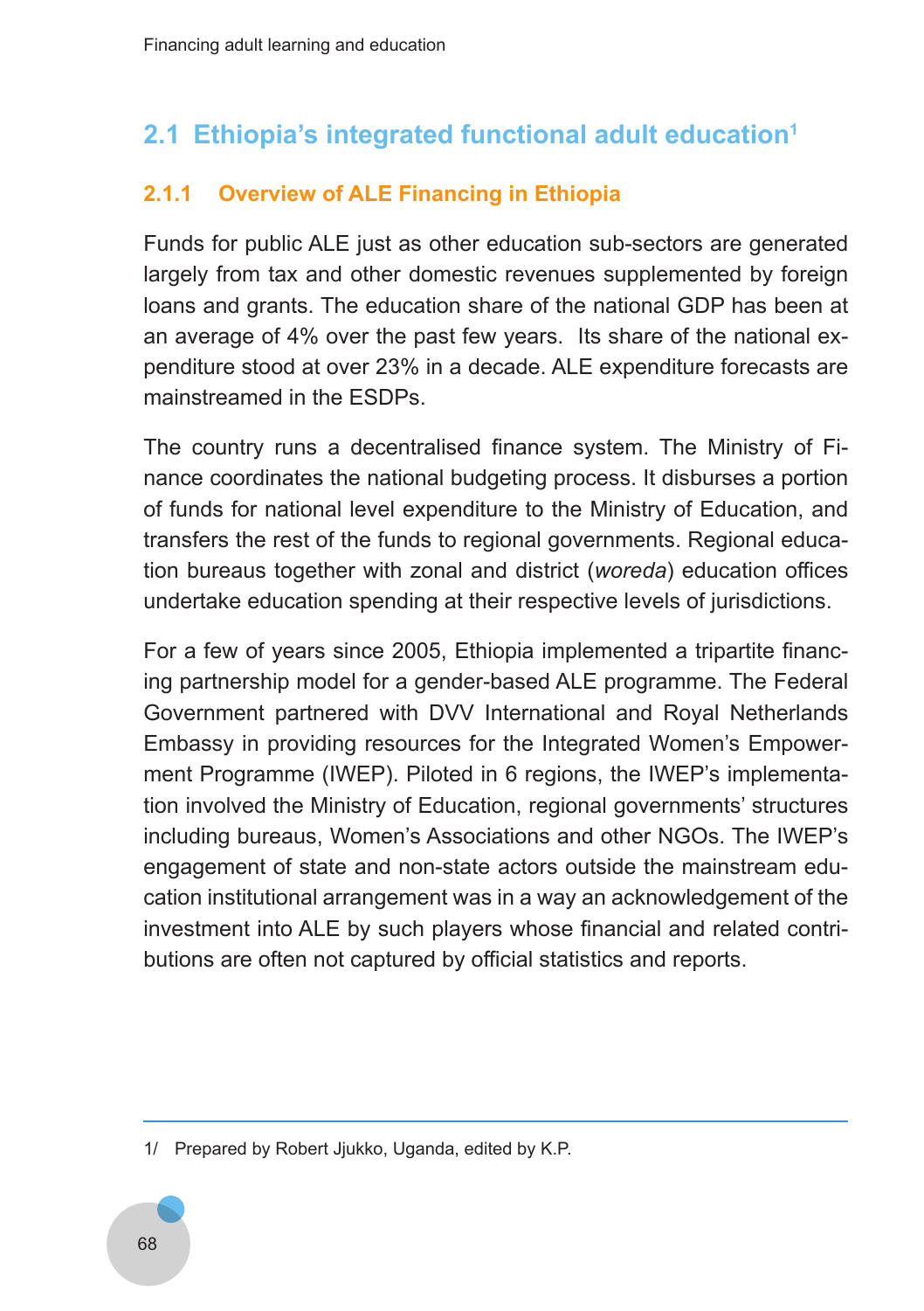## 2.1 Ethiopia's integrated functional adult education[1]

### 2.1.1 Overview of ALE Financing in Ethiopia

Funds for public ALE just as other education sub-sectors are generated largely from tax and other domestic revenues supplemented by foreign loans and grants. The education share of the national GDP has been at an average of 4% over the past few years. Its share of the national expenditure stood at over 23% in a decade. ALE expenditure forecasts are mainstreamed in the ESDPs.

The country runs a decentralised finance system. The Ministry of Finance coordinates the national budgeting process. It disburses a portion of funds for national level expenditure to the Ministry of Education, and transfers the rest of the funds to regional governments. Regional education bureaus together with zonal and district (*woreda*) education offices undertake education spending at their respective levels of jurisdictions.

For a few of years since 2005, Ethiopia implemented a tripartite financing partnership model for a gender-based ALE programme. The Federal Government partnered with DVV International and Royal Netherlands Embassy in providing resources for the Integrated Women's Empowerment Programme (IWEP). Piloted in 6 regions, the IWEP's implementation involved the Ministry of Education, regional governments' structures including bureaus, Women's Associations and other NGOs. The IWEP's engagement of state and non-state actors outside the mainstream education institutional arrangement was in a way an acknowledgement of the investment into ALE by such players whose financial and related contributions are often not captured by official statistics and reports.

---

1/ Prepared by Robert Jjukko, Uganda, edited by K.P.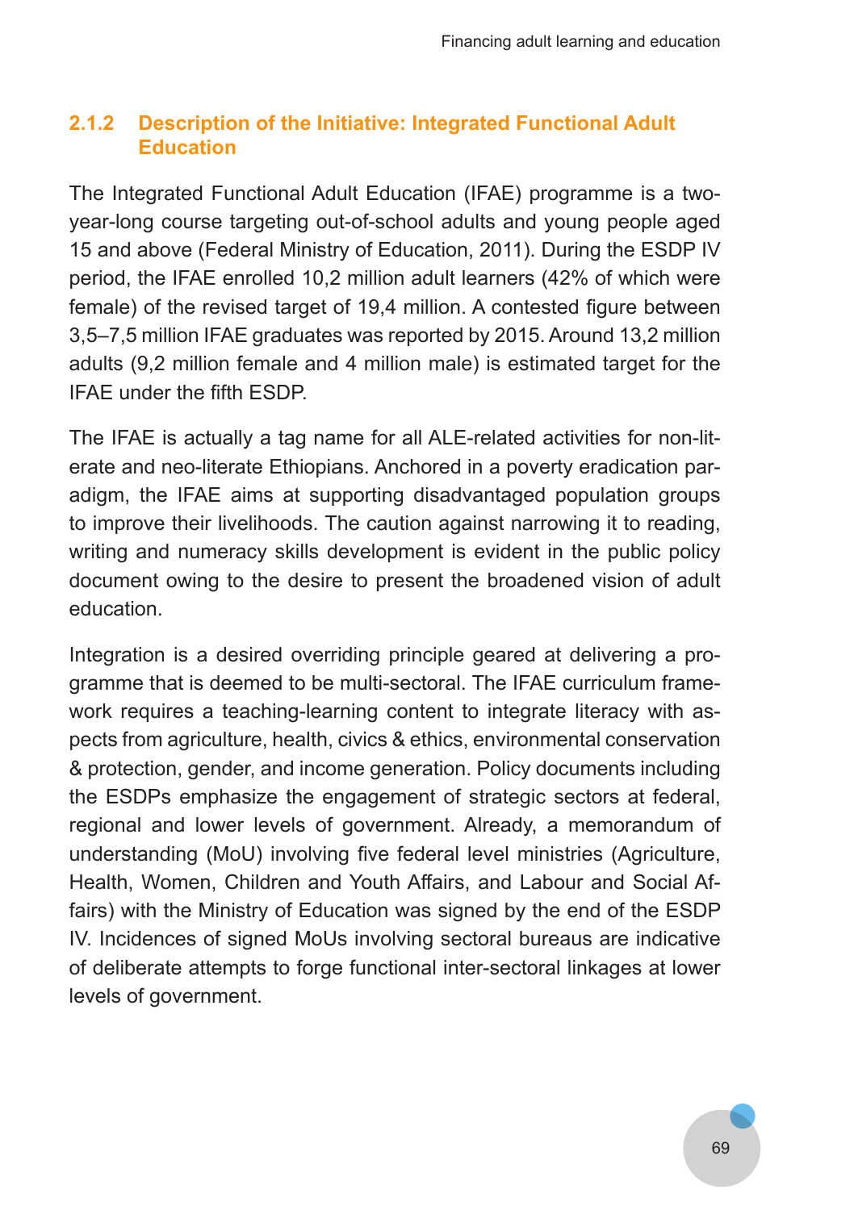### 2.1.2 Description of the Initiative: Integrated Functional Adult Education

The Integrated Functional Adult Education (IFAE) programme is a two-year-long course targeting out-of-school adults and young people aged 15 and above (Federal Ministry of Education, 2011). During the ESDP IV period, the IFAE enrolled 10,2 million adult learners (42% of which were female) of the revised target of 19,4 million. A contested figure between 3,5–7,5 million IFAE graduates was reported by 2015. Around 13,2 million adults (9,2 million female and 4 million male) is estimated target for the IFAE under the fifth ESDP.

The IFAE is actually a tag name for all ALE-related activities for non-literate and neo-literate Ethiopians. Anchored in a poverty eradication paradigm, the IFAE aims at supporting disadvantaged population groups to improve their livelihoods. The caution against narrowing it to reading, writing and numeracy skills development is evident in the public policy document owing to the desire to present the broadened vision of adult education.

Integration is a desired overriding principle geared at delivering a programme that is deemed to be multi-sectoral. The IFAE curriculum framework requires a teaching-learning content to integrate literacy with aspects from agriculture, health, civics & ethics, environmental conservation & protection, gender, and income generation. Policy documents including the ESDPs emphasize the engagement of strategic sectors at federal, regional and lower levels of government. Already, a memorandum of understanding (MoU) involving five federal level ministries (Agriculture, Health, Women, Children and Youth Affairs, and Labour and Social Affairs) with the Ministry of Education was signed by the end of the ESDP IV. Incidences of signed MoUs involving sectoral bureaus are indicative of deliberate attempts to forge functional inter-sectoral linkages at lower levels of government.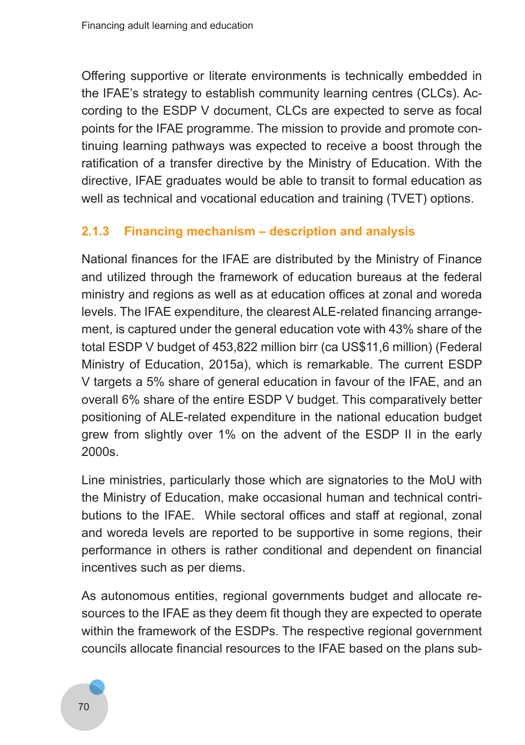Offering supportive or literate environments is technically embedded in the IFAE's strategy to establish community learning centres (CLCs). According to the ESDP V document, CLCs are expected to serve as focal points for the IFAE programme. The mission to provide and promote continuing learning pathways was expected to receive a boost through the ratification of a transfer directive by the Ministry of Education. With the directive, IFAE graduates would be able to transit to formal education as well as technical and vocational education and training (TVET) options.

### 2.1.3 Financing mechanism – description and analysis

National finances for the IFAE are distributed by the Ministry of Finance and utilized through the framework of education bureaus at the federal ministry and regions as well as at education offices at zonal and woreda levels. The IFAE expenditure, the clearest ALE-related financing arrangement, is captured under the general education vote with 43% share of the total ESDP V budget of 453,822 million birr (ca US$11,6 million) (Federal Ministry of Education, 2015a), which is remarkable. The current ESDP V targets a 5% share of general education in favour of the IFAE, and an overall 6% share of the entire ESDP V budget. This comparatively better positioning of ALE-related expenditure in the national education budget grew from slightly over 1% on the advent of the ESDP II in the early 2000s.

Line ministries, particularly those which are signatories to the MoU with the Ministry of Education, make occasional human and technical contributions to the IFAE. While sectoral offices and staff at regional, zonal and woreda levels are reported to be supportive in some regions, their performance in others is rather conditional and dependent on financial incentives such as per diems.

As autonomous entities, regional governments budget and allocate resources to the IFAE as they deem fit though they are expected to operate within the framework of the ESDPs. The respective regional government councils allocate financial resources to the IFAE based on the plans sub-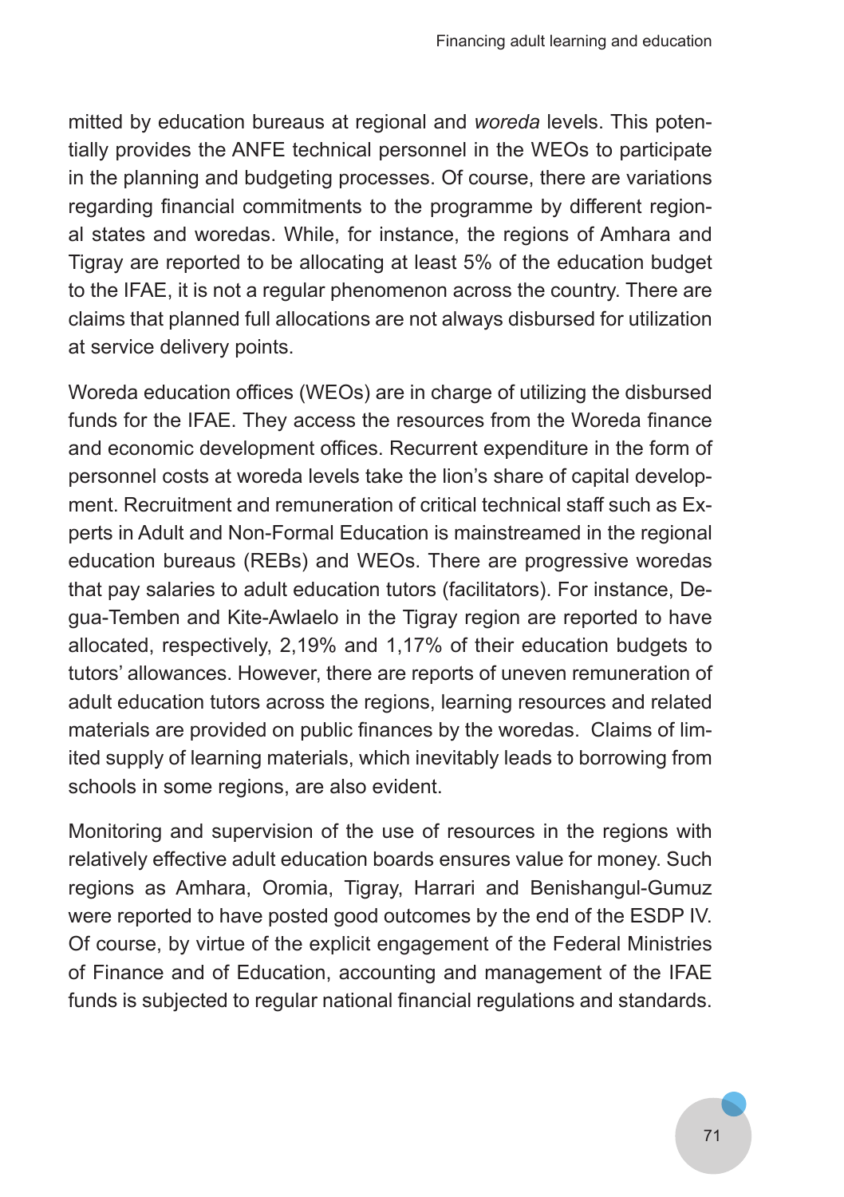mitted by education bureaus at regional and *woreda* levels. This potentially provides the ANFE technical personnel in the WEOs to participate in the planning and budgeting processes. Of course, there are variations regarding financial commitments to the programme by different regional states and woredas. While, for instance, the regions of Amhara and Tigray are reported to be allocating at least 5% of the education budget to the IFAE, it is not a regular phenomenon across the country. There are claims that planned full allocations are not always disbursed for utilization at service delivery points.

Woreda education offices (WEOs) are in charge of utilizing the disbursed funds for the IFAE. They access the resources from the Woreda finance and economic development offices. Recurrent expenditure in the form of personnel costs at woreda levels take the lion's share of capital development. Recruitment and remuneration of critical technical staff such as Experts in Adult and Non-Formal Education is mainstreamed in the regional education bureaus (REBs) and WEOs. There are progressive woredas that pay salaries to adult education tutors (facilitators). For instance, Degua-Temben and Kite-Awlaelo in the Tigray region are reported to have allocated, respectively, 2,19% and 1,17% of their education budgets to tutors' allowances. However, there are reports of uneven remuneration of adult education tutors across the regions, learning resources and related materials are provided on public finances by the woredas. Claims of limited supply of learning materials, which inevitably leads to borrowing from schools in some regions, are also evident.

Monitoring and supervision of the use of resources in the regions with relatively effective adult education boards ensures value for money. Such regions as Amhara, Oromia, Tigray, Harrari and Benishangul-Gumuz were reported to have posted good outcomes by the end of the ESDP IV. Of course, by virtue of the explicit engagement of the Federal Ministries of Finance and of Education, accounting and management of the IFAE funds is subjected to regular national financial regulations and standards.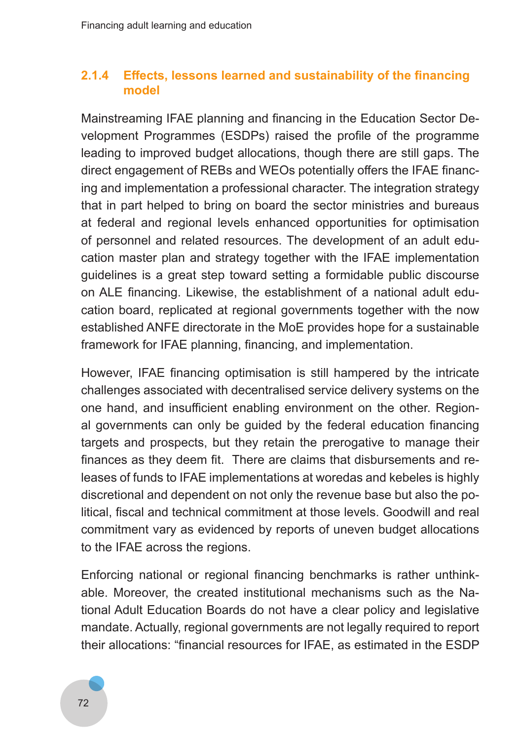### 2.1.4 Effects, lessons learned and sustainability of the financing model

Mainstreaming IFAE planning and financing in the Education Sector Development Programmes (ESDPs) raised the profile of the programme leading to improved budget allocations, though there are still gaps. The direct engagement of REBs and WEOs potentially offers the IFAE financing and implementation a professional character. The integration strategy that in part helped to bring on board the sector ministries and bureaus at federal and regional levels enhanced opportunities for optimisation of personnel and related resources. The development of an adult education master plan and strategy together with the IFAE implementation guidelines is a great step toward setting a formidable public discourse on ALE financing. Likewise, the establishment of a national adult education board, replicated at regional governments together with the now established ANFE directorate in the MoE provides hope for a sustainable framework for IFAE planning, financing, and implementation.

However, IFAE financing optimisation is still hampered by the intricate challenges associated with decentralised service delivery systems on the one hand, and insufficient enabling environment on the other. Regional governments can only be guided by the federal education financing targets and prospects, but they retain the prerogative to manage their finances as they deem fit. There are claims that disbursements and releases of funds to IFAE implementations at woredas and kebeles is highly discretional and dependent on not only the revenue base but also the political, fiscal and technical commitment at those levels. Goodwill and real commitment vary as evidenced by reports of uneven budget allocations to the IFAE across the regions.

Enforcing national or regional financing benchmarks is rather unthinkable. Moreover, the created institutional mechanisms such as the National Adult Education Boards do not have a clear policy and legislative mandate. Actually, regional governments are not legally required to report their allocations: "financial resources for IFAE, as estimated in the ESDP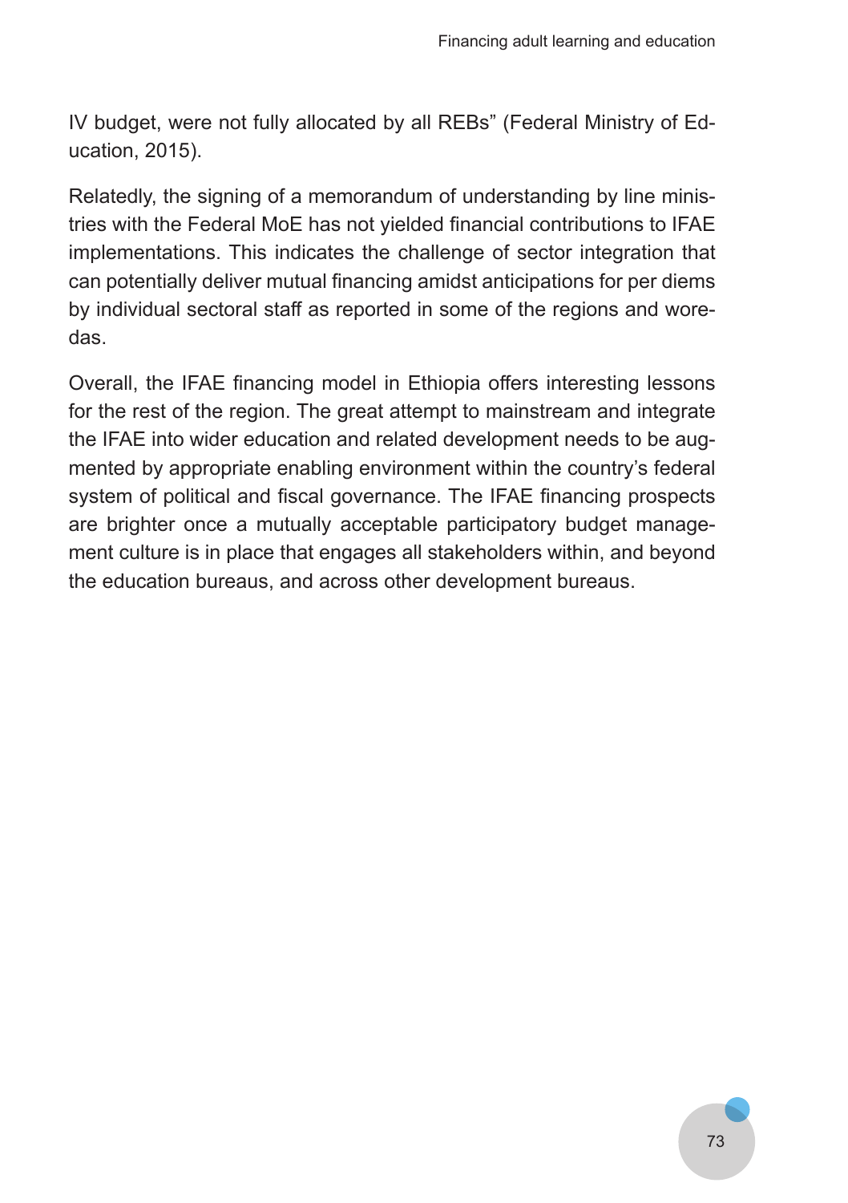IV budget, were not fully allocated by all REBs" (Federal Ministry of Education, 2015).

Relatedly, the signing of a memorandum of understanding by line ministries with the Federal MoE has not yielded financial contributions to IFAE implementations. This indicates the challenge of sector integration that can potentially deliver mutual financing amidst anticipations for per diems by individual sectoral staff as reported in some of the regions and woredas.

Overall, the IFAE financing model in Ethiopia offers interesting lessons for the rest of the region. The great attempt to mainstream and integrate the IFAE into wider education and related development needs to be augmented by appropriate enabling environment within the country's federal system of political and fiscal governance. The IFAE financing prospects are brighter once a mutually acceptable participatory budget management culture is in place that engages all stakeholders within, and beyond the education bureaus, and across other development bureaus.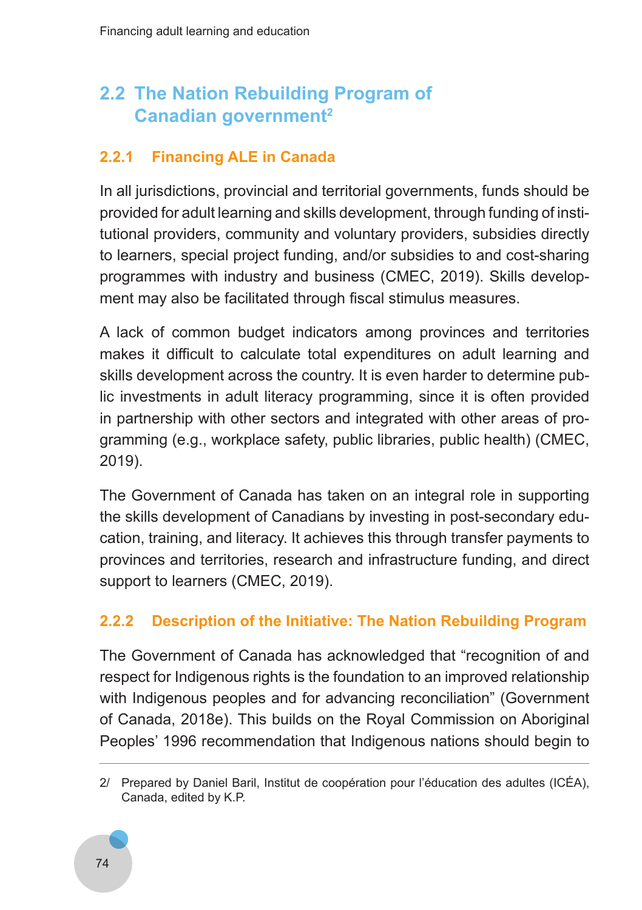## 2.2 The Nation Rebuilding Program of Canadian government[2]

### 2.2.1 Financing ALE in Canada

In all jurisdictions, provincial and territorial governments, funds should be provided for adult learning and skills development, through funding of institutional providers, community and voluntary providers, subsidies directly to learners, special project funding, and/or subsidies to and cost-sharing programmes with industry and business (CMEC, 2019). Skills development may also be facilitated through fiscal stimulus measures.

A lack of common budget indicators among provinces and territories makes it difficult to calculate total expenditures on adult learning and skills development across the country. It is even harder to determine public investments in adult literacy programming, since it is often provided in partnership with other sectors and integrated with other areas of programming (e.g., workplace safety, public libraries, public health) (CMEC, 2019).

The Government of Canada has taken on an integral role in supporting the skills development of Canadians by investing in post-secondary education, training, and literacy. It achieves this through transfer payments to provinces and territories, research and infrastructure funding, and direct support to learners (CMEC, 2019).

### 2.2.2 Description of the Initiative: The Nation Rebuilding Program

The Government of Canada has acknowledged that "recognition of and respect for Indigenous rights is the foundation to an improved relationship with Indigenous peoples and for advancing reconciliation" (Government of Canada, 2018e). This builds on the Royal Commission on Aboriginal Peoples' 1996 recommendation that Indigenous nations should begin to

---

2/ Prepared by Daniel Baril, Institut de coopération pour l'éducation des adultes (ICÉA), Canada, edited by K.P.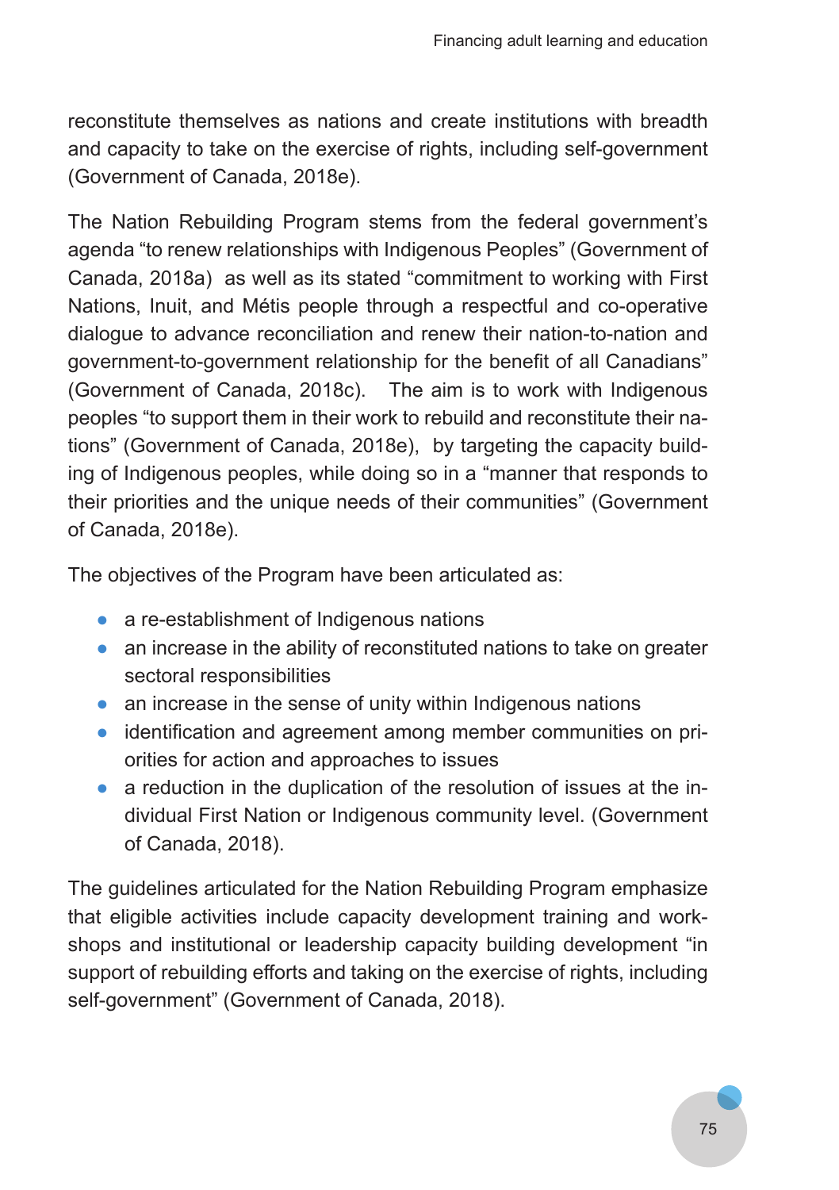reconstitute themselves as nations and create institutions with breadth and capacity to take on the exercise of rights, including self-government (Government of Canada, 2018e).

The Nation Rebuilding Program stems from the federal government's agenda "to renew relationships with Indigenous Peoples" (Government of Canada, 2018a) as well as its stated "commitment to working with First Nations, Inuit, and Métis people through a respectful and co-operative dialogue to advance reconciliation and renew their nation-to-nation and government-to-government relationship for the benefit of all Canadians" (Government of Canada, 2018c). The aim is to work with Indigenous peoples "to support them in their work to rebuild and reconstitute their nations" (Government of Canada, 2018e), by targeting the capacity building of Indigenous peoples, while doing so in a "manner that responds to their priorities and the unique needs of their communities" (Government of Canada, 2018e).

The objectives of the Program have been articulated as:

- a re-establishment of Indigenous nations
- an increase in the ability of reconstituted nations to take on greater sectoral responsibilities
- an increase in the sense of unity within Indigenous nations
- identification and agreement among member communities on priorities for action and approaches to issues
- a reduction in the duplication of the resolution of issues at the individual First Nation or Indigenous community level. (Government of Canada, 2018).

The guidelines articulated for the Nation Rebuilding Program emphasize that eligible activities include capacity development training and workshops and institutional or leadership capacity building development "in support of rebuilding efforts and taking on the exercise of rights, including self-government" (Government of Canada, 2018).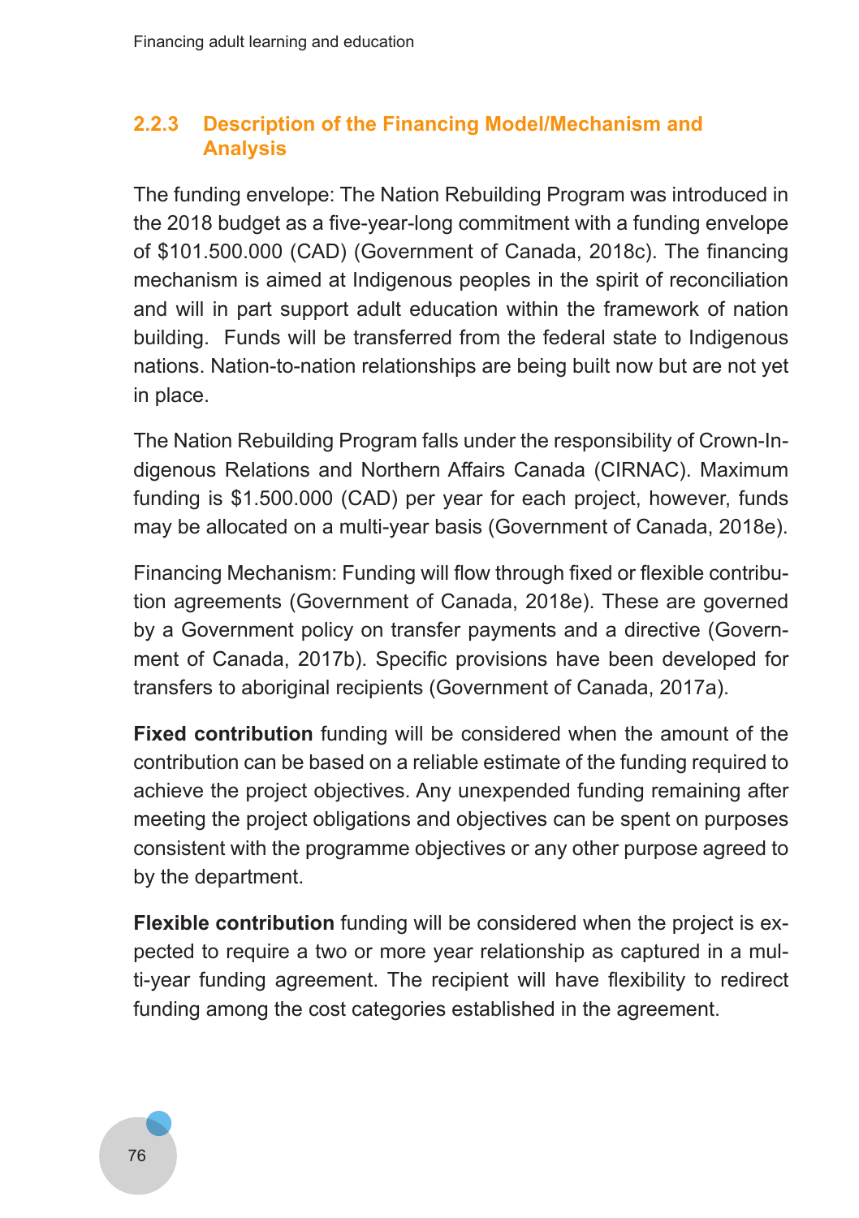### 2.2.3 Description of the Financing Model/Mechanism and Analysis

The funding envelope: The Nation Rebuilding Program was introduced in the 2018 budget as a five-year-long commitment with a funding envelope of $101.500.000 (CAD) (Government of Canada, 2018c). The financing mechanism is aimed at Indigenous peoples in the spirit of reconciliation and will in part support adult education within the framework of nation building. Funds will be transferred from the federal state to Indigenous nations. Nation-to-nation relationships are being built now but are not yet in place.

The Nation Rebuilding Program falls under the responsibility of Crown-Indigenous Relations and Northern Affairs Canada (CIRNAC). Maximum funding is $1.500.000 (CAD) per year for each project, however, funds may be allocated on a multi-year basis (Government of Canada, 2018e).

Financing Mechanism: Funding will flow through fixed or flexible contribution agreements (Government of Canada, 2018e). These are governed by a Government policy on transfer payments and a directive (Government of Canada, 2017b). Specific provisions have been developed for transfers to aboriginal recipients (Government of Canada, 2017a).

**Fixed contribution** funding will be considered when the amount of the contribution can be based on a reliable estimate of the funding required to achieve the project objectives. Any unexpended funding remaining after meeting the project obligations and objectives can be spent on purposes consistent with the programme objectives or any other purpose agreed to by the department.

**Flexible contribution** funding will be considered when the project is expected to require a two or more year relationship as captured in a multi-year funding agreement. The recipient will have flexibility to redirect funding among the cost categories established in the agreement.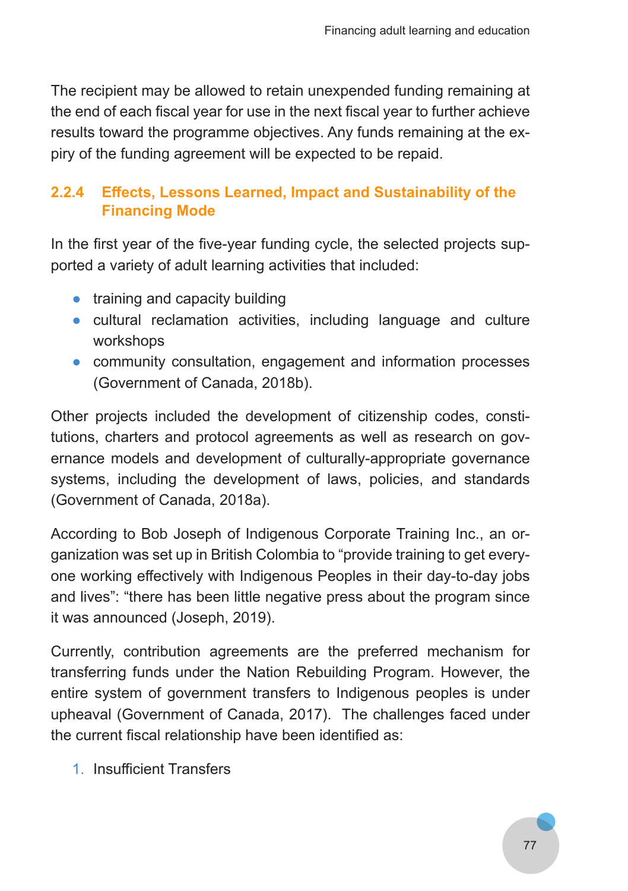The recipient may be allowed to retain unexpended funding remaining at the end of each fiscal year for use in the next fiscal year to further achieve results toward the programme objectives. Any funds remaining at the expiry of the funding agreement will be expected to be repaid.

### 2.2.4 Effects, Lessons Learned, Impact and Sustainability of the Financing Mode

In the first year of the five-year funding cycle, the selected projects supported a variety of adult learning activities that included:

- training and capacity building
- cultural reclamation activities, including language and culture workshops
- community consultation, engagement and information processes (Government of Canada, 2018b).

Other projects included the development of citizenship codes, constitutions, charters and protocol agreements as well as research on governance models and development of culturally-appropriate governance systems, including the development of laws, policies, and standards (Government of Canada, 2018a).

According to Bob Joseph of Indigenous Corporate Training Inc., an organization was set up in British Colombia to "provide training to get everyone working effectively with Indigenous Peoples in their day-to-day jobs and lives": "there has been little negative press about the program since it was announced (Joseph, 2019).

Currently, contribution agreements are the preferred mechanism for transferring funds under the Nation Rebuilding Program. However, the entire system of government transfers to Indigenous peoples is under upheaval (Government of Canada, 2017). The challenges faced under the current fiscal relationship have been identified as:

1. Insufficient Transfers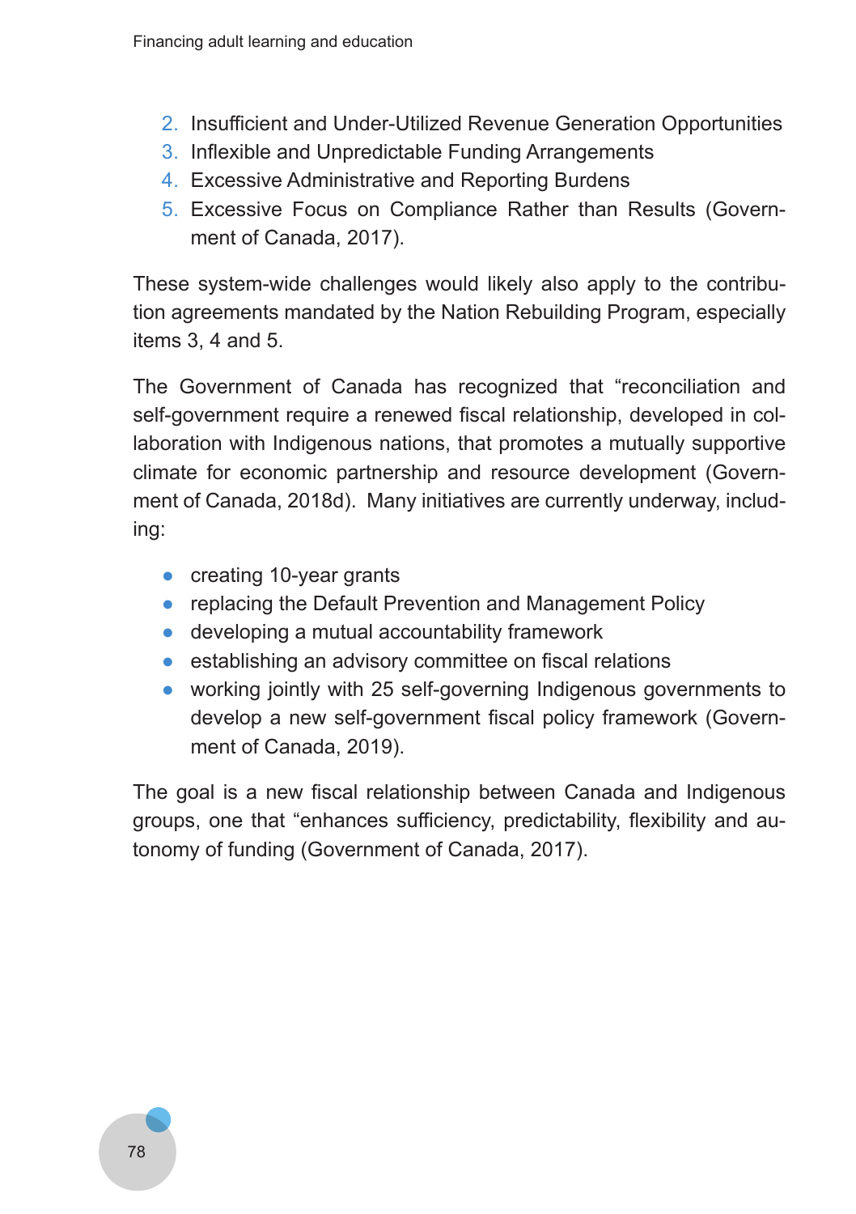2. Insufficient and Under-Utilized Revenue Generation Opportunities
3. Inflexible and Unpredictable Funding Arrangements
4. Excessive Administrative and Reporting Burdens
5. Excessive Focus on Compliance Rather than Results (Government of Canada, 2017).

These system-wide challenges would likely also apply to the contribution agreements mandated by the Nation Rebuilding Program, especially items 3, 4 and 5.

The Government of Canada has recognized that "reconciliation and self-government require a renewed fiscal relationship, developed in collaboration with Indigenous nations, that promotes a mutually supportive climate for economic partnership and resource development (Government of Canada, 2018d). Many initiatives are currently underway, including:

- creating 10-year grants
- replacing the Default Prevention and Management Policy
- developing a mutual accountability framework
- establishing an advisory committee on fiscal relations
- working jointly with 25 self-governing Indigenous governments to develop a new self-government fiscal policy framework (Government of Canada, 2019).

The goal is a new fiscal relationship between Canada and Indigenous groups, one that "enhances sufficiency, predictability, flexibility and autonomy of funding (Government of Canada, 2017).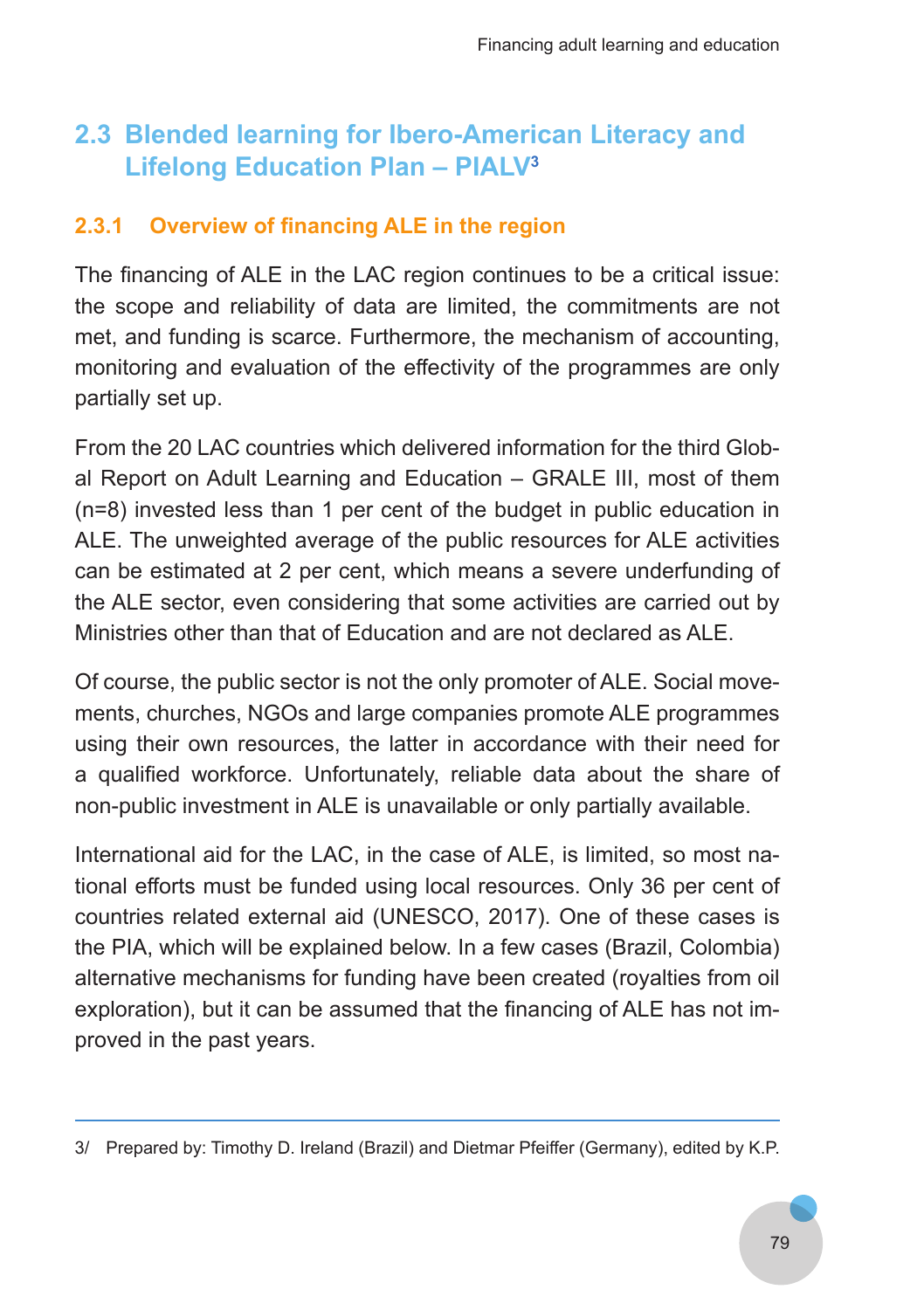## 2.3 Blended learning for Ibero-American Literacy and Lifelong Education Plan – PIALV[3]

### 2.3.1 Overview of financing ALE in the region

The financing of ALE in the LAC region continues to be a critical issue: the scope and reliability of data are limited, the commitments are not met, and funding is scarce. Furthermore, the mechanism of accounting, monitoring and evaluation of the effectivity of the programmes are only partially set up.

From the 20 LAC countries which delivered information for the third Global Report on Adult Learning and Education – GRALE III, most of them (n=8) invested less than 1 per cent of the budget in public education in ALE. The unweighted average of the public resources for ALE activities can be estimated at 2 per cent, which means a severe underfunding of the ALE sector, even considering that some activities are carried out by Ministries other than that of Education and are not declared as ALE.

Of course, the public sector is not the only promoter of ALE. Social movements, churches, NGOs and large companies promote ALE programmes using their own resources, the latter in accordance with their need for a qualified workforce. Unfortunately, reliable data about the share of non-public investment in ALE is unavailable or only partially available.

International aid for the LAC, in the case of ALE, is limited, so most national efforts must be funded using local resources. Only 36 per cent of countries related external aid (UNESCO, 2017). One of these cases is the PIA, which will be explained below. In a few cases (Brazil, Colombia) alternative mechanisms for funding have been created (royalties from oil exploration), but it can be assumed that the financing of ALE has not improved in the past years.

---

3/ Prepared by: Timothy D. Ireland (Brazil) and Dietmar Pfeiffer (Germany), edited by K.P.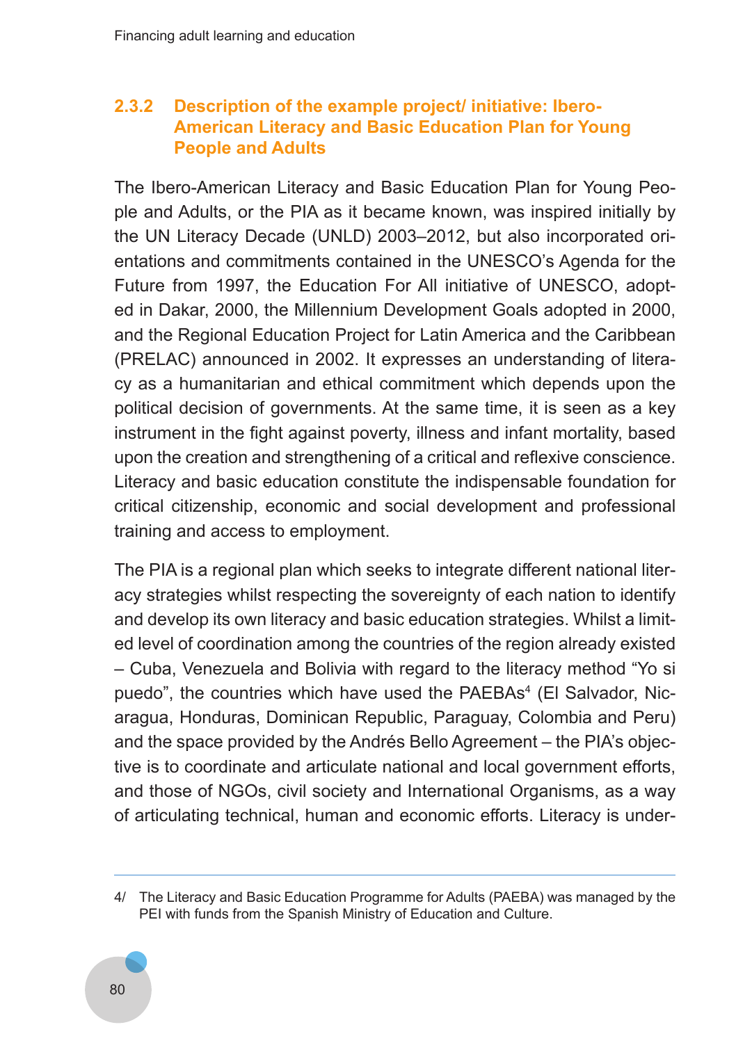### 2.3.2 Description of the example project/ initiative: Ibero-American Literacy and Basic Education Plan for Young People and Adults

The Ibero-American Literacy and Basic Education Plan for Young People and Adults, or the PIA as it became known, was inspired initially by the UN Literacy Decade (UNLD) 2003–2012, but also incorporated orientations and commitments contained in the UNESCO's Agenda for the Future from 1997, the Education For All initiative of UNESCO, adopted in Dakar, 2000, the Millennium Development Goals adopted in 2000, and the Regional Education Project for Latin America and the Caribbean (PRELAC) announced in 2002. It expresses an understanding of literacy as a humanitarian and ethical commitment which depends upon the political decision of governments. At the same time, it is seen as a key instrument in the fight against poverty, illness and infant mortality, based upon the creation and strengthening of a critical and reflexive conscience. Literacy and basic education constitute the indispensable foundation for critical citizenship, economic and social development and professional training and access to employment.

The PIA is a regional plan which seeks to integrate different national literacy strategies whilst respecting the sovereignty of each nation to identify and develop its own literacy and basic education strategies. Whilst a limited level of coordination among the countries of the region already existed – Cuba, Venezuela and Bolivia with regard to the literacy method "Yo si puedo", the countries which have used the PAEBAs[4] (El Salvador, Nicaragua, Honduras, Dominican Republic, Paraguay, Colombia and Peru) and the space provided by the Andrés Bello Agreement – the PIA's objective is to coordinate and articulate national and local government efforts, and those of NGOs, civil society and International Organisms, as a way of articulating technical, human and economic efforts. Literacy is under-

---

4/ The Literacy and Basic Education Programme for Adults (PAEBA) was managed by the PEI with funds from the Spanish Ministry of Education and Culture.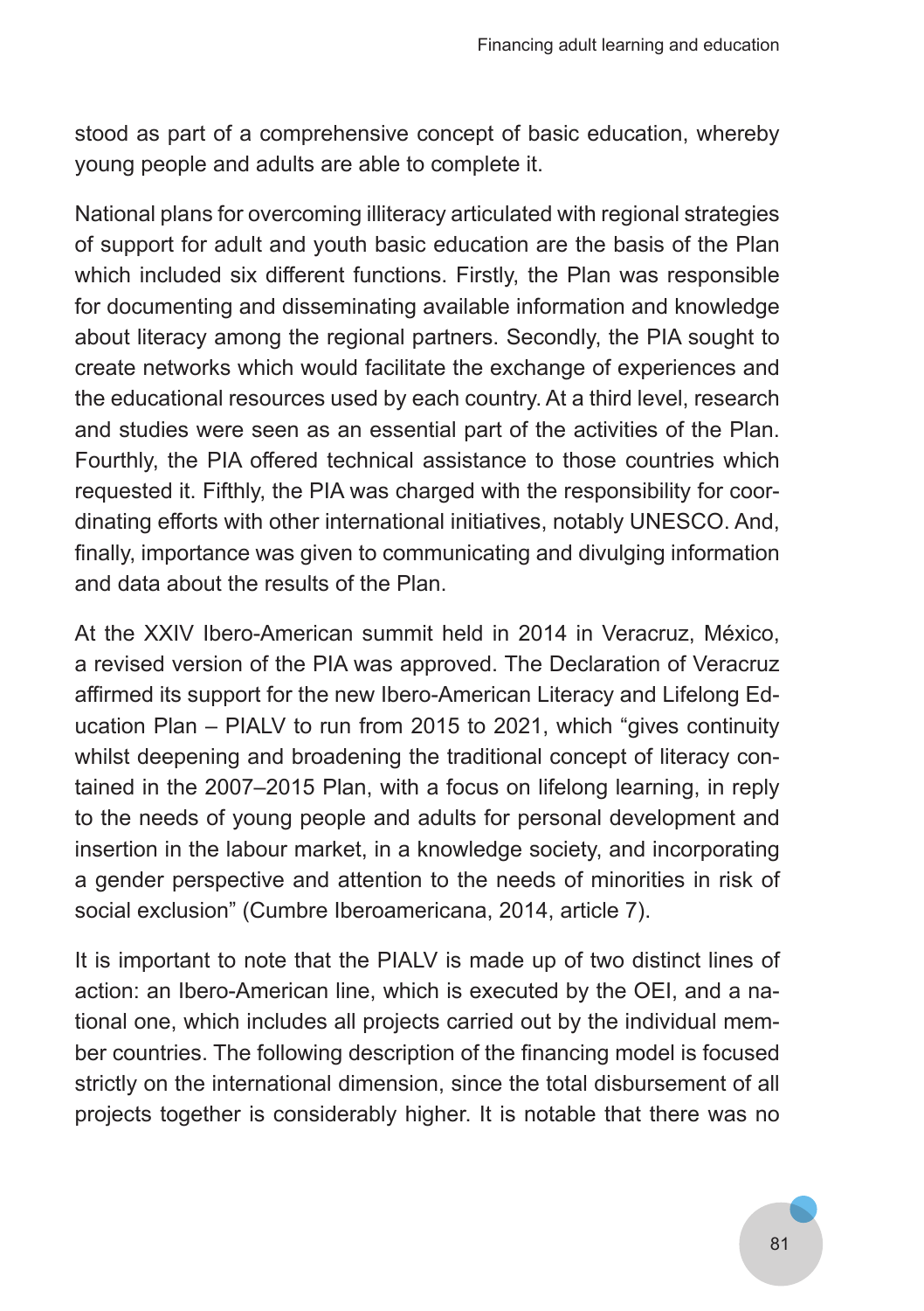stood as part of a comprehensive concept of basic education, whereby young people and adults are able to complete it.

National plans for overcoming illiteracy articulated with regional strategies of support for adult and youth basic education are the basis of the Plan which included six different functions. Firstly, the Plan was responsible for documenting and disseminating available information and knowledge about literacy among the regional partners. Secondly, the PIA sought to create networks which would facilitate the exchange of experiences and the educational resources used by each country. At a third level, research and studies were seen as an essential part of the activities of the Plan. Fourthly, the PIA offered technical assistance to those countries which requested it. Fifthly, the PIA was charged with the responsibility for coordinating efforts with other international initiatives, notably UNESCO. And, finally, importance was given to communicating and divulging information and data about the results of the Plan.

At the XXIV Ibero-American summit held in 2014 in Veracruz, México, a revised version of the PIA was approved. The Declaration of Veracruz affirmed its support for the new Ibero-American Literacy and Lifelong Education Plan – PIALV to run from 2015 to 2021, which "gives continuity whilst deepening and broadening the traditional concept of literacy contained in the 2007–2015 Plan, with a focus on lifelong learning, in reply to the needs of young people and adults for personal development and insertion in the labour market, in a knowledge society, and incorporating a gender perspective and attention to the needs of minorities in risk of social exclusion" (Cumbre Iberoamericana, 2014, article 7).

It is important to note that the PIALV is made up of two distinct lines of action: an Ibero-American line, which is executed by the OEI, and a national one, which includes all projects carried out by the individual member countries. The following description of the financing model is focused strictly on the international dimension, since the total disbursement of all projects together is considerably higher. It is notable that there was no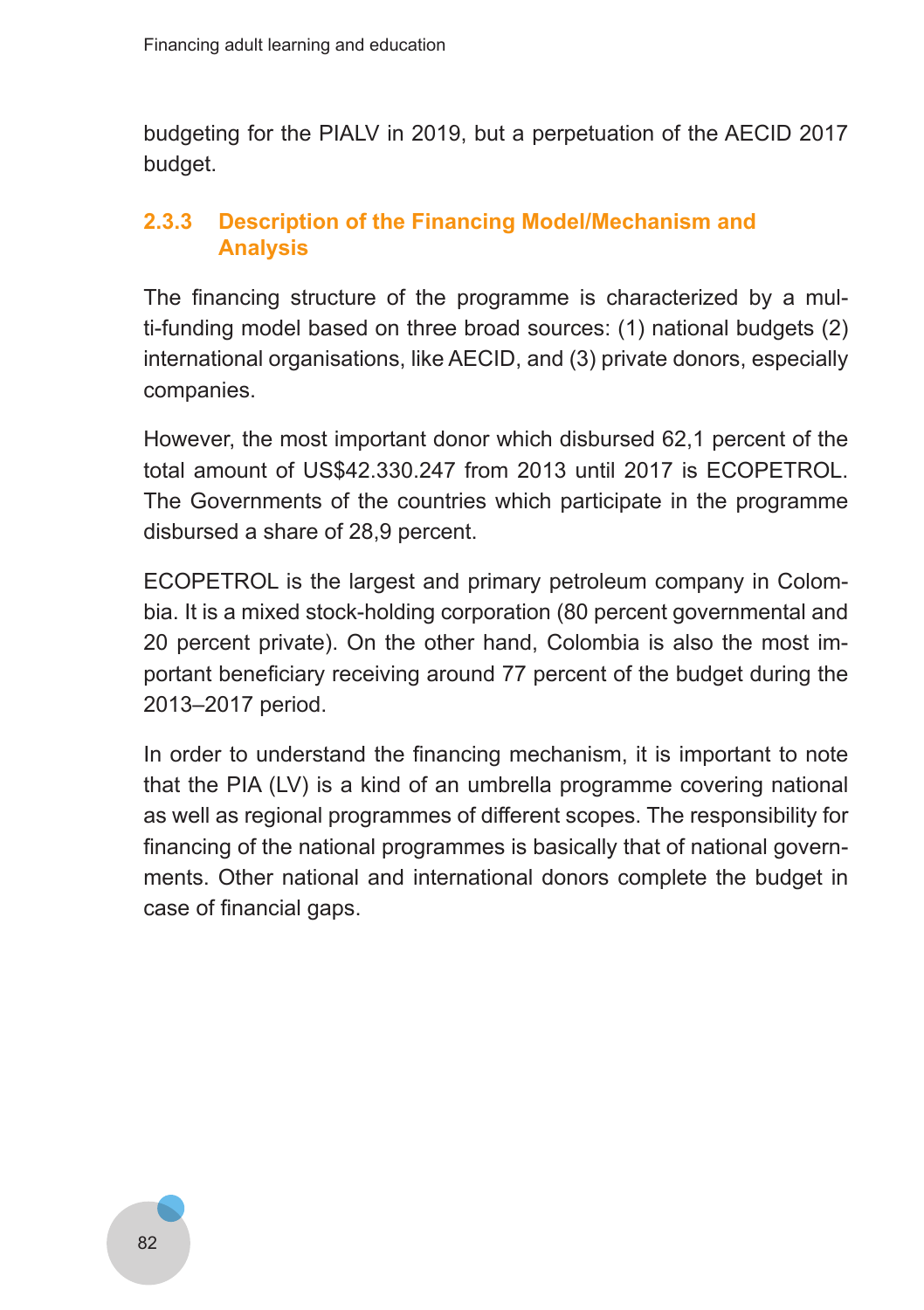budgeting for the PIALV in 2019, but a perpetuation of the AECID 2017 budget.

### 2.3.3 Description of the Financing Model/Mechanism and Analysis

The financing structure of the programme is characterized by a multi-funding model based on three broad sources: (1) national budgets (2) international organisations, like AECID, and (3) private donors, especially companies.

However, the most important donor which disbursed 62,1 percent of the total amount of US$42.330.247 from 2013 until 2017 is ECOPETROL. The Governments of the countries which participate in the programme disbursed a share of 28,9 percent.

ECOPETROL is the largest and primary petroleum company in Colombia. It is a mixed stock-holding corporation (80 percent governmental and 20 percent private). On the other hand, Colombia is also the most important beneficiary receiving around 77 percent of the budget during the 2013–2017 period.

In order to understand the financing mechanism, it is important to note that the PIA (LV) is a kind of an umbrella programme covering national as well as regional programmes of different scopes. The responsibility for financing of the national programmes is basically that of national governments. Other national and international donors complete the budget in case of financial gaps.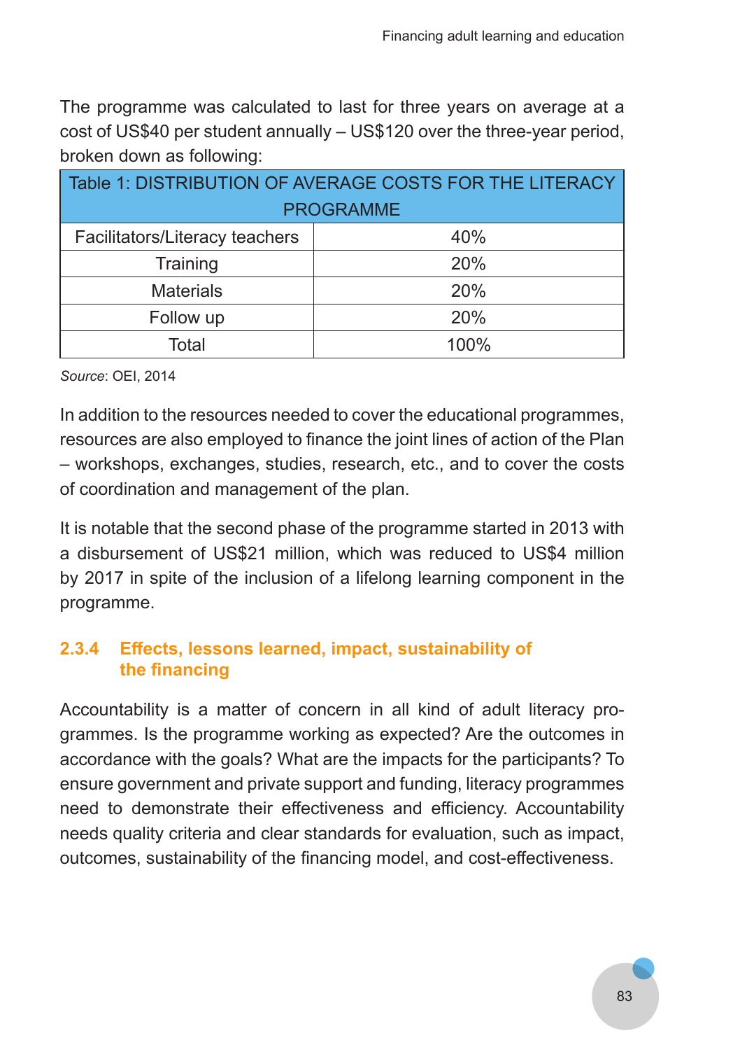The programme was calculated to last for three years on average at a cost of US$40 per student annually – US$120 over the three-year period, broken down as following:

| Table 1: DISTRIBUTION OF AVERAGE COSTS FOR THE LITERACY PROGRAMME | |
|---|---|
| Facilitators/Literacy teachers | 40% |
| Training | 20% |
| Materials | 20% |
| Follow up | 20% |
| Total | 100% |

*Source*: OEI, 2014

In addition to the resources needed to cover the educational programmes, resources are also employed to finance the joint lines of action of the Plan – workshops, exchanges, studies, research, etc., and to cover the costs of coordination and management of the plan.

It is notable that the second phase of the programme started in 2013 with a disbursement of US$21 million, which was reduced to US$4 million by 2017 in spite of the inclusion of a lifelong learning component in the programme.

### 2.3.4 Effects, lessons learned, impact, sustainability of the financing

Accountability is a matter of concern in all kind of adult literacy programmes. Is the programme working as expected? Are the outcomes in accordance with the goals? What are the impacts for the participants? To ensure government and private support and funding, literacy programmes need to demonstrate their effectiveness and efficiency. Accountability needs quality criteria and clear standards for evaluation, such as impact, outcomes, sustainability of the financing model, and cost-effectiveness.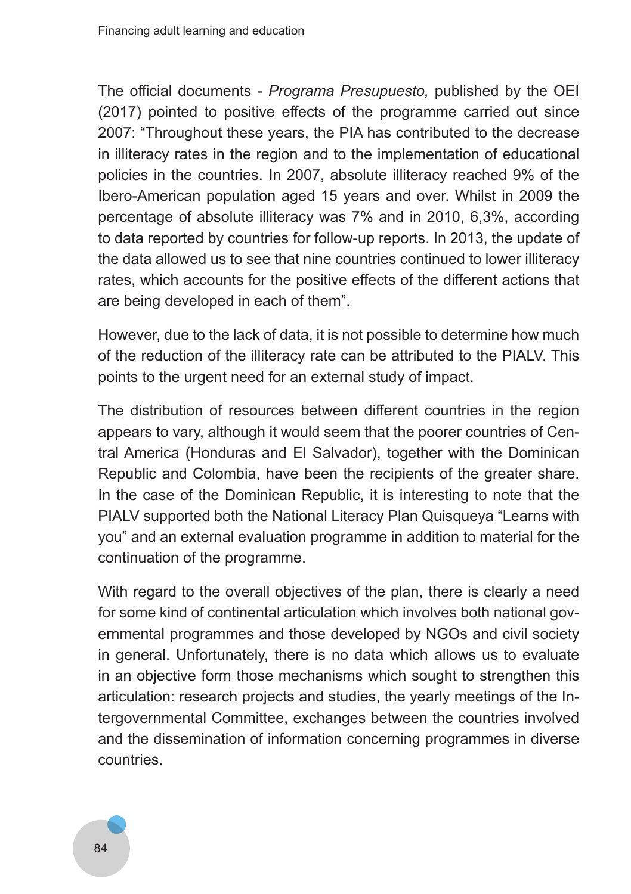The official documents - *Programa Presupuesto,* published by the OEI (2017) pointed to positive effects of the programme carried out since 2007: "Throughout these years, the PIA has contributed to the decrease in illiteracy rates in the region and to the implementation of educational policies in the countries. In 2007, absolute illiteracy reached 9% of the Ibero-American population aged 15 years and over. Whilst in 2009 the percentage of absolute illiteracy was 7% and in 2010, 6,3%, according to data reported by countries for follow-up reports. In 2013, the update of the data allowed us to see that nine countries continued to lower illiteracy rates, which accounts for the positive effects of the different actions that are being developed in each of them".

However, due to the lack of data, it is not possible to determine how much of the reduction of the illiteracy rate can be attributed to the PIALV. This points to the urgent need for an external study of impact.

The distribution of resources between different countries in the region appears to vary, although it would seem that the poorer countries of Central America (Honduras and El Salvador), together with the Dominican Republic and Colombia, have been the recipients of the greater share. In the case of the Dominican Republic, it is interesting to note that the PIALV supported both the National Literacy Plan Quisqueya "Learns with you" and an external evaluation programme in addition to material for the continuation of the programme.

With regard to the overall objectives of the plan, there is clearly a need for some kind of continental articulation which involves both national governmental programmes and those developed by NGOs and civil society in general. Unfortunately, there is no data which allows us to evaluate in an objective form those mechanisms which sought to strengthen this articulation: research projects and studies, the yearly meetings of the Intergovernmental Committee, exchanges between the countries involved and the dissemination of information concerning programmes in diverse countries.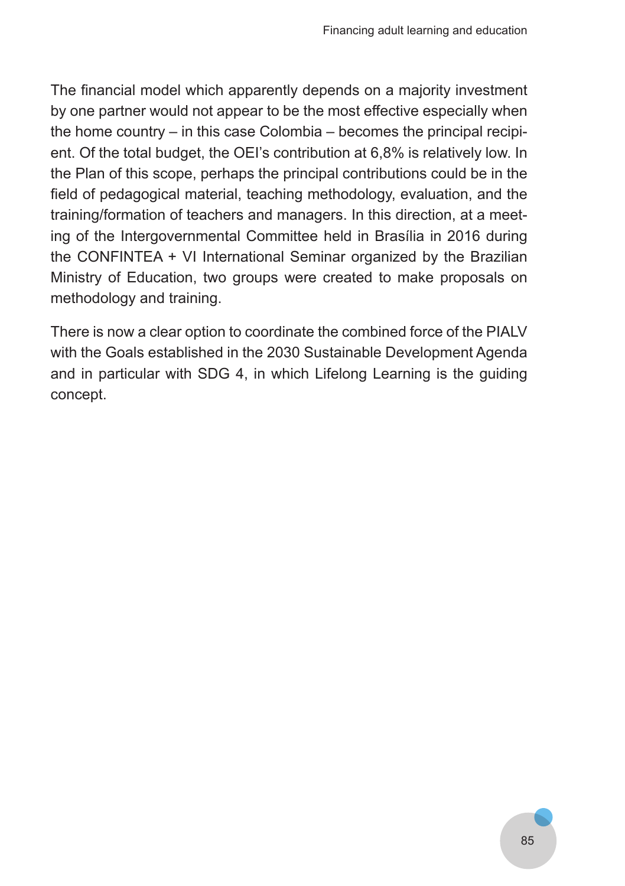The financial model which apparently depends on a majority investment by one partner would not appear to be the most effective especially when the home country – in this case Colombia – becomes the principal recipient. Of the total budget, the OEI's contribution at 6,8% is relatively low. In the Plan of this scope, perhaps the principal contributions could be in the field of pedagogical material, teaching methodology, evaluation, and the training/formation of teachers and managers. In this direction, at a meeting of the Intergovernmental Committee held in Brasília in 2016 during the CONFINTEA + VI International Seminar organized by the Brazilian Ministry of Education, two groups were created to make proposals on methodology and training.

There is now a clear option to coordinate the combined force of the PIALV with the Goals established in the 2030 Sustainable Development Agenda and in particular with SDG 4, in which Lifelong Learning is the guiding concept.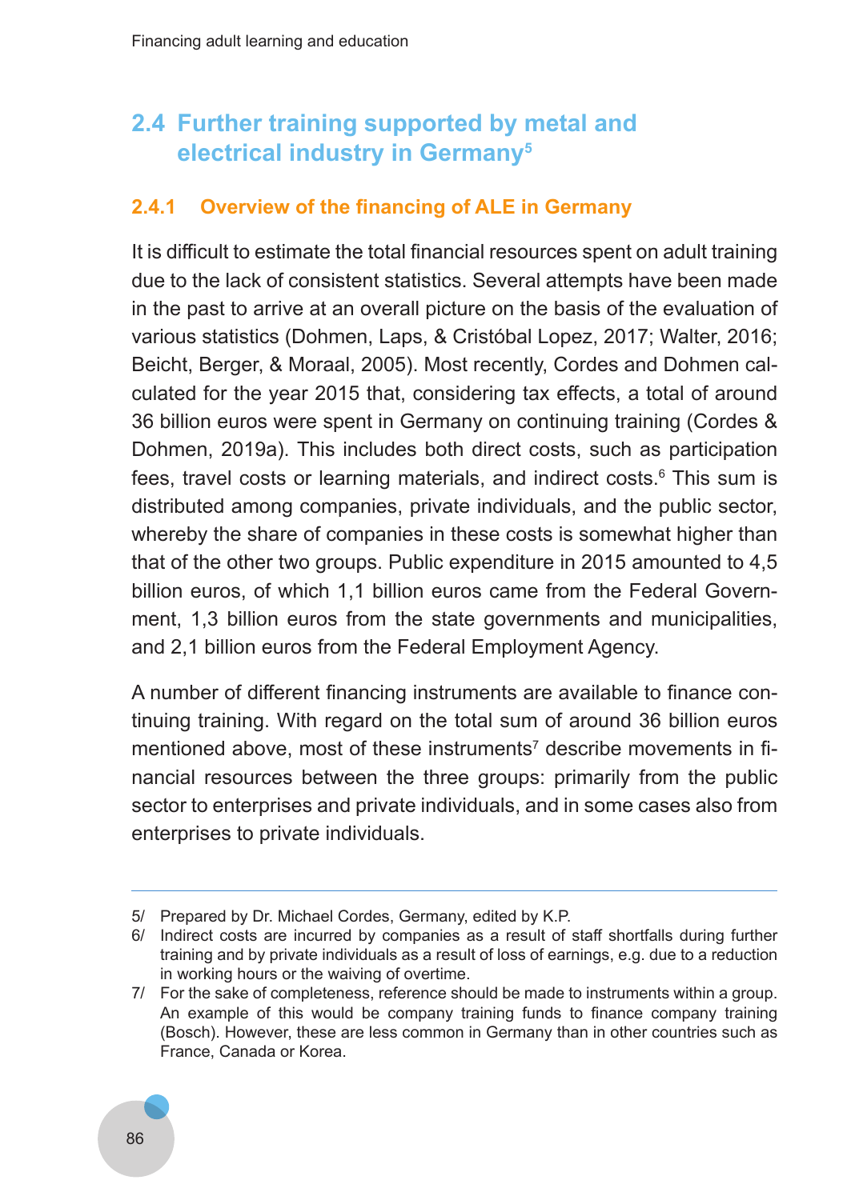## 2.4 Further training supported by metal and electrical industry in Germany[5]

### 2.4.1 Overview of the financing of ALE in Germany

It is difficult to estimate the total financial resources spent on adult training due to the lack of consistent statistics. Several attempts have been made in the past to arrive at an overall picture on the basis of the evaluation of various statistics (Dohmen, Laps, & Cristóbal Lopez, 2017; Walter, 2016; Beicht, Berger, & Moraal, 2005). Most recently, Cordes and Dohmen calculated for the year 2015 that, considering tax effects, a total of around 36 billion euros were spent in Germany on continuing training (Cordes & Dohmen, 2019a). This includes both direct costs, such as participation fees, travel costs or learning materials, and indirect costs.[6] This sum is distributed among companies, private individuals, and the public sector, whereby the share of companies in these costs is somewhat higher than that of the other two groups. Public expenditure in 2015 amounted to 4,5 billion euros, of which 1,1 billion euros came from the Federal Government, 1,3 billion euros from the state governments and municipalities, and 2,1 billion euros from the Federal Employment Agency.

A number of different financing instruments are available to finance continuing training. With regard on the total sum of around 36 billion euros mentioned above, most of these instruments[7] describe movements in financial resources between the three groups: primarily from the public sector to enterprises and private individuals, and in some cases also from enterprises to private individuals.

---

5/ Prepared by Dr. Michael Cordes, Germany, edited by K.P.

6/ Indirect costs are incurred by companies as a result of staff shortfalls during further training and by private individuals as a result of loss of earnings, e.g. due to a reduction in working hours or the waiving of overtime.

7/ For the sake of completeness, reference should be made to instruments within a group. An example of this would be company training funds to finance company training (Bosch). However, these are less common in Germany than in other countries such as France, Canada or Korea.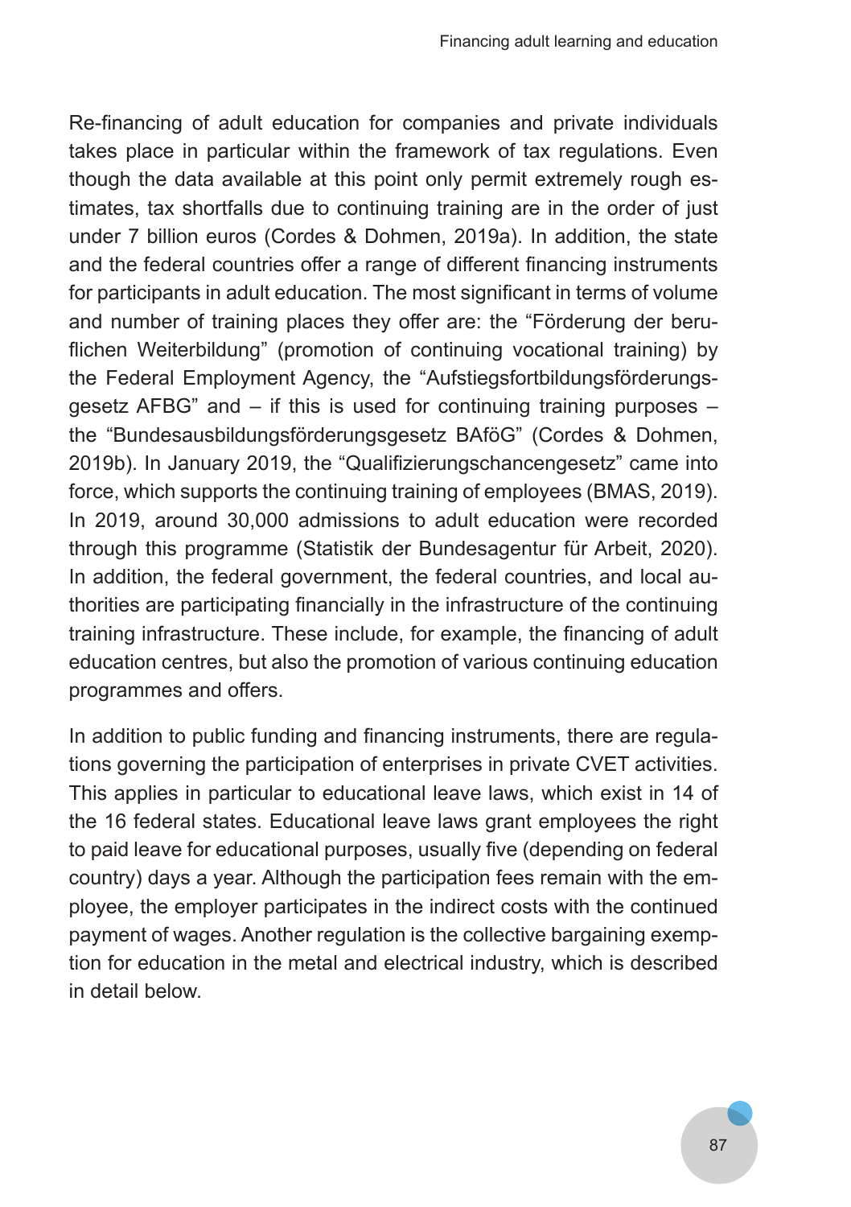Re-financing of adult education for companies and private individuals takes place in particular within the framework of tax regulations. Even though the data available at this point only permit extremely rough estimates, tax shortfalls due to continuing training are in the order of just under 7 billion euros (Cordes & Dohmen, 2019a). In addition, the state and the federal countries offer a range of different financing instruments for participants in adult education. The most significant in terms of volume and number of training places they offer are: the "Förderung der beruflichen Weiterbildung" (promotion of continuing vocational training) by the Federal Employment Agency, the "Aufstiegsfortbildungsförderungsgesetz AFBG" and – if this is used for continuing training purposes – the "Bundesausbildungsförderungsgesetz BAföG" (Cordes & Dohmen, 2019b). In January 2019, the "Qualifizierungschancengesetz" came into force, which supports the continuing training of employees (BMAS, 2019). In 2019, around 30,000 admissions to adult education were recorded through this programme (Statistik der Bundesagentur für Arbeit, 2020). In addition, the federal government, the federal countries, and local authorities are participating financially in the infrastructure of the continuing training infrastructure. These include, for example, the financing of adult education centres, but also the promotion of various continuing education programmes and offers.

In addition to public funding and financing instruments, there are regulations governing the participation of enterprises in private CVET activities. This applies in particular to educational leave laws, which exist in 14 of the 16 federal states. Educational leave laws grant employees the right to paid leave for educational purposes, usually five (depending on federal country) days a year. Although the participation fees remain with the employee, the employer participates in the indirect costs with the continued payment of wages. Another regulation is the collective bargaining exemption for education in the metal and electrical industry, which is described in detail below.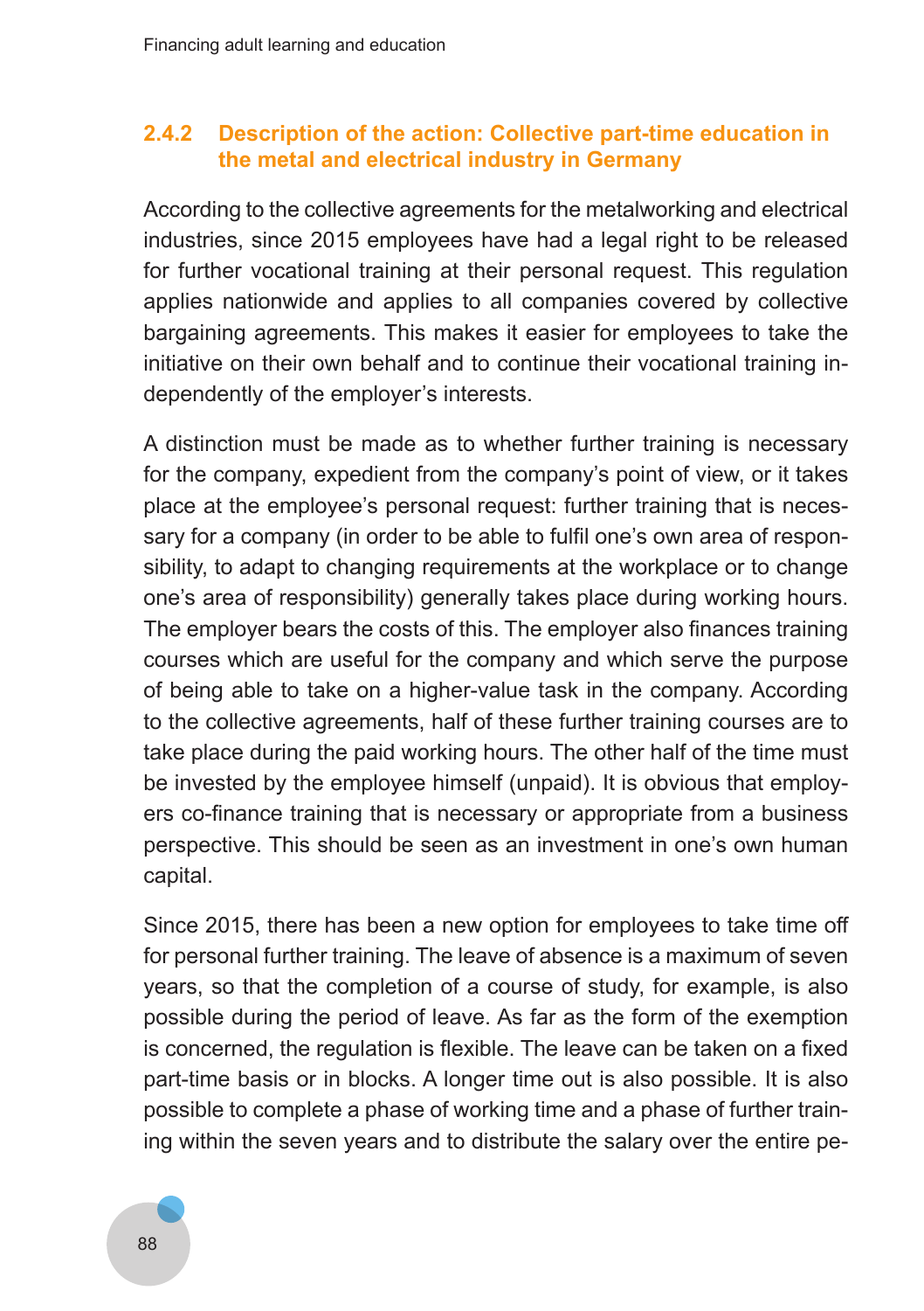### 2.4.2 Description of the action: Collective part-time education in the metal and electrical industry in Germany

According to the collective agreements for the metalworking and electrical industries, since 2015 employees have had a legal right to be released for further vocational training at their personal request. This regulation applies nationwide and applies to all companies covered by collective bargaining agreements. This makes it easier for employees to take the initiative on their own behalf and to continue their vocational training independently of the employer's interests.

A distinction must be made as to whether further training is necessary for the company, expedient from the company's point of view, or it takes place at the employee's personal request: further training that is necessary for a company (in order to be able to fulfil one's own area of responsibility, to adapt to changing requirements at the workplace or to change one's area of responsibility) generally takes place during working hours. The employer bears the costs of this. The employer also finances training courses which are useful for the company and which serve the purpose of being able to take on a higher-value task in the company. According to the collective agreements, half of these further training courses are to take place during the paid working hours. The other half of the time must be invested by the employee himself (unpaid). It is obvious that employers co-finance training that is necessary or appropriate from a business perspective. This should be seen as an investment in one's own human capital.

Since 2015, there has been a new option for employees to take time off for personal further training. The leave of absence is a maximum of seven years, so that the completion of a course of study, for example, is also possible during the period of leave. As far as the form of the exemption is concerned, the regulation is flexible. The leave can be taken on a fixed part-time basis or in blocks. A longer time out is also possible. It is also possible to complete a phase of working time and a phase of further training within the seven years and to distribute the salary over the entire pe-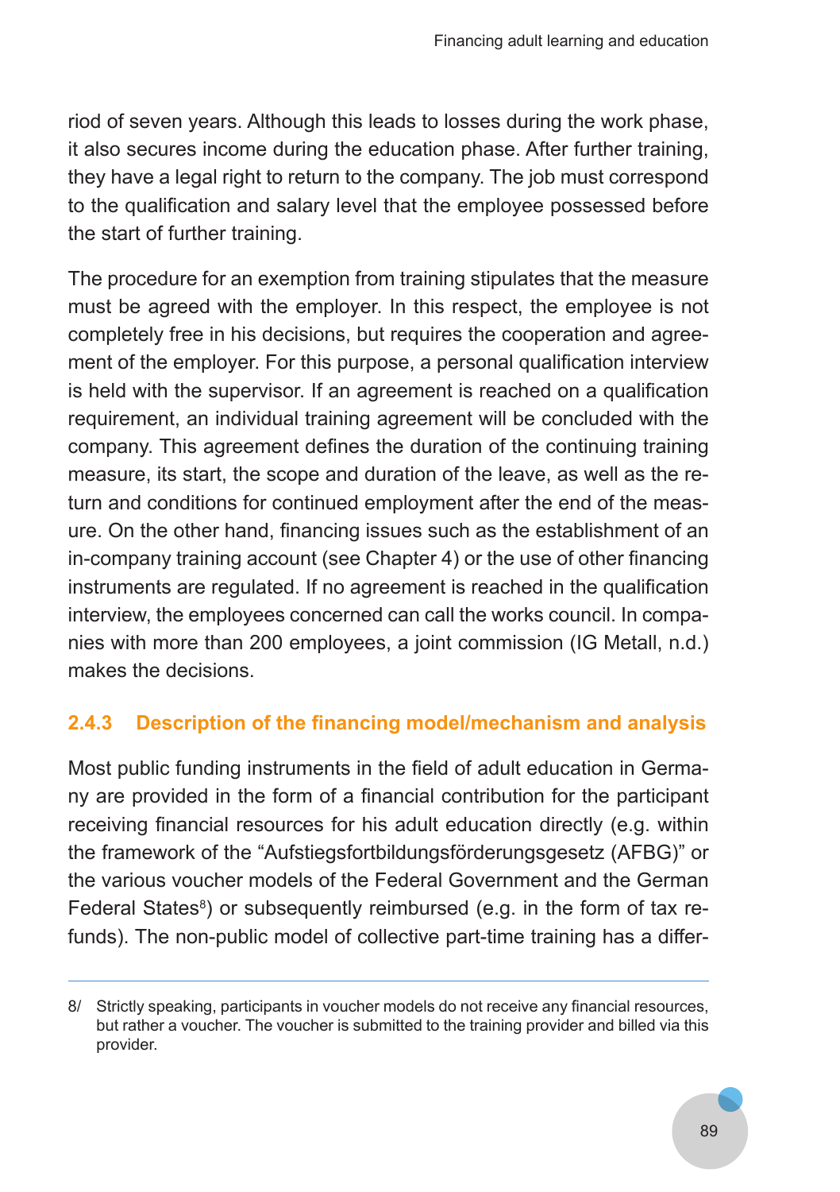riod of seven years. Although this leads to losses during the work phase, it also secures income during the education phase. After further training, they have a legal right to return to the company. The job must correspond to the qualification and salary level that the employee possessed before the start of further training.

The procedure for an exemption from training stipulates that the measure must be agreed with the employer. In this respect, the employee is not completely free in his decisions, but requires the cooperation and agreement of the employer. For this purpose, a personal qualification interview is held with the supervisor. If an agreement is reached on a qualification requirement, an individual training agreement will be concluded with the company. This agreement defines the duration of the continuing training measure, its start, the scope and duration of the leave, as well as the return and conditions for continued employment after the end of the measure. On the other hand, financing issues such as the establishment of an in-company training account (see Chapter 4) or the use of other financing instruments are regulated. If no agreement is reached in the qualification interview, the employees concerned can call the works council. In companies with more than 200 employees, a joint commission (IG Metall, n.d.) makes the decisions.

### 2.4.3 Description of the financing model/mechanism and analysis

Most public funding instruments in the field of adult education in Germany are provided in the form of a financial contribution for the participant receiving financial resources for his adult education directly (e.g. within the framework of the "Aufstiegsfortbildungsförderungsgesetz (AFBG)" or the various voucher models of the Federal Government and the German Federal States[8]) or subsequently reimbursed (e.g. in the form of tax refunds). The non-public model of collective part-time training has a differ-

8/ Strictly speaking, participants in voucher models do not receive any financial resources, but rather a voucher. The voucher is submitted to the training provider and billed via this provider.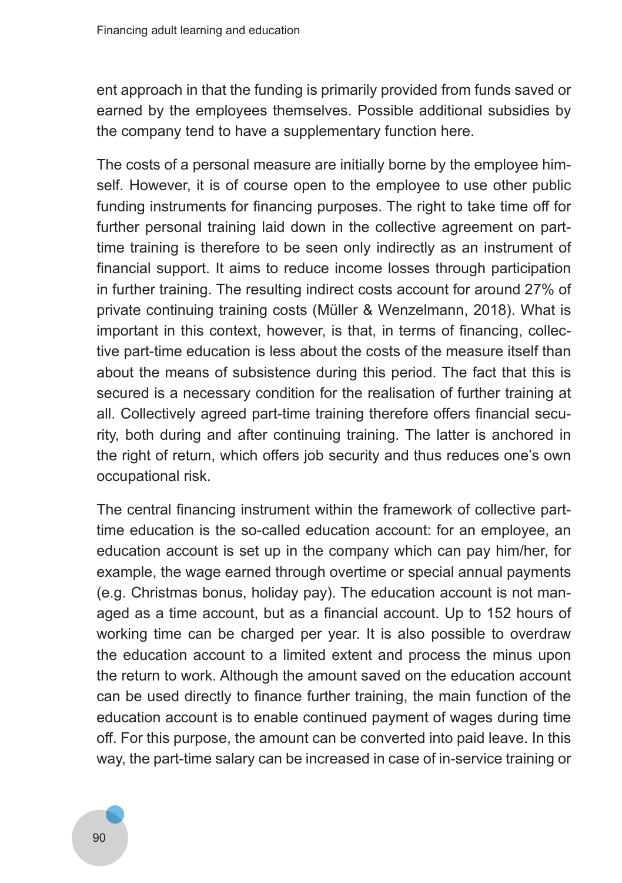ent approach in that the funding is primarily provided from funds saved or earned by the employees themselves. Possible additional subsidies by the company tend to have a supplementary function here.

The costs of a personal measure are initially borne by the employee himself. However, it is of course open to the employee to use other public funding instruments for financing purposes. The right to take time off for further personal training laid down in the collective agreement on part-time training is therefore to be seen only indirectly as an instrument of financial support. It aims to reduce income losses through participation in further training. The resulting indirect costs account for around 27% of private continuing training costs (Müller & Wenzelmann, 2018). What is important in this context, however, is that, in terms of financing, collective part-time education is less about the costs of the measure itself than about the means of subsistence during this period. The fact that this is secured is a necessary condition for the realisation of further training at all. Collectively agreed part-time training therefore offers financial security, both during and after continuing training. The latter is anchored in the right of return, which offers job security and thus reduces one's own occupational risk.

The central financing instrument within the framework of collective part-time education is the so-called education account: for an employee, an education account is set up in the company which can pay him/her, for example, the wage earned through overtime or special annual payments (e.g. Christmas bonus, holiday pay). The education account is not managed as a time account, but as a financial account. Up to 152 hours of working time can be charged per year. It is also possible to overdraw the education account to a limited extent and process the minus upon the return to work. Although the amount saved on the education account can be used directly to finance further training, the main function of the education account is to enable continued payment of wages during time off. For this purpose, the amount can be converted into paid leave. In this way, the part-time salary can be increased in case of in-service training or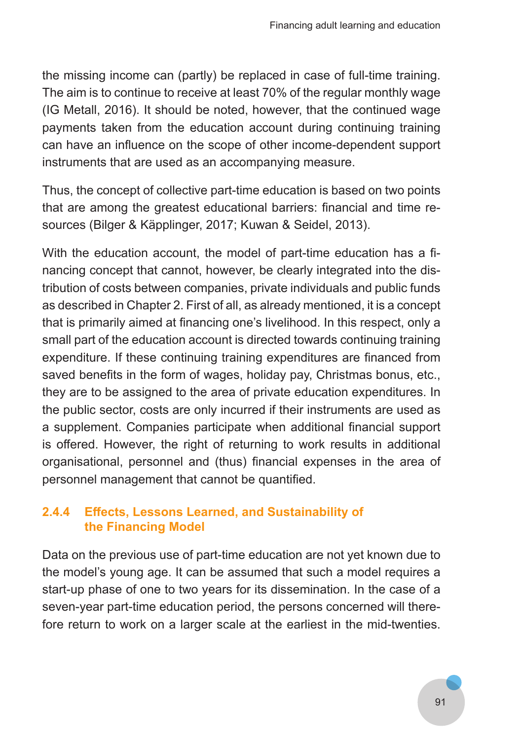the missing income can (partly) be replaced in case of full-time training. The aim is to continue to receive at least 70% of the regular monthly wage (IG Metall, 2016). It should be noted, however, that the continued wage payments taken from the education account during continuing training can have an influence on the scope of other income-dependent support instruments that are used as an accompanying measure.

Thus, the concept of collective part-time education is based on two points that are among the greatest educational barriers: financial and time resources (Bilger & Käpplinger, 2017; Kuwan & Seidel, 2013).

With the education account, the model of part-time education has a financing concept that cannot, however, be clearly integrated into the distribution of costs between companies, private individuals and public funds as described in Chapter 2. First of all, as already mentioned, it is a concept that is primarily aimed at financing one's livelihood. In this respect, only a small part of the education account is directed towards continuing training expenditure. If these continuing training expenditures are financed from saved benefits in the form of wages, holiday pay, Christmas bonus, etc., they are to be assigned to the area of private education expenditures. In the public sector, costs are only incurred if their instruments are used as a supplement. Companies participate when additional financial support is offered. However, the right of returning to work results in additional organisational, personnel and (thus) financial expenses in the area of personnel management that cannot be quantified.

### 2.4.4 Effects, Lessons Learned, and Sustainability of the Financing Model

Data on the previous use of part-time education are not yet known due to the model's young age. It can be assumed that such a model requires a start-up phase of one to two years for its dissemination. In the case of a seven-year part-time education period, the persons concerned will therefore return to work on a larger scale at the earliest in the mid-twenties.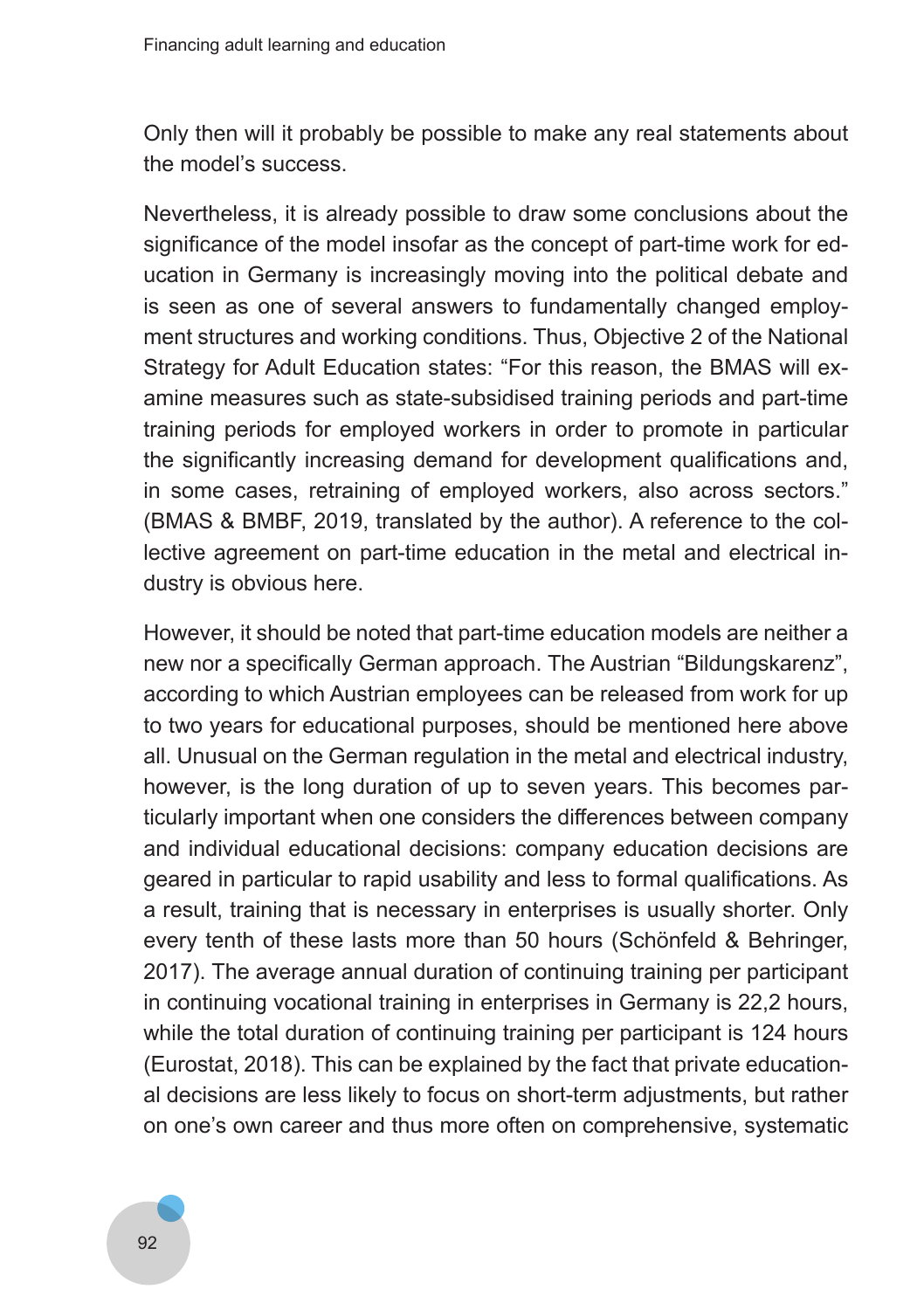Only then will it probably be possible to make any real statements about the model's success.

Nevertheless, it is already possible to draw some conclusions about the significance of the model insofar as the concept of part-time work for education in Germany is increasingly moving into the political debate and is seen as one of several answers to fundamentally changed employment structures and working conditions. Thus, Objective 2 of the National Strategy for Adult Education states: "For this reason, the BMAS will examine measures such as state-subsidised training periods and part-time training periods for employed workers in order to promote in particular the significantly increasing demand for development qualifications and, in some cases, retraining of employed workers, also across sectors." (BMAS & BMBF, 2019, translated by the author). A reference to the collective agreement on part-time education in the metal and electrical industry is obvious here.

However, it should be noted that part-time education models are neither a new nor a specifically German approach. The Austrian "Bildungskarenz", according to which Austrian employees can be released from work for up to two years for educational purposes, should be mentioned here above all. Unusual on the German regulation in the metal and electrical industry, however, is the long duration of up to seven years. This becomes particularly important when one considers the differences between company and individual educational decisions: company education decisions are geared in particular to rapid usability and less to formal qualifications. As a result, training that is necessary in enterprises is usually shorter. Only every tenth of these lasts more than 50 hours (Schönfeld & Behringer, 2017). The average annual duration of continuing training per participant in continuing vocational training in enterprises in Germany is 22,2 hours, while the total duration of continuing training per participant is 124 hours (Eurostat, 2018). This can be explained by the fact that private educational decisions are less likely to focus on short-term adjustments, but rather on one's own career and thus more often on comprehensive, systematic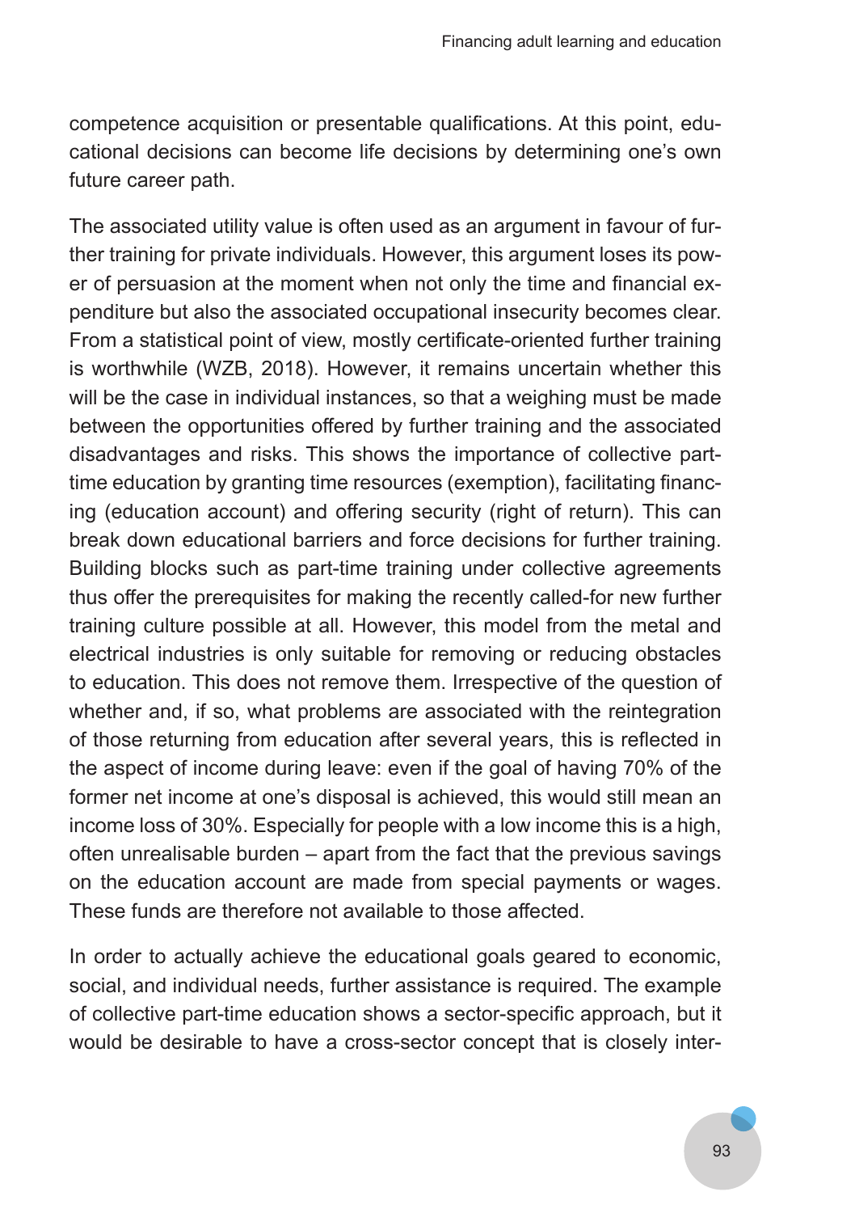competence acquisition or presentable qualifications. At this point, educational decisions can become life decisions by determining one's own future career path.

The associated utility value is often used as an argument in favour of further training for private individuals. However, this argument loses its power of persuasion at the moment when not only the time and financial expenditure but also the associated occupational insecurity becomes clear. From a statistical point of view, mostly certificate-oriented further training is worthwhile (WZB, 2018). However, it remains uncertain whether this will be the case in individual instances, so that a weighing must be made between the opportunities offered by further training and the associated disadvantages and risks. This shows the importance of collective part-time education by granting time resources (exemption), facilitating financing (education account) and offering security (right of return). This can break down educational barriers and force decisions for further training. Building blocks such as part-time training under collective agreements thus offer the prerequisites for making the recently called-for new further training culture possible at all. However, this model from the metal and electrical industries is only suitable for removing or reducing obstacles to education. This does not remove them. Irrespective of the question of whether and, if so, what problems are associated with the reintegration of those returning from education after several years, this is reflected in the aspect of income during leave: even if the goal of having 70% of the former net income at one's disposal is achieved, this would still mean an income loss of 30%. Especially for people with a low income this is a high, often unrealisable burden – apart from the fact that the previous savings on the education account are made from special payments or wages. These funds are therefore not available to those affected.

In order to actually achieve the educational goals geared to economic, social, and individual needs, further assistance is required. The example of collective part-time education shows a sector-specific approach, but it would be desirable to have a cross-sector concept that is closely inter-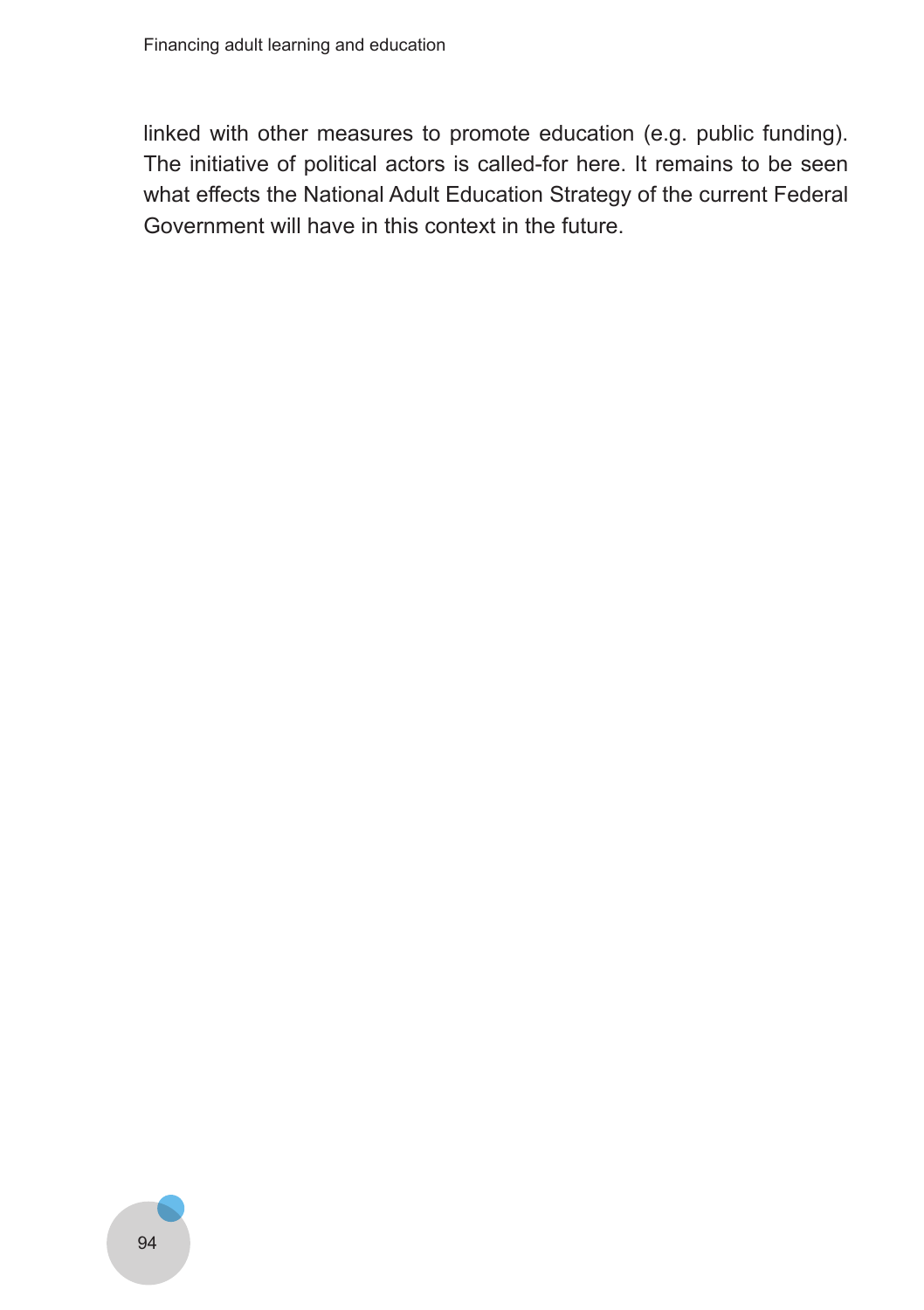linked with other measures to promote education (e.g. public funding). The initiative of political actors is called-for here. It remains to be seen what effects the National Adult Education Strategy of the current Federal Government will have in this context in the future.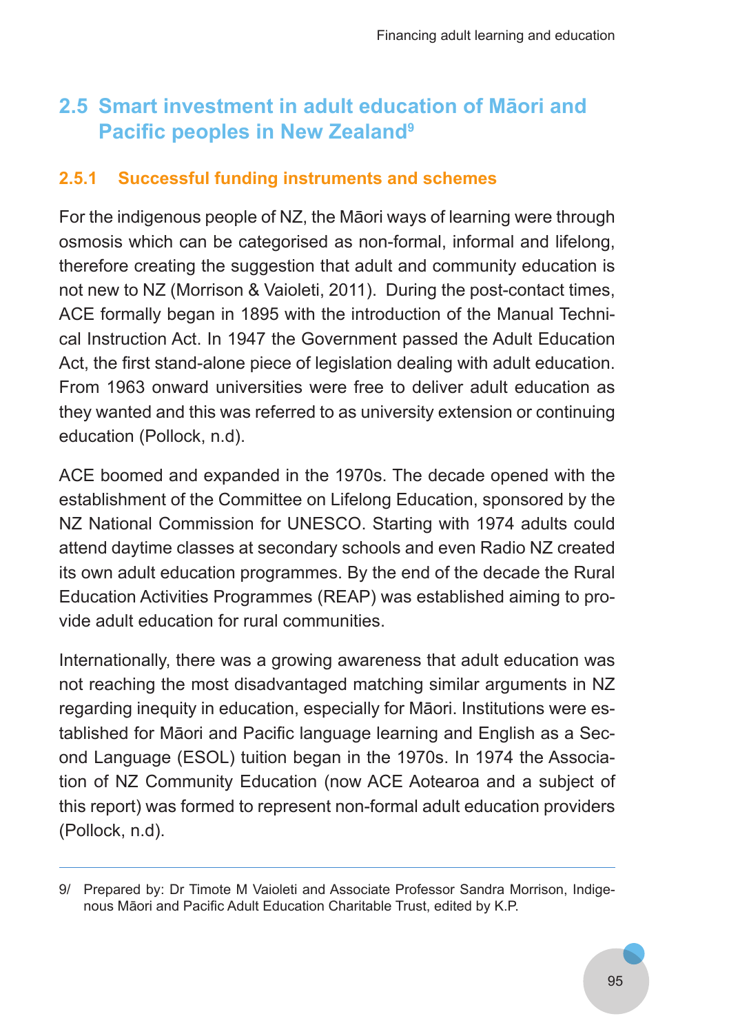## 2.5 Smart investment in adult education of Māori and Pacific peoples in New Zealand[9]

### 2.5.1 Successful funding instruments and schemes

For the indigenous people of NZ, the Māori ways of learning were through osmosis which can be categorised as non-formal, informal and lifelong, therefore creating the suggestion that adult and community education is not new to NZ (Morrison & Vaioleti, 2011). During the post-contact times, ACE formally began in 1895 with the introduction of the Manual Technical Instruction Act. In 1947 the Government passed the Adult Education Act, the first stand-alone piece of legislation dealing with adult education. From 1963 onward universities were free to deliver adult education as they wanted and this was referred to as university extension or continuing education (Pollock, n.d).

ACE boomed and expanded in the 1970s. The decade opened with the establishment of the Committee on Lifelong Education, sponsored by the NZ National Commission for UNESCO. Starting with 1974 adults could attend daytime classes at secondary schools and even Radio NZ created its own adult education programmes. By the end of the decade the Rural Education Activities Programmes (REAP) was established aiming to provide adult education for rural communities.

Internationally, there was a growing awareness that adult education was not reaching the most disadvantaged matching similar arguments in NZ regarding inequity in education, especially for Māori. Institutions were established for Māori and Pacific language learning and English as a Second Language (ESOL) tuition began in the 1970s. In 1974 the Association of NZ Community Education (now ACE Aotearoa and a subject of this report) was formed to represent non-formal adult education providers (Pollock, n.d).

---

9/ Prepared by: Dr Timote M Vaioleti and Associate Professor Sandra Morrison, Indigenous Māori and Pacific Adult Education Charitable Trust, edited by K.P.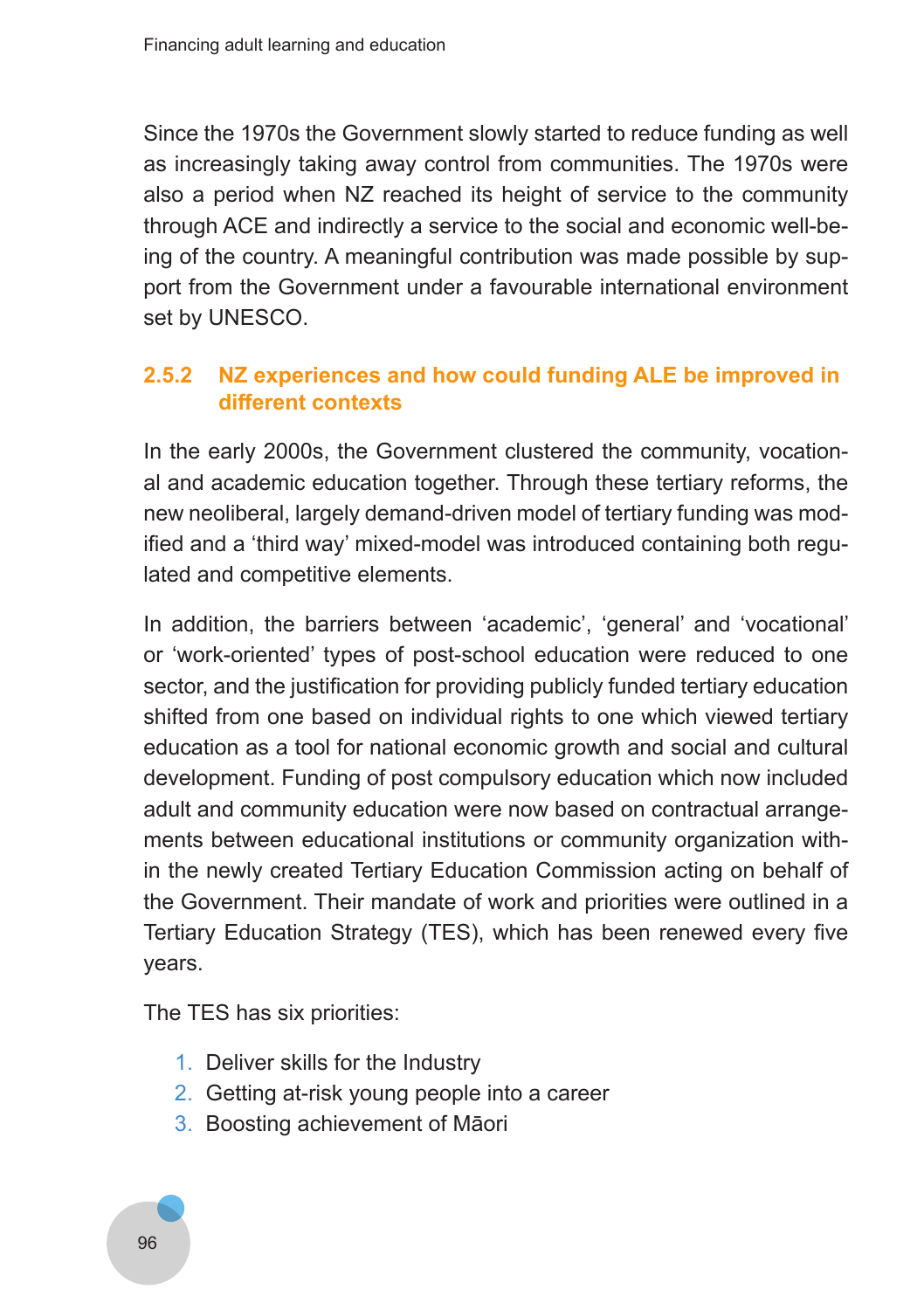Since the 1970s the Government slowly started to reduce funding as well as increasingly taking away control from communities. The 1970s were also a period when NZ reached its height of service to the community through ACE and indirectly a service to the social and economic well-being of the country. A meaningful contribution was made possible by support from the Government under a favourable international environment set by UNESCO.

### 2.5.2 NZ experiences and how could funding ALE be improved in different contexts

In the early 2000s, the Government clustered the community, vocational and academic education together. Through these tertiary reforms, the new neoliberal, largely demand-driven model of tertiary funding was modified and a 'third way' mixed-model was introduced containing both regulated and competitive elements.

In addition, the barriers between 'academic', 'general' and 'vocational' or 'work-oriented' types of post-school education were reduced to one sector, and the justification for providing publicly funded tertiary education shifted from one based on individual rights to one which viewed tertiary education as a tool for national economic growth and social and cultural development. Funding of post compulsory education which now included adult and community education were now based on contractual arrangements between educational institutions or community organization within the newly created Tertiary Education Commission acting on behalf of the Government. Their mandate of work and priorities were outlined in a Tertiary Education Strategy (TES), which has been renewed every five years.

The TES has six priorities:

1. Deliver skills for the Industry
2. Getting at-risk young people into a career
3. Boosting achievement of Māori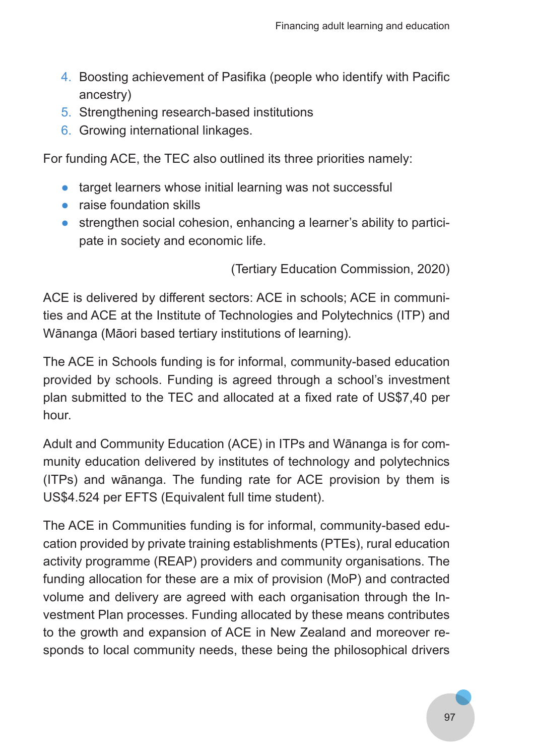4. Boosting achievement of Pasifika (people who identify with Pacific ancestry)
5. Strengthening research-based institutions
6. Growing international linkages.

For funding ACE, the TEC also outlined its three priorities namely:

- target learners whose initial learning was not successful
- raise foundation skills
- strengthen social cohesion, enhancing a learner's ability to participate in society and economic life.

(Tertiary Education Commission, 2020)

ACE is delivered by different sectors: ACE in schools; ACE in communities and ACE at the Institute of Technologies and Polytechnics (ITP) and Wānanga (Māori based tertiary institutions of learning).

The ACE in Schools funding is for informal, community-based education provided by schools. Funding is agreed through a school's investment plan submitted to the TEC and allocated at a fixed rate of US$7,40 per hour.

Adult and Community Education (ACE) in ITPs and Wānanga is for community education delivered by institutes of technology and polytechnics (ITPs) and wānanga. The funding rate for ACE provision by them is US$4.524 per EFTS (Equivalent full time student).

The ACE in Communities funding is for informal, community-based education provided by private training establishments (PTEs), rural education activity programme (REAP) providers and community organisations. The funding allocation for these are a mix of provision (MoP) and contracted volume and delivery are agreed with each organisation through the Investment Plan processes. Funding allocated by these means contributes to the growth and expansion of ACE in New Zealand and moreover responds to local community needs, these being the philosophical drivers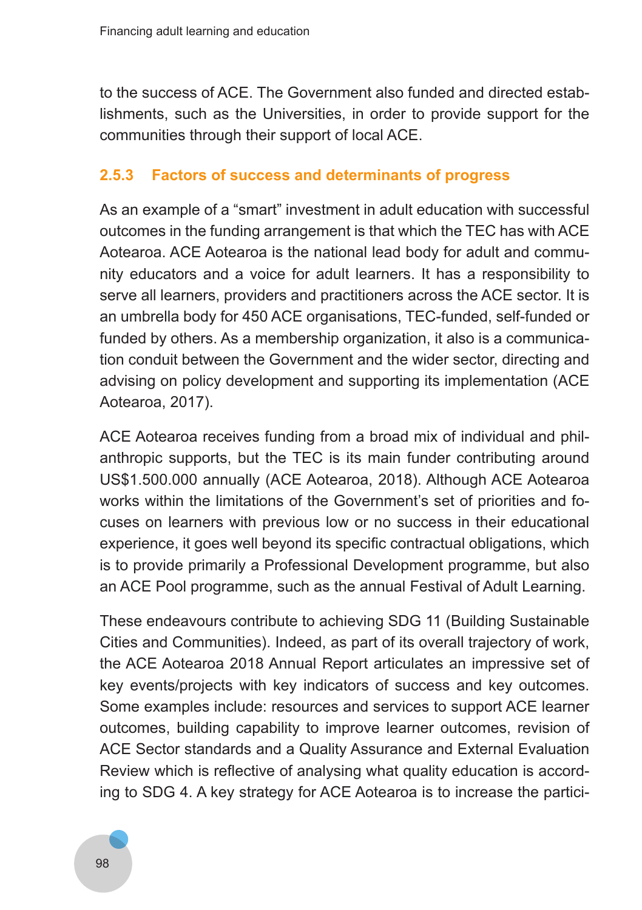to the success of ACE. The Government also funded and directed establishments, such as the Universities, in order to provide support for the communities through their support of local ACE.

### 2.5.3 Factors of success and determinants of progress

As an example of a "smart" investment in adult education with successful outcomes in the funding arrangement is that which the TEC has with ACE Aotearoa. ACE Aotearoa is the national lead body for adult and community educators and a voice for adult learners. It has a responsibility to serve all learners, providers and practitioners across the ACE sector. It is an umbrella body for 450 ACE organisations, TEC-funded, self-funded or funded by others. As a membership organization, it also is a communication conduit between the Government and the wider sector, directing and advising on policy development and supporting its implementation (ACE Aotearoa, 2017).

ACE Aotearoa receives funding from a broad mix of individual and philanthropic supports, but the TEC is its main funder contributing around US$1.500.000 annually (ACE Aotearoa, 2018). Although ACE Aotearoa works within the limitations of the Government's set of priorities and focuses on learners with previous low or no success in their educational experience, it goes well beyond its specific contractual obligations, which is to provide primarily a Professional Development programme, but also an ACE Pool programme, such as the annual Festival of Adult Learning.

These endeavours contribute to achieving SDG 11 (Building Sustainable Cities and Communities). Indeed, as part of its overall trajectory of work, the ACE Aotearoa 2018 Annual Report articulates an impressive set of key events/projects with key indicators of success and key outcomes. Some examples include: resources and services to support ACE learner outcomes, building capability to improve learner outcomes, revision of ACE Sector standards and a Quality Assurance and External Evaluation Review which is reflective of analysing what quality education is according to SDG 4. A key strategy for ACE Aotearoa is to increase the partici-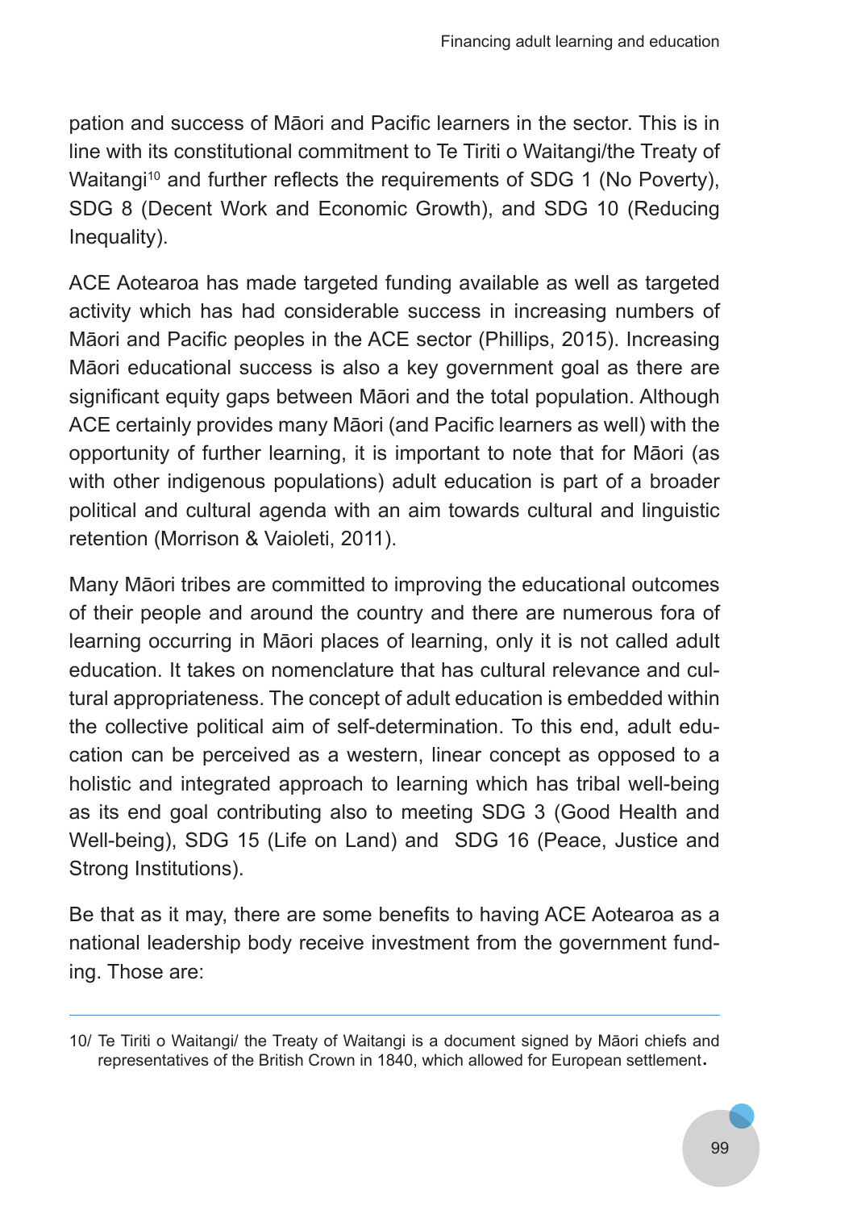pation and success of Māori and Pacific learners in the sector. This is in line with its constitutional commitment to Te Tiriti o Waitangi/the Treaty of Waitangi[10] and further reflects the requirements of SDG 1 (No Poverty), SDG 8 (Decent Work and Economic Growth), and SDG 10 (Reducing Inequality).

ACE Aotearoa has made targeted funding available as well as targeted activity which has had considerable success in increasing numbers of Māori and Pacific peoples in the ACE sector (Phillips, 2015). Increasing Māori educational success is also a key government goal as there are significant equity gaps between Māori and the total population. Although ACE certainly provides many Māori (and Pacific learners as well) with the opportunity of further learning, it is important to note that for Māori (as with other indigenous populations) adult education is part of a broader political and cultural agenda with an aim towards cultural and linguistic retention (Morrison & Vaioleti, 2011).

Many Māori tribes are committed to improving the educational outcomes of their people and around the country and there are numerous fora of learning occurring in Māori places of learning, only it is not called adult education. It takes on nomenclature that has cultural relevance and cultural appropriateness. The concept of adult education is embedded within the collective political aim of self-determination. To this end, adult education can be perceived as a western, linear concept as opposed to a holistic and integrated approach to learning which has tribal well-being as its end goal contributing also to meeting SDG 3 (Good Health and Well-being), SDG 15 (Life on Land) and SDG 16 (Peace, Justice and Strong Institutions).

Be that as it may, there are some benefits to having ACE Aotearoa as a national leadership body receive investment from the government funding. Those are:

---

10/ Te Tiriti o Waitangi/ the Treaty of Waitangi is a document signed by Māori chiefs and representatives of the British Crown in 1840, which allowed for European settlement.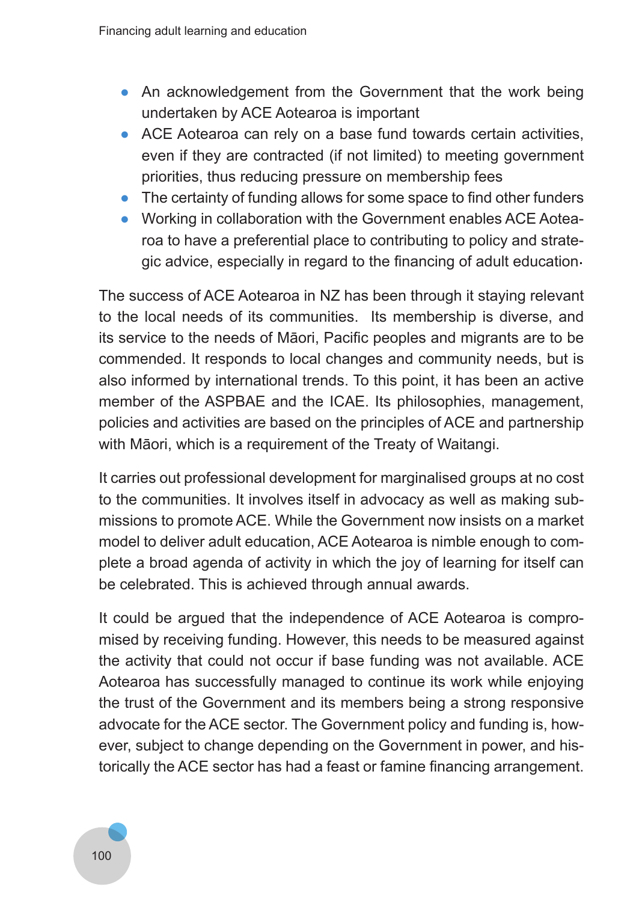- An acknowledgement from the Government that the work being undertaken by ACE Aotearoa is important
- ACE Aotearoa can rely on a base fund towards certain activities, even if they are contracted (if not limited) to meeting government priorities, thus reducing pressure on membership fees
- The certainty of funding allows for some space to find other funders
- Working in collaboration with the Government enables ACE Aotearoa to have a preferential place to contributing to policy and strategic advice, especially in regard to the financing of adult education.

The success of ACE Aotearoa in NZ has been through it staying relevant to the local needs of its communities. Its membership is diverse, and its service to the needs of Māori, Pacific peoples and migrants are to be commended. It responds to local changes and community needs, but is also informed by international trends. To this point, it has been an active member of the ASPBAE and the ICAE. Its philosophies, management, policies and activities are based on the principles of ACE and partnership with Māori, which is a requirement of the Treaty of Waitangi.

It carries out professional development for marginalised groups at no cost to the communities. It involves itself in advocacy as well as making submissions to promote ACE. While the Government now insists on a market model to deliver adult education, ACE Aotearoa is nimble enough to complete a broad agenda of activity in which the joy of learning for itself can be celebrated. This is achieved through annual awards.

It could be argued that the independence of ACE Aotearoa is compromised by receiving funding. However, this needs to be measured against the activity that could not occur if base funding was not available. ACE Aotearoa has successfully managed to continue its work while enjoying the trust of the Government and its members being a strong responsive advocate for the ACE sector. The Government policy and funding is, however, subject to change depending on the Government in power, and historically the ACE sector has had a feast or famine financing arrangement.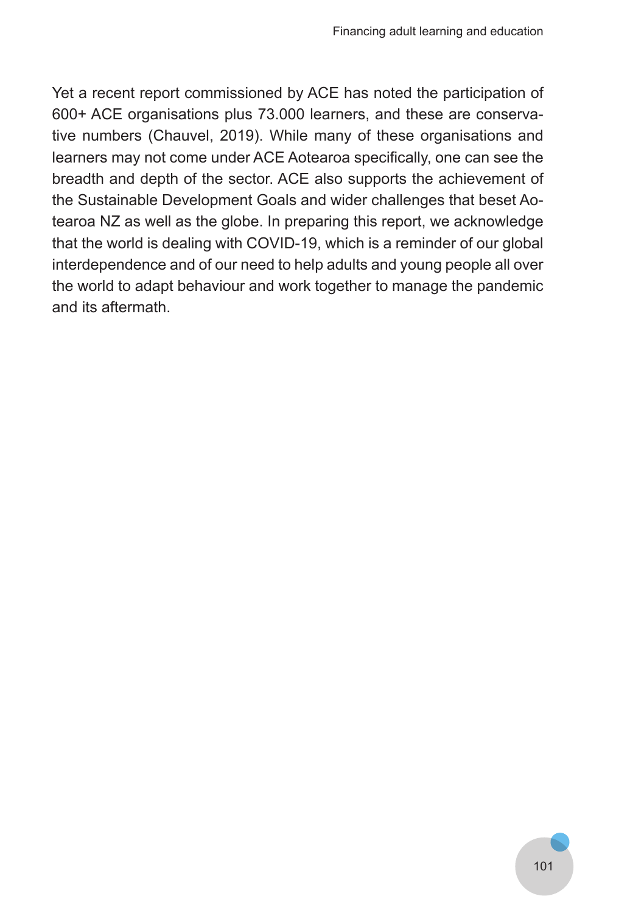Yet a recent report commissioned by ACE has noted the participation of 600+ ACE organisations plus 73.000 learners, and these are conservative numbers (Chauvel, 2019). While many of these organisations and learners may not come under ACE Aotearoa specifically, one can see the breadth and depth of the sector. ACE also supports the achievement of the Sustainable Development Goals and wider challenges that beset Aotearoa NZ as well as the globe. In preparing this report, we acknowledge that the world is dealing with COVID-19, which is a reminder of our global interdependence and of our need to help adults and young people all over the world to adapt behaviour and work together to manage the pandemic and its aftermath.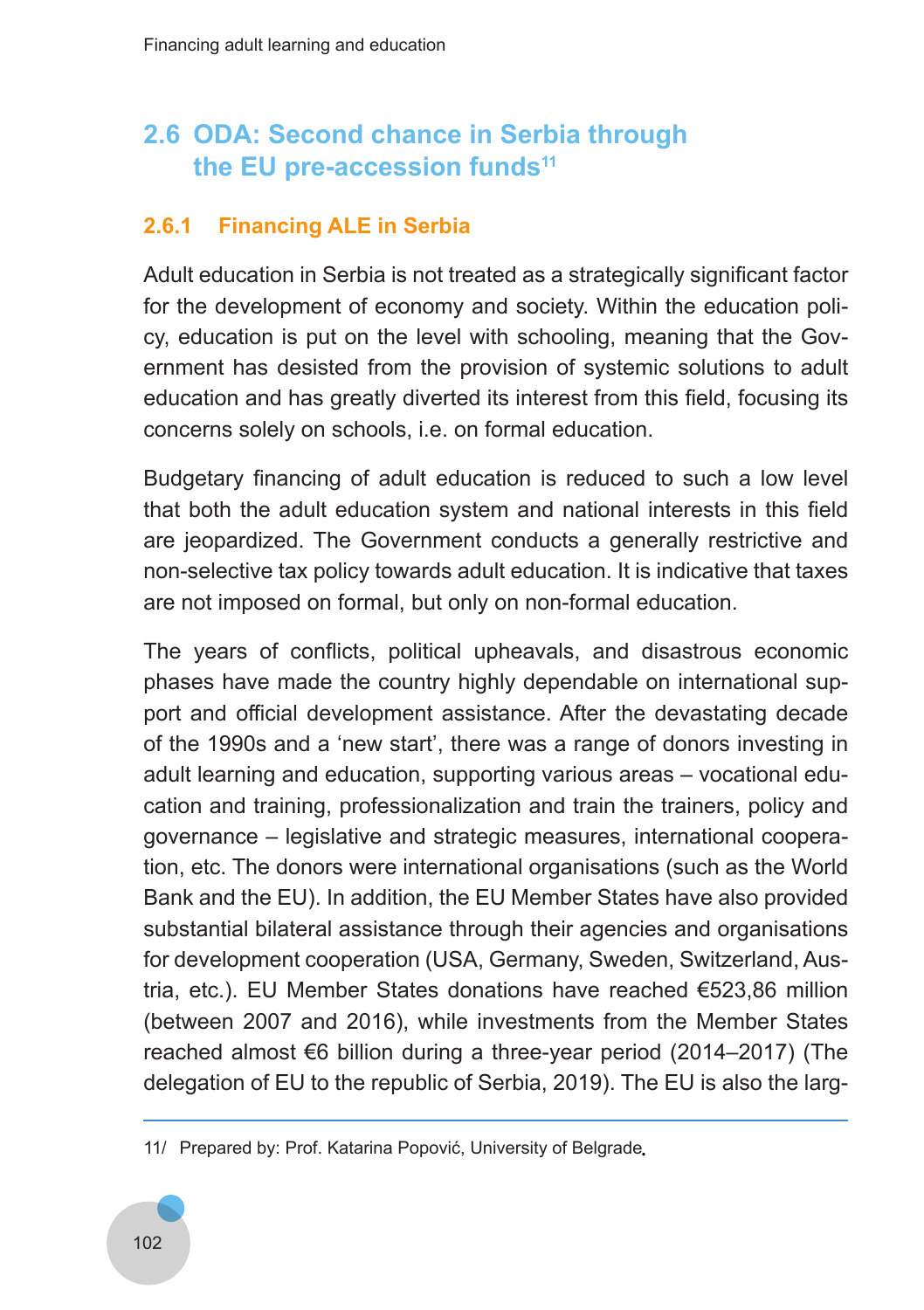## 2.6 ODA: Second chance in Serbia through the EU pre-accession funds[11]

### 2.6.1 Financing ALE in Serbia

Adult education in Serbia is not treated as a strategically significant factor for the development of economy and society. Within the education policy, education is put on the level with schooling, meaning that the Government has desisted from the provision of systemic solutions to adult education and has greatly diverted its interest from this field, focusing its concerns solely on schools, i.e. on formal education.

Budgetary financing of adult education is reduced to such a low level that both the adult education system and national interests in this field are jeopardized. The Government conducts a generally restrictive and non-selective tax policy towards adult education. It is indicative that taxes are not imposed on formal, but only on non-formal education.

The years of conflicts, political upheavals, and disastrous economic phases have made the country highly dependable on international support and official development assistance. After the devastating decade of the 1990s and a 'new start', there was a range of donors investing in adult learning and education, supporting various areas – vocational education and training, professionalization and train the trainers, policy and governance – legislative and strategic measures, international cooperation, etc. The donors were international organisations (such as the World Bank and the EU). In addition, the EU Member States have also provided substantial bilateral assistance through their agencies and organisations for development cooperation (USA, Germany, Sweden, Switzerland, Austria, etc.). EU Member States donations have reached €523,86 million (between 2007 and 2016), while investments from the Member States reached almost €6 billion during a three-year period (2014–2017) (The delegation of EU to the republic of Serbia, 2019). The EU is also the larg-

11/ Prepared by: Prof. Katarina Popović, University of Belgrade.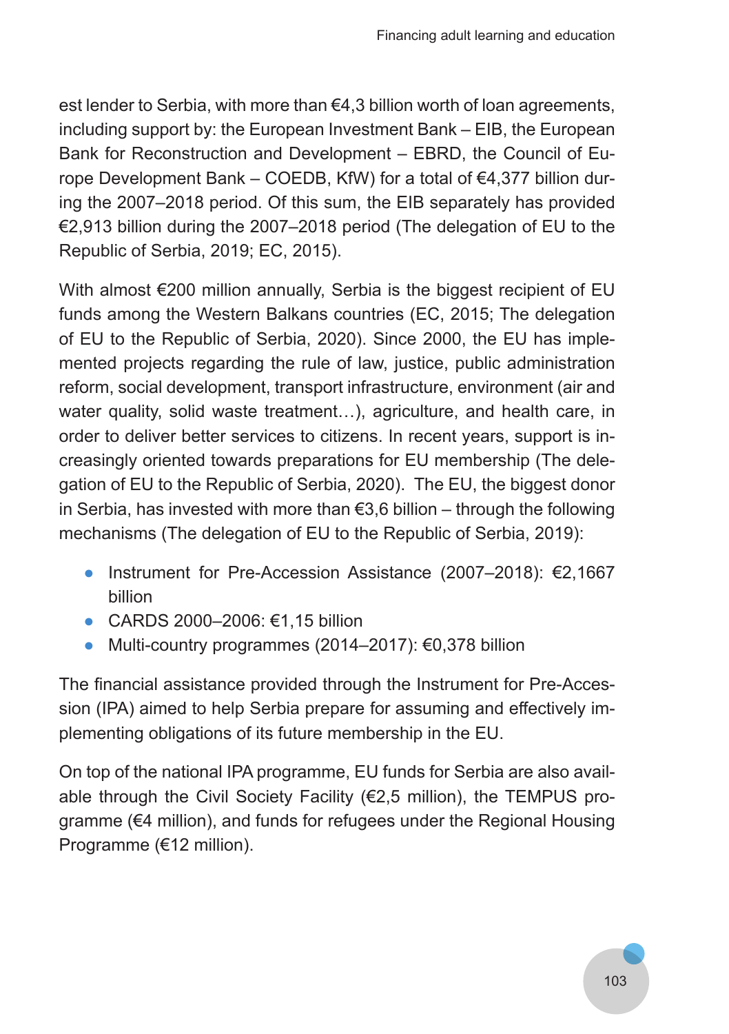est lender to Serbia, with more than €4,3 billion worth of loan agreements, including support by: the European Investment Bank – EIB, the European Bank for Reconstruction and Development – EBRD, the Council of Europe Development Bank – COEDB, KfW) for a total of €4,377 billion during the 2007–2018 period. Of this sum, the EIB separately has provided €2,913 billion during the 2007–2018 period (The delegation of EU to the Republic of Serbia, 2019; EC, 2015).

With almost €200 million annually, Serbia is the biggest recipient of EU funds among the Western Balkans countries (EC, 2015; The delegation of EU to the Republic of Serbia, 2020). Since 2000, the EU has implemented projects regarding the rule of law, justice, public administration reform, social development, transport infrastructure, environment (air and water quality, solid waste treatment…), agriculture, and health care, in order to deliver better services to citizens. In recent years, support is increasingly oriented towards preparations for EU membership (The delegation of EU to the Republic of Serbia, 2020). The EU, the biggest donor in Serbia, has invested with more than €3,6 billion – through the following mechanisms (The delegation of EU to the Republic of Serbia, 2019):

- Instrument for Pre-Accession Assistance (2007–2018): €2,1667 billion
- CARDS 2000–2006: €1,15 billion
- Multi-country programmes (2014–2017): €0,378 billion

The financial assistance provided through the Instrument for Pre-Accession (IPA) aimed to help Serbia prepare for assuming and effectively implementing obligations of its future membership in the EU.

On top of the national IPA programme, EU funds for Serbia are also available through the Civil Society Facility (€2,5 million), the TEMPUS programme (€4 million), and funds for refugees under the Regional Housing Programme (€12 million).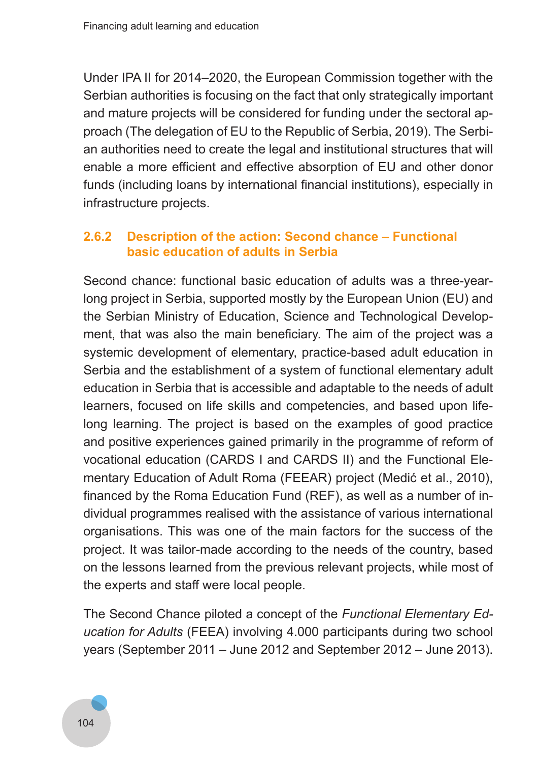Under IPA II for 2014–2020, the European Commission together with the Serbian authorities is focusing on the fact that only strategically important and mature projects will be considered for funding under the sectoral approach (The delegation of EU to the Republic of Serbia, 2019). The Serbian authorities need to create the legal and institutional structures that will enable a more efficient and effective absorption of EU and other donor funds (including loans by international financial institutions), especially in infrastructure projects.

### 2.6.2 Description of the action: Second chance – Functional basic education of adults in Serbia

Second chance: functional basic education of adults was a three-year-long project in Serbia, supported mostly by the European Union (EU) and the Serbian Ministry of Education, Science and Technological Development, that was also the main beneficiary. The aim of the project was a systemic development of elementary, practice-based adult education in Serbia and the establishment of a system of functional elementary adult education in Serbia that is accessible and adaptable to the needs of adult learners, focused on life skills and competencies, and based upon lifelong learning. The project is based on the examples of good practice and positive experiences gained primarily in the programme of reform of vocational education (CARDS I and CARDS II) and the Functional Elementary Education of Adult Roma (FEEAR) project (Medić et al., 2010), financed by the Roma Education Fund (REF), as well as a number of individual programmes realised with the assistance of various international organisations. This was one of the main factors for the success of the project. It was tailor-made according to the needs of the country, based on the lessons learned from the previous relevant projects, while most of the experts and staff were local people.

The Second Chance piloted a concept of the *Functional Elementary Education for Adults* (FEEA) involving 4.000 participants during two school years (September 2011 – June 2012 and September 2012 – June 2013).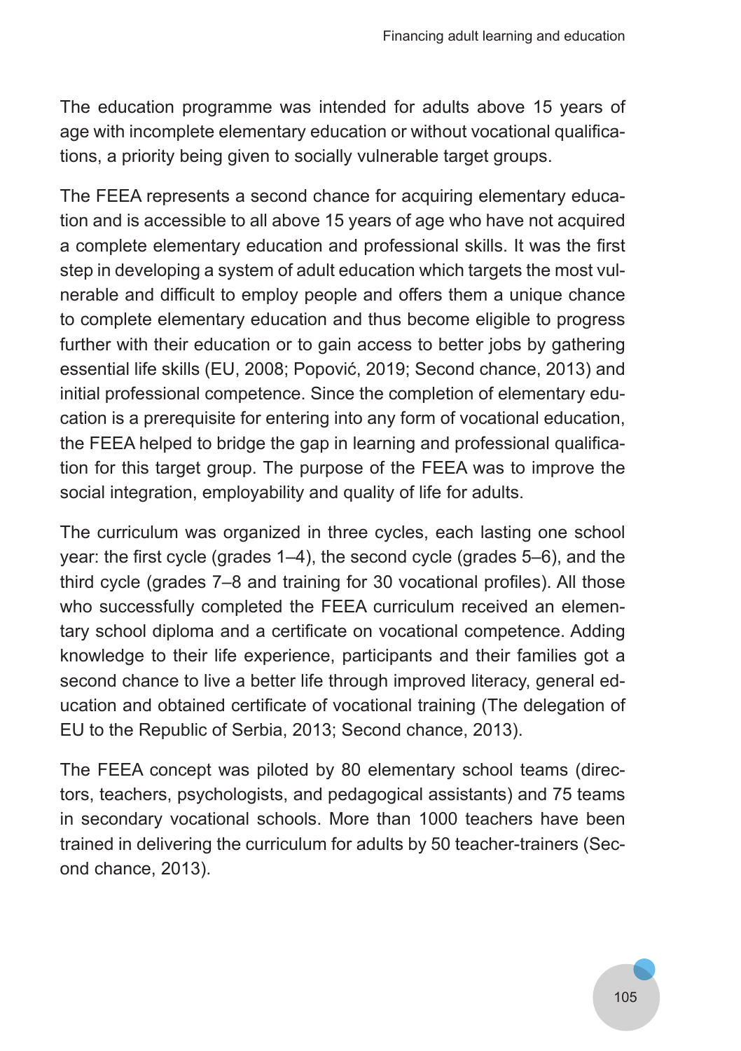The education programme was intended for adults above 15 years of age with incomplete elementary education or without vocational qualifications, a priority being given to socially vulnerable target groups.

The FEEA represents a second chance for acquiring elementary education and is accessible to all above 15 years of age who have not acquired a complete elementary education and professional skills. It was the first step in developing a system of adult education which targets the most vulnerable and difficult to employ people and offers them a unique chance to complete elementary education and thus become eligible to progress further with their education or to gain access to better jobs by gathering essential life skills (EU, 2008; Popović, 2019; Second chance, 2013) and initial professional competence. Since the completion of elementary education is a prerequisite for entering into any form of vocational education, the FEEA helped to bridge the gap in learning and professional qualification for this target group. The purpose of the FEEA was to improve the social integration, employability and quality of life for adults.

The curriculum was organized in three cycles, each lasting one school year: the first cycle (grades 1–4), the second cycle (grades 5–6), and the third cycle (grades 7–8 and training for 30 vocational profiles). All those who successfully completed the FEEA curriculum received an elementary school diploma and a certificate on vocational competence. Adding knowledge to their life experience, participants and their families got a second chance to live a better life through improved literacy, general education and obtained certificate of vocational training (The delegation of EU to the Republic of Serbia, 2013; Second chance, 2013).

The FEEA concept was piloted by 80 elementary school teams (directors, teachers, psychologists, and pedagogical assistants) and 75 teams in secondary vocational schools. More than 1000 teachers have been trained in delivering the curriculum for adults by 50 teacher-trainers (Second chance, 2013).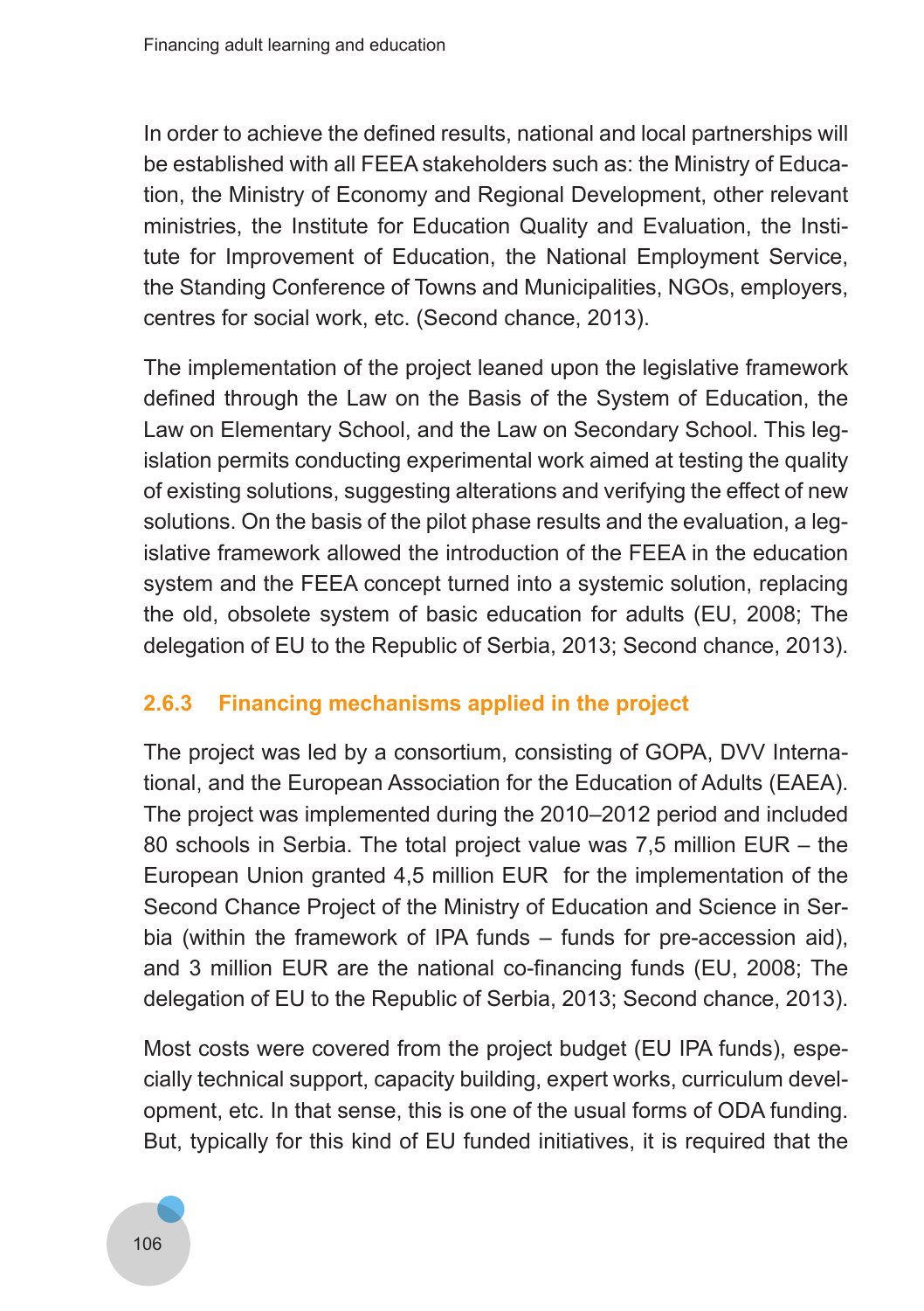In order to achieve the defined results, national and local partnerships will be established with all FEEA stakeholders such as: the Ministry of Education, the Ministry of Economy and Regional Development, other relevant ministries, the Institute for Education Quality and Evaluation, the Institute for Improvement of Education, the National Employment Service, the Standing Conference of Towns and Municipalities, NGOs, employers, centres for social work, etc. (Second chance, 2013).

The implementation of the project leaned upon the legislative framework defined through the Law on the Basis of the System of Education, the Law on Elementary School, and the Law on Secondary School. This legislation permits conducting experimental work aimed at testing the quality of existing solutions, suggesting alterations and verifying the effect of new solutions. On the basis of the pilot phase results and the evaluation, a legislative framework allowed the introduction of the FEEA in the education system and the FEEA concept turned into a systemic solution, replacing the old, obsolete system of basic education for adults (EU, 2008; The delegation of EU to the Republic of Serbia, 2013; Second chance, 2013).

### 2.6.3 Financing mechanisms applied in the project

The project was led by a consortium, consisting of GOPA, DVV International, and the European Association for the Education of Adults (EAEA). The project was implemented during the 2010–2012 period and included 80 schools in Serbia. The total project value was 7,5 million EUR – the European Union granted 4,5 million EUR for the implementation of the Second Chance Project of the Ministry of Education and Science in Serbia (within the framework of IPA funds – funds for pre-accession aid), and 3 million EUR are the national co-financing funds (EU, 2008; The delegation of EU to the Republic of Serbia, 2013; Second chance, 2013).

Most costs were covered from the project budget (EU IPA funds), especially technical support, capacity building, expert works, curriculum development, etc. In that sense, this is one of the usual forms of ODA funding. But, typically for this kind of EU funded initiatives, it is required that the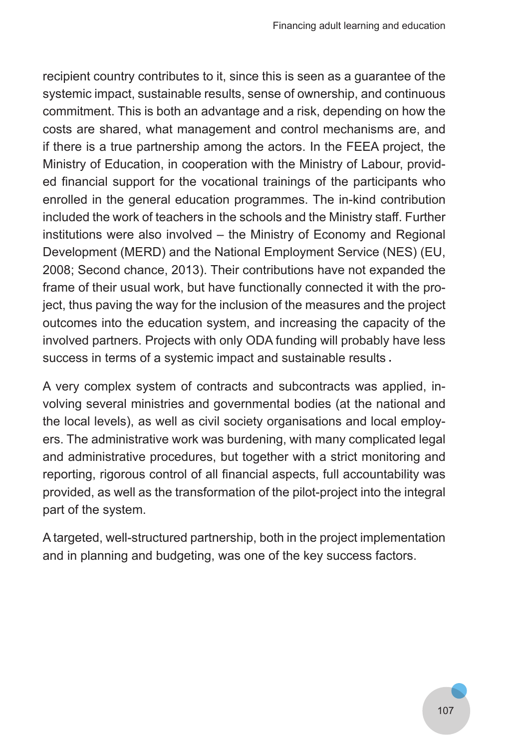recipient country contributes to it, since this is seen as a guarantee of the systemic impact, sustainable results, sense of ownership, and continuous commitment. This is both an advantage and a risk, depending on how the costs are shared, what management and control mechanisms are, and if there is a true partnership among the actors. In the FEEA project, the Ministry of Education, in cooperation with the Ministry of Labour, provided financial support for the vocational trainings of the participants who enrolled in the general education programmes. The in-kind contribution included the work of teachers in the schools and the Ministry staff. Further institutions were also involved – the Ministry of Economy and Regional Development (MERD) and the National Employment Service (NES) (EU, 2008; Second chance, 2013). Their contributions have not expanded the frame of their usual work, but have functionally connected it with the project, thus paving the way for the inclusion of the measures and the project outcomes into the education system, and increasing the capacity of the involved partners. Projects with only ODA funding will probably have less success in terms of a systemic impact and sustainable results.

A very complex system of contracts and subcontracts was applied, involving several ministries and governmental bodies (at the national and the local levels), as well as civil society organisations and local employers. The administrative work was burdening, with many complicated legal and administrative procedures, but together with a strict monitoring and reporting, rigorous control of all financial aspects, full accountability was provided, as well as the transformation of the pilot-project into the integral part of the system.

A targeted, well-structured partnership, both in the project implementation and in planning and budgeting, was one of the key success factors.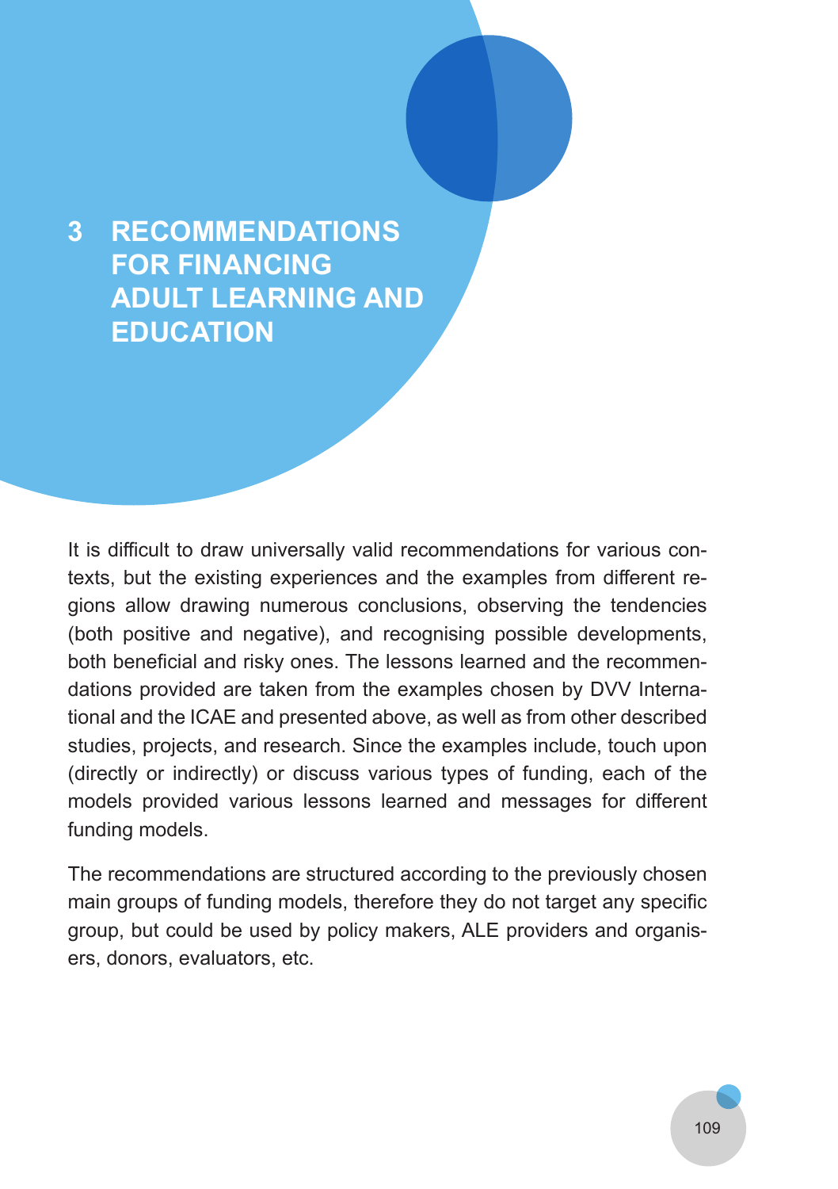# 3 RECOMMENDATIONS FOR FINANCING ADULT LEARNING AND EDUCATION

It is difficult to draw universally valid recommendations for various contexts, but the existing experiences and the examples from different regions allow drawing numerous conclusions, observing the tendencies (both positive and negative), and recognising possible developments, both beneficial and risky ones. The lessons learned and the recommendations provided are taken from the examples chosen by DVV International and the ICAE and presented above, as well as from other described studies, projects, and research. Since the examples include, touch upon (directly or indirectly) or discuss various types of funding, each of the models provided various lessons learned and messages for different funding models.

The recommendations are structured according to the previously chosen main groups of funding models, therefore they do not target any specific group, but could be used by policy makers, ALE providers and organisers, donors, evaluators, etc.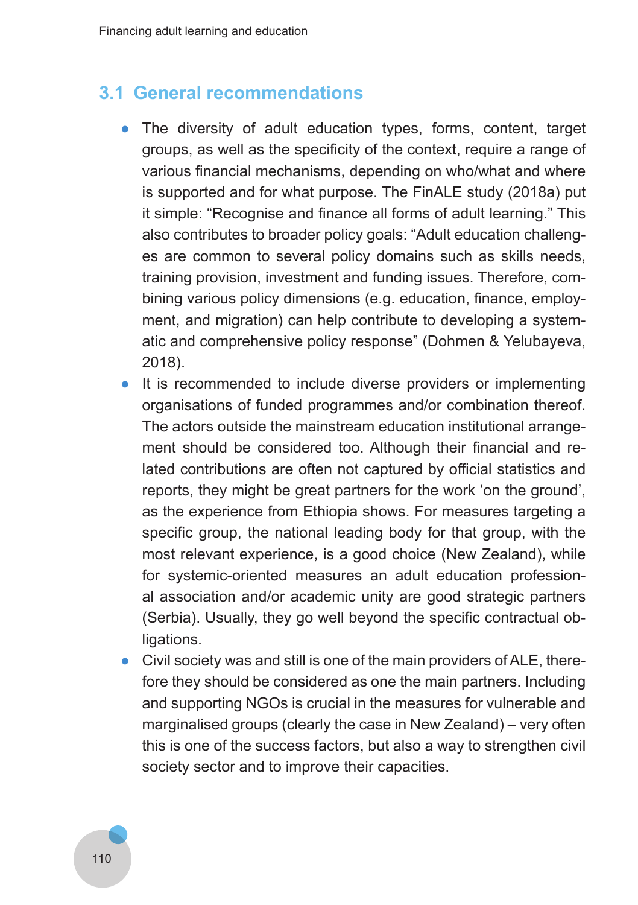## 3.1 General recommendations

- The diversity of adult education types, forms, content, target groups, as well as the specificity of the context, require a range of various financial mechanisms, depending on who/what and where is supported and for what purpose. The FinALE study (2018a) put it simple: "Recognise and finance all forms of adult learning." This also contributes to broader policy goals: "Adult education challenges are common to several policy domains such as skills needs, training provision, investment and funding issues. Therefore, combining various policy dimensions (e.g. education, finance, employment, and migration) can help contribute to developing a systematic and comprehensive policy response" (Dohmen & Yelubayeva, 2018).
- It is recommended to include diverse providers or implementing organisations of funded programmes and/or combination thereof. The actors outside the mainstream education institutional arrangement should be considered too. Although their financial and related contributions are often not captured by official statistics and reports, they might be great partners for the work 'on the ground', as the experience from Ethiopia shows. For measures targeting a specific group, the national leading body for that group, with the most relevant experience, is a good choice (New Zealand), while for systemic-oriented measures an adult education professional association and/or academic unity are good strategic partners (Serbia). Usually, they go well beyond the specific contractual obligations.
- Civil society was and still is one of the main providers of ALE, therefore they should be considered as one the main partners. Including and supporting NGOs is crucial in the measures for vulnerable and marginalised groups (clearly the case in New Zealand) – very often this is one of the success factors, but also a way to strengthen civil society sector and to improve their capacities.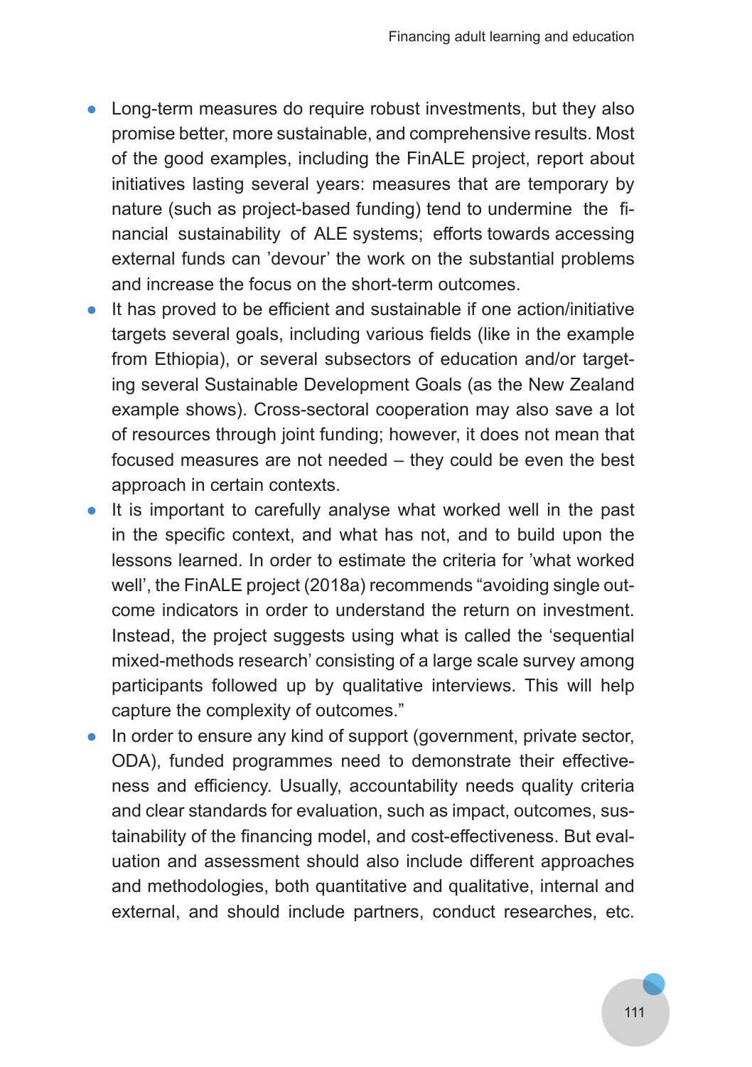- Long-term measures do require robust investments, but they also promise better, more sustainable, and comprehensive results. Most of the good examples, including the FinALE project, report about initiatives lasting several years: measures that are temporary by nature (such as project-based funding) tend to undermine the financial sustainability of ALE systems; efforts towards accessing external funds can 'devour' the work on the substantial problems and increase the focus on the short-term outcomes.
- It has proved to be efficient and sustainable if one action/initiative targets several goals, including various fields (like in the example from Ethiopia), or several subsectors of education and/or targeting several Sustainable Development Goals (as the New Zealand example shows). Cross-sectoral cooperation may also save a lot of resources through joint funding; however, it does not mean that focused measures are not needed – they could be even the best approach in certain contexts.
- It is important to carefully analyse what worked well in the past in the specific context, and what has not, and to build upon the lessons learned. In order to estimate the criteria for 'what worked well', the FinALE project (2018a) recommends "avoiding single outcome indicators in order to understand the return on investment. Instead, the project suggests using what is called the 'sequential mixed-methods research' consisting of a large scale survey among participants followed up by qualitative interviews. This will help capture the complexity of outcomes."
- In order to ensure any kind of support (government, private sector, ODA), funded programmes need to demonstrate their effectiveness and efficiency. Usually, accountability needs quality criteria and clear standards for evaluation, such as impact, outcomes, sustainability of the financing model, and cost-effectiveness. But evaluation and assessment should also include different approaches and methodologies, both quantitative and qualitative, internal and external, and should include partners, conduct researches, etc.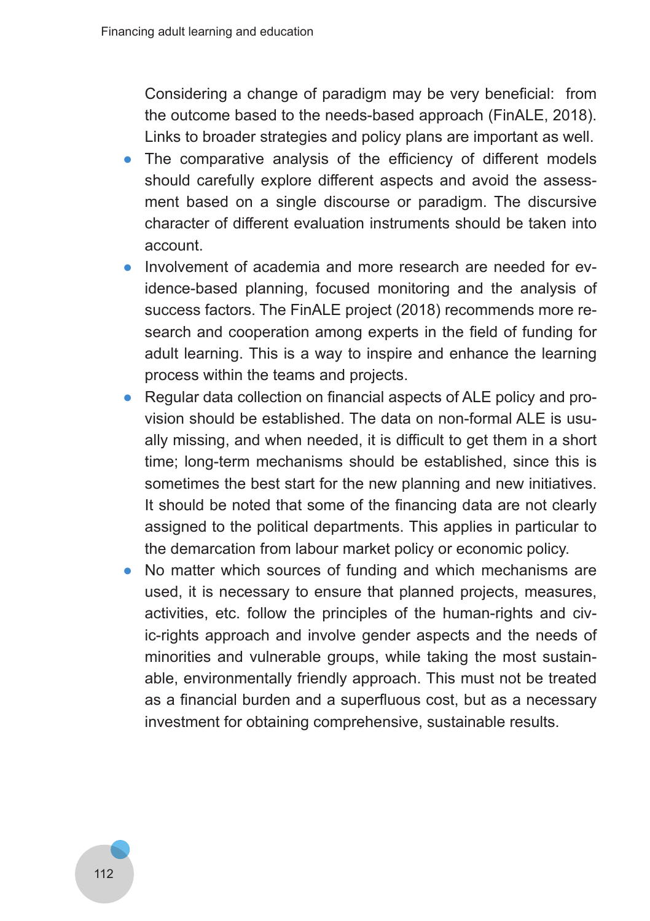Considering a change of paradigm may be very beneficial: from the outcome based to the needs-based approach (FinALE, 2018). Links to broader strategies and policy plans are important as well.

- The comparative analysis of the efficiency of different models should carefully explore different aspects and avoid the assessment based on a single discourse or paradigm. The discursive character of different evaluation instruments should be taken into account.
- Involvement of academia and more research are needed for evidence-based planning, focused monitoring and the analysis of success factors. The FinALE project (2018) recommends more research and cooperation among experts in the field of funding for adult learning. This is a way to inspire and enhance the learning process within the teams and projects.
- Regular data collection on financial aspects of ALE policy and provision should be established. The data on non-formal ALE is usually missing, and when needed, it is difficult to get them in a short time; long-term mechanisms should be established, since this is sometimes the best start for the new planning and new initiatives. It should be noted that some of the financing data are not clearly assigned to the political departments. This applies in particular to the demarcation from labour market policy or economic policy.
- No matter which sources of funding and which mechanisms are used, it is necessary to ensure that planned projects, measures, activities, etc. follow the principles of the human-rights and civic-rights approach and involve gender aspects and the needs of minorities and vulnerable groups, while taking the most sustainable, environmentally friendly approach. This must not be treated as a financial burden and a superfluous cost, but as a necessary investment for obtaining comprehensive, sustainable results.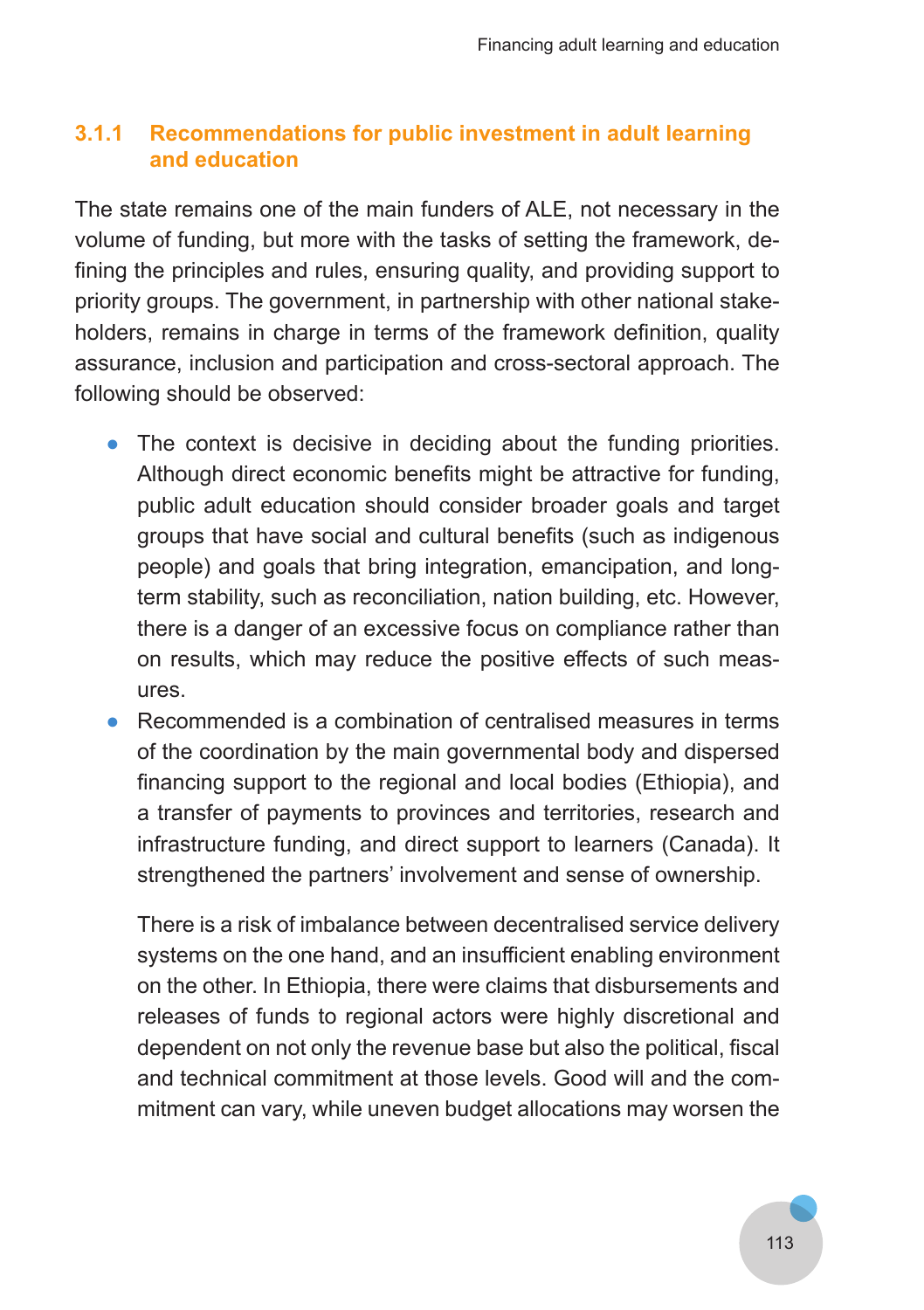### 3.1.1 Recommendations for public investment in adult learning and education

The state remains one of the main funders of ALE, not necessary in the volume of funding, but more with the tasks of setting the framework, defining the principles and rules, ensuring quality, and providing support to priority groups. The government, in partnership with other national stakeholders, remains in charge in terms of the framework definition, quality assurance, inclusion and participation and cross-sectoral approach. The following should be observed:

- The context is decisive in deciding about the funding priorities. Although direct economic benefits might be attractive for funding, public adult education should consider broader goals and target groups that have social and cultural benefits (such as indigenous people) and goals that bring integration, emancipation, and long-term stability, such as reconciliation, nation building, etc. However, there is a danger of an excessive focus on compliance rather than on results, which may reduce the positive effects of such measures.
- Recommended is a combination of centralised measures in terms of the coordination by the main governmental body and dispersed financing support to the regional and local bodies (Ethiopia), and a transfer of payments to provinces and territories, research and infrastructure funding, and direct support to learners (Canada). It strengthened the partners' involvement and sense of ownership.

  There is a risk of imbalance between decentralised service delivery systems on the one hand, and an insufficient enabling environment on the other. In Ethiopia, there were claims that disbursements and releases of funds to regional actors were highly discretional and dependent on not only the revenue base but also the political, fiscal and technical commitment at those levels. Good will and the commitment can vary, while uneven budget allocations may worsen the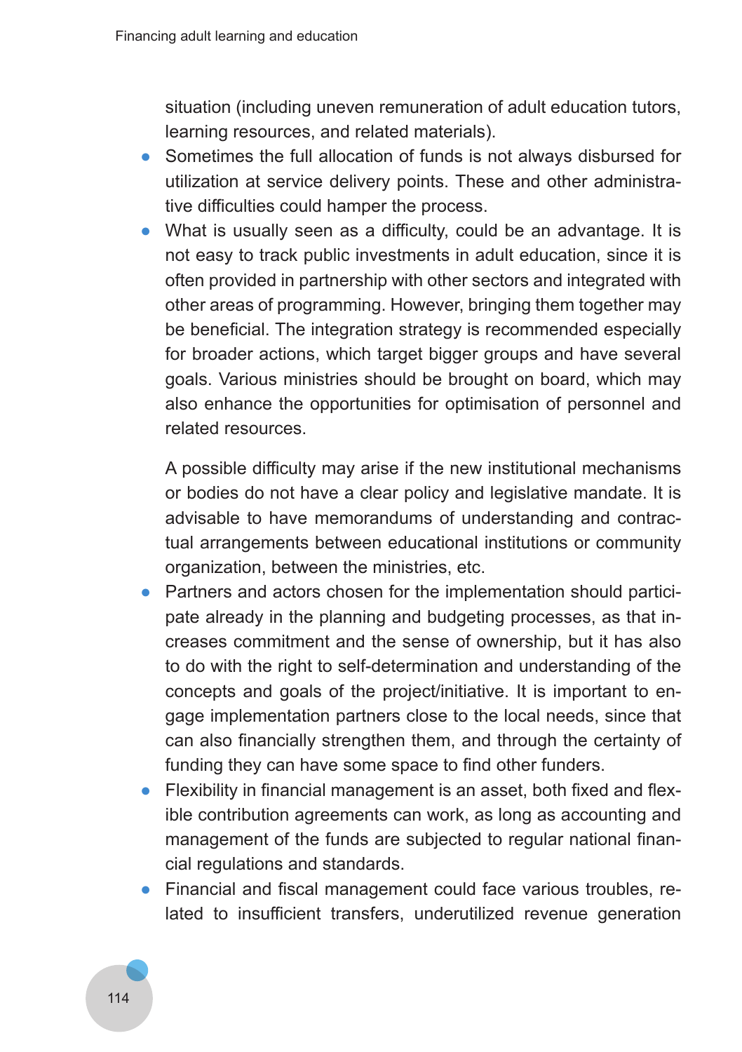situation (including uneven remuneration of adult education tutors, learning resources, and related materials).

- Sometimes the full allocation of funds is not always disbursed for utilization at service delivery points. These and other administrative difficulties could hamper the process.
- What is usually seen as a difficulty, could be an advantage. It is not easy to track public investments in adult education, since it is often provided in partnership with other sectors and integrated with other areas of programming. However, bringing them together may be beneficial. The integration strategy is recommended especially for broader actions, which target bigger groups and have several goals. Various ministries should be brought on board, which may also enhance the opportunities for optimisation of personnel and related resources.

  A possible difficulty may arise if the new institutional mechanisms or bodies do not have a clear policy and legislative mandate. It is advisable to have memorandums of understanding and contractual arrangements between educational institutions or community organization, between the ministries, etc.
- Partners and actors chosen for the implementation should participate already in the planning and budgeting processes, as that increases commitment and the sense of ownership, but it has also to do with the right to self-determination and understanding of the concepts and goals of the project/initiative. It is important to engage implementation partners close to the local needs, since that can also financially strengthen them, and through the certainty of funding they can have some space to find other funders.
- Flexibility in financial management is an asset, both fixed and flexible contribution agreements can work, as long as accounting and management of the funds are subjected to regular national financial regulations and standards.
- Financial and fiscal management could face various troubles, related to insufficient transfers, underutilized revenue generation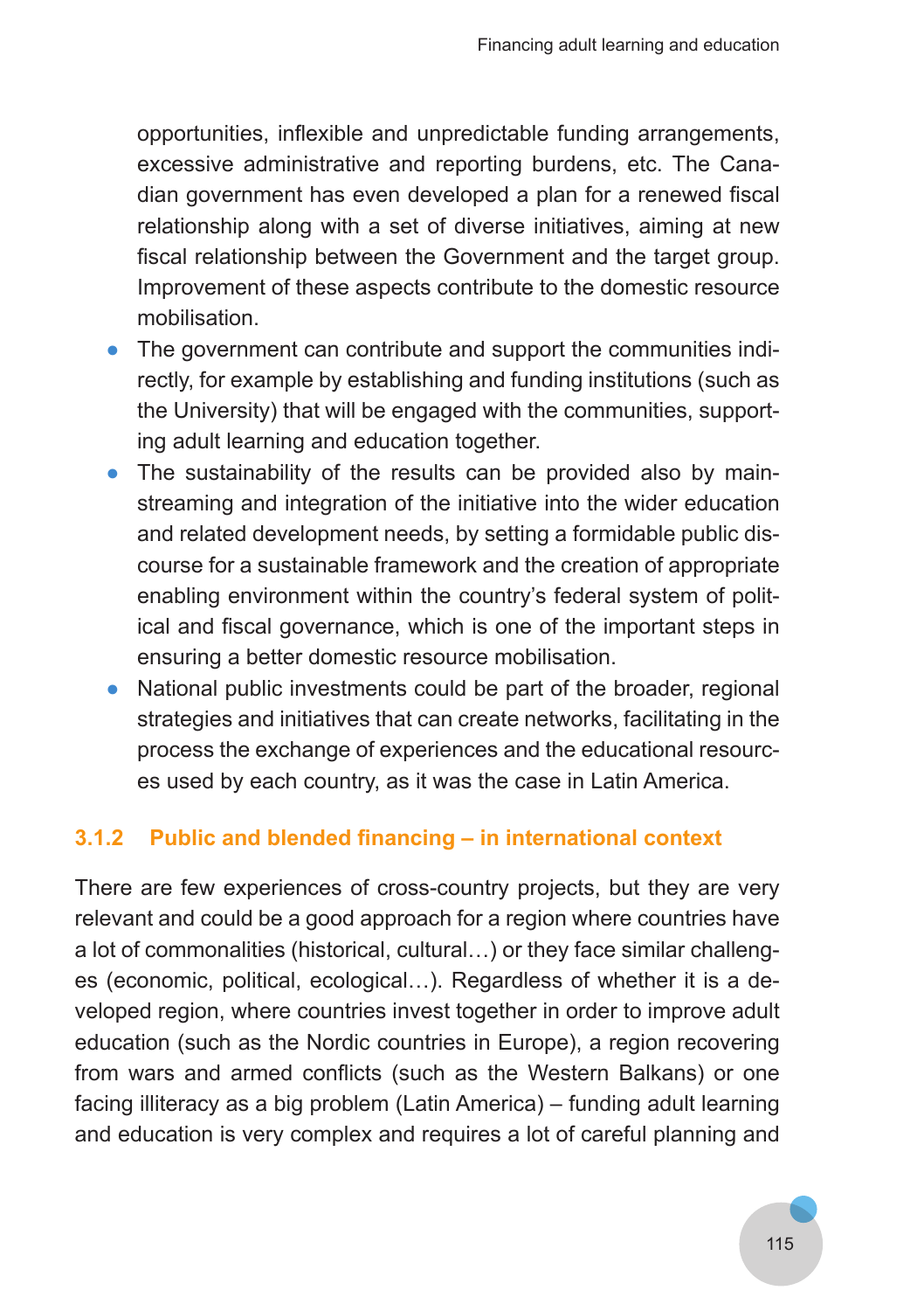opportunities, inflexible and unpredictable funding arrangements, excessive administrative and reporting burdens, etc. The Canadian government has even developed a plan for a renewed fiscal relationship along with a set of diverse initiatives, aiming at new fiscal relationship between the Government and the target group. Improvement of these aspects contribute to the domestic resource mobilisation.

- The government can contribute and support the communities indirectly, for example by establishing and funding institutions (such as the University) that will be engaged with the communities, supporting adult learning and education together.
- The sustainability of the results can be provided also by mainstreaming and integration of the initiative into the wider education and related development needs, by setting a formidable public discourse for a sustainable framework and the creation of appropriate enabling environment within the country's federal system of political and fiscal governance, which is one of the important steps in ensuring a better domestic resource mobilisation.
- National public investments could be part of the broader, regional strategies and initiatives that can create networks, facilitating in the process the exchange of experiences and the educational resources used by each country, as it was the case in Latin America.

### 3.1.2 Public and blended financing – in international context

There are few experiences of cross-country projects, but they are very relevant and could be a good approach for a region where countries have a lot of commonalities (historical, cultural…) or they face similar challenges (economic, political, ecological…). Regardless of whether it is a developed region, where countries invest together in order to improve adult education (such as the Nordic countries in Europe), a region recovering from wars and armed conflicts (such as the Western Balkans) or one facing illiteracy as a big problem (Latin America) – funding adult learning and education is very complex and requires a lot of careful planning and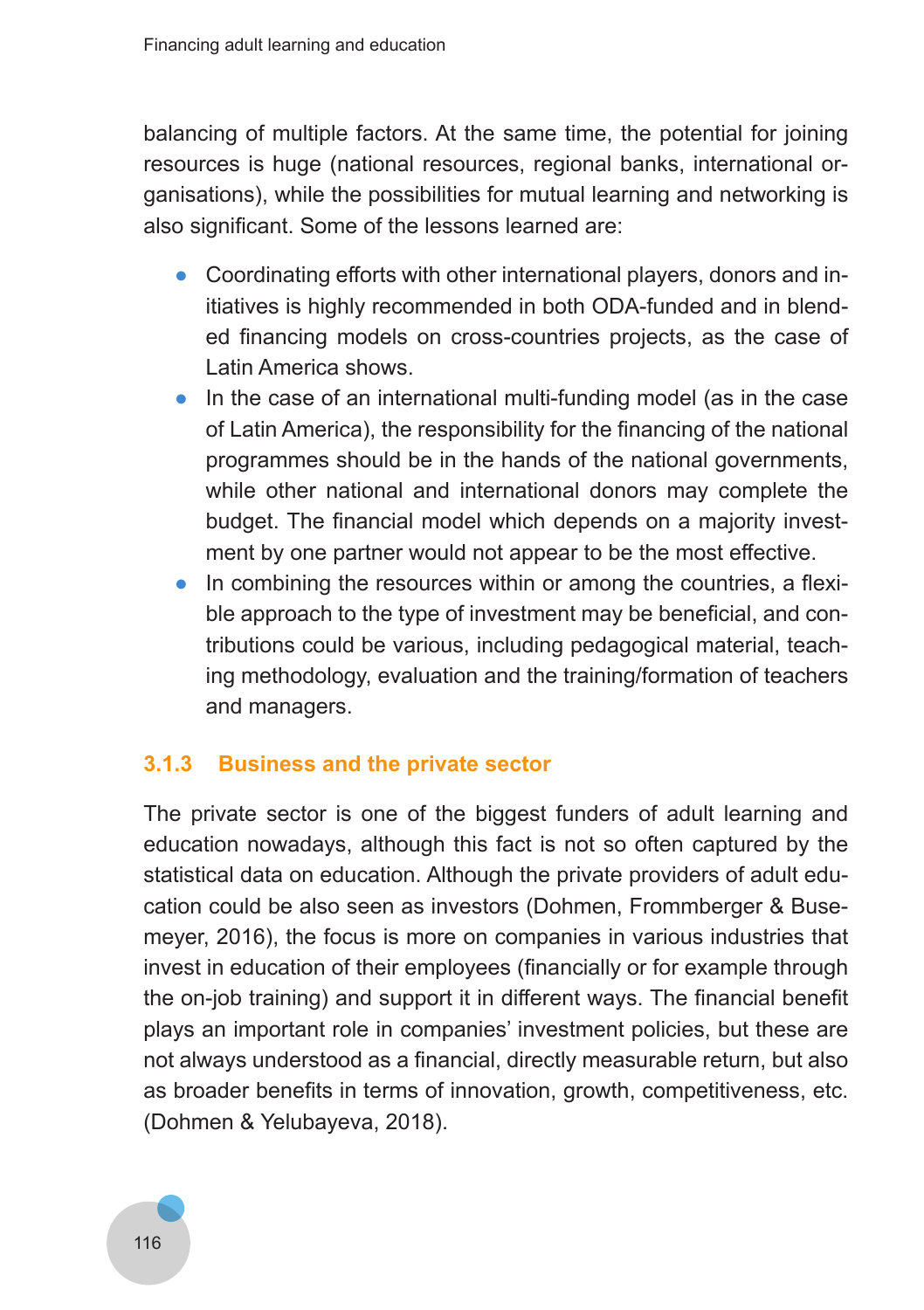balancing of multiple factors. At the same time, the potential for joining resources is huge (national resources, regional banks, international organisations), while the possibilities for mutual learning and networking is also significant. Some of the lessons learned are:

- Coordinating efforts with other international players, donors and initiatives is highly recommended in both ODA-funded and in blended financing models on cross-countries projects, as the case of Latin America shows.
- In the case of an international multi-funding model (as in the case of Latin America), the responsibility for the financing of the national programmes should be in the hands of the national governments, while other national and international donors may complete the budget. The financial model which depends on a majority investment by one partner would not appear to be the most effective.
- In combining the resources within or among the countries, a flexible approach to the type of investment may be beneficial, and contributions could be various, including pedagogical material, teaching methodology, evaluation and the training/formation of teachers and managers.

### 3.1.3 Business and the private sector

The private sector is one of the biggest funders of adult learning and education nowadays, although this fact is not so often captured by the statistical data on education. Although the private providers of adult education could be also seen as investors (Dohmen, Frommberger & Busemeyer, 2016), the focus is more on companies in various industries that invest in education of their employees (financially or for example through the on-job training) and support it in different ways. The financial benefit plays an important role in companies' investment policies, but these are not always understood as a financial, directly measurable return, but also as broader benefits in terms of innovation, growth, competitiveness, etc. (Dohmen & Yelubayeva, 2018).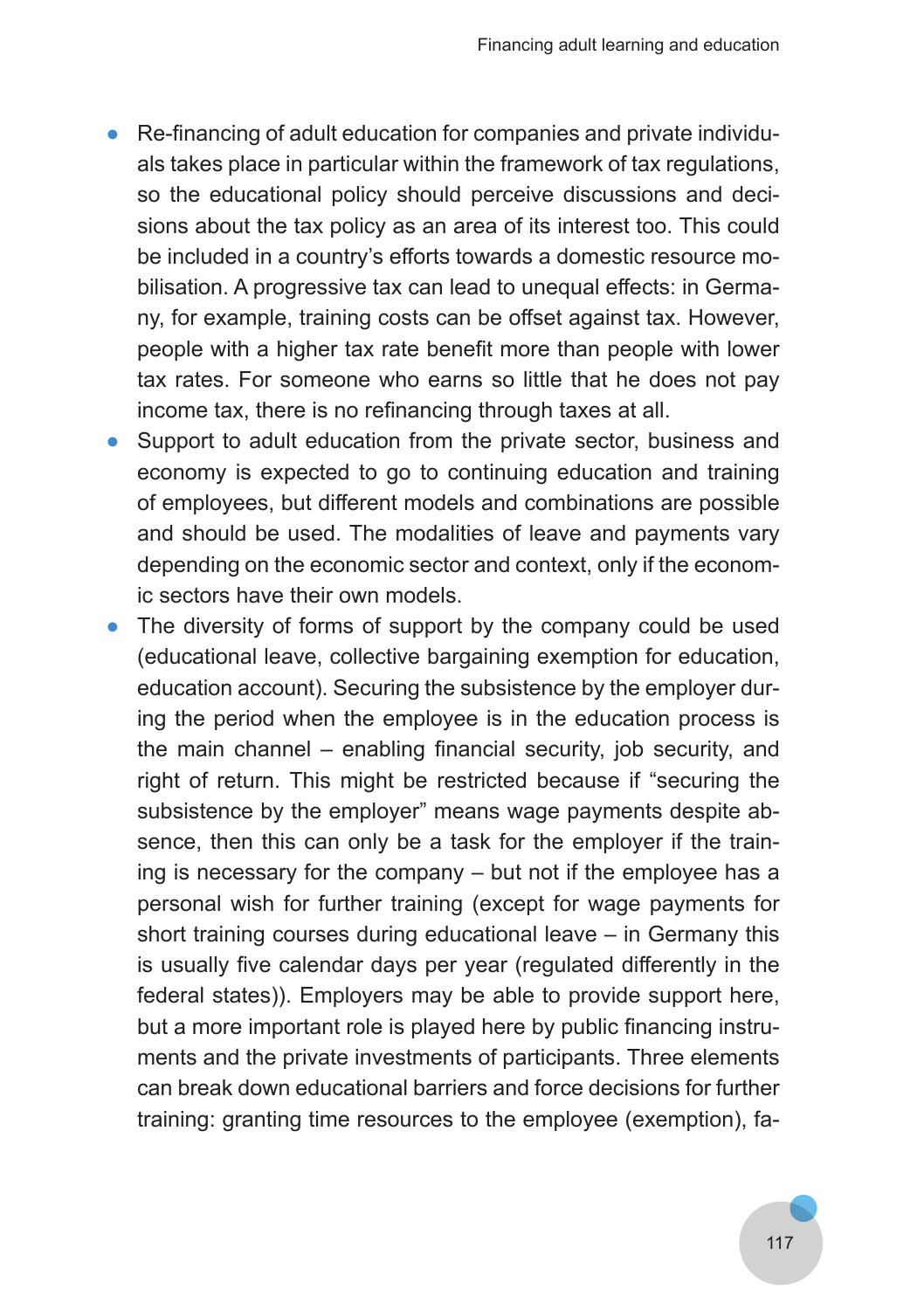- Re-financing of adult education for companies and private individuals takes place in particular within the framework of tax regulations, so the educational policy should perceive discussions and decisions about the tax policy as an area of its interest too. This could be included in a country's efforts towards a domestic resource mobilisation. A progressive tax can lead to unequal effects: in Germany, for example, training costs can be offset against tax. However, people with a higher tax rate benefit more than people with lower tax rates. For someone who earns so little that he does not pay income tax, there is no refinancing through taxes at all.
- Support to adult education from the private sector, business and economy is expected to go to continuing education and training of employees, but different models and combinations are possible and should be used. The modalities of leave and payments vary depending on the economic sector and context, only if the economic sectors have their own models.
- The diversity of forms of support by the company could be used (educational leave, collective bargaining exemption for education, education account). Securing the subsistence by the employer during the period when the employee is in the education process is the main channel – enabling financial security, job security, and right of return. This might be restricted because if "securing the subsistence by the employer" means wage payments despite absence, then this can only be a task for the employer if the training is necessary for the company – but not if the employee has a personal wish for further training (except for wage payments for short training courses during educational leave – in Germany this is usually five calendar days per year (regulated differently in the federal states)). Employers may be able to provide support here, but a more important role is played here by public financing instruments and the private investments of participants. Three elements can break down educational barriers and force decisions for further training: granting time resources to the employee (exemption), fa-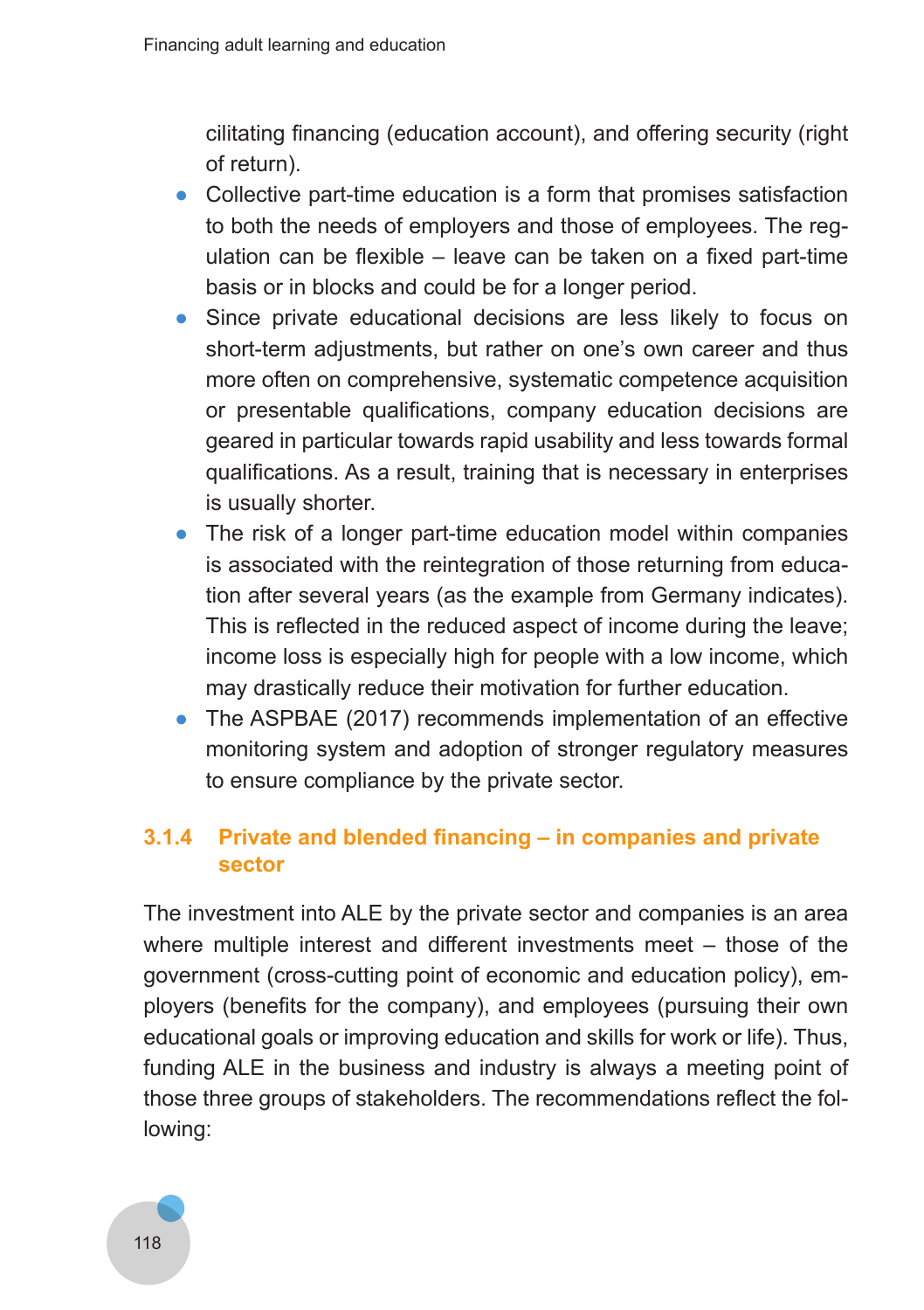cilitating financing (education account), and offering security (right of return).

- Collective part-time education is a form that promises satisfaction to both the needs of employers and those of employees. The regulation can be flexible – leave can be taken on a fixed part-time basis or in blocks and could be for a longer period.
- Since private educational decisions are less likely to focus on short-term adjustments, but rather on one's own career and thus more often on comprehensive, systematic competence acquisition or presentable qualifications, company education decisions are geared in particular towards rapid usability and less towards formal qualifications. As a result, training that is necessary in enterprises is usually shorter.
- The risk of a longer part-time education model within companies is associated with the reintegration of those returning from education after several years (as the example from Germany indicates). This is reflected in the reduced aspect of income during the leave; income loss is especially high for people with a low income, which may drastically reduce their motivation for further education.
- The ASPBAE (2017) recommends implementation of an effective monitoring system and adoption of stronger regulatory measures to ensure compliance by the private sector.

### 3.1.4 Private and blended financing – in companies and private sector

The investment into ALE by the private sector and companies is an area where multiple interest and different investments meet – those of the government (cross-cutting point of economic and education policy), employers (benefits for the company), and employees (pursuing their own educational goals or improving education and skills for work or life). Thus, funding ALE in the business and industry is always a meeting point of those three groups of stakeholders. The recommendations reflect the following: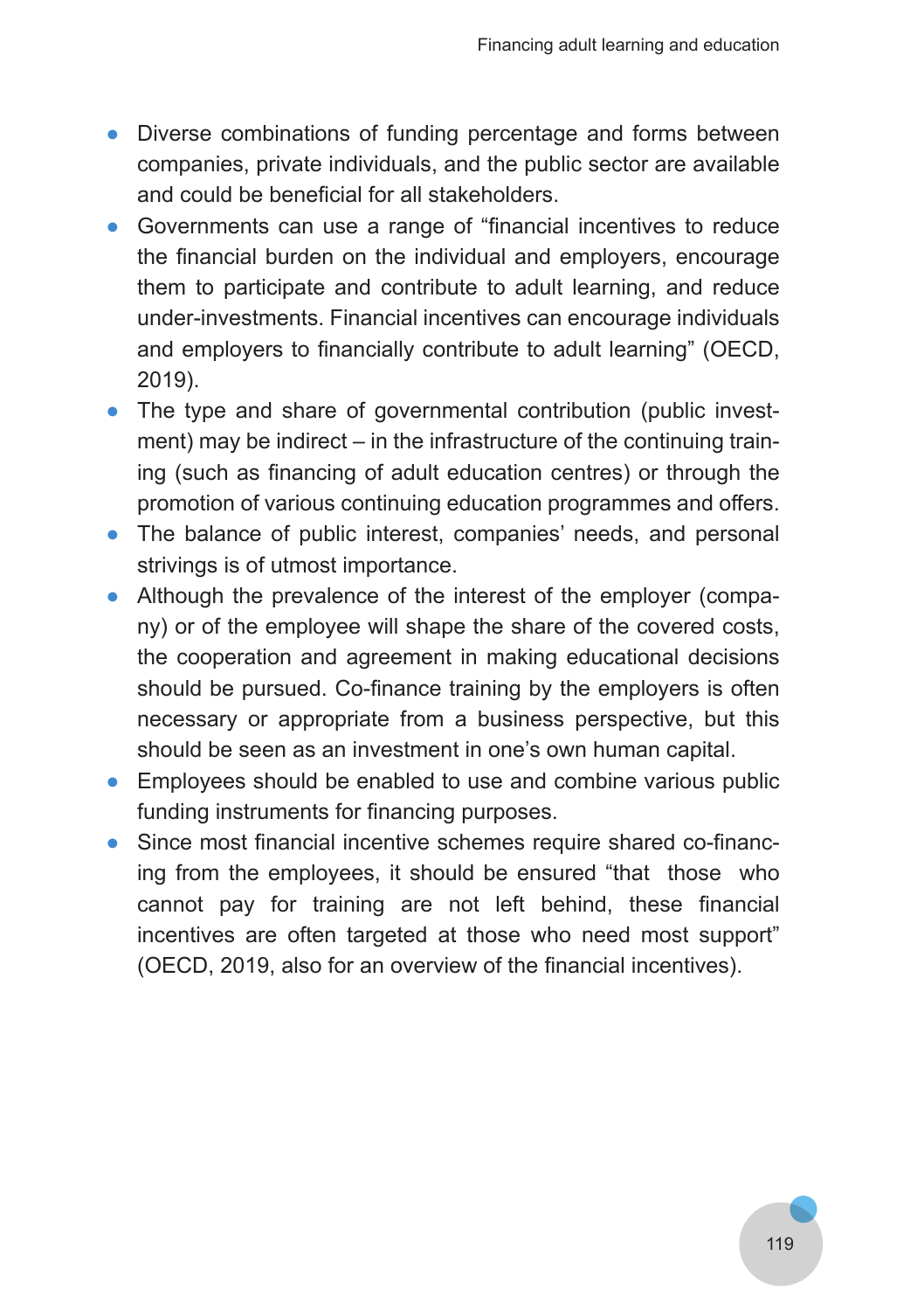- Diverse combinations of funding percentage and forms between companies, private individuals, and the public sector are available and could be beneficial for all stakeholders.
- Governments can use a range of "financial incentives to reduce the financial burden on the individual and employers, encourage them to participate and contribute to adult learning, and reduce under-investments. Financial incentives can encourage individuals and employers to financially contribute to adult learning" (OECD, 2019).
- The type and share of governmental contribution (public investment) may be indirect – in the infrastructure of the continuing training (such as financing of adult education centres) or through the promotion of various continuing education programmes and offers.
- The balance of public interest, companies' needs, and personal strivings is of utmost importance.
- Although the prevalence of the interest of the employer (company) or of the employee will shape the share of the covered costs, the cooperation and agreement in making educational decisions should be pursued. Co-finance training by the employers is often necessary or appropriate from a business perspective, but this should be seen as an investment in one's own human capital.
- Employees should be enabled to use and combine various public funding instruments for financing purposes.
- Since most financial incentive schemes require shared co-financing from the employees, it should be ensured "that those who cannot pay for training are not left behind, these financial incentives are often targeted at those who need most support" (OECD, 2019, also for an overview of the financial incentives).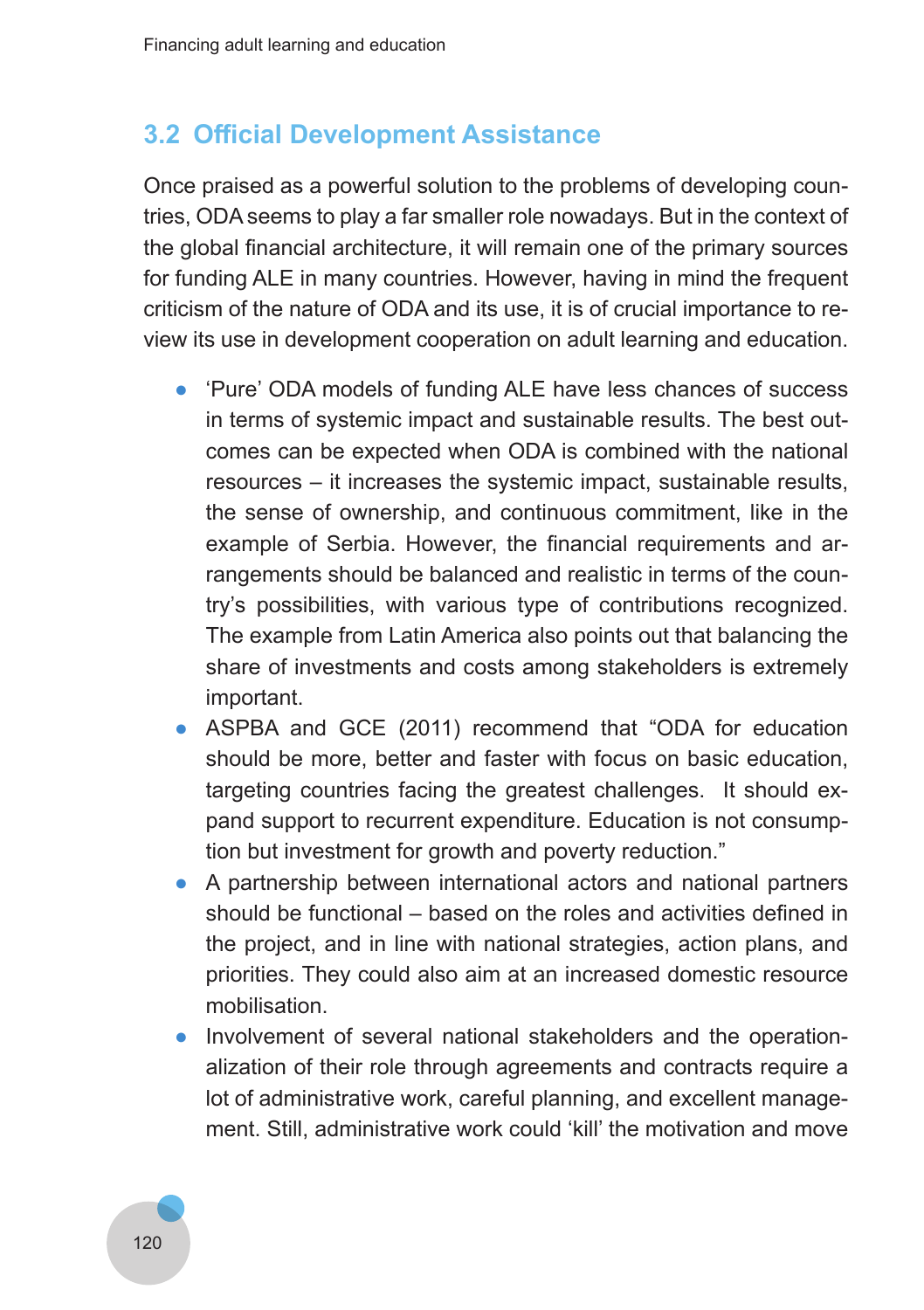## 3.2 Official Development Assistance

Once praised as a powerful solution to the problems of developing countries, ODA seems to play a far smaller role nowadays. But in the context of the global financial architecture, it will remain one of the primary sources for funding ALE in many countries. However, having in mind the frequent criticism of the nature of ODA and its use, it is of crucial importance to review its use in development cooperation on adult learning and education.

- 'Pure' ODA models of funding ALE have less chances of success in terms of systemic impact and sustainable results. The best outcomes can be expected when ODA is combined with the national resources – it increases the systemic impact, sustainable results, the sense of ownership, and continuous commitment, like in the example of Serbia. However, the financial requirements and arrangements should be balanced and realistic in terms of the country's possibilities, with various type of contributions recognized. The example from Latin America also points out that balancing the share of investments and costs among stakeholders is extremely important.
- ASPBA and GCE (2011) recommend that "ODA for education should be more, better and faster with focus on basic education, targeting countries facing the greatest challenges. It should expand support to recurrent expenditure. Education is not consumption but investment for growth and poverty reduction."
- A partnership between international actors and national partners should be functional – based on the roles and activities defined in the project, and in line with national strategies, action plans, and priorities. They could also aim at an increased domestic resource mobilisation.
- Involvement of several national stakeholders and the operationalization of their role through agreements and contracts require a lot of administrative work, careful planning, and excellent management. Still, administrative work could 'kill' the motivation and move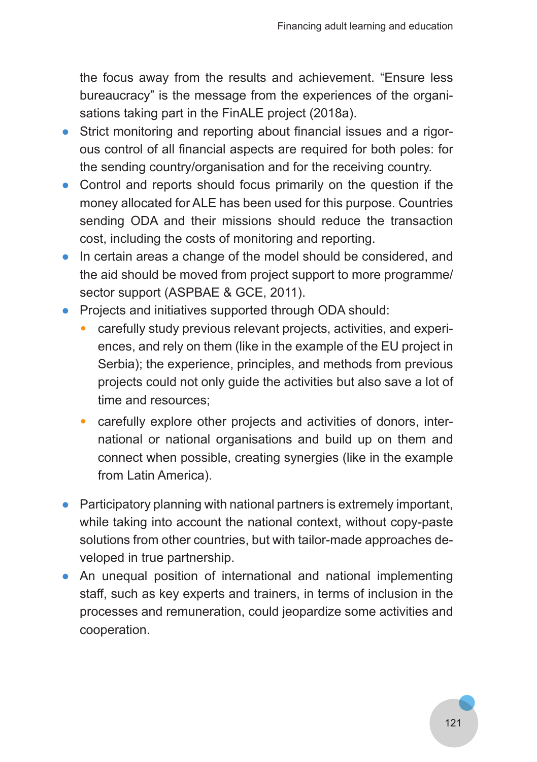the focus away from the results and achievement. "Ensure less bureaucracy" is the message from the experiences of the organisations taking part in the FinALE project (2018a).

- Strict monitoring and reporting about financial issues and a rigorous control of all financial aspects are required for both poles: for the sending country/organisation and for the receiving country.
- Control and reports should focus primarily on the question if the money allocated for ALE has been used for this purpose. Countries sending ODA and their missions should reduce the transaction cost, including the costs of monitoring and reporting.
- In certain areas a change of the model should be considered, and the aid should be moved from project support to more programme/sector support (ASPBAE & GCE, 2011).
- Projects and initiatives supported through ODA should:
  - carefully study previous relevant projects, activities, and experiences, and rely on them (like in the example of the EU project in Serbia); the experience, principles, and methods from previous projects could not only guide the activities but also save a lot of time and resources;
  - carefully explore other projects and activities of donors, international or national organisations and build up on them and connect when possible, creating synergies (like in the example from Latin America).
- Participatory planning with national partners is extremely important, while taking into account the national context, without copy-paste solutions from other countries, but with tailor-made approaches developed in true partnership.
- An unequal position of international and national implementing staff, such as key experts and trainers, in terms of inclusion in the processes and remuneration, could jeopardize some activities and cooperation.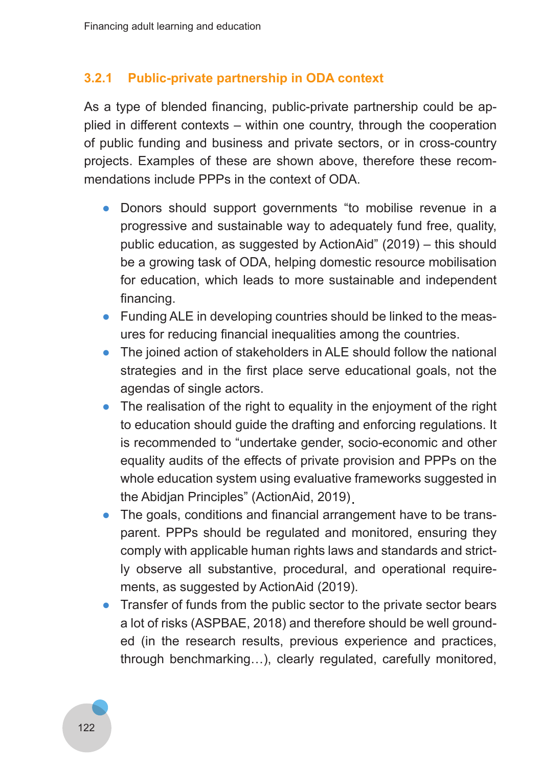### 3.2.1 Public-private partnership in ODA context

As a type of blended financing, public-private partnership could be applied in different contexts – within one country, through the cooperation of public funding and business and private sectors, or in cross-country projects. Examples of these are shown above, therefore these recommendations include PPPs in the context of ODA.

- Donors should support governments "to mobilise revenue in a progressive and sustainable way to adequately fund free, quality, public education, as suggested by ActionAid" (2019) – this should be a growing task of ODA, helping domestic resource mobilisation for education, which leads to more sustainable and independent financing.
- Funding ALE in developing countries should be linked to the measures for reducing financial inequalities among the countries.
- The joined action of stakeholders in ALE should follow the national strategies and in the first place serve educational goals, not the agendas of single actors.
- The realisation of the right to equality in the enjoyment of the right to education should guide the drafting and enforcing regulations. It is recommended to "undertake gender, socio-economic and other equality audits of the effects of private provision and PPPs on the whole education system using evaluative frameworks suggested in the Abidjan Principles" (ActionAid, 2019).
- The goals, conditions and financial arrangement have to be transparent. PPPs should be regulated and monitored, ensuring they comply with applicable human rights laws and standards and strictly observe all substantive, procedural, and operational requirements, as suggested by ActionAid (2019).
- Transfer of funds from the public sector to the private sector bears a lot of risks (ASPBAE, 2018) and therefore should be well grounded (in the research results, previous experience and practices, through benchmarking…), clearly regulated, carefully monitored,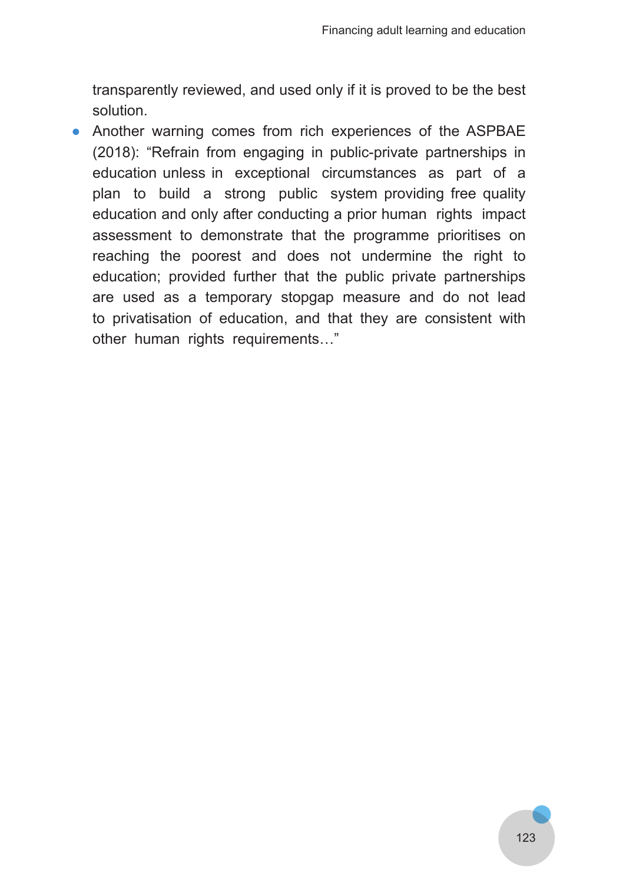transparently reviewed, and used only if it is proved to be the best solution.

- Another warning comes from rich experiences of the ASPBAE (2018): “Refrain from engaging in public-private partnerships in education unless in exceptional circumstances as part of a plan to build a strong public system providing free quality education and only after conducting a prior human rights impact assessment to demonstrate that the programme prioritises on reaching the poorest and does not undermine the right to education; provided further that the public private partnerships are used as a temporary stopgap measure and do not lead to privatisation of education, and that they are consistent with other human rights requirements…”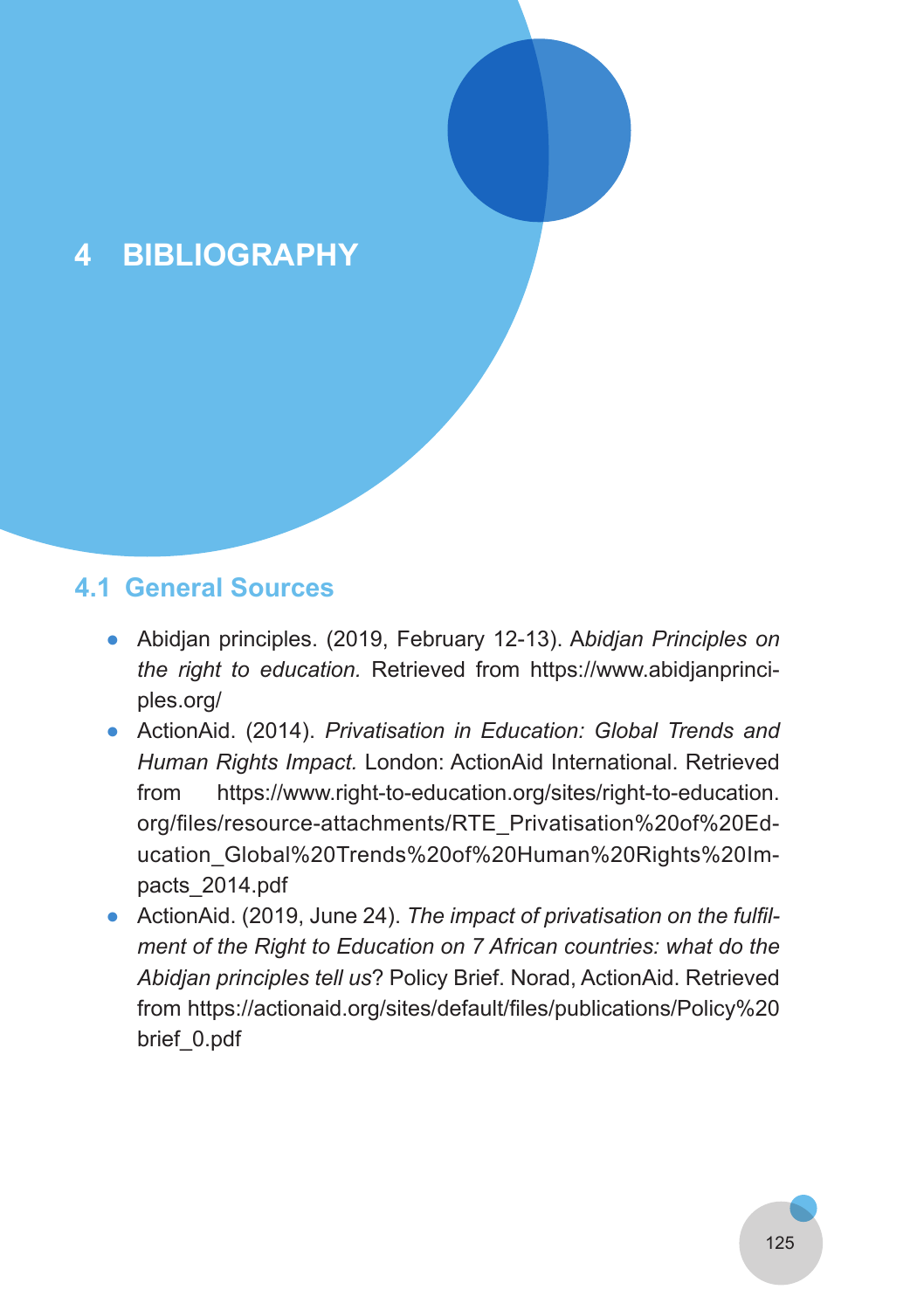# 4 BIBLIOGRAPHY

## 4.1 General Sources

- Abidjan principles. (2019, February 12-13). A*bidjan Principles on the right to education.* Retrieved from https://www.abidjanprinciples.org/
- ActionAid. (2014). *Privatisation in Education: Global Trends and Human Rights Impact.* London: ActionAid International. Retrieved from https://www.right-to-education.org/sites/right-to-education.org/files/resource-attachments/RTE_Privatisation%20of%20Education_Global%20Trends%20of%20Human%20Rights%20Impacts_2014.pdf
- ActionAid. (2019, June 24). *The impact of privatisation on the fulfilment of the Right to Education on 7 African countries: what do the Abidjan principles tell us*? Policy Brief. Norad, ActionAid. Retrieved from https://actionaid.org/sites/default/files/publications/Policy%20brief_0.pdf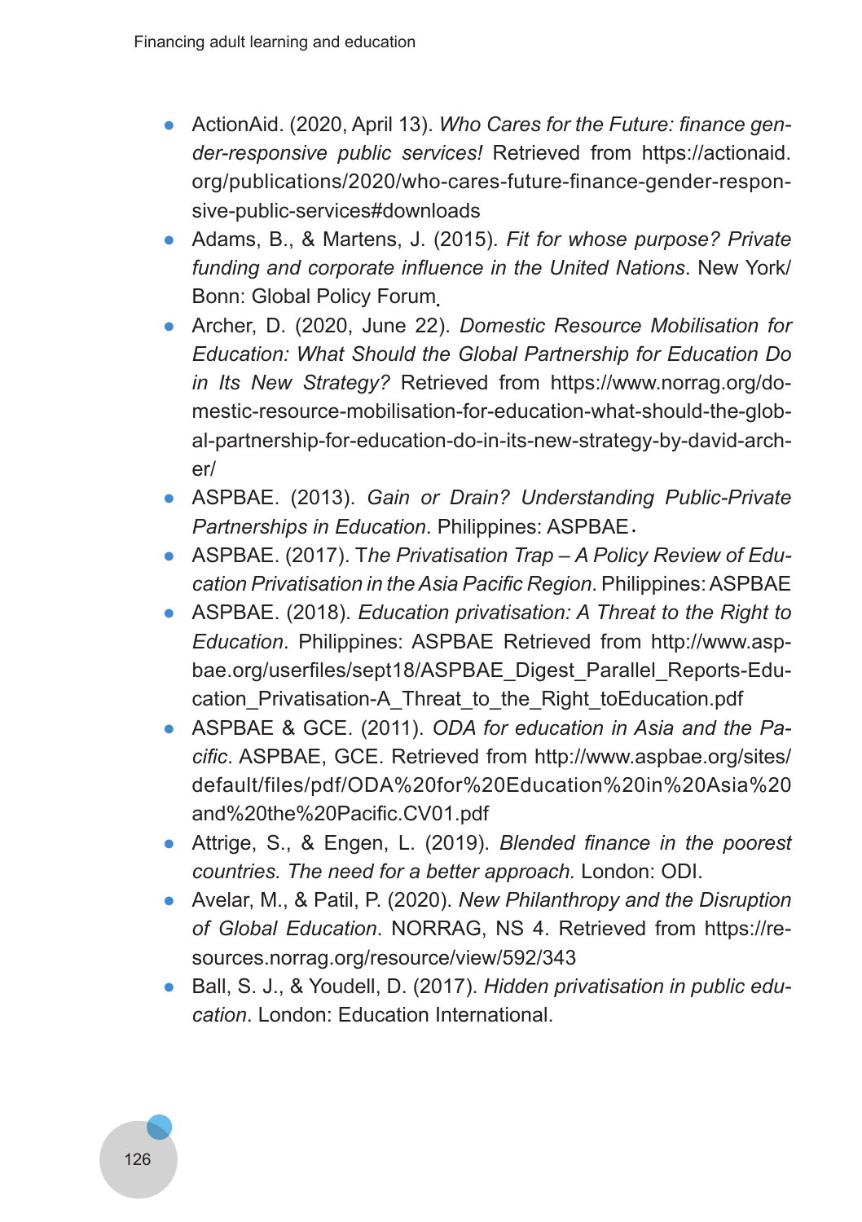- ActionAid. (2020, April 13). *Who Cares for the Future: finance gender-responsive public services!* Retrieved from https://actionaid.org/publications/2020/who-cares-future-finance-gender-responsive-public-services#downloads
- Adams, B., & Martens, J. (2015). *Fit for whose purpose? Private funding and corporate influence in the United Nations*. New York/ Bonn: Global Policy Forum.
- Archer, D. (2020, June 22). *Domestic Resource Mobilisation for Education: What Should the Global Partnership for Education Do in Its New Strategy?* Retrieved from https://www.norrag.org/domestic-resource-mobilisation-for-education-what-should-the-global-partnership-for-education-do-in-its-new-strategy-by-david-archer/
- ASPBAE. (2013). *Gain or Drain? Understanding Public-Private Partnerships in Education*. Philippines: ASPBAE.
- ASPBAE. (2017). T*he Privatisation Trap – A Policy Review of Education Privatisation in the Asia Pacific Region*. Philippines: ASPBAE
- ASPBAE. (2018). *Education privatisation: A Threat to the Right to Education*. Philippines: ASPBAE Retrieved from http://www.aspbae.org/userfiles/sept18/ASPBAE_Digest_Parallel_Reports-Education_Privatisation-A_Threat_to_the_Right_toEducation.pdf
- ASPBAE & GCE. (2011). *ODA for education in Asia and the Pacific*. ASPBAE, GCE. Retrieved from http://www.aspbae.org/sites/default/files/pdf/ODA%20for%20Education%20in%20Asia%20and%20the%20Pacific.CV01.pdf
- Attrige, S., & Engen, L. (2019). *Blended finance in the poorest countries. The need for a better approach.* London: ODI.
- Avelar, M., & Patil, P. (2020). *New Philanthropy and the Disruption of Global Education*. NORRAG, NS 4. Retrieved from https://resources.norrag.org/resource/view/592/343
- Ball, S. J., & Youdell, D. (2017). *Hidden privatisation in public education*. London: Education International.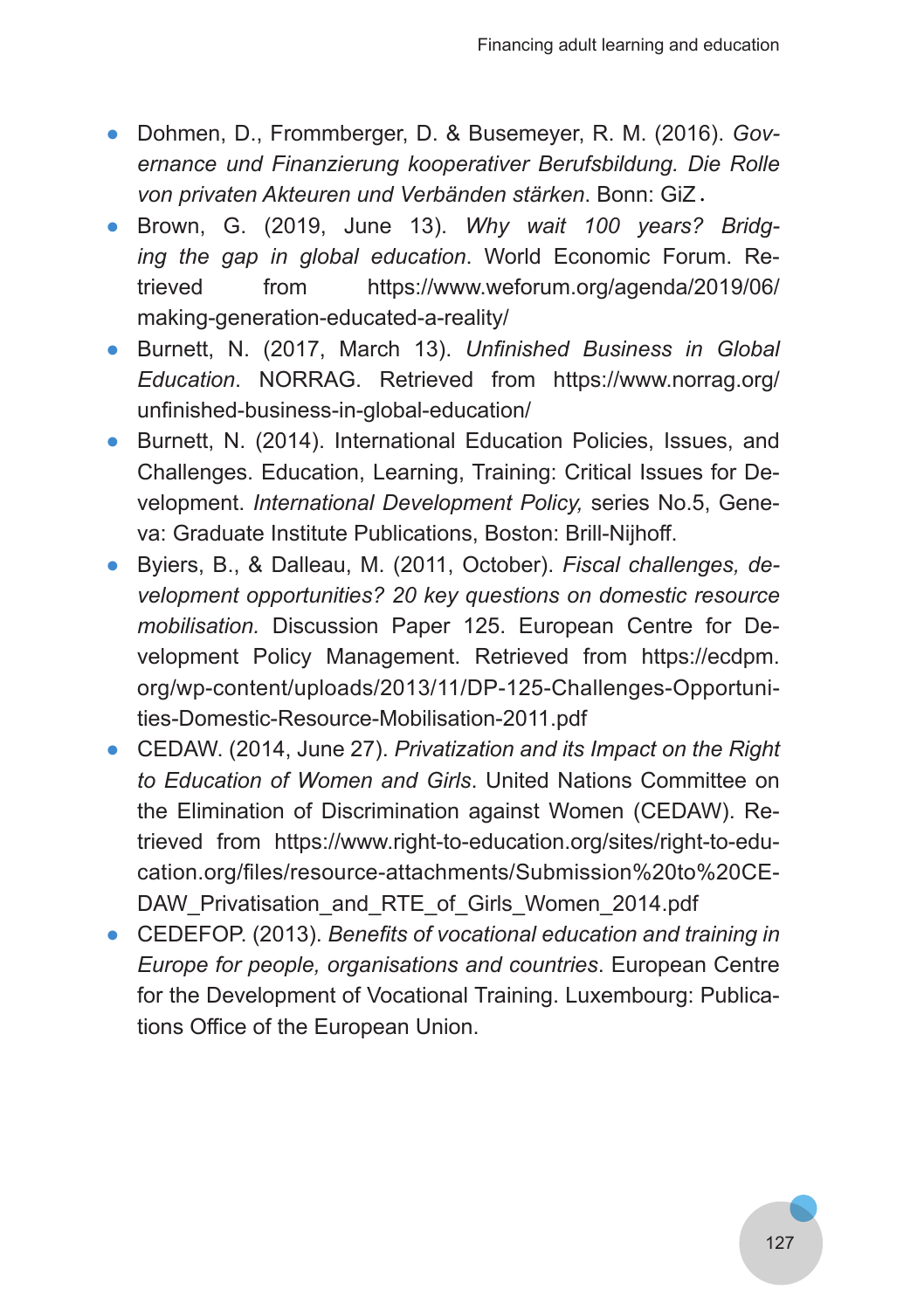- Dohmen, D., Frommberger, D. & Busemeyer, R. M. (2016). *Governance und Finanzierung kooperativer Berufsbildung. Die Rolle von privaten Akteuren und Verbänden stärken*. Bonn: GiZ.
- Brown, G. (2019, June 13). *Why wait 100 years? Bridging the gap in global education*. World Economic Forum. Retrieved from https://www.weforum.org/agenda/2019/06/making-generation-educated-a-reality/
- Burnett, N. (2017, March 13). *Unfinished Business in Global Education*. NORRAG. Retrieved from https://www.norrag.org/unfinished-business-in-global-education/
- Burnett, N. (2014). International Education Policies, Issues, and Challenges. Education, Learning, Training: Critical Issues for Development. *International Development Policy,* series No.5, Geneva: Graduate Institute Publications, Boston: Brill-Nijhoff.
- Byiers, B., & Dalleau, M. (2011, October). *Fiscal challenges, development opportunities? 20 key questions on domestic resource mobilisation.* Discussion Paper 125. European Centre for Development Policy Management. Retrieved from https://ecdpm.org/wp-content/uploads/2013/11/DP-125-Challenges-Opportunities-Domestic-Resource-Mobilisation-2011.pdf
- CEDAW. (2014, June 27). *Privatization and its Impact on the Right to Education of Women and Girls*. United Nations Committee on the Elimination of Discrimination against Women (CEDAW). Retrieved from https://www.right-to-education.org/sites/right-to-education.org/files/resource-attachments/Submission%20to%20CEDAW_Privatisation_and_RTE_of_Girls_Women_2014.pdf
- CEDEFOP. (2013). *Benefits of vocational education and training in Europe for people, organisations and countries*. European Centre for the Development of Vocational Training. Luxembourg: Publications Office of the European Union.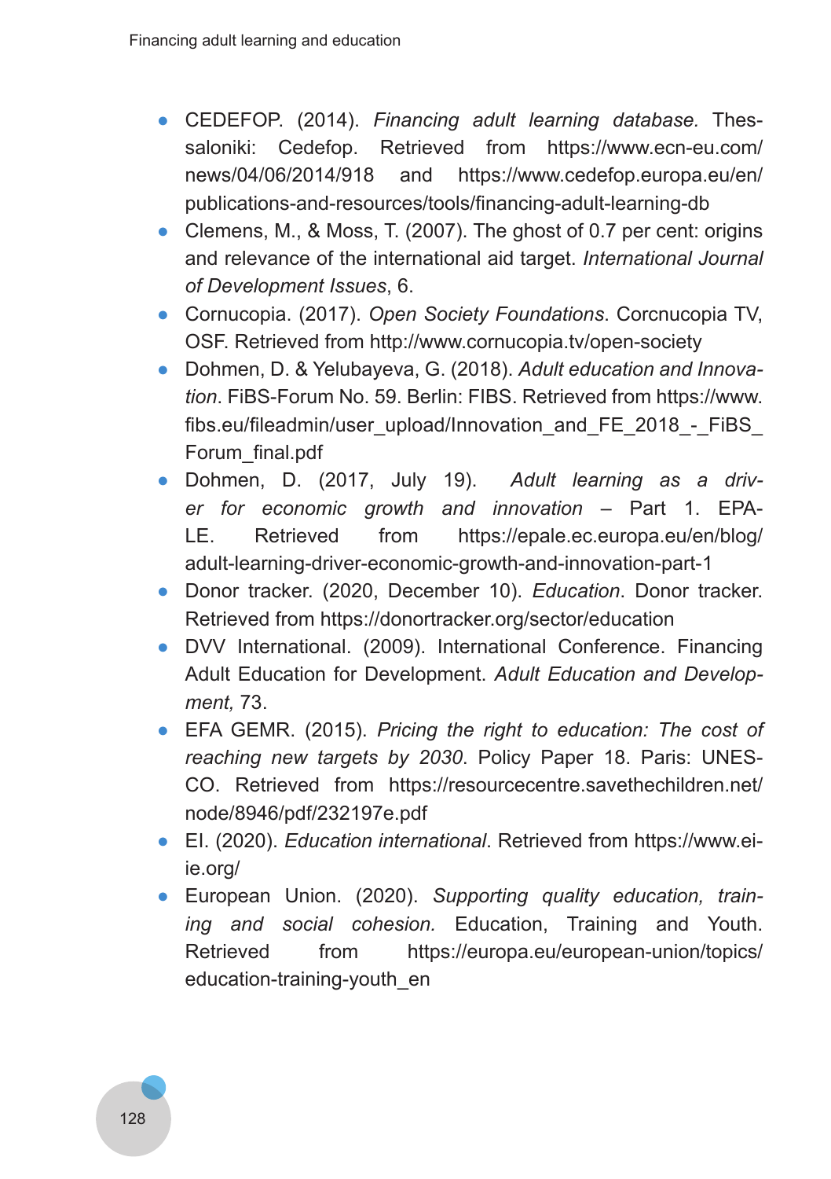- CEDEFOP. (2014). *Financing adult learning database.* Thessaloniki: Cedefop. Retrieved from https://www.ecn-eu.com/news/04/06/2014/918 and https://www.cedefop.europa.eu/en/publications-and-resources/tools/financing-adult-learning-db
- Clemens, M., & Moss, T. (2007). The ghost of 0.7 per cent: origins and relevance of the international aid target. *International Journal of Development Issues*, 6.
- Cornucopia. (2017). *Open Society Foundations*. Corcnucopia TV, OSF. Retrieved from http://www.cornucopia.tv/open-society
- Dohmen, D. & Yelubayeva, G. (2018). *Adult education and Innovation*. FiBS-Forum No. 59. Berlin: FIBS. Retrieved from https://www.fibs.eu/fileadmin/user_upload/Innovation_and_FE_2018_-_FiBS_Forum_final.pdf
- Dohmen, D. (2017, July 19). *Adult learning as a driver for economic growth and innovation* – Part 1. EPALE. Retrieved from https://epale.ec.europa.eu/en/blog/adult-learning-driver-economic-growth-and-innovation-part-1
- Donor tracker. (2020, December 10). *Education*. Donor tracker. Retrieved from https://donortracker.org/sector/education
- DVV International. (2009). International Conference. Financing Adult Education for Development. *Adult Education and Development,* 73.
- EFA GEMR. (2015). *Pricing the right to education: The cost of reaching new targets by 2030*. Policy Paper 18. Paris: UNESCO. Retrieved from https://resourcentre.savethechildren.net/node/8946/pdf/232197e.pdf
- EI. (2020). *Education international*. Retrieved from https://www.ei-ie.org/
- European Union. (2020). *Supporting quality education, training and social cohesion.* Education, Training and Youth. Retrieved from https://europa.eu/european-union/topics/education-training-youth_en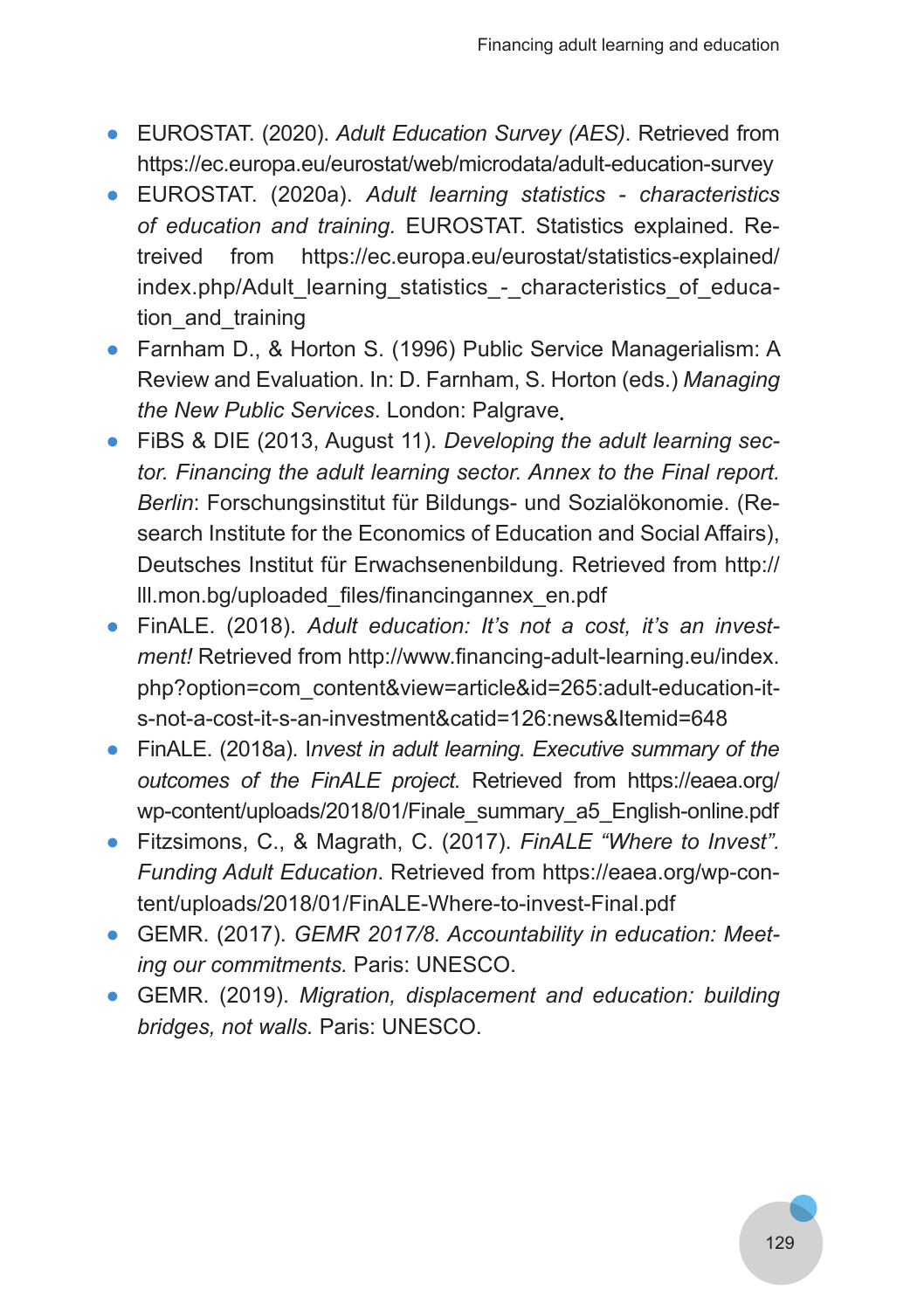- EUROSTAT. (2020). *Adult Education Survey (AES)*. Retrieved from https://ec.europa.eu/eurostat/web/microdata/adult-education-survey
- EUROSTAT. (2020a). *Adult learning statistics - characteristics of education and training.* EUROSTAT. Statistics explained. Retreived from https://ec.europa.eu/eurostat/statistics-explained/index.php/Adult_learning_statistics_-_characteristics_of_education_and_training
- Farnham D., & Horton S. (1996) Public Service Managerialism: A Review and Evaluation. In: D. Farnham, S. Horton (eds.) *Managing the New Public Services*. London: Palgrave.
- FiBS & DIE (2013, August 11). *Developing the adult learning sector. Financing the adult learning sector. Annex to the Final report. Berlin*: Forschungsinstitut für Bildungs- und Sozialökonomie. (Research Institute for the Economics of Education and Social Affairs), Deutsches Institut für Erwachsenenbildung. Retrieved from http://lll.mon.bg/uploaded_files/financingannex_en.pdf
- FinALE. (2018). *Adult education: It's not a cost, it's an investment!* Retrieved from http://www.financing-adult-learning.eu/index.php?option=com_content&view=article&id=265:adult-education-it-s-not-a-cost-it-s-an-investment&catid=126:news&Itemid=648
- FinALE. (2018a). *Invest in adult learning. Executive summary of the outcomes of the FinALE project.* Retrieved from https://eaea.org/wp-content/uploads/2018/01/Finale_summary_a5_English-online.pdf
- Fitzsimons, C., & Magrath, C. (2017). *FinALE "Where to Invest". Funding Adult Education*. Retrieved from https://eaea.org/wp-content/uploads/2018/01/FinALE-Where-to-invest-Final.pdf
- GEMR. (2017). *GEMR 2017/8. Accountability in education: Meeting our commitments.* Paris: UNESCO.
- GEMR. (2019). *Migration, displacement and education: building bridges, not walls.* Paris: UNESCO.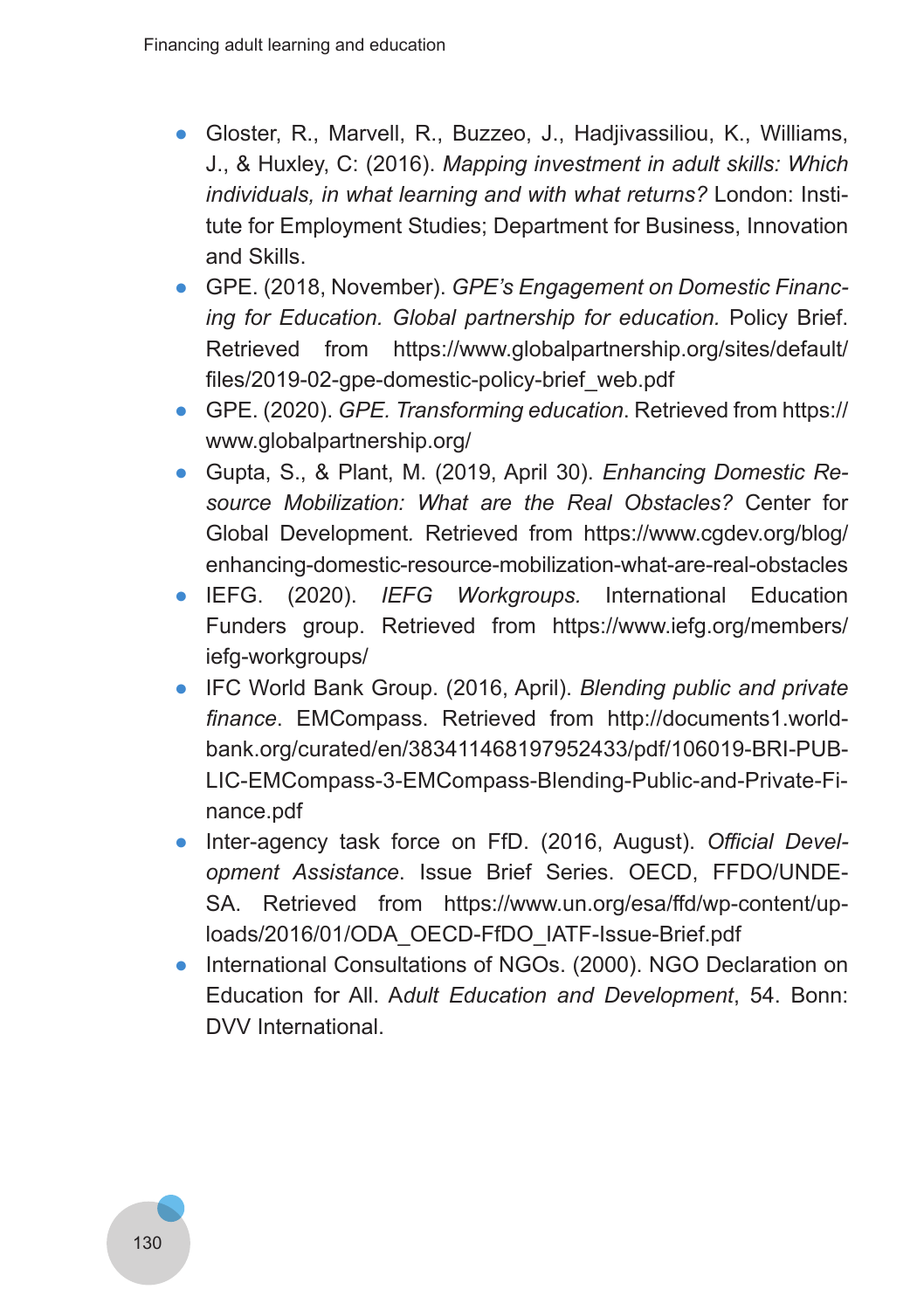- Gloster, R., Marvell, R., Buzzeo, J., Hadjivassiliou, K., Williams, J., & Huxley, C: (2016). *Mapping investment in adult skills: Which individuals, in what learning and with what returns?* London: Institute for Employment Studies; Department for Business, Innovation and Skills.
- GPE. (2018, November). *GPE's Engagement on Domestic Financing for Education. Global partnership for education.* Policy Brief. Retrieved from https://www.globalpartnership.org/sites/default/files/2019-02-gpe-domestic-policy-brief_web.pdf
- GPE. (2020). *GPE. Transforming education*. Retrieved from https://www.globalpartnership.org/
- Gupta, S., & Plant, M. (2019, April 30). *Enhancing Domestic Resource Mobilization: What are the Real Obstacles?* Center for Global Development. Retrieved from https://www.cgdev.org/blog/enhancing-domestic-resource-mobilization-what-are-real-obstacles
- IEFG. (2020). *IEFG Workgroups.* International Education Funders group. Retrieved from https://www.iefg.org/members/iefg-workgroups/
- IFC World Bank Group. (2016, April). *Blending public and private finance*. EMCompass. Retrieved from http://documents1.worldbank.org/curated/en/383411468197952433/pdf/106019-BRI-PUBLIC-EMCompass-3-EMCompass-Blending-Public-and-Private-Finance.pdf
- Inter-agency task force on FfD. (2016, August). *Official Development Assistance.* Issue Brief Series. OECD, FFDO/UNDESA. Retrieved from https://www.un.org/esa/ffd/wp-content/uploads/2016/01/ODA_OECD-FfDO_IATF-Issue-Brief.pdf
- International Consultations of NGOs. (2000). NGO Declaration on Education for All. A*dult Education and Development*, 54. Bonn: DVV International.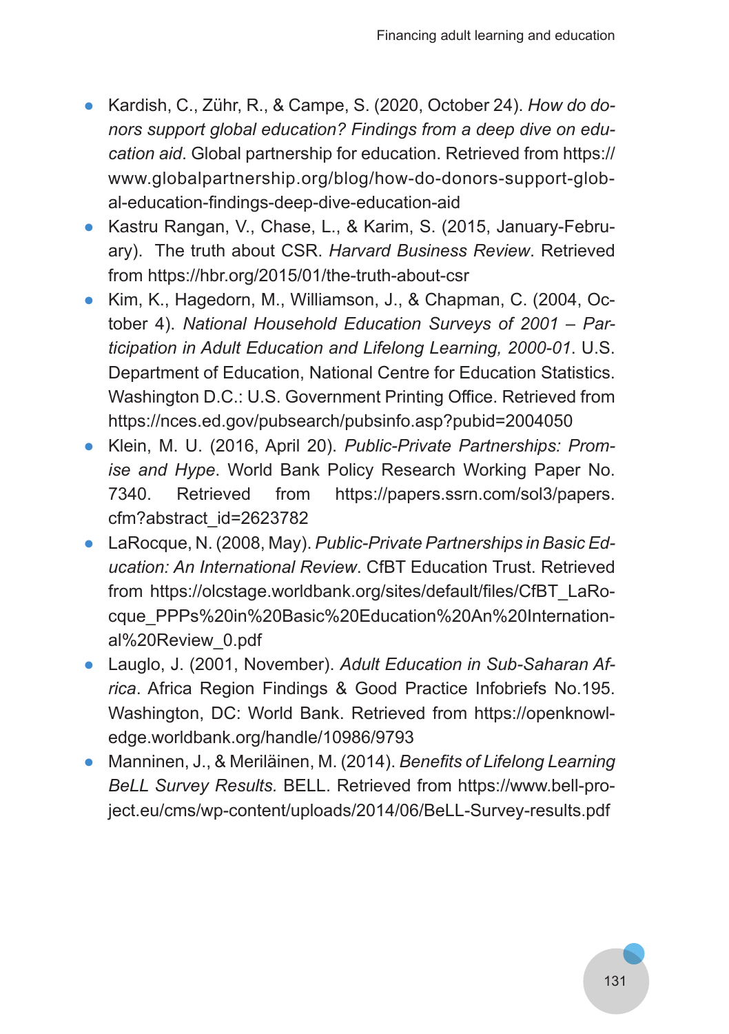- Kardish, C., Zühr, R., & Campe, S. (2020, October 24). *How do donors support global education? Findings from a deep dive on education aid*. Global partnership for education. Retrieved from https://www.globalpartnership.org/blog/how-do-donors-support-global-education-findings-deep-dive-education-aid
- Kastru Rangan, V., Chase, L., & Karim, S. (2015, January-February). The truth about CSR. *Harvard Business Review*. Retrieved from https://hbr.org/2015/01/the-truth-about-csr
- Kim, K., Hagedorn, M., Williamson, J., & Chapman, C. (2004, October 4). *National Household Education Surveys of 2001 – Participation in Adult Education and Lifelong Learning, 2000-01*. U.S. Department of Education, National Centre for Education Statistics. Washington D.C.: U.S. Government Printing Office. Retrieved from https://nces.ed.gov/pubsearch/pubsinfo.asp?pubid=2004050
- Klein, M. U. (2016, April 20). *Public-Private Partnerships: Promise and Hype*. World Bank Policy Research Working Paper No. 7340. Retrieved from https://papers.ssrn.com/sol3/papers.cfm?abstract_id=2623782
- LaRocque, N. (2008, May). *Public-Private Partnerships in Basic Education: An International Review*. CfBT Education Trust. Retrieved from https://olcstage.worldbank.org/sites/default/files/CfBT_LaRocque_PPPs%20in%20Basic%20Education%20An%20International%20Review_0.pdf
- Lauglo, J. (2001, November). *Adult Education in Sub-Saharan Africa*. Africa Region Findings & Good Practice Infobriefs No.195. Washington, DC: World Bank. Retrieved from https://openknowledge.worldbank.org/handle/10986/9793
- Manninen, J., & Meriläinen, M. (2014). *Benefits of Lifelong Learning BeLL Survey Results.* BELL. Retrieved from https://www.bell-project.eu/cms/wp-content/uploads/2014/06/BeLL-Survey-results.pdf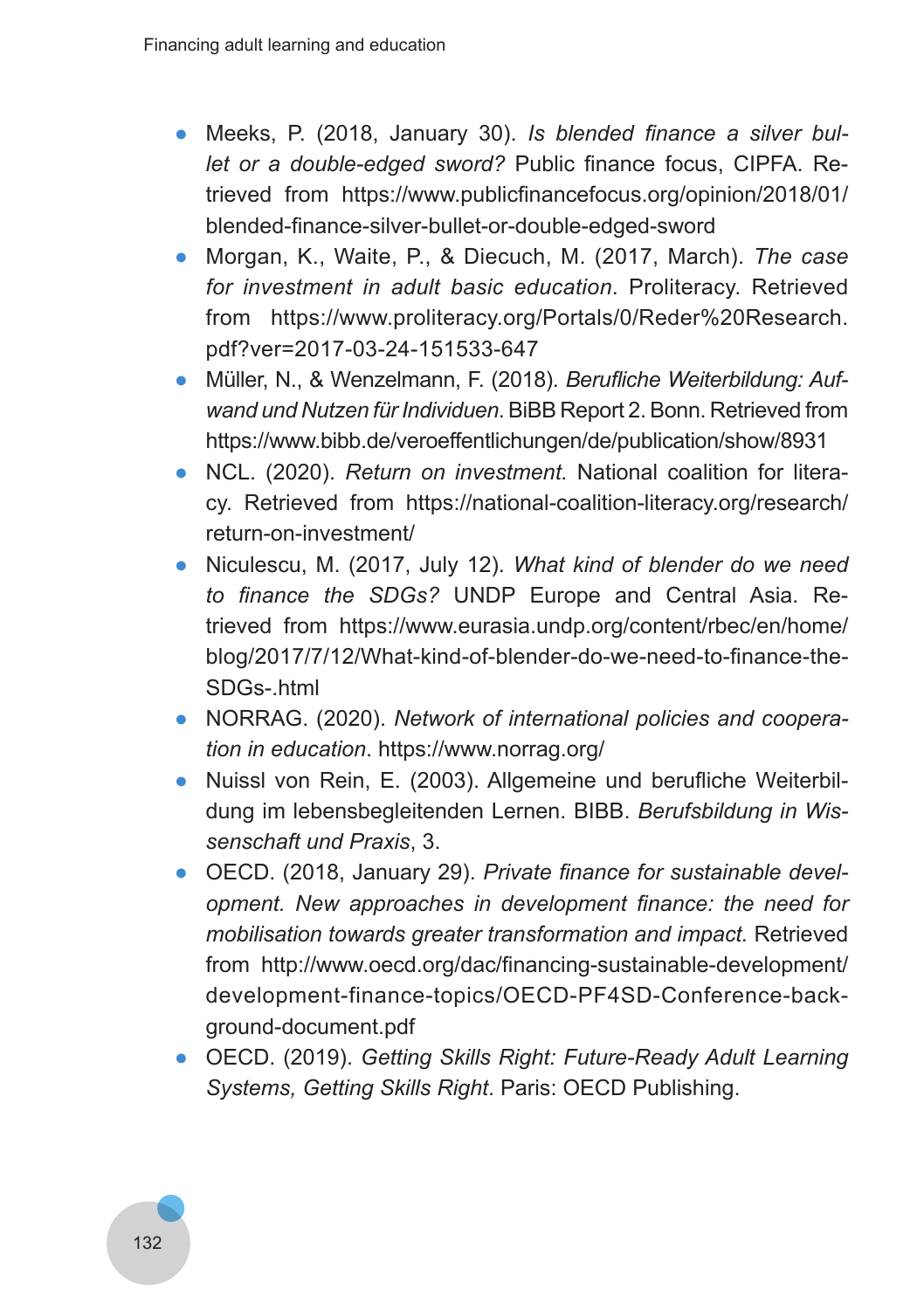- Meeks, P. (2018, January 30). *Is blended finance a silver bullet or a double-edged sword?* Public finance focus, CIPFA. Retrieved from https://www.publicfinancefocus.org/opinion/2018/01/blended-finance-silver-bullet-or-double-edged-sword
- Morgan, K., Waite, P., & Diecuch, M. (2017, March). *The case for investment in adult basic education*. Proliteracy. Retrieved from https://www.proliteracy.org/Portals/0/Reder%20Research.pdf?ver=2017-03-24-151533-647
- Müller, N., & Wenzelmann, F. (2018). *Berufliche Weiterbildung: Aufwand und Nutzen für Individuen*. BiBB Report 2. Bonn. Retrieved from https://www.bibb.de/veroeffentlichungen/de/publication/show/8931
- NCL. (2020). *Return on investment.* National coalition for literacy. Retrieved from https://national-coalition-literacy.org/research/return-on-investment/
- Niculescu, M. (2017, July 12). *What kind of blender do we need to finance the SDGs?* UNDP Europe and Central Asia. Retrieved from https://www.eurasia.undp.org/content/rbec/en/home/blog/2017/7/12/What-kind-of-blender-do-we-need-to-finance-the-SDGs-.html
- NORRAG. (2020). *Network of international policies and cooperation in education*. https://www.norrag.org/
- Nuissl von Rein, E. (2003). Allgemeine und berufliche Weiterbildung im lebensbegleitenden Lernen. BIBB. *Berufsbildung in Wissenschaft und Praxis*, 3.
- OECD. (2018, January 29). *Private finance for sustainable development. New approaches in development finance: the need for mobilisation towards greater transformation and impact.* Retrieved from http://www.oecd.org/dac/financing-sustainable-development/development-finance-topics/OECD-PF4SD-Conference-background-document.pdf
- OECD. (2019). *Getting Skills Right: Future-Ready Adult Learning Systems, Getting Skills Right*. Paris: OECD Publishing.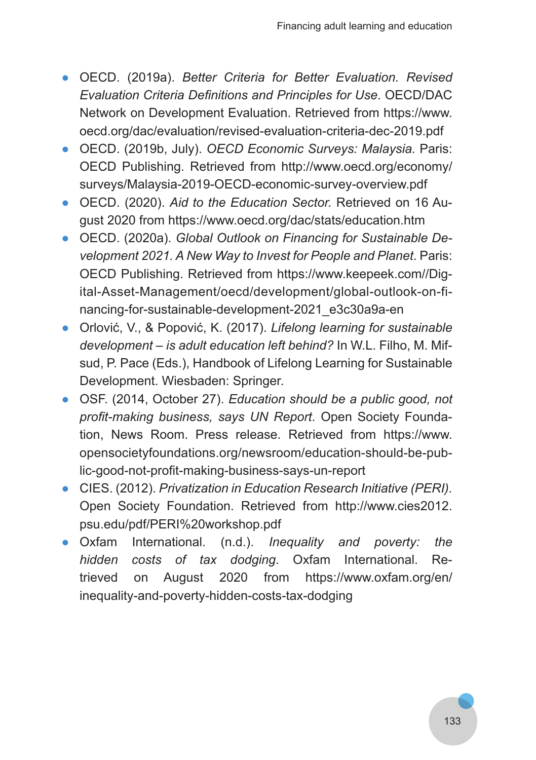- OECD. (2019a). *Better Criteria for Better Evaluation. Revised Evaluation Criteria Definitions and Principles for Use*. OECD/DAC Network on Development Evaluation. Retrieved from https://www.oecd.org/dac/evaluation/revised-evaluation-criteria-dec-2019.pdf
- OECD. (2019b, July). *OECD Economic Surveys: Malaysia.* Paris: OECD Publishing. Retrieved from http://www.oecd.org/economy/surveys/Malaysia-2019-OECD-economic-survey-overview.pdf
- OECD. (2020). *Aid to the Education Sector.* Retrieved on 16 August 2020 from https://www.oecd.org/dac/stats/education.htm
- OECD. (2020a). *Global Outlook on Financing for Sustainable Development 2021. A New Way to Invest for People and Planet*. Paris: OECD Publishing. Retrieved from https://www.keepeek.com//Digital-Asset-Management/oecd/development/global-outlook-on-financing-for-sustainable-development-2021_e3c30a9a-en
- Orlović, V., & Popović, K. (2017). *Lifelong learning for sustainable development – is adult education left behind?* In W.L. Filho, M. Mifsud, P. Pace (Eds.), Handbook of Lifelong Learning for Sustainable Development. Wiesbaden: Springer.
- OSF. (2014, October 27). *Education should be a public good, not profit-making business, says UN Report*. Open Society Foundation, News Room. Press release. Retrieved from https://www.opensocietyfoundations.org/newsroom/education-should-be-public-good-not-profit-making-business-says-un-report
- CIES. (2012). *Privatization in Education Research Initiative (PERI).* Open Society Foundation. Retrieved from http://www.cies2012.psu.edu/pdf/PERI%20workshop.pdf
- Oxfam International. (n.d.). *Inequality and poverty: the hidden costs of tax dodging*. Oxfam International. Retrieved on August 2020 from https://www.oxfam.org/en/inequality-and-poverty-hidden-costs-tax-dodging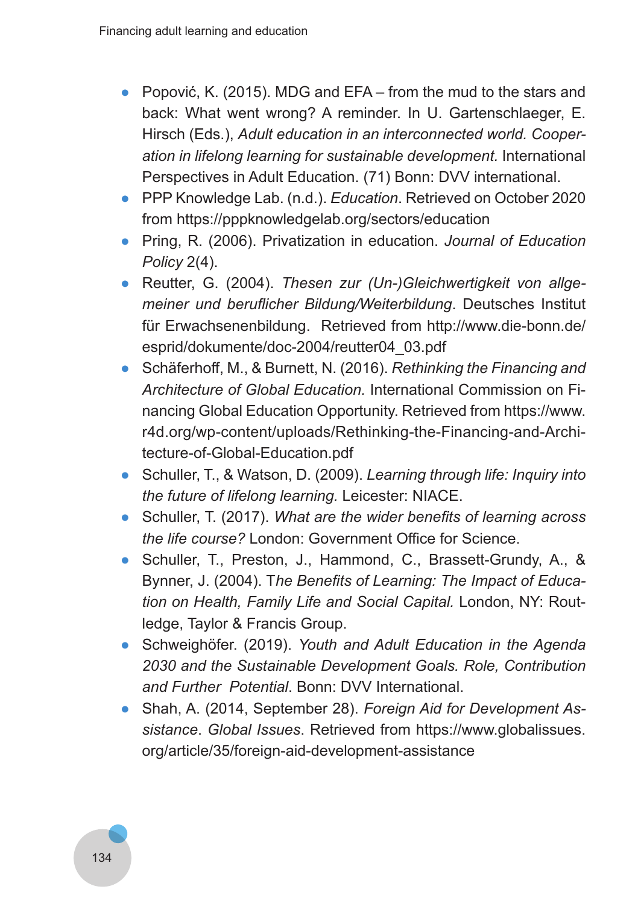- Popović, K. (2015). MDG and EFA – from the mud to the stars and back: What went wrong? A reminder. In U. Gartenschlaeger, E. Hirsch (Eds.), *Adult education in an interconnected world. Cooperation in lifelong learning for sustainable development.* International Perspectives in Adult Education. (71) Bonn: DVV international.
- PPP Knowledge Lab. (n.d.). *Education*. Retrieved on October 2020 from https://pppknowledgelab.org/sectors/education
- Pring, R. (2006). Privatization in education. *Journal of Education Policy* 2(4).
- Reutter, G. (2004). *Thesen zur (Un-)Gleichwertigkeit von allgemeiner und beruflicher Bildung/Weiterbildung*. Deutsches Institut für Erwachsenenbildung. Retrieved from http://www.die-bonn.de/esprid/dokumente/doc-2004/reutter04_03.pdf
- Schäferhoff, M., & Burnett, N. (2016). *Rethinking the Financing and Architecture of Global Education.* International Commission on Financing Global Education Opportunity. Retrieved from https://www.r4d.org/wp-content/uploads/Rethinking-the-Financing-and-Architecture-of-Global-Education.pdf
- Schuller, T., & Watson, D. (2009). *Learning through life: Inquiry into the future of lifelong learning.* Leicester: NIACE.
- Schuller, T. (2017). *What are the wider benefits of learning across the life course?* London: Government Office for Science.
- Schuller, T., Preston, J., Hammond, C., Brassett-Grundy, A., & Bynner, J. (2004). T*he Benefits of Learning: The Impact of Education on Health, Family Life and Social Capital.* London, NY: Routledge, Taylor & Francis Group.
- Schweighöfer. (2019). *Youth and Adult Education in the Agenda 2030 and the Sustainable Development Goals. Role, Contribution and Further Potential*. Bonn: DVV International.
- Shah, A. (2014, September 28). *Foreign Aid for Development Assistance*. *Global Issues*. Retrieved from https://www.globalissues.org/article/35/foreign-aid-development-assistance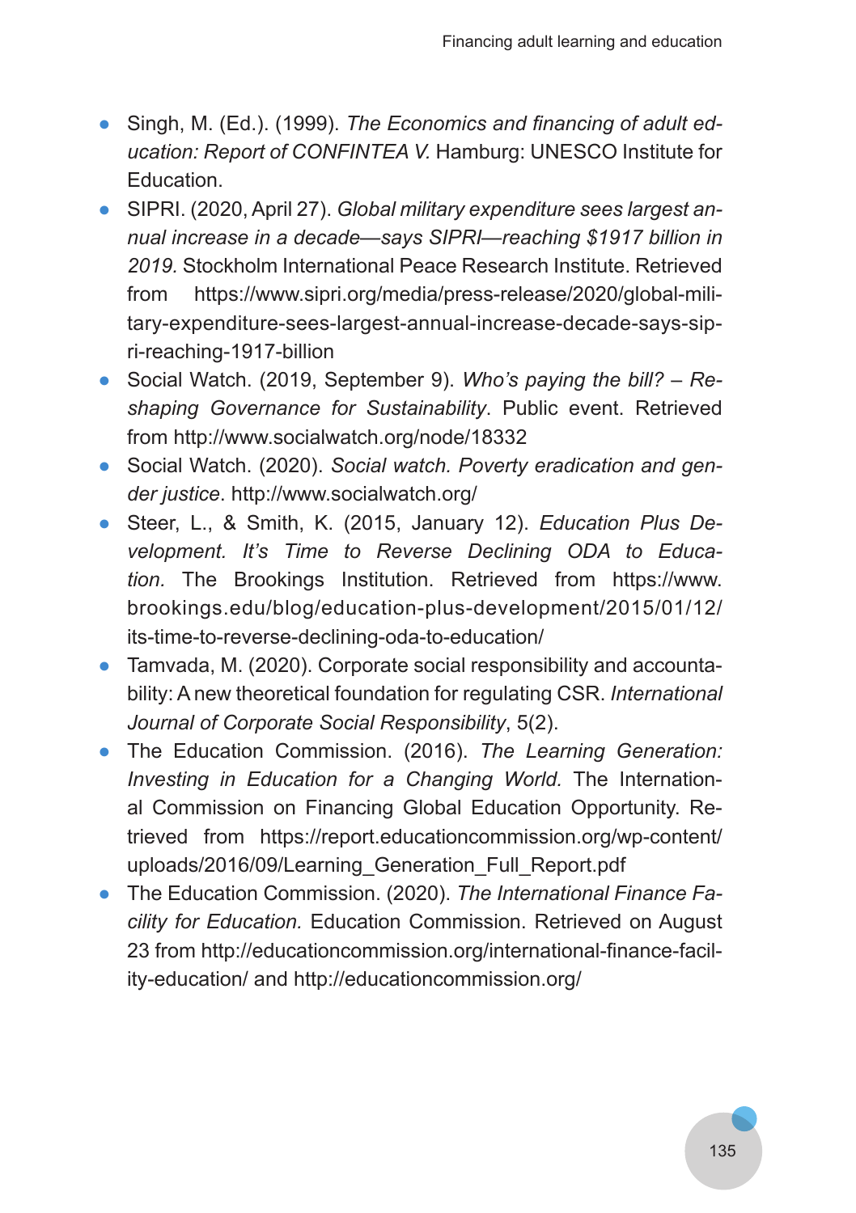- Singh, M. (Ed.). (1999). *The Economics and financing of adult education: Report of CONFINTEA V.* Hamburg: UNESCO Institute for Education.
- SIPRI. (2020, April 27). *Global military expenditure sees largest annual increase in a decade—says SIPRI—reaching $1917 billion in 2019.* Stockholm International Peace Research Institute. Retrieved from https://www.sipri.org/media/press-release/2020/global-military-expenditure-sees-largest-annual-increase-decade-says-sipri-reaching-1917-billion
- Social Watch. (2019, September 9). *Who's paying the bill? – Reshaping Governance for Sustainability*. Public event. Retrieved from http://www.socialwatch.org/node/18332
- Social Watch. (2020). *Social watch. Poverty eradication and gender justice*. http://www.socialwatch.org/
- Steer, L., & Smith, K. (2015, January 12). *Education Plus Development. It's Time to Reverse Declining ODA to Education.* The Brookings Institution. Retrieved from https://www.brookings.edu/blog/education-plus-development/2015/01/12/its-time-to-reverse-declining-oda-to-education/
- Tamvada, M. (2020). Corporate social responsibility and accountability: A new theoretical foundation for regulating CSR. *International Journal of Corporate Social Responsibility*, 5(2).
- The Education Commission. (2016). *The Learning Generation: Investing in Education for a Changing World.* The International Commission on Financing Global Education Opportunity. Retrieved from https://report.educationcommission.org/wp-content/uploads/2016/09/Learning_Generation_Full_Report.pdf
- The Education Commission. (2020). *The International Finance Facility for Education.* Education Commission. Retrieved on August 23 from http://educationcommission.org/international-finance-facility-education/ and http://educationcommission.org/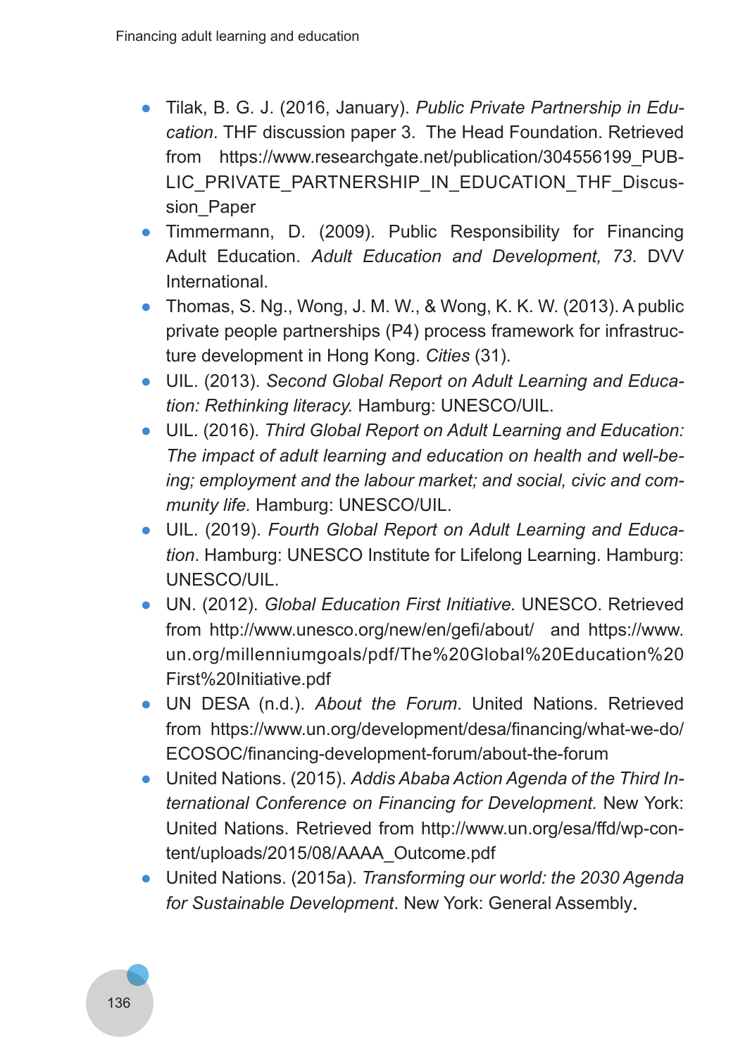- Tilak, B. G. J. (2016, January). *Public Private Partnership in Education*. THF discussion paper 3. The Head Foundation. Retrieved from https://www.researchgate.net/publication/304556199_PUBLIC_PRIVATE_PARTNERSHIP_IN_EDUCATION_THF_Discussion_Paper
- Timmermann, D. (2009). Public Responsibility for Financing Adult Education. *Adult Education and Development, 73*. DVV International.
- Thomas, S. Ng., Wong, J. M. W., & Wong, K. K. W. (2013). A public private people partnerships (P4) process framework for infrastructure development in Hong Kong. *Cities* (31).
- UIL. (2013). *Second Global Report on Adult Learning and Education: Rethinking literacy.* Hamburg: UNESCO/UIL.
- UIL. (2016). *Third Global Report on Adult Learning and Education: The impact of adult learning and education on health and well-being; employment and the labour market; and social, civic and community life.* Hamburg: UNESCO/UIL.
- UIL. (2019). *Fourth Global Report on Adult Learning and Education*. Hamburg: UNESCO Institute for Lifelong Learning. Hamburg: UNESCO/UIL.
- UN. (2012). *Global Education First Initiative.* UNESCO. Retrieved from http://www.unesco.org/new/en/gefi/about/ and https://www.un.org/millenniumgoals/pdf/The%20Global%20Education%20First%20Initiative.pdf
- UN DESA (n.d.). *About the Forum*. United Nations. Retrieved from https://www.un.org/development/desa/financing/what-we-do/ECOSOC/financing-development-forum/about-the-forum
- United Nations. (2015). *Addis Ababa Action Agenda of the Third International Conference on Financing for Development.* New York: United Nations. Retrieved from http://www.un.org/esa/ffd/wp-content/uploads/2015/08/AAAA_Outcome.pdf
- United Nations. (2015a). *Transforming our world: the 2030 Agenda for Sustainable Development*. New York: General Assembly.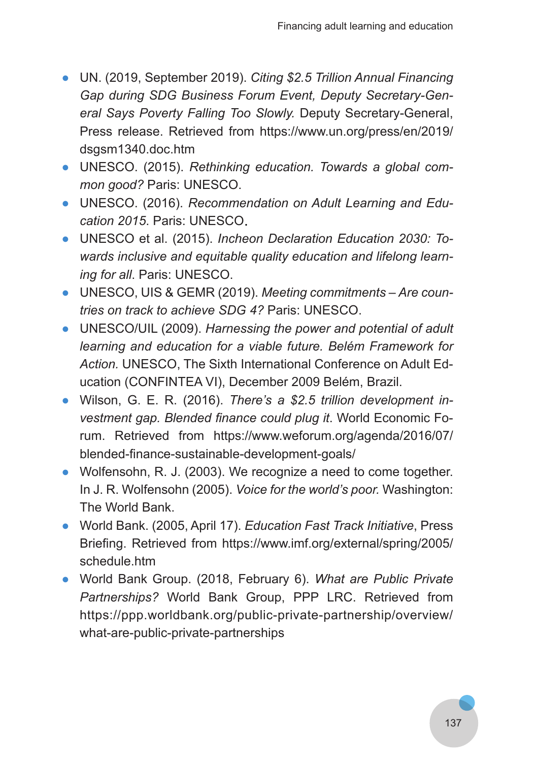- UN. (2019, September 2019). *Citing $2.5 Trillion Annual Financing Gap during SDG Business Forum Event, Deputy Secretary-General Says Poverty Falling Too Slowly.* Deputy Secretary-General, Press release. Retrieved from https://www.un.org/press/en/2019/dsgsm1340.doc.htm
- UNESCO. (2015). *Rethinking education. Towards a global common good?* Paris: UNESCO.
- UNESCO. (2016). *Recommendation on Adult Learning and Education 2015*. Paris: UNESCO.
- UNESCO et al. (2015). *Incheon Declaration Education 2030: Towards inclusive and equitable quality education and lifelong learning for all*. Paris: UNESCO.
- UNESCO, UIS & GEMR (2019). *Meeting commitments – Are countries on track to achieve SDG 4?* Paris: UNESCO.
- UNESCO/UIL (2009). *Harnessing the power and potential of adult learning and education for a viable future. Belém Framework for Action.* UNESCO, The Sixth International Conference on Adult Education (CONFINTEA VI), December 2009 Belém, Brazil.
- Wilson, G. E. R. (2016). *There's a $2.5 trillion development investment gap. Blended finance could plug it*. World Economic Forum. Retrieved from https://www.weforum.org/agenda/2016/07/blended-finance-sustainable-development-goals/
- Wolfensohn, R. J. (2003). We recognize a need to come together. In J. R. Wolfensohn (2005). *Voice for the world's poor.* Washington: The World Bank.
- World Bank. (2005, April 17). *Education Fast Track Initiative*, Press Briefing. Retrieved from https://www.imf.org/external/spring/2005/schedule.htm
- World Bank Group. (2018, February 6). *What are Public Private Partnerships?* World Bank Group, PPP LRC. Retrieved from https://ppp.worldbank.org/public-private-partnership/overview/what-are-public-private-partnerships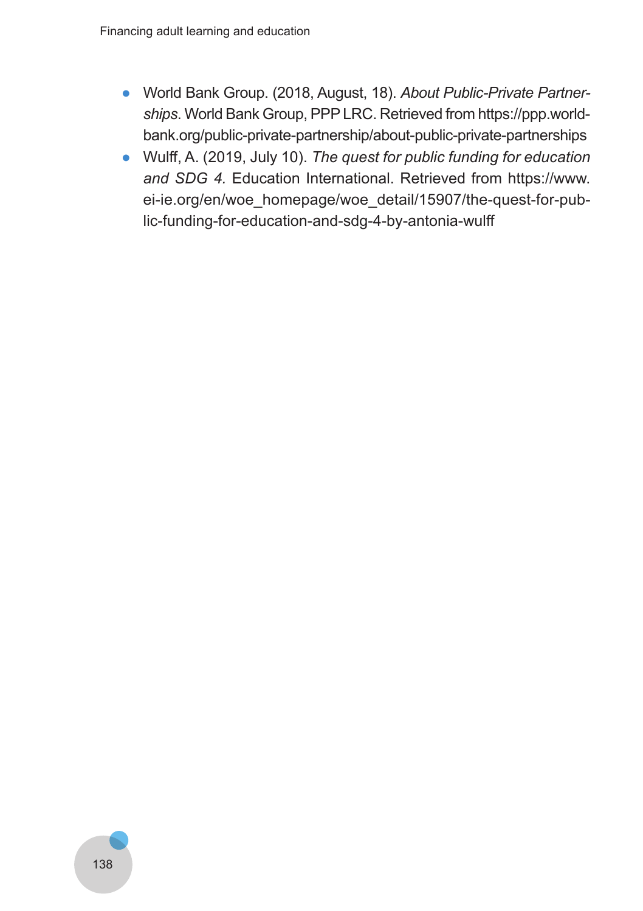- World Bank Group. (2018, August, 18). *About Public-Private Partnerships*. World Bank Group, PPP LRC. Retrieved from https://ppp.worldbank.org/public-private-partnership/about-public-private-partnerships
- Wulff, A. (2019, July 10). *The quest for public funding for education and SDG 4*. Education International. Retrieved from https://www.ei-ie.org/en/woe_homepage/woe_detail/15907/the-quest-for-public-funding-for-education-and-sdg-4-by-antonia-wulff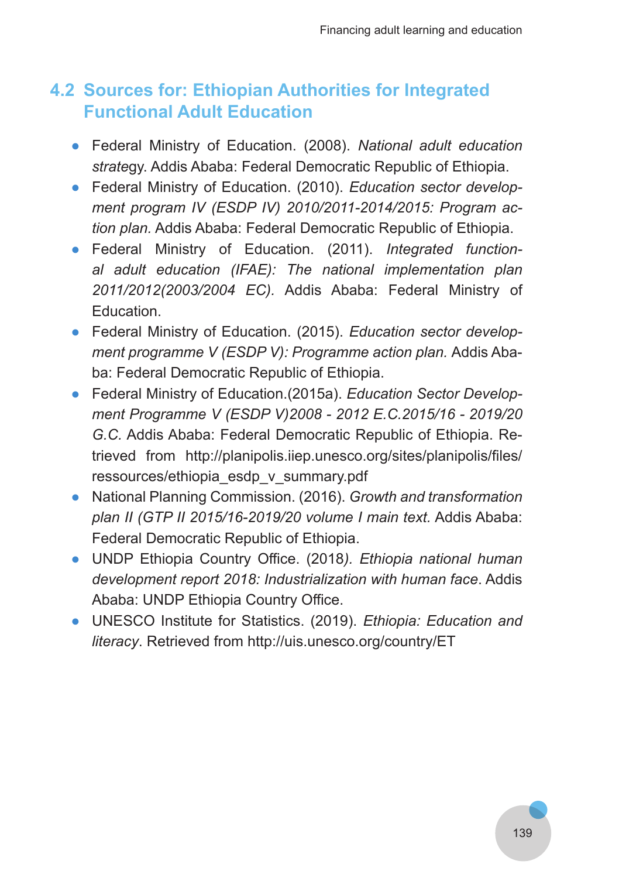## 4.2 Sources for: Ethiopian Authorities for Integrated Functional Adult Education

- Federal Ministry of Education. (2008). *National adult education strate*gy. Addis Ababa: Federal Democratic Republic of Ethiopia.
- Federal Ministry of Education. (2010). *Education sector development program IV (ESDP IV) 2010/2011-2014/2015: Program action plan.* Addis Ababa: Federal Democratic Republic of Ethiopia.
- Federal Ministry of Education. (2011). *Integrated functional adult education (IFAE): The national implementation plan 2011/2012(2003/2004 EC).* Addis Ababa: Federal Ministry of Education.
- Federal Ministry of Education. (2015). *Education sector development programme V (ESDP V): Programme action plan.* Addis Ababa: Federal Democratic Republic of Ethiopia.
- Federal Ministry of Education.(2015a). *Education Sector Development Programme V (ESDP V)2008 - 2012 E.C.2015/16 - 2019/20 G.C.* Addis Ababa: Federal Democratic Republic of Ethiopia. Retrieved from http://planipolis.iiep.unesco.org/sites/planipolis/files/ressources/ethiopia_esdp_v_summary.pdf
- National Planning Commission. (2016). *Growth and transformation plan II (GTP II 2015/16-2019/20 volume I main text.* Addis Ababa: Federal Democratic Republic of Ethiopia.
- UNDP Ethiopia Country Office. (2018*). Ethiopia national human development report 2018: Industrialization with human face*. Addis Ababa: UNDP Ethiopia Country Office.
- UNESCO Institute for Statistics. (2019). *Ethiopia: Education and literacy*. Retrieved from http://uis.unesco.org/country/ET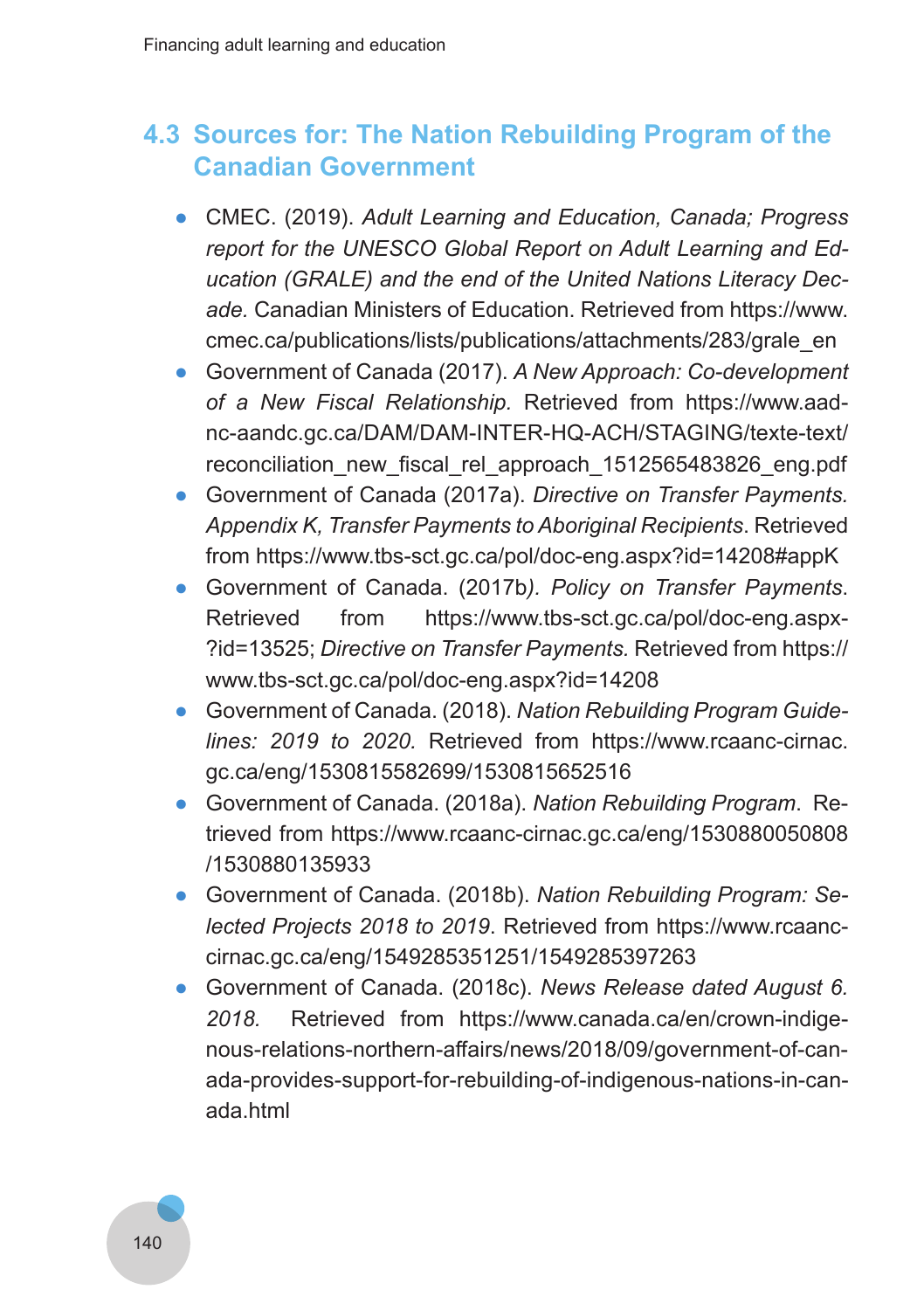## 4.3 Sources for: The Nation Rebuilding Program of the Canadian Government

- CMEC. (2019). *Adult Learning and Education, Canada; Progress report for the UNESCO Global Report on Adult Learning and Education (GRALE) and the end of the United Nations Literacy Decade.* Canadian Ministers of Education. Retrieved from https://www.cmec.ca/publications/lists/publications/attachments/283/grale_en
- Government of Canada (2017). *A New Approach: Co-development of a New Fiscal Relationship.* Retrieved from https://www.aadnc-aandc.gc.ca/DAM/DAM-INTER-HQ-ACH/STAGING/texte-text/reconciliation_new_fiscal_rel_approach_1512565483826_eng.pdf
- Government of Canada (2017a). *Directive on Transfer Payments. Appendix K, Transfer Payments to Aboriginal Recipients*. Retrieved from https://www.tbs-sct.gc.ca/pol/doc-eng.aspx?id=14208#appK
- Government of Canada. (2017b*). Policy on Transfer Payments*. Retrieved from https://www.tbs-sct.gc.ca/pol/doc-eng.aspx?id=13525; *Directive on Transfer Payments.* Retrieved from https://www.tbs-sct.gc.ca/pol/doc-eng.aspx?id=14208
- Government of Canada. (2018). *Nation Rebuilding Program Guidelines: 2019 to 2020.* Retrieved from https://www.rcaanc-cirnac.gc.ca/eng/1530815582699/1530815652516
- Government of Canada. (2018a). *Nation Rebuilding Program*. Retrieved from https://www.rcaanc-cirnac.gc.ca/eng/1530880050808/1530880135933
- Government of Canada. (2018b). *Nation Rebuilding Program: Selected Projects 2018 to 2019*. Retrieved from https://www.rcaanc-cirnac.gc.ca/eng/1549285351251/1549285397263
- Government of Canada. (2018c). *News Release dated August 6. 2018.* Retrieved from https://www.canada.ca/en/crown-indigenous-relations-northern-affairs/news/2018/09/government-of-canada-provides-support-for-rebuilding-of-indigenous-nations-in-canada.html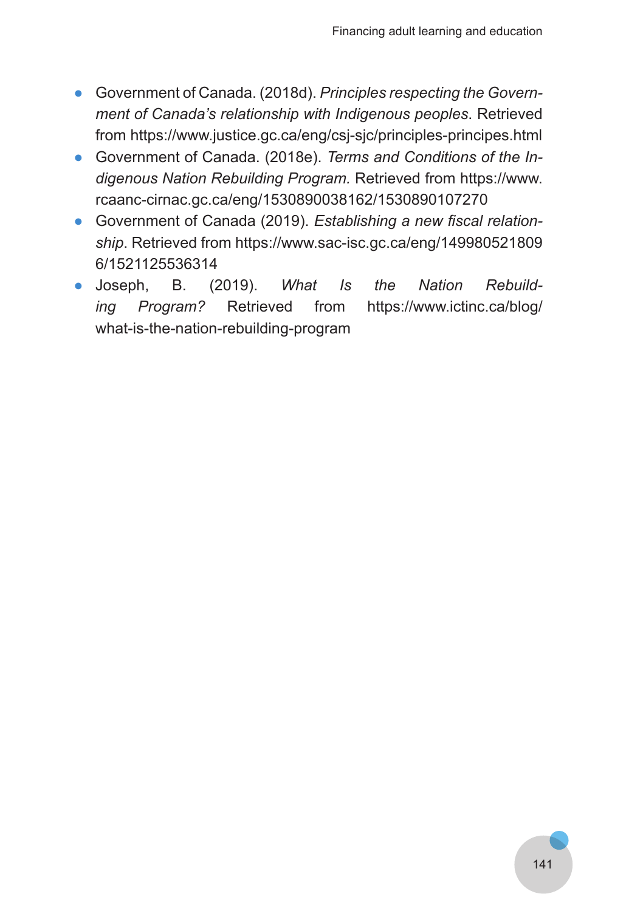- Government of Canada. (2018d). *Principles respecting the Government of Canada's relationship with Indigenous peoples*. Retrieved from https://www.justice.gc.ca/eng/csj-sjc/principles-principes.html
- Government of Canada. (2018e). *Terms and Conditions of the Indigenous Nation Rebuilding Program.* Retrieved from https://www.rcaanc-cirnac.gc.ca/eng/1530890038162/1530890107270
- Government of Canada (2019). *Establishing a new fiscal relationship*. Retrieved from https://www.sac-isc.gc.ca/eng/1499805218096/1521125536314
- Joseph, B. (2019). *What Is the Nation Rebuilding Program?* Retrieved from https://www.ictinc.ca/blog/what-is-the-nation-rebuilding-program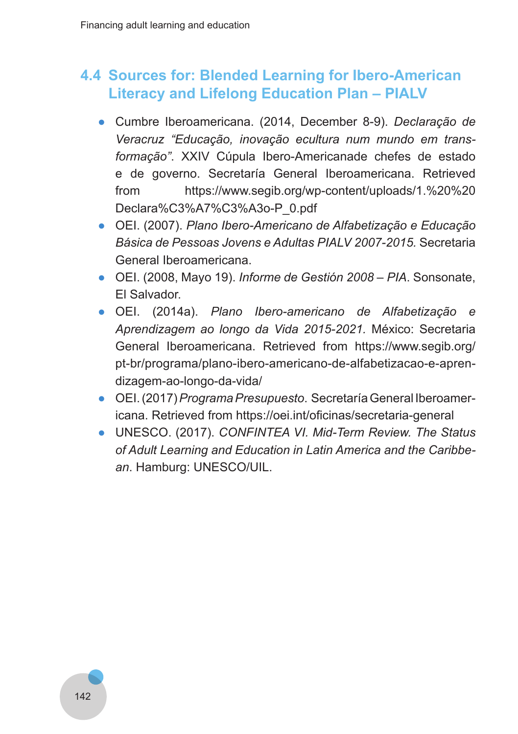## 4.4 Sources for: Blended Learning for Ibero-American Literacy and Lifelong Education Plan – PIALV

- Cumbre Iberoamericana. (2014, December 8-9). *Declaração de Veracruz "Educação, inovação ecultura num mundo em transformação"*. XXIV Cúpula Ibero-Americanade chefes de estado e de governo. Secretaría General Iberoamericana. Retrieved from https://www.segib.org/wp-content/uploads/1.%20%20Declara%C3%A7%C3%A3o-P_0.pdf
- OEI. (2007). *Plano Ibero-Americano de Alfabetização e Educação Básica de Pessoas Jovens e Adultas PIALV 2007-2015.* Secretaria General Iberoamericana.
- OEI. (2008, Mayo 19). *Informe de Gestión 2008 – PIA*. Sonsonate, El Salvador.
- OEI. (2014a). *Plano Ibero-americano de Alfabetização e Aprendizagem ao longo da Vida 2015-2021.* México: Secretaria General Iberoamericana. Retrieved from https://www.segib.org/pt-br/programa/plano-ibero-americano-de-alfabetizacao-e-aprendizagem-ao-longo-da-vida/
- OEI. (2017) *Programa Presupuesto*. Secretaría General Iberoamericana. Retrieved from https://oei.int/oficinas/secretaria-general
- UNESCO. (2017). *CONFINTEA VI. Mid-Term Review. The Status of Adult Learning and Education in Latin America and the Caribbean*. Hamburg: UNESCO/UIL.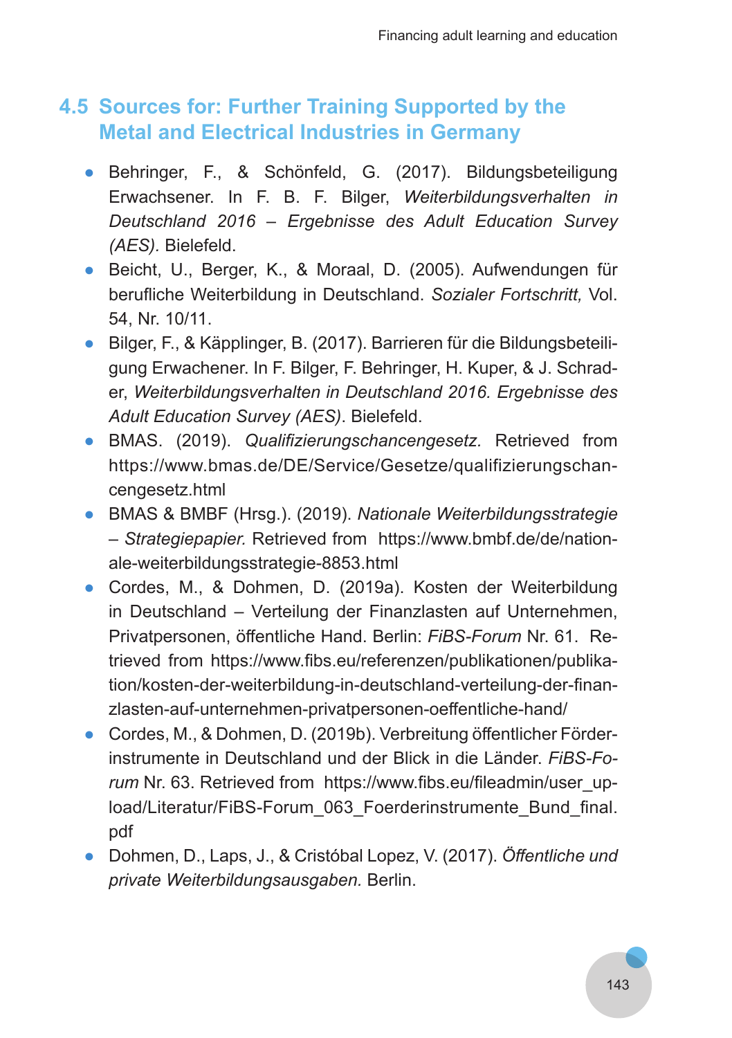## 4.5 Sources for: Further Training Supported by the Metal and Electrical Industries in Germany

- Behringer, F., & Schönfeld, G. (2017). Bildungsbeteiligung Erwachsener. In F. B. F. Bilger, *Weiterbildungsverhalten in Deutschland 2016 – Ergebnisse des Adult Education Survey (AES).* Bielefeld.
- Beicht, U., Berger, K., & Moraal, D. (2005). Aufwendungen für berufliche Weiterbildung in Deutschland. *Sozialer Fortschritt,* Vol. 54, Nr. 10/11.
- Bilger, F., & Käpplinger, B. (2017). Barrieren für die Bildungsbeteiligung Erwachener. In F. Bilger, F. Behringer, H. Kuper, & J. Schrader, *Weiterbildungsverhalten in Deutschland 2016. Ergebnisse des Adult Education Survey (AES)*. Bielefeld.
- BMAS. (2019). *Qualifizierungschancengesetz.* Retrieved from https://www.bmas.de/DE/Service/Gesetze/qualifizierungschancengesetz.html
- BMAS & BMBF (Hrsg.). (2019). *Nationale Weiterbildungsstrategie – Strategiepapier.* Retrieved from https://www.bmbf.de/de/nationale-weiterbildungsstrategie-8853.html
- Cordes, M., & Dohmen, D. (2019a). Kosten der Weiterbildung in Deutschland – Verteilung der Finanzlasten auf Unternehmen, Privatpersonen, öffentliche Hand. Berlin: *FiBS-Forum* Nr. 61. Retrieved from https://www.fibs.eu/referenzen/publikationen/publikation/kosten-der-weiterbildung-in-deutschland-verteilung-der-finanzlasten-auf-unternehmen-privatpersonen-oeffentliche-hand/
- Cordes, M., & Dohmen, D. (2019b). Verbreitung öffentlicher Förderinstrumente in Deutschland und der Blick in die Länder. *FiBS-Forum* Nr. 63. Retrieved from https://www.fibs.eu/fileadmin/user_upload/Literatur/FiBS-Forum_063_Foerderinstrumente_Bund_final.pdf
- Dohmen, D., Laps, J., & Cristóbal Lopez, V. (2017). *Öffentliche und private Weiterbildungsausgaben.* Berlin.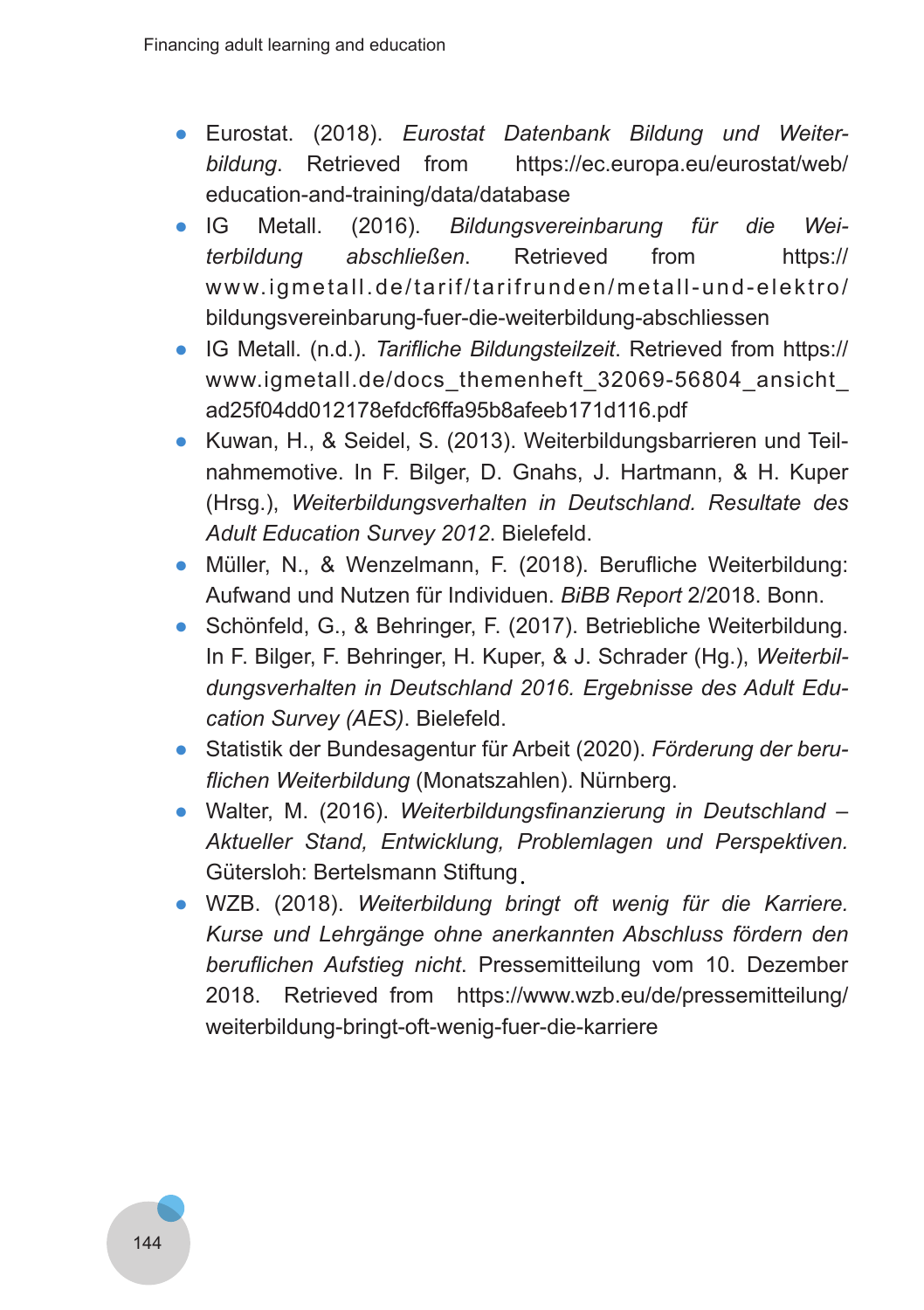- Eurostat. (2018). *Eurostat Datenbank Bildung und Weiterbildung*. Retrieved from https://ec.europa.eu/eurostat/web/education-and-training/data/database
- IG Metall. (2016). *Bildungsvereinbarung für die Weiterbildung abschließen*. Retrieved from https://www.igmetall.de/tarif/tarifrunden/metall-und-elektro/bildungsvereinbarung-fuer-die-weiterbildung-abschliessen
- IG Metall. (n.d.). *Tarifliche Bildungsteilzeit*. Retrieved from https://www.igmetall.de/docs_themenheft_32069-56804_ansicht_ad25f04dd012178efdcf6ffa95b8afeeb171d116.pdf
- Kuwan, H., & Seidel, S. (2013). Weiterbildungsbarrieren und Teilnahmemotive. In F. Bilger, D. Gnahs, J. Hartmann, & H. Kuper (Hrsg.), *Weiterbildungsverhalten in Deutschland. Resultate des Adult Education Survey 2012*. Bielefeld.
- Müller, N., & Wenzelmann, F. (2018). Berufliche Weiterbildung: Aufwand und Nutzen für Individuen. *BiBB Report* 2/2018. Bonn.
- Schönfeld, G., & Behringer, F. (2017). Betriebliche Weiterbildung. In F. Bilger, F. Behringer, H. Kuper, & J. Schrader (Hg.), *Weiterbildungsverhalten in Deutschland 2016. Ergebnisse des Adult Education Survey (AES)*. Bielefeld.
- Statistik der Bundesagentur für Arbeit (2020). *Förderung der beruflichen Weiterbildung* (Monatszahlen). Nürnberg.
- Walter, M. (2016). *Weiterbildungsfinanzierung in Deutschland – Aktueller Stand, Entwicklung, Problemlagen und Perspektiven.* Gütersloh: Bertelsmann Stiftung.
- WZB. (2018). *Weiterbildung bringt oft wenig für die Karriere. Kurse und Lehrgänge ohne anerkannten Abschluss fördern den beruflichen Aufstieg nicht*. Pressemitteilung vom 10. Dezember 2018. Retrieved from https://www.wzb.eu/de/pressemitteilung/weiterbildung-bringt-oft-wenig-fuer-die-karriere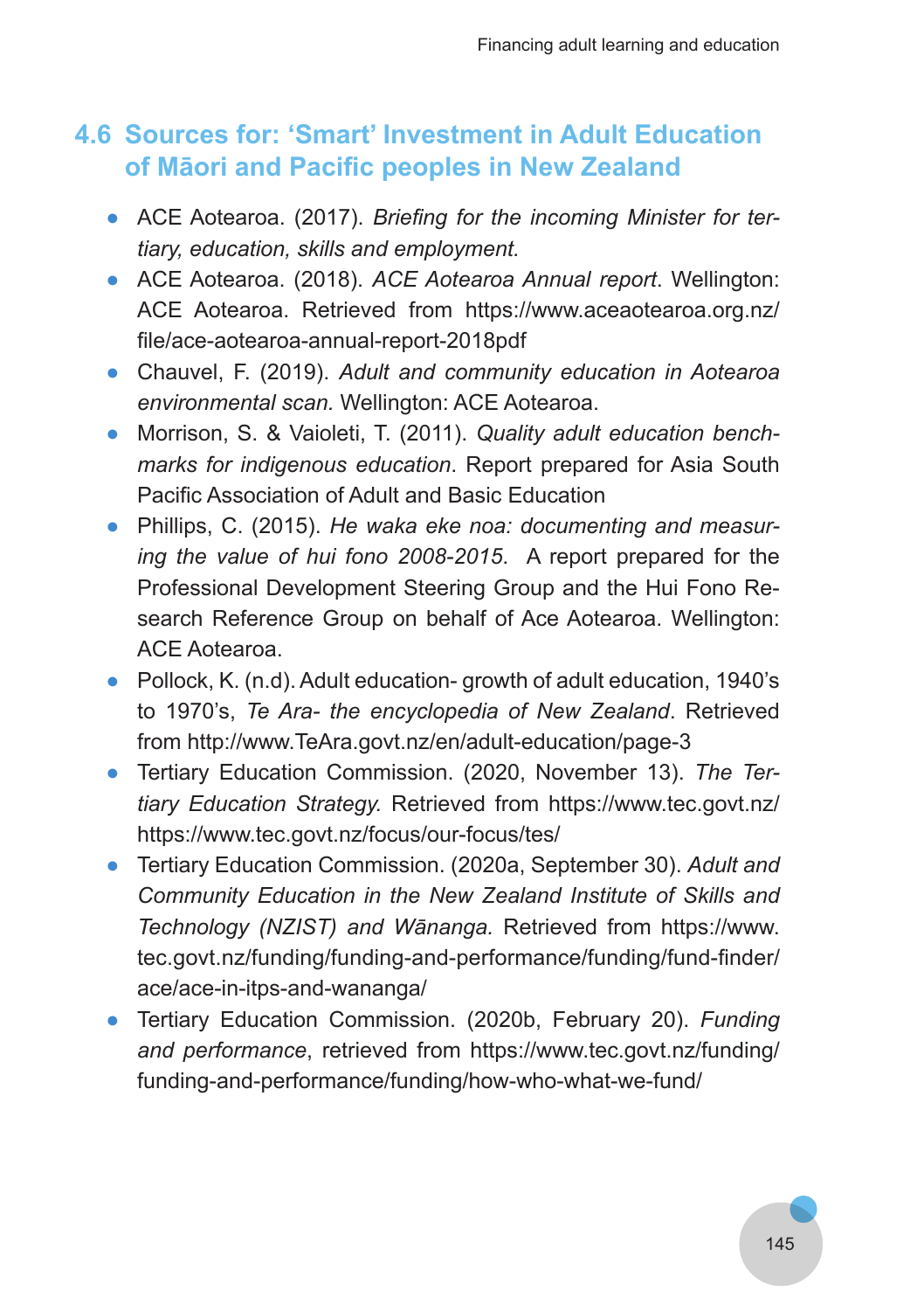## 4.6 Sources for: 'Smart' Investment in Adult Education of Māori and Pacific peoples in New Zealand

- ACE Aotearoa. (2017). *Briefing for the incoming Minister for tertiary, education, skills and employment.*
- ACE Aotearoa. (2018). *ACE Aotearoa Annual report*. Wellington: ACE Aotearoa. Retrieved from https://www.aceaotearoa.org.nz/file/ace-aotearoa-annual-report-2018pdf
- Chauvel, F. (2019). *Adult and community education in Aotearoa environmental scan.* Wellington: ACE Aotearoa.
- Morrison, S. & Vaioleti, T. (2011). *Quality adult education benchmarks for indigenous education*. Report prepared for Asia South Pacific Association of Adult and Basic Education
- Phillips, C. (2015). *He waka eke noa: documenting and measuring the value of hui fono 2008-2015*. A report prepared for the Professional Development Steering Group and the Hui Fono Research Reference Group on behalf of Ace Aotearoa. Wellington: ACE Aotearoa.
- Pollock, K. (n.d). Adult education- growth of adult education, 1940's to 1970's, *Te Ara- the encyclopedia of New Zealand*. Retrieved from http://www.TeAra.govt.nz/en/adult-education/page-3
- Tertiary Education Commission. (2020, November 13). *The Tertiary Education Strategy.* Retrieved from https://www.tec.govt.nz/ https://www.tec.govt.nz/focus/our-focus/tes/
- Tertiary Education Commission. (2020a, September 30). *Adult and Community Education in the New Zealand Institute of Skills and Technology (NZIST) and Wānanga.* Retrieved from https://www.tec.govt.nz/funding/funding-and-performance/funding/fund-finder/ace/ace-in-itps-and-wananga/
- Tertiary Education Commission. (2020b, February 20). *Funding and performance*, retrieved from https://www.tec.govt.nz/funding/funding-and-performance/funding/how-who-what-we-fund/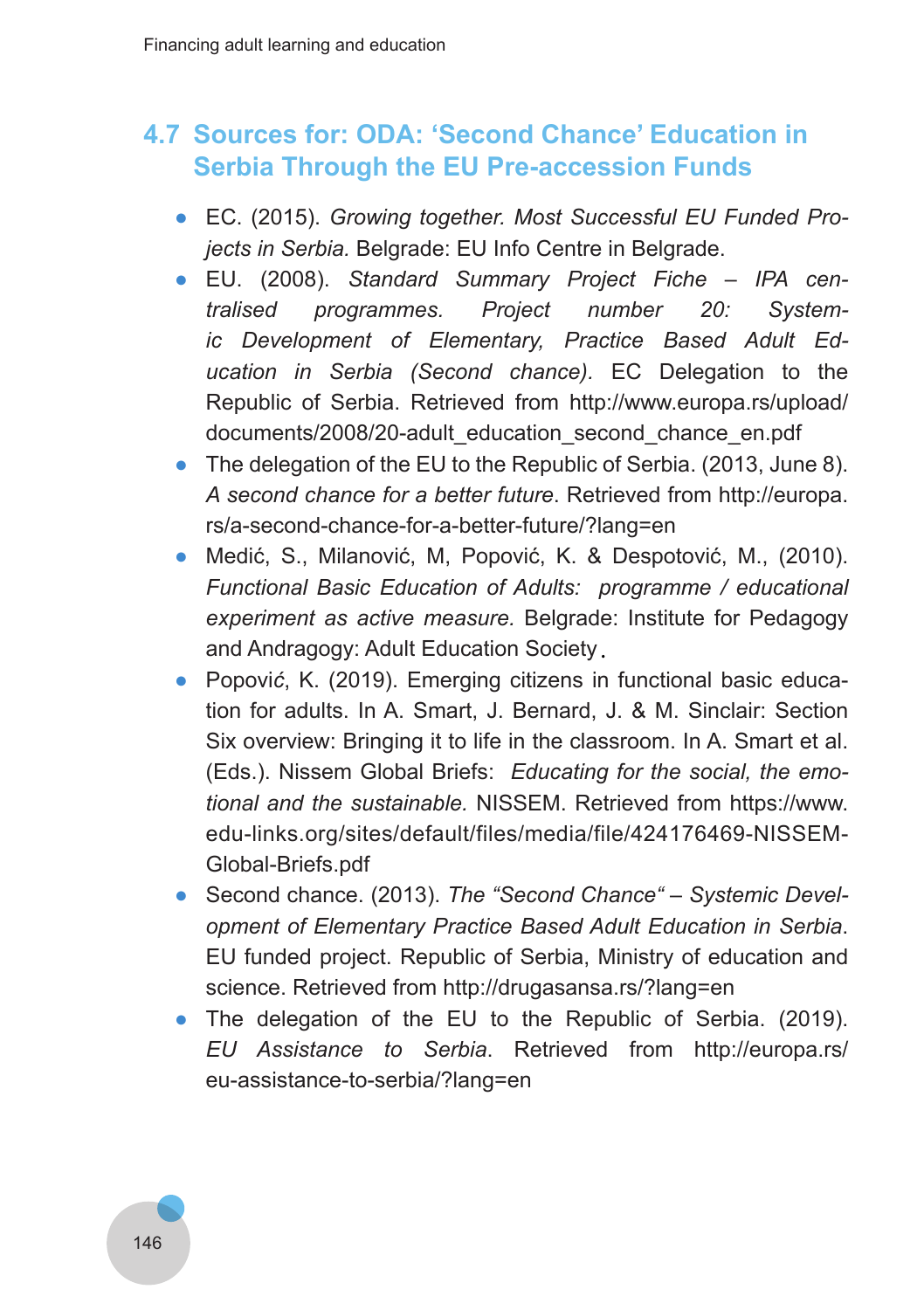## 4.7 Sources for: ODA: 'Second Chance' Education in Serbia Through the EU Pre-accession Funds

- EC. (2015). *Growing together. Most Successful EU Funded Projects in Serbia.* Belgrade: EU Info Centre in Belgrade.
- EU. (2008). *Standard Summary Project Fiche – IPA centralised programmes. Project number 20: Systemic Development of Elementary, Practice Based Adult Education in Serbia (Second chance).* EC Delegation to the Republic of Serbia. Retrieved from http://www.europa.rs/upload/documents/2008/20-adult_education_second_chance_en.pdf
- The delegation of the EU to the Republic of Serbia. (2013, June 8). *A second chance for a better future*. Retrieved from http://europa.rs/a-second-chance-for-a-better-future/?lang=en
- Medić, S., Milanović, M, Popović, K. & Despotović, M., (2010). *Functional Basic Education of Adults: programme / educational experiment as active measure.* Belgrade: Institute for Pedagogy and Andragogy: Adult Education Society.
- Popović, K. (2019). Emerging citizens in functional basic education for adults. In A. Smart, J. Bernard, J. & M. Sinclair: Section Six overview: Bringing it to life in the classroom. In A. Smart et al. (Eds.). Nissem Global Briefs: *Educating for the social, the emotional and the sustainable.* NISSEM. Retrieved from https://www.edu-links.org/sites/default/files/media/file/424176469-NISSEM-Global-Briefs.pdf
- Second chance. (2013). *The "Second Chance" – Systemic Development of Elementary Practice Based Adult Education in Serbia*. EU funded project. Republic of Serbia, Ministry of education and science. Retrieved from http://drugasansa.rs/?lang=en
- The delegation of the EU to the Republic of Serbia. (2019). *EU Assistance to Serbia*. Retrieved from http://europa.rs/eu-assistance-to-serbia/?lang=en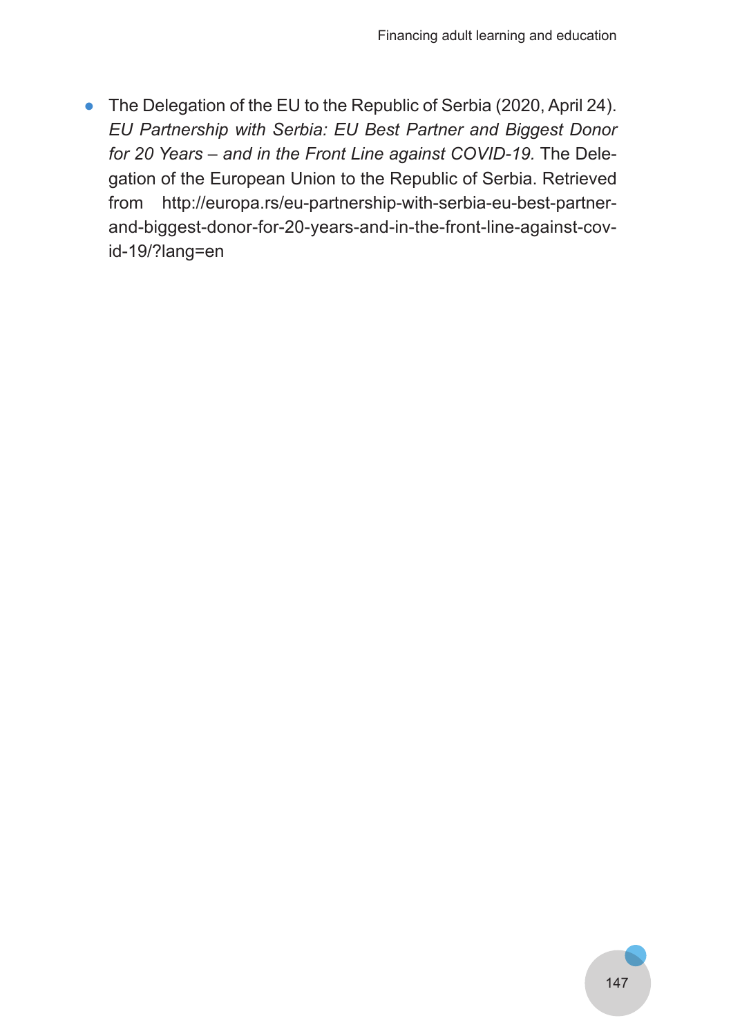- The Delegation of the EU to the Republic of Serbia (2020, April 24). *EU Partnership with Serbia: EU Best Partner and Biggest Donor for 20 Years – and in the Front Line against COVID-19.* The Delegation of the European Union to the Republic of Serbia. Retrieved from http://europa.rs/eu-partnership-with-serbia-eu-best-partner-and-biggest-donor-for-20-years-and-in-the-front-line-against-covid-19/?lang=en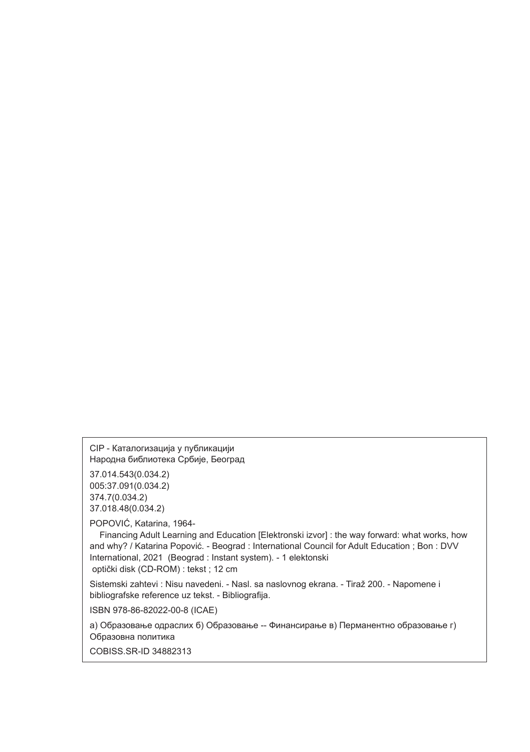CIP - Каталогизација у публикацији
Народна библиотека Србије, Београд

37.014.543(0.034.2)
005:37.091(0.034.2)
374.7(0.034.2)
37.018.48(0.034.2)

POPOVIĆ, Katarina, 1964-

Financing Adult Learning and Education [Elektronski izvor] : the way forward: what works, how and why? / Katarina Popović. - Beograd : International Council for Adult Education ; Bon : DVV International, 2021 (Beograd : Instant system). - 1 elektonski optički disk (CD-ROM) : tekst ; 12 cm

Sistemski zahtevi : Nisu navedeni. - Nasl. sa naslovnog ekrana. - Tiraž 200. - Napomene i bibliografske reference uz tekst. - Bibliografija.

ISBN 978-86-82022-00-8 (ICAE)

а) Образовање одраслих б) Образовање -- Финансирање в) Перманентно образовање г) Образовна политика

COBISS.SR-ID 34882313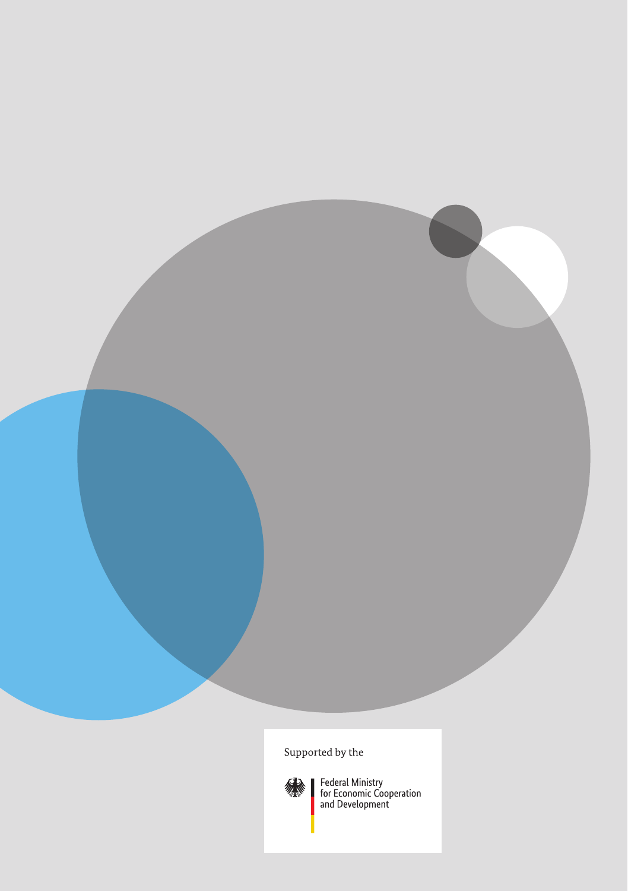Supported by the

Federal Ministry
for Economic Cooperation
and Development